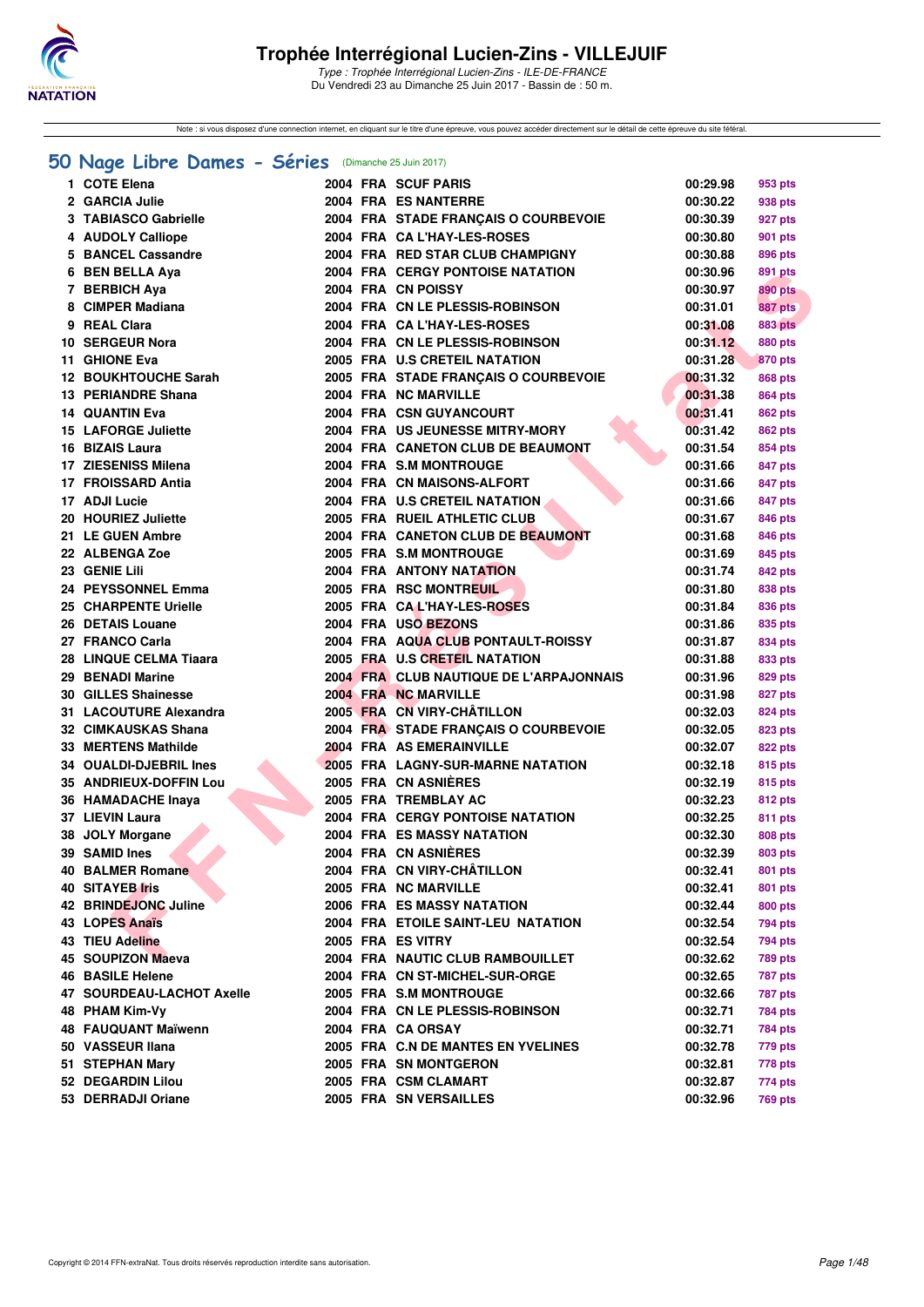# Trophée Interrégional Lucien-Zins - VILLEJUIF

*Type : Trophée Interrégional Lucien-Zins - ILE-DE-FRANCE*
Du Vendredi 23 au Dimanche 25 Juin 2017 - Bassin de : 50 m.

Note : si vous disposez d'une connexion internet, en cliquant sur le titre d'une épreuve, vous pouvez accéder directement sur le détail de cette épreuve du site féféral.

## 50 Nage Libre Dames - Séries (Dimanche 25 Juin 2017)

| Rang | Nom | Année | Nat. | Club | Temps | Points |
|---|---|---|---|---|---|---|
| 1 | COTE Elena | 2004 | FRA | SCUF PARIS | 00:29.98 | 953 pts |
| 2 | GARCIA Julie | 2004 | FRA | ES NANTERRE | 00:30.22 | 938 pts |
| 3 | TABIASCO Gabrielle | 2004 | FRA | STADE FRANÇAIS O COURBEVOIE | 00:30.39 | 927 pts |
| 4 | AUDOLY Calliope | 2004 | FRA | CA L'HAY-LES-ROSES | 00:30.80 | 901 pts |
| 5 | BANCEL Cassandre | 2004 | FRA | RED STAR CLUB CHAMPIGNY | 00:30.88 | 896 pts |
| 6 | BEN BELLA Aya | 2004 | FRA | CERGY PONTOISE NATATION | 00:30.96 | 891 pts |
| 7 | BERBICH Aya | 2004 | FRA | CN POISSY | 00:30.97 | 890 pts |
| 8 | CIMPER Madiana | 2004 | FRA | CN LE PLESSIS-ROBINSON | 00:31.01 | 887 pts |
| 9 | REAL Clara | 2004 | FRA | CA L'HAY-LES-ROSES | 00:31.08 | 883 pts |
| 10 | SERGEUR Nora | 2004 | FRA | CN LE PLESSIS-ROBINSON | 00:31.12 | 880 pts |
| 11 | GHIONE Eva | 2005 | FRA | U.S CRETEIL NATATION | 00:31.28 | 870 pts |
| 12 | BOUKHTOUCHE Sarah | 2005 | FRA | STADE FRANÇAIS O COURBEVOIE | 00:31.32 | 868 pts |
| 13 | PERIANDRE Shana | 2004 | FRA | NC MARVILLE | 00:31.38 | 864 pts |
| 14 | QUANTIN Eva | 2004 | FRA | CSN GUYANCOURT | 00:31.41 | 862 pts |
| 15 | LAFORGE Juliette | 2004 | FRA | US JEUNESSE MITRY-MORY | 00:31.42 | 862 pts |
| 16 | BIZAIS Laura | 2004 | FRA | CANETON CLUB DE BEAUMONT | 00:31.54 | 854 pts |
| 17 | ZIESENISS Milena | 2004 | FRA | S.M MONTROUGE | 00:31.66 | 847 pts |
| 17 | FROISSARD Antia | 2004 | FRA | CN MAISONS-ALFORT | 00:31.66 | 847 pts |
| 17 | ADJI Lucie | 2004 | FRA | U.S CRETEIL NATATION | 00:31.66 | 847 pts |
| 20 | HOURIEZ Juliette | 2005 | FRA | RUEIL ATHLETIC CLUB | 00:31.67 | 846 pts |
| 21 | LE GUEN Ambre | 2004 | FRA | CANETON CLUB DE BEAUMONT | 00:31.68 | 846 pts |
| 22 | ALBENGA Zoe | 2005 | FRA | S.M MONTROUGE | 00:31.69 | 845 pts |
| 23 | GENIE Lili | 2004 | FRA | ANTONY NATATION | 00:31.74 | 842 pts |
| 24 | PEYSSONNEL Emma | 2005 | FRA | RSC MONTREUIL | 00:31.80 | 838 pts |
| 25 | CHARPENTE Urielle | 2005 | FRA | CA L'HAY-LES-ROSES | 00:31.84 | 836 pts |
| 26 | DETAIS Louane | 2004 | FRA | USO BEZONS | 00:31.86 | 835 pts |
| 27 | FRANCO Carla | 2004 | FRA | AQUA CLUB PONTAULT-ROISSY | 00:31.87 | 834 pts |
| 28 | LINQUE CELMA Tiaara | 2005 | FRA | U.S CRETEIL NATATION | 00:31.88 | 833 pts |
| 29 | BENADI Marine | 2004 | FRA | CLUB NAUTIQUE DE L'ARPAJONNAIS | 00:31.96 | 829 pts |
| 30 | GILLES Shainesse | 2004 | FRA | NC MARVILLE | 00:31.98 | 827 pts |
| 31 | LACOUTURE Alexandra | 2005 | FRA | CN VIRY-CHÂTILLON | 00:32.03 | 824 pts |
| 32 | CIMKAUSKAS Shana | 2004 | FRA | STADE FRANÇAIS O COURBEVOIE | 00:32.05 | 823 pts |
| 33 | MERTENS Mathilde | 2004 | FRA | AS EMERAINVILLE | 00:32.07 | 822 pts |
| 34 | OUALDI-DJEBRIL Ines | 2005 | FRA | LAGNY-SUR-MARNE NATATION | 00:32.18 | 815 pts |
| 35 | ANDRIEUX-DOFFIN Lou | 2005 | FRA | CN ASNIÈRES | 00:32.19 | 815 pts |
| 36 | HAMADACHE Inaya | 2005 | FRA | TREMBLAY AC | 00:32.23 | 812 pts |
| 37 | LIEVIN Laura | 2004 | FRA | CERGY PONTOISE NATATION | 00:32.25 | 811 pts |
| 38 | JOLY Morgane | 2004 | FRA | ES MASSY NATATION | 00:32.30 | 808 pts |
| 39 | SAMID Ines | 2004 | FRA | CN ASNIÈRES | 00:32.39 | 803 pts |
| 40 | BALMER Romane | 2004 | FRA | CN VIRY-CHÂTILLON | 00:32.41 | 801 pts |
| 40 | SITAYEB Iris | 2005 | FRA | NC MARVILLE | 00:32.41 | 801 pts |
| 42 | BRINDEJONC Juline | 2006 | FRA | ES MASSY NATATION | 00:32.44 | 800 pts |
| 43 | LOPES Anaïs | 2004 | FRA | ETOILE SAINT-LEU NATATION | 00:32.54 | 794 pts |
| 43 | TIEU Adeline | 2005 | FRA | ES VITRY | 00:32.54 | 794 pts |
| 45 | SOUPIZON Maeva | 2004 | FRA | NAUTIC CLUB RAMBOUILLET | 00:32.62 | 789 pts |
| 46 | BASILE Helene | 2004 | FRA | CN ST-MICHEL-SUR-ORGE | 00:32.65 | 787 pts |
| 47 | SOURDEAU-LACHOT Axelle | 2005 | FRA | S.M MONTROUGE | 00:32.66 | 787 pts |
| 48 | PHAM Kim-Vy | 2004 | FRA | CN LE PLESSIS-ROBINSON | 00:32.71 | 784 pts |
| 48 | FAUQUANT Maïwenn | 2004 | FRA | CA ORSAY | 00:32.71 | 784 pts |
| 50 | VASSEUR Ilana | 2005 | FRA | C.N DE MANTES EN YVELINES | 00:32.78 | 779 pts |
| 51 | STEPHAN Mary | 2005 | FRA | SN MONTGERON | 00:32.81 | 778 pts |
| 52 | DEGARDIN Lilou | 2005 | FRA | CSM CLAMART | 00:32.87 | 774 pts |
| 53 | DERRADJI Oriane | 2005 | FRA | SN VERSAILLES | 00:32.96 | 769 pts |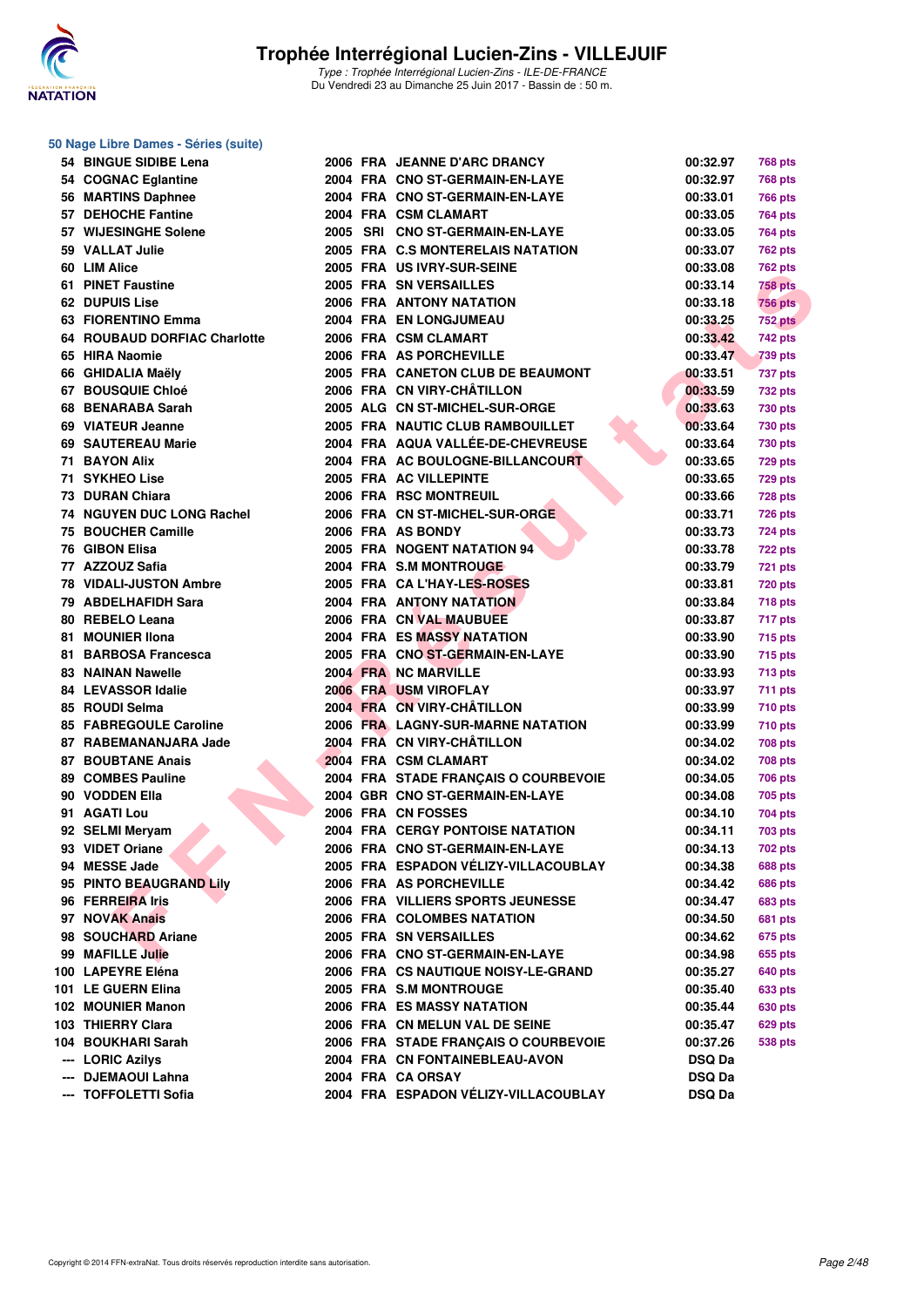# Trophée Interrégional Lucien-Zins - VILLEJUIF

*Type : Trophée Interrégional Lucien-Zins - ILE-DE-FRANCE*
Du Vendredi 23 au Dimanche 25 Juin 2017 - Bassin de : 50 m.

## 50 Nage Libre Dames - Séries (suite)

| Rang | Nom | Année | Nat | Club | Temps | Points |
|---|---|---|---|---|---|---|
| 54 | BINGUE SIDIBE Lena | 2006 | FRA | JEANNE D'ARC DRANCY | 00:32.97 | 768 pts |
| 54 | COGNAC Eglantine | 2004 | FRA | CNO ST-GERMAIN-EN-LAYE | 00:32.97 | 768 pts |
| 56 | MARTINS Daphnee | 2004 | FRA | CNO ST-GERMAIN-EN-LAYE | 00:33.01 | 766 pts |
| 57 | DEHOCHE Fantine | 2004 | FRA | CSM CLAMART | 00:33.05 | 764 pts |
| 57 | WIJESINGHE Solene | 2005 | SRI | CNO ST-GERMAIN-EN-LAYE | 00:33.05 | 764 pts |
| 59 | VALLAT Julie | 2005 | FRA | C.S MONTERELAIS NATATION | 00:33.07 | 762 pts |
| 60 | LIM Alice | 2005 | FRA | US IVRY-SUR-SEINE | 00:33.08 | 762 pts |
| 61 | PINET Faustine | 2005 | FRA | SN VERSAILLES | 00:33.14 | 758 pts |
| 62 | DUPUIS Lise | 2006 | FRA | ANTONY NATATION | 00:33.18 | 756 pts |
| 63 | FIORENTINO Emma | 2004 | FRA | EN LONGJUMEAU | 00:33.25 | 752 pts |
| 64 | ROUBAUD DORFIAC Charlotte | 2006 | FRA | CSM CLAMART | 00:33.42 | 742 pts |
| 65 | HIRA Naomie | 2006 | FRA | AS PORCHEVILLE | 00:33.47 | 739 pts |
| 66 | GHIDALIA Maëly | 2005 | FRA | CANETON CLUB DE BEAUMONT | 00:33.51 | 737 pts |
| 67 | BOUSQUIE Chloé | 2006 | FRA | CN VIRY-CHÂTILLON | 00:33.59 | 732 pts |
| 68 | BENARABA Sarah | 2005 | ALG | CN ST-MICHEL-SUR-ORGE | 00:33.63 | 730 pts |
| 69 | VIATEUR Jeanne | 2005 | FRA | NAUTIC CLUB RAMBOUILLET | 00:33.64 | 730 pts |
| 69 | SAUTEREAU Marie | 2004 | FRA | AQUA VALLÉE-DE-CHEVREUSE | 00:33.64 | 730 pts |
| 71 | BAYON Alix | 2004 | FRA | AC BOULOGNE-BILLANCOURT | 00:33.65 | 729 pts |
| 71 | SYKHEO Lise | 2005 | FRA | AC VILLEPINTE | 00:33.65 | 729 pts |
| 73 | DURAN Chiara | 2006 | FRA | RSC MONTREUIL | 00:33.66 | 728 pts |
| 74 | NGUYEN DUC LONG Rachel | 2006 | FRA | CN ST-MICHEL-SUR-ORGE | 00:33.71 | 726 pts |
| 75 | BOUCHER Camille | 2006 | FRA | AS BONDY | 00:33.73 | 724 pts |
| 76 | GIBON Elisa | 2005 | FRA | NOGENT NATATION 94 | 00:33.78 | 722 pts |
| 77 | AZZOUZ Safia | 2004 | FRA | S.M MONTROUGE | 00:33.79 | 721 pts |
| 78 | VIDALI-JUSTON Ambre | 2005 | FRA | CA L'HAY-LES-ROSES | 00:33.81 | 720 pts |
| 79 | ABDELHAFIDH Sara | 2004 | FRA | ANTONY NATATION | 00:33.84 | 718 pts |
| 80 | REBELO Leana | 2006 | FRA | CN VAL MAUBUEE | 00:33.87 | 717 pts |
| 81 | MOUNIER Ilona | 2004 | FRA | ES MASSY NATATION | 00:33.90 | 715 pts |
| 81 | BARBOSA Francesca | 2005 | FRA | CNO ST-GERMAIN-EN-LAYE | 00:33.90 | 715 pts |
| 83 | NAINAN Nawelle | 2004 | FRA | NC MARVILLE | 00:33.93 | 713 pts |
| 84 | LEVASSOR Idalie | 2006 | FRA | USM VIROFLAY | 00:33.97 | 711 pts |
| 85 | ROUDI Selma | 2004 | FRA | CN VIRY-CHÂTILLON | 00:33.99 | 710 pts |
| 85 | FABREGOULE Caroline | 2006 | FRA | LAGNY-SUR-MARNE NATATION | 00:33.99 | 710 pts |
| 87 | RABEMANANJARA Jade | 2004 | FRA | CN VIRY-CHÂTILLON | 00:34.02 | 708 pts |
| 87 | BOUBTANE Anais | 2004 | FRA | CSM CLAMART | 00:34.02 | 708 pts |
| 89 | COMBES Pauline | 2004 | FRA | STADE FRANÇAIS O COURBEVOIE | 00:34.05 | 706 pts |
| 90 | VODDEN Ella | 2004 | GBR | CNO ST-GERMAIN-EN-LAYE | 00:34.08 | 705 pts |
| 91 | AGATI Lou | 2006 | FRA | CN FOSSES | 00:34.10 | 704 pts |
| 92 | SELMI Meryam | 2004 | FRA | CERGY PONTOISE NATATION | 00:34.11 | 703 pts |
| 93 | VIDET Oriane | 2006 | FRA | CNO ST-GERMAIN-EN-LAYE | 00:34.13 | 702 pts |
| 94 | MESSE Jade | 2005 | FRA | ESPADON VÉLIZY-VILLACOUBLAY | 00:34.38 | 688 pts |
| 95 | PINTO BEAUGRAND Lily | 2006 | FRA | AS PORCHEVILLE | 00:34.42 | 686 pts |
| 96 | FERREIRA Iris | 2006 | FRA | VILLIERS SPORTS JEUNESSE | 00:34.47 | 683 pts |
| 97 | NOVAK Anais | 2006 | FRA | COLOMBES NATATION | 00:34.50 | 681 pts |
| 98 | SOUCHARD Ariane | 2005 | FRA | SN VERSAILLES | 00:34.62 | 675 pts |
| 99 | MAFILLE Julie | 2006 | FRA | CNO ST-GERMAIN-EN-LAYE | 00:34.98 | 655 pts |
| 100 | LAPEYRE Eléna | 2006 | FRA | CS NAUTIQUE NOISY-LE-GRAND | 00:35.27 | 640 pts |
| 101 | LE GUERN Elina | 2005 | FRA | S.M MONTROUGE | 00:35.40 | 633 pts |
| 102 | MOUNIER Manon | 2006 | FRA | ES MASSY NATATION | 00:35.44 | 630 pts |
| 103 | THIERRY Clara | 2006 | FRA | CN MELUN VAL DE SEINE | 00:35.47 | 629 pts |
| 104 | BOUKHARI Sarah | 2006 | FRA | STADE FRANÇAIS O COURBEVOIE | 00:37.26 | 538 pts |
| --- | LORIC Azilys | 2004 | FRA | CN FONTAINEBLEAU-AVON | DSQ Da | |
| --- | DJEMAOUI Lahna | 2004 | FRA | CA ORSAY | DSQ Da | |
| --- | TOFFOLETTI Sofia | 2004 | FRA | ESPADON VÉLIZY-VILLACOUBLAY | DSQ Da | |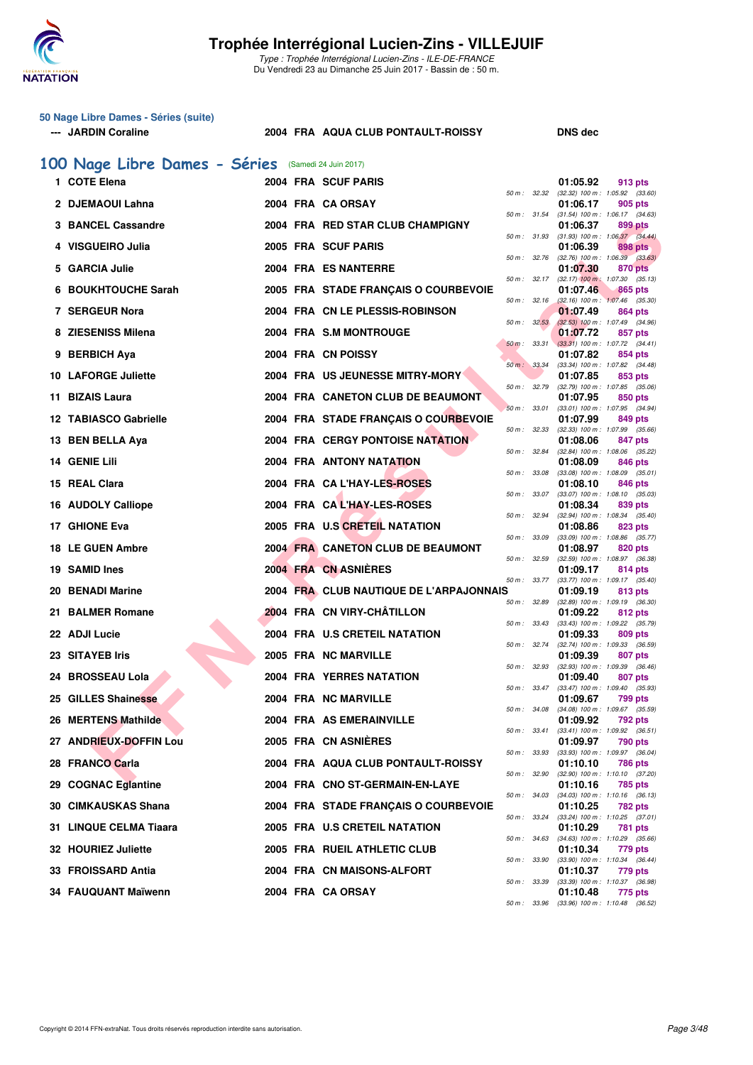# Trophée Interrégional Lucien-Zins - VILLEJUIF

*Type : Trophée Interrégional Lucien-Zins - ILE-DE-FRANCE*
Du Vendredi 23 au Dimanche 25 Juin 2017 - Bassin de : 50 m.

## 50 Nage Libre Dames - Séries (suite)

| --- | JARDIN Coraline | 2004 | FRA | AQUA CLUB PONTAULT-ROISSY | DNS dec |
|---|---|---|---|---|---|

## 100 Nage Libre Dames - Séries (Samedi 24 Juin 2017)

| Rang | Nom | Année | Nat | Club | Temps | Points | Splits |
|---|---|---|---|---|---|---|---|
| 1 | COTE Elena | 2004 | FRA | SCUF PARIS | 01:05.92 | 913 pts | 50 m : 32.32 (32.32) 100 m : 1:05.92 (33.60) |
| 2 | DJEMAOUI Lahna | 2004 | FRA | CA ORSAY | 01:06.17 | 905 pts | 50 m : 31.54 (31.54) 100 m : 1:06.17 (34.63) |
| 3 | BANCEL Cassandre | 2004 | FRA | RED STAR CLUB CHAMPIGNY | 01:06.37 | 899 pts | 50 m : 31.93 (31.93) 100 m : 1:06.37 (34.44) |
| 4 | VISGUEIRO Julia | 2005 | FRA | SCUF PARIS | 01:06.39 | 898 pts | 50 m : 32.76 (32.76) 100 m : 1:06.39 (33.63) |
| 5 | GARCIA Julie | 2004 | FRA | ES NANTERRE | 01:07.30 | 870 pts | 50 m : 32.17 (32.17) 100 m : 1:07.30 (35.13) |
| 6 | BOUKHTOUCHE Sarah | 2005 | FRA | STADE FRANÇAIS O COURBEVOIE | 01:07.46 | 865 pts | 50 m : 32.16 (32.16) 100 m : 1:07.46 (35.30) |
| 7 | SERGEUR Nora | 2004 | FRA | CN LE PLESSIS-ROBINSON | 01:07.49 | 864 pts | 50 m : 32.53 (32.53) 100 m : 1:07.49 (34.96) |
| 8 | ZIESENISS Milena | 2004 | FRA | S.M MONTROUGE | 01:07.72 | 857 pts | 50 m : 33.31 (33.31) 100 m : 1:07.72 (34.41) |
| 9 | BERBICH Aya | 2004 | FRA | CN POISSY | 01:07.82 | 854 pts | 50 m : 33.34 (33.34) 100 m : 1:07.82 (34.48) |
| 10 | LAFORGE Juliette | 2004 | FRA | US JEUNESSE MITRY-MORY | 01:07.85 | 853 pts | 50 m : 32.79 (32.79) 100 m : 1:07.85 (35.06) |
| 11 | BIZAIS Laura | 2004 | FRA | CANETON CLUB DE BEAUMONT | 01:07.95 | 850 pts | 50 m : 33.01 (33.01) 100 m : 1:07.95 (34.94) |
| 12 | TABIASCO Gabrielle | 2004 | FRA | STADE FRANÇAIS O COURBEVOIE | 01:07.99 | 849 pts | 50 m : 32.33 (32.33) 100 m : 1:07.99 (35.66) |
| 13 | BEN BELLA Aya | 2004 | FRA | CERGY PONTOISE NATATION | 01:08.06 | 847 pts | 50 m : 32.84 (32.84) 100 m : 1:08.06 (35.22) |
| 14 | GENIE Lili | 2004 | FRA | ANTONY NATATION | 01:08.09 | 846 pts | 50 m : 33.08 (33.08) 100 m : 1:08.09 (35.01) |
| 15 | REAL Clara | 2004 | FRA | CA L'HAY-LES-ROSES | 01:08.10 | 846 pts | 50 m : 33.07 (33.07) 100 m : 1:08.10 (35.03) |
| 16 | AUDOLY Calliope | 2004 | FRA | CA L'HAY-LES-ROSES | 01:08.34 | 839 pts | 50 m : 32.94 (32.94) 100 m : 1:08.34 (35.40) |
| 17 | GHIONE Eva | 2005 | FRA | U.S CRETEIL NATATION | 01:08.86 | 823 pts | 50 m : 33.09 (33.09) 100 m : 1:08.86 (35.77) |
| 18 | LE GUEN Ambre | 2004 | FRA | CANETON CLUB DE BEAUMONT | 01:08.97 | 820 pts | 50 m : 32.59 (32.59) 100 m : 1:08.97 (36.38) |
| 19 | SAMID Ines | 2004 | FRA | CN ASNIÈRES | 01:09.17 | 814 pts | 50 m : 33.77 (33.77) 100 m : 1:09.17 (35.40) |
| 20 | BENADI Marine | 2004 | FRA | CLUB NAUTIQUE DE L'ARPAJONNAIS | 01:09.19 | 813 pts | 50 m : 32.89 (32.89) 100 m : 1:09.19 (36.30) |
| 21 | BALMER Romane | 2004 | FRA | CN VIRY-CHÂTILLON | 01:09.22 | 812 pts | 50 m : 33.43 (33.43) 100 m : 1:09.22 (35.79) |
| 22 | ADJI Lucie | 2004 | FRA | U.S CRETEIL NATATION | 01:09.33 | 809 pts | 50 m : 32.74 (32.74) 100 m : 1:09.33 (36.59) |
| 23 | SITAYEB Iris | 2005 | FRA | NC MARVILLE | 01:09.39 | 807 pts | 50 m : 32.93 (32.93) 100 m : 1:09.39 (36.46) |
| 24 | BROSSEAU Lola | 2004 | FRA | YERRES NATATION | 01:09.40 | 807 pts | 50 m : 33.47 (33.47) 100 m : 1:09.40 (35.93) |
| 25 | GILLES Shainesse | 2004 | FRA | NC MARVILLE | 01:09.67 | 799 pts | 50 m : 34.08 (34.08) 100 m : 1:09.67 (35.59) |
| 26 | MERTENS Mathilde | 2004 | FRA | AS EMERAINVILLE | 01:09.92 | 792 pts | 50 m : 33.41 (33.41) 100 m : 1:09.92 (36.51) |
| 27 | ANDRIEUX-DOFFIN Lou | 2005 | FRA | CN ASNIÈRES | 01:09.97 | 790 pts | 50 m : 33.93 (33.93) 100 m : 1:09.97 (36.04) |
| 28 | FRANCO Carla | 2004 | FRA | AQUA CLUB PONTAULT-ROISSY | 01:10.10 | 786 pts | 50 m : 32.90 (32.90) 100 m : 1:10.10 (37.20) |
| 29 | COGNAC Eglantine | 2004 | FRA | CNO ST-GERMAIN-EN-LAYE | 01:10.16 | 785 pts | 50 m : 34.03 (34.03) 100 m : 1:10.16 (36.13) |
| 30 | CIMKAUSKAS Shana | 2004 | FRA | STADE FRANÇAIS O COURBEVOIE | 01:10.25 | 782 pts | 50 m : 33.24 (33.24) 100 m : 1:10.25 (37.01) |
| 31 | LINQUE CELMA Tiaara | 2005 | FRA | U.S CRETEIL NATATION | 01:10.29 | 781 pts | 50 m : 34.63 (34.63) 100 m : 1:10.29 (35.66) |
| 32 | HOURIEZ Juliette | 2005 | FRA | RUEIL ATHLETIC CLUB | 01:10.34 | 779 pts | 50 m : 33.90 (33.90) 100 m : 1:10.34 (36.44) |
| 33 | FROISSARD Antia | 2004 | FRA | CN MAISONS-ALFORT | 01:10.37 | 779 pts | 50 m : 33.39 (33.39) 100 m : 1:10.37 (36.98) |
| 34 | FAUQUANT Maïwenn | 2004 | FRA | CA ORSAY | 01:10.48 | 775 pts | 50 m : 33.96 (33.96) 100 m : 1:10.48 (36.52) |

Copyright © 2014 FFN-extraNat. Tous droits réservés reproduction interdite sans autorisation.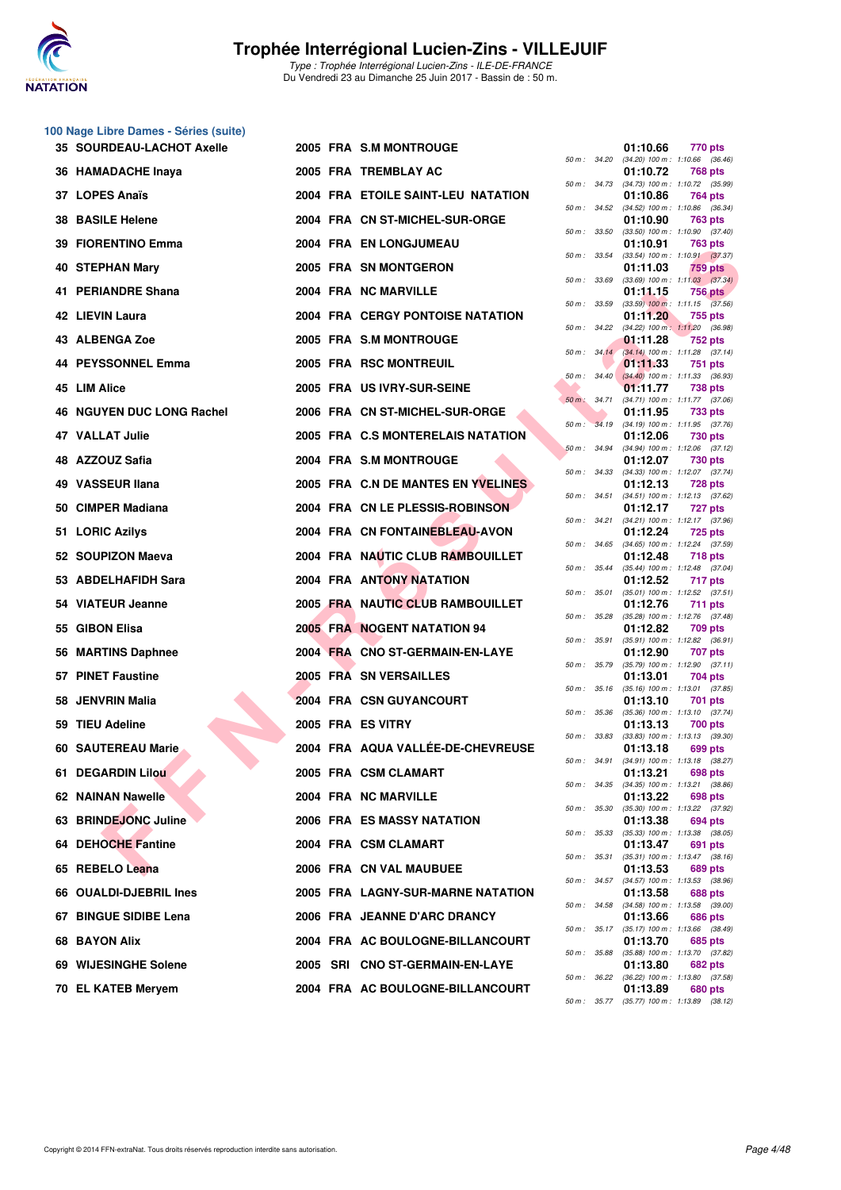# Trophée Interrégional Lucien-Zins - VILLEJUIF

*Type : Trophée Interrégional Lucien-Zins - ILE-DE-FRANCE*

Du Vendredi 23 au Dimanche 25 Juin 2017 - Bassin de : 50 m.

## 100 Nage Libre Dames - Séries (suite)

| Rang | Nom | Année | Nat | Club | Temps | Points | Splits |
|---|---|---|---|---|---|---|---|
| 35 | SOURDEAU-LACHOT Axelle | 2005 | FRA | S.M MONTROUGE | 01:10.66 | 770 pts | 50 m : 34.20 (34.20) 100 m : 1:10.66 (36.46) |
| 36 | HAMADACHE Inaya | 2005 | FRA | TREMBLAY AC | 01:10.72 | 768 pts | 50 m : 34.73 (34.73) 100 m : 1:10.72 (35.99) |
| 37 | LOPES Anaïs | 2004 | FRA | ETOILE SAINT-LEU NATATION | 01:10.86 | 764 pts | 50 m : 34.52 (34.52) 100 m : 1:10.86 (36.34) |
| 38 | BASILE Helene | 2004 | FRA | CN ST-MICHEL-SUR-ORGE | 01:10.90 | 763 pts | 50 m : 33.50 (33.50) 100 m : 1:10.90 (37.40) |
| 39 | FIORENTINO Emma | 2004 | FRA | EN LONGJUMEAU | 01:10.91 | 763 pts | 50 m : 33.54 (33.54) 100 m : 1:10.91 (37.37) |
| 40 | STEPHAN Mary | 2005 | FRA | SN MONTGERON | 01:11.03 | 759 pts | 50 m : 33.69 (33.69) 100 m : 1:11.03 (37.34) |
| 41 | PERIANDRE Shana | 2004 | FRA | NC MARVILLE | 01:11.15 | 756 pts | 50 m : 33.59 (33.59) 100 m : 1:11.15 (37.56) |
| 42 | LIEVIN Laura | 2004 | FRA | CERGY PONTOISE NATATION | 01:11.20 | 755 pts | 50 m : 34.22 (34.22) 100 m : 1:11.20 (36.98) |
| 43 | ALBENGA Zoe | 2005 | FRA | S.M MONTROUGE | 01:11.28 | 752 pts | 50 m : 34.14 (34.14) 100 m : 1:11.28 (37.14) |
| 44 | PEYSSONNEL Emma | 2005 | FRA | RSC MONTREUIL | 01:11.33 | 751 pts | 50 m : 34.40 (34.40) 100 m : 1:11.33 (36.93) |
| 45 | LIM Alice | 2005 | FRA | US IVRY-SUR-SEINE | 01:11.77 | 738 pts | 50 m : 34.71 (34.71) 100 m : 1:11.77 (37.06) |
| 46 | NGUYEN DUC LONG Rachel | 2006 | FRA | CN ST-MICHEL-SUR-ORGE | 01:11.95 | 733 pts | 50 m : 34.19 (34.19) 100 m : 1:11.95 (37.76) |
| 47 | VALLAT Julie | 2005 | FRA | C.S MONTERELAIS NATATION | 01:12.06 | 730 pts | 50 m : 34.94 (34.94) 100 m : 1:12.06 (37.12) |
| 48 | AZZOUZ Safia | 2004 | FRA | S.M MONTROUGE | 01:12.07 | 730 pts | 50 m : 34.33 (34.33) 100 m : 1:12.07 (37.74) |
| 49 | VASSEUR Ilana | 2005 | FRA | C.N DE MANTES EN YVELINES | 01:12.13 | 728 pts | 50 m : 34.51 (34.51) 100 m : 1:12.13 (37.62) |
| 50 | CIMPER Madiana | 2004 | FRA | CN LE PLESSIS-ROBINSON | 01:12.17 | 727 pts | 50 m : 34.21 (34.21) 100 m : 1:12.17 (37.96) |
| 51 | LORIC Azilys | 2004 | FRA | CN FONTAINEBLEAU-AVON | 01:12.24 | 725 pts | 50 m : 34.65 (34.65) 100 m : 1:12.24 (37.59) |
| 52 | SOUPIZON Maeva | 2004 | FRA | NAUTIC CLUB RAMBOUILLET | 01:12.48 | 718 pts | 50 m : 35.44 (35.44) 100 m : 1:12.48 (37.04) |
| 53 | ABDELHAFIDH Sara | 2004 | FRA | ANTONY NATATION | 01:12.52 | 717 pts | 50 m : 35.01 (35.01) 100 m : 1:12.52 (37.51) |
| 54 | VIATEUR Jeanne | 2005 | FRA | NAUTIC CLUB RAMBOUILLET | 01:12.76 | 711 pts | 50 m : 35.28 (35.28) 100 m : 1:12.76 (37.48) |
| 55 | GIBON Elisa | 2005 | FRA | NOGENT NATATION 94 | 01:12.82 | 709 pts | 50 m : 35.91 (35.91) 100 m : 1:12.82 (36.91) |
| 56 | MARTINS Daphnee | 2004 | FRA | CNO ST-GERMAIN-EN-LAYE | 01:12.90 | 707 pts | 50 m : 35.79 (35.79) 100 m : 1:12.90 (37.11) |
| 57 | PINET Faustine | 2005 | FRA | SN VERSAILLES | 01:13.01 | 704 pts | 50 m : 35.16 (35.16) 100 m : 1:13.01 (37.85) |
| 58 | JENVRIN Malia | 2004 | FRA | CSN GUYANCOURT | 01:13.10 | 701 pts | 50 m : 35.36 (35.36) 100 m : 1:13.10 (37.74) |
| 59 | TIEU Adeline | 2005 | FRA | ES VITRY | 01:13.13 | 700 pts | 50 m : 33.83 (33.83) 100 m : 1:13.13 (39.30) |
| 60 | SAUTEREAU Marie | 2004 | FRA | AQUA VALLÉE-DE-CHEVREUSE | 01:13.18 | 699 pts | 50 m : 34.91 (34.91) 100 m : 1:13.18 (38.27) |
| 61 | DEGARDIN Lilou | 2005 | FRA | CSM CLAMART | 01:13.21 | 698 pts | 50 m : 34.35 (34.35) 100 m : 1:13.21 (38.86) |
| 62 | NAINAN Nawelle | 2004 | FRA | NC MARVILLE | 01:13.22 | 698 pts | 50 m : 35.30 (35.30) 100 m : 1:13.22 (37.92) |
| 63 | BRINDEJONC Juline | 2006 | FRA | ES MASSY NATATION | 01:13.38 | 694 pts | 50 m : 35.33 (35.33) 100 m : 1:13.38 (38.05) |
| 64 | DEHOCHE Fantine | 2004 | FRA | CSM CLAMART | 01:13.47 | 691 pts | 50 m : 35.31 (35.31) 100 m : 1:13.47 (38.16) |
| 65 | REBELO Leana | 2006 | FRA | CN VAL MAUBUEE | 01:13.53 | 689 pts | 50 m : 34.57 (34.57) 100 m : 1:13.53 (38.96) |
| 66 | OUALDI-DJEBRIL Ines | 2005 | FRA | LAGNY-SUR-MARNE NATATION | 01:13.58 | 688 pts | 50 m : 34.58 (34.58) 100 m : 1:13.58 (39.00) |
| 67 | BINGUE SIDIBE Lena | 2006 | FRA | JEANNE D'ARC DRANCY | 01:13.66 | 686 pts | 50 m : 35.17 (35.17) 100 m : 1:13.66 (38.49) |
| 68 | BAYON Alix | 2004 | FRA | AC BOULOGNE-BILLANCOURT | 01:13.70 | 685 pts | 50 m : 35.88 (35.88) 100 m : 1:13.70 (37.82) |
| 69 | WIJESINGHE Solene | 2005 | SRI | CNO ST-GERMAIN-EN-LAYE | 01:13.80 | 682 pts | 50 m : 36.22 (36.22) 100 m : 1:13.80 (37.58) |
| 70 | EL KATEB Meryem | 2004 | FRA | AC BOULOGNE-BILLANCOURT | 01:13.89 | 680 pts | 50 m : 35.77 (35.77) 100 m : 1:13.89 (38.12) |

Copyright © 2014 FFN-extraNat. Tous droits réservés reproduction interdite sans autorisation.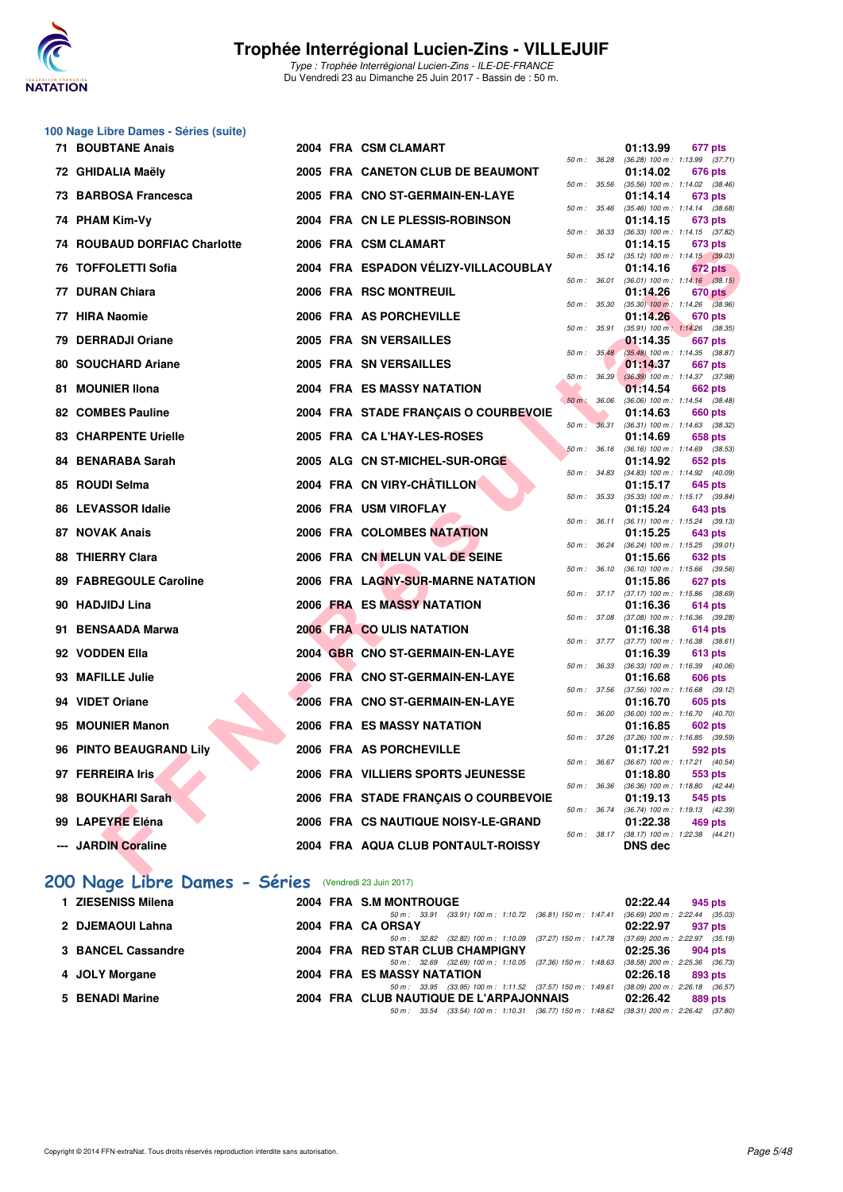# Trophée Interrégional Lucien-Zins - VILLEJUIF

*Type : Trophée Interrégional Lucien-Zins - ILE-DE-FRANCE*
Du Vendredi 23 au Dimanche 25 Juin 2017 - Bassin de : 50 m.

## 100 Nage Libre Dames - Séries (suite)

| Rang | Nom | Année | Nat | Club | Splits | Temps | Points |
|---|---|---|---|---|---|---|---|
| 71 | BOUBTANE Anais | 2004 | FRA | CSM CLAMART | 50 m : 36.28 (36.28) 100 m : 1:13.99 (37.71) | 01:13.99 | 677 pts |
| 72 | GHIDALIA Maëly | 2005 | FRA | CANETON CLUB DE BEAUMONT | 50 m : 35.56 (35.56) 100 m : 1:14.02 (38.46) | 01:14.02 | 676 pts |
| 73 | BARBOSA Francesca | 2005 | FRA | CNO ST-GERMAIN-EN-LAYE | 50 m : 35.46 (35.46) 100 m : 1:14.14 (38.68) | 01:14.14 | 673 pts |
| 74 | PHAM Kim-Vy | 2004 | FRA | CN LE PLESSIS-ROBINSON | 50 m : 36.33 (36.33) 100 m : 1:14.15 (37.82) | 01:14.15 | 673 pts |
| 74 | ROUBAUD DORFIAC Charlotte | 2006 | FRA | CSM CLAMART | 50 m : 35.12 (35.12) 100 m : 1:14.15 (39.03) | 01:14.15 | 673 pts |
| 76 | TOFFOLETTI Sofia | 2004 | FRA | ESPADON VÉLIZY-VILLACOUBLAY | 50 m : 36.01 (36.01) 100 m : 1:14.16 (38.15) | 01:14.16 | 672 pts |
| 77 | DURAN Chiara | 2006 | FRA | RSC MONTREUIL | 50 m : 35.30 (35.30) 100 m : 1:14.26 (38.96) | 01:14.26 | 670 pts |
| 77 | HIRA Naomie | 2006 | FRA | AS PORCHEVILLE | 50 m : 35.91 (35.91) 100 m : 1:14.26 (38.35) | 01:14.26 | 670 pts |
| 79 | DERRADJI Oriane | 2005 | FRA | SN VERSAILLES | 50 m : 35.48 (35.48) 100 m : 1:14.35 (38.87) | 01:14.35 | 667 pts |
| 80 | SOUCHARD Ariane | 2005 | FRA | SN VERSAILLES | 50 m : 36.39 (36.39) 100 m : 1:14.37 (37.98) | 01:14.37 | 667 pts |
| 81 | MOUNIER Ilona | 2004 | FRA | ES MASSY NATATION | 50 m : 36.06 (36.06) 100 m : 1:14.54 (38.48) | 01:14.54 | 662 pts |
| 82 | COMBES Pauline | 2004 | FRA | STADE FRANÇAIS O COURBEVOIE | 50 m : 36.31 (36.31) 100 m : 1:14.63 (38.32) | 01:14.63 | 660 pts |
| 83 | CHARPENTE Urielle | 2005 | FRA | CA L'HAY-LES-ROSES | 50 m : 36.16 (36.16) 100 m : 1:14.69 (38.53) | 01:14.69 | 658 pts |
| 84 | BENARABA Sarah | 2005 | ALG | CN ST-MICHEL-SUR-ORGE | 50 m : 34.83 (34.83) 100 m : 1:14.92 (40.09) | 01:14.92 | 652 pts |
| 85 | ROUDI Selma | 2004 | FRA | CN VIRY-CHÂTILLON | 50 m : 35.33 (35.33) 100 m : 1:15.17 (39.84) | 01:15.17 | 645 pts |
| 86 | LEVASSOR Idalie | 2006 | FRA | USM VIROFLAY | 50 m : 36.11 (36.11) 100 m : 1:15.24 (39.13) | 01:15.24 | 643 pts |
| 87 | NOVAK Anais | 2006 | FRA | COLOMBES NATATION | 50 m : 36.24 (36.24) 100 m : 1:15.25 (39.01) | 01:15.25 | 643 pts |
| 88 | THIERRY Clara | 2006 | FRA | CN MELUN VAL DE SEINE | 50 m : 36.10 (36.10) 100 m : 1:15.66 (39.56) | 01:15.66 | 632 pts |
| 89 | FABREGOULE Caroline | 2006 | FRA | LAGNY-SUR-MARNE NATATION | 50 m : 37.17 (37.17) 100 m : 1:15.86 (38.69) | 01:15.86 | 627 pts |
| 90 | HADJIDJ Lina | 2006 | FRA | ES MASSY NATATION | 50 m : 37.08 (37.08) 100 m : 1:16.36 (39.28) | 01:16.36 | 614 pts |
| 91 | BENSAADA Marwa | 2006 | FRA | CO ULIS NATATION | 50 m : 37.77 (37.77) 100 m : 1:16.38 (38.61) | 01:16.38 | 614 pts |
| 92 | VODDEN Ella | 2004 | GBR | CNO ST-GERMAIN-EN-LAYE | 50 m : 36.33 (36.33) 100 m : 1:16.39 (40.06) | 01:16.39 | 613 pts |
| 93 | MAFILLE Julie | 2006 | FRA | CNO ST-GERMAIN-EN-LAYE | 50 m : 37.56 (37.56) 100 m : 1:16.68 (39.12) | 01:16.68 | 606 pts |
| 94 | VIDET Oriane | 2006 | FRA | CNO ST-GERMAIN-EN-LAYE | 50 m : 36.00 (36.00) 100 m : 1:16.70 (40.70) | 01:16.70 | 605 pts |
| 95 | MOUNIER Manon | 2006 | FRA | ES MASSY NATATION | 50 m : 37.26 (37.26) 100 m : 1:16.85 (39.59) | 01:16.85 | 602 pts |
| 96 | PINTO BEAUGRAND Lily | 2006 | FRA | AS PORCHEVILLE | 50 m : 36.67 (36.67) 100 m : 1:17.21 (40.54) | 01:17.21 | 592 pts |
| 97 | FERREIRA Iris | 2006 | FRA | VILLIERS SPORTS JEUNESSE | 50 m : 36.36 (36.36) 100 m : 1:18.80 (42.44) | 01:18.80 | 553 pts |
| 98 | BOUKHARI Sarah | 2006 | FRA | STADE FRANÇAIS O COURBEVOIE | 50 m : 36.74 (36.74) 100 m : 1:19.13 (42.39) | 01:19.13 | 545 pts |
| 99 | LAPEYRE Eléna | 2006 | FRA | CS NAUTIQUE NOISY-LE-GRAND | 50 m : 38.17 (38.17) 100 m : 1:22.38 (44.21) | 01:22.38 | 469 pts |
| --- | JARDIN Coraline | 2004 | FRA | AQUA CLUB PONTAULT-ROISSY | | DNS dec | |

## 200 Nage Libre Dames - Séries (Vendredi 23 Juin 2017)

| Rang | Nom | Année | Nat | Club | Splits | Temps | Points |
|---|---|---|---|---|---|---|---|
| 1 | ZIESENISS Milena | 2004 | FRA | S.M MONTROUGE | 50 m : 33.91 (33.91) 100 m : 1:10.72 (36.81) 150 m : 1:47.41 (36.69) 200 m : 2:22.44 (35.03) | 02:22.44 | 945 pts |
| 2 | DJEMAOUI Lahna | 2004 | FRA | CA ORSAY | 50 m : 32.82 (32.82) 100 m : 1:10.09 (37.27) 150 m : 1:47.78 (37.69) 200 m : 2:22.97 (35.19) | 02:22.97 | 937 pts |
| 3 | BANCEL Cassandre | 2004 | FRA | RED STAR CLUB CHAMPIGNY | 50 m : 32.69 (32.69) 100 m : 1:10.05 (37.36) 150 m : 1:48.63 (38.58) 200 m : 2:25.36 (36.73) | 02:25.36 | 904 pts |
| 4 | JOLY Morgane | 2004 | FRA | ES MASSY NATATION | 50 m : 33.95 (33.95) 100 m : 1:11.52 (37.57) 150 m : 1:49.61 (38.09) 200 m : 2:26.18 (36.57) | 02:26.18 | 893 pts |
| 5 | BENADI Marine | 2004 | FRA | CLUB NAUTIQUE DE L'ARPAJONNAIS | 50 m : 33.54 (33.54) 100 m : 1:10.31 (36.77) 150 m : 1:48.62 (38.31) 200 m : 2:26.42 (37.80) | 02:26.42 | 889 pts |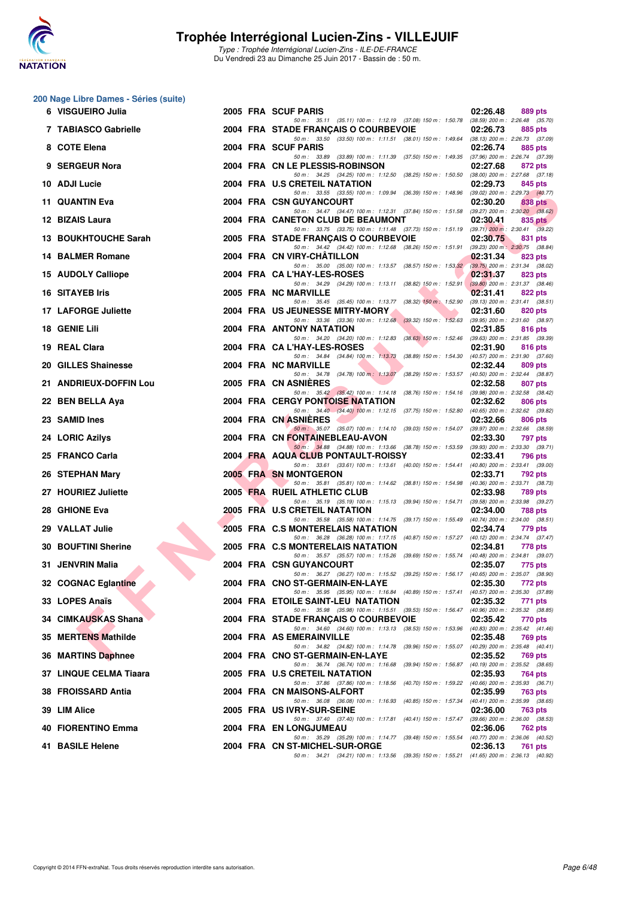# Trophée Interrégional Lucien-Zins - VILLEJUIF

*Type : Trophée Interrégional Lucien-Zins - ILE-DE-FRANCE*

Du Vendredi 23 au Dimanche 25 Juin 2017 - Bassin de : 50 m.

## 200 Nage Libre Dames - Séries (suite)

| Rang | Nom | Année | Nat. | Club | Temps | Points |
|---|---|---|---|---|---|---|
| 6 | VISGUEIRO Julia | 2005 | FRA | SCUF PARIS | 02:26.48 | 889 pts |
| | *50 m : 35.11 (35.11) 100 m : 1:12.19 (37.08) 150 m : 1:50.78 (38.59) 200 m : 2:26.48 (35.70)* | | | | | |
| 7 | TABIASCO Gabrielle | 2004 | FRA | STADE FRANÇAIS O COURBEVOIE | 02:26.73 | 885 pts |
| | *50 m : 33.50 (33.50) 100 m : 1:11.51 (38.01) 150 m : 1:49.64 (38.13) 200 m : 2:26.73 (37.09)* | | | | | |
| 8 | COTE Elena | 2004 | FRA | SCUF PARIS | 02:26.74 | 885 pts |
| | *50 m : 33.89 (33.89) 100 m : 1:11.39 (37.50) 150 m : 1:49.35 (37.96) 200 m : 2:26.74 (37.39)* | | | | | |
| 9 | SERGEUR Nora | 2004 | FRA | CN LE PLESSIS-ROBINSON | 02:27.68 | 872 pts |
| | *50 m : 34.25 (34.25) 100 m : 1:12.50 (38.25) 150 m : 1:50.50 (38.00) 200 m : 2:27.68 (37.18)* | | | | | |
| 10 | ADJI Lucie | 2004 | FRA | U.S CRETEIL NATATION | 02:29.73 | 845 pts |
| | *50 m : 33.55 (33.55) 100 m : 1:09.94 (36.39) 150 m : 1:48.96 (39.02) 200 m : 2:29.73 (40.77)* | | | | | |
| 11 | QUANTIN Eva | 2004 | FRA | CSN GUYANCOURT | 02:30.20 | 838 pts |
| | *50 m : 34.47 (34.47) 100 m : 1:12.31 (37.84) 150 m : 1:51.58 (39.27) 200 m : 2:30.20 (38.62)* | | | | | |
| 12 | BIZAIS Laura | 2004 | FRA | CANETON CLUB DE BEAUMONT | 02:30.41 | 835 pts |
| | *50 m : 33.75 (33.75) 100 m : 1:11.48 (37.73) 150 m : 1:51.19 (39.71) 200 m : 2:30.41 (39.22)* | | | | | |
| 13 | BOUKHTOUCHE Sarah | 2005 | FRA | STADE FRANÇAIS O COURBEVOIE | 02:30.75 | 831 pts |
| | *50 m : 34.42 (34.42) 100 m : 1:12.68 (38.26) 150 m : 1:51.91 (39.23) 200 m : 2:30.75 (38.84)* | | | | | |
| 14 | BALMER Romane | 2004 | FRA | CN VIRY-CHÂTILLON | 02:31.34 | 823 pts |
| | *50 m : 35.00 (35.00) 100 m : 1:13.57 (38.57) 150 m : 1:53.32 (39.75) 200 m : 2:31.34 (38.02)* | | | | | |
| 15 | AUDOLY Calliope | 2004 | FRA | CA L'HAY-LES-ROSES | 02:31.37 | 823 pts |
| | *50 m : 34.29 (34.29) 100 m : 1:13.11 (38.82) 150 m : 1:52.91 (39.80) 200 m : 2:31.37 (38.46)* | | | | | |
| 16 | SITAYEB Iris | 2005 | FRA | NC MARVILLE | 02:31.41 | 822 pts |
| | *50 m : 35.45 (35.45) 100 m : 1:13.77 (38.32) 150 m : 1:52.90 (39.13) 200 m : 2:31.41 (38.51)* | | | | | |
| 17 | LAFORGE Juliette | 2004 | FRA | US JEUNESSE MITRY-MORY | 02:31.60 | 820 pts |
| | *50 m : 33.36 (33.36) 100 m : 1:12.68 (39.32) 150 m : 1:52.63 (39.95) 200 m : 2:31.60 (38.97)* | | | | | |
| 18 | GENIE Lili | 2004 | FRA | ANTONY NATATION | 02:31.85 | 816 pts |
| | *50 m : 34.20 (34.20) 100 m : 1:12.83 (38.63) 150 m : 1:52.46 (39.63) 200 m : 2:31.85 (39.39)* | | | | | |
| 19 | REAL Clara | 2004 | FRA | CA L'HAY-LES-ROSES | 02:31.90 | 816 pts |
| | *50 m : 34.84 (34.84) 100 m : 1:13.73 (38.89) 150 m : 1:54.30 (40.57) 200 m : 2:31.90 (37.60)* | | | | | |
| 20 | GILLES Shainesse | 2004 | FRA | NC MARVILLE | 02:32.44 | 809 pts |
| | *50 m : 34.78 (34.78) 100 m : 1:13.07 (38.29) 150 m : 1:53.57 (40.50) 200 m : 2:32.44 (38.87)* | | | | | |
| 21 | ANDRIEUX-DOFFIN Lou | 2005 | FRA | CN ASNIÈRES | 02:32.58 | 807 pts |
| | *50 m : 35.42 (35.42) 100 m : 1:14.18 (38.76) 150 m : 1:54.16 (39.98) 200 m : 2:32.58 (38.42)* | | | | | |
| 22 | BEN BELLA Aya | 2004 | FRA | CERGY PONTOISE NATATION | 02:32.62 | 806 pts |
| | *50 m : 34.40 (34.40) 100 m : 1:12.15 (37.75) 150 m : 1:52.80 (40.65) 200 m : 2:32.62 (39.82)* | | | | | |
| 23 | SAMID Ines | 2004 | FRA | CN ASNIÈRES | 02:32.66 | 806 pts |
| | *50 m : 35.07 (35.07) 100 m : 1:14.10 (39.03) 150 m : 1:54.07 (39.97) 200 m : 2:32.66 (38.59)* | | | | | |
| 24 | LORIC Azilys | 2004 | FRA | CN FONTAINEBLEAU-AVON | 02:33.30 | 797 pts |
| | *50 m : 34.88 (34.88) 100 m : 1:13.66 (38.78) 150 m : 1:53.59 (39.93) 200 m : 2:33.30 (39.71)* | | | | | |
| 25 | FRANCO Carla | 2004 | FRA | AQUA CLUB PONTAULT-ROISSY | 02:33.41 | 796 pts |
| | *50 m : 33.61 (33.61) 100 m : 1:13.61 (40.00) 150 m : 1:54.41 (40.80) 200 m : 2:33.41 (39.00)* | | | | | |
| 26 | STEPHAN Mary | 2005 | FRA | SN MONTGERON | 02:33.71 | 792 pts |
| | *50 m : 35.81 (35.81) 100 m : 1:14.62 (38.81) 150 m : 1:54.98 (40.36) 200 m : 2:33.71 (38.73)* | | | | | |
| 27 | HOURIEZ Juliette | 2005 | FRA | RUEIL ATHLETIC CLUB | 02:33.98 | 789 pts |
| | *50 m : 35.19 (35.19) 100 m : 1:15.13 (39.94) 150 m : 1:54.71 (39.58) 200 m : 2:33.98 (39.27)* | | | | | |
| 28 | GHIONE Eva | 2005 | FRA | U.S CRETEIL NATATION | 02:34.00 | 788 pts |
| | *50 m : 35.58 (35.58) 100 m : 1:14.75 (39.17) 150 m : 1:55.49 (40.74) 200 m : 2:34.00 (38.51)* | | | | | |
| 29 | VALLAT Julie | 2005 | FRA | C.S MONTERELAIS NATATION | 02:34.74 | 779 pts |
| | *50 m : 36.28 (36.28) 100 m : 1:17.15 (40.87) 150 m : 1:57.27 (40.12) 200 m : 2:34.74 (37.47)* | | | | | |
| 30 | BOUFTINI Sherine | 2005 | FRA | C.S MONTERELAIS NATATION | 02:34.81 | 778 pts |
| | *50 m : 35.57 (35.57) 100 m : 1:15.26 (39.69) 150 m : 1:55.74 (40.48) 200 m : 2:34.81 (39.07)* | | | | | |
| 31 | JENVRIN Malia | 2004 | FRA | CSN GUYANCOURT | 02:35.07 | 775 pts |
| | *50 m : 36.27 (36.27) 100 m : 1:15.52 (39.25) 150 m : 1:56.17 (40.65) 200 m : 2:35.07 (38.90)* | | | | | |
| 32 | COGNAC Eglantine | 2004 | FRA | CNO ST-GERMAIN-EN-LAYE | 02:35.30 | 772 pts |
| | *50 m : 35.95 (35.95) 100 m : 1:16.84 (40.89) 150 m : 1:57.41 (40.57) 200 m : 2:35.30 (37.89)* | | | | | |
| 33 | LOPES Anaïs | 2004 | FRA | ETOILE SAINT-LEU NATATION | 02:35.32 | 771 pts |
| | *50 m : 35.98 (35.98) 100 m : 1:15.51 (39.53) 150 m : 1:56.47 (40.96) 200 m : 2:35.32 (38.85)* | | | | | |
| 34 | CIMKAUSKAS Shana | 2004 | FRA | STADE FRANÇAIS O COURBEVOIE | 02:35.42 | 770 pts |
| | *50 m : 34.60 (34.60) 100 m : 1:13.13 (38.53) 150 m : 1:53.96 (40.83) 200 m : 2:35.42 (41.46)* | | | | | |
| 35 | MERTENS Mathilde | 2004 | FRA | AS EMERAINVILLE | 02:35.48 | 769 pts |
| | *50 m : 34.82 (34.82) 100 m : 1:14.78 (39.96) 150 m : 1:55.07 (40.29) 200 m : 2:35.48 (40.41)* | | | | | |
| 36 | MARTINS Daphnee | 2004 | FRA | CNO ST-GERMAIN-EN-LAYE | 02:35.52 | 769 pts |
| | *50 m : 36.74 (36.74) 100 m : 1:16.68 (39.94) 150 m : 1:56.87 (40.19) 200 m : 2:35.52 (38.65)* | | | | | |
| 37 | LINQUE CELMA Tiaara | 2005 | FRA | U.S CRETEIL NATATION | 02:35.93 | 764 pts |
| | *50 m : 37.86 (37.86) 100 m : 1:18.56 (40.70) 150 m : 1:59.22 (40.66) 200 m : 2:35.93 (36.71)* | | | | | |
| 38 | FROISSARD Antia | 2004 | FRA | CN MAISONS-ALFORT | 02:35.99 | 763 pts |
| | *50 m : 36.08 (36.08) 100 m : 1:16.93 (40.85) 150 m : 1:57.34 (40.41) 200 m : 2:35.99 (38.65)* | | | | | |
| 39 | LIM Alice | 2005 | FRA | US IVRY-SUR-SEINE | 02:36.00 | 763 pts |
| | *50 m : 37.40 (37.40) 100 m : 1:17.81 (40.41) 150 m : 1:57.47 (39.66) 200 m : 2:36.00 (38.53)* | | | | | |
| 40 | FIORENTINO Emma | 2004 | FRA | EN LONGJUMEAU | 02:36.06 | 762 pts |
| | *50 m : 35.29 (35.29) 100 m : 1:14.77 (39.48) 150 m : 1:55.54 (40.77) 200 m : 2:36.06 (40.52)* | | | | | |
| 41 | BASILE Helene | 2004 | FRA | CN ST-MICHEL-SUR-ORGE | 02:36.13 | 761 pts |
| | *50 m : 34.21 (34.21) 100 m : 1:13.56 (39.35) 150 m : 1:55.21 (41.65) 200 m : 2:36.13 (40.92)* | | | | | |

Copyright © 2014 FFN-extraNat. Tous droits réservés reproduction interdite sans autorisation.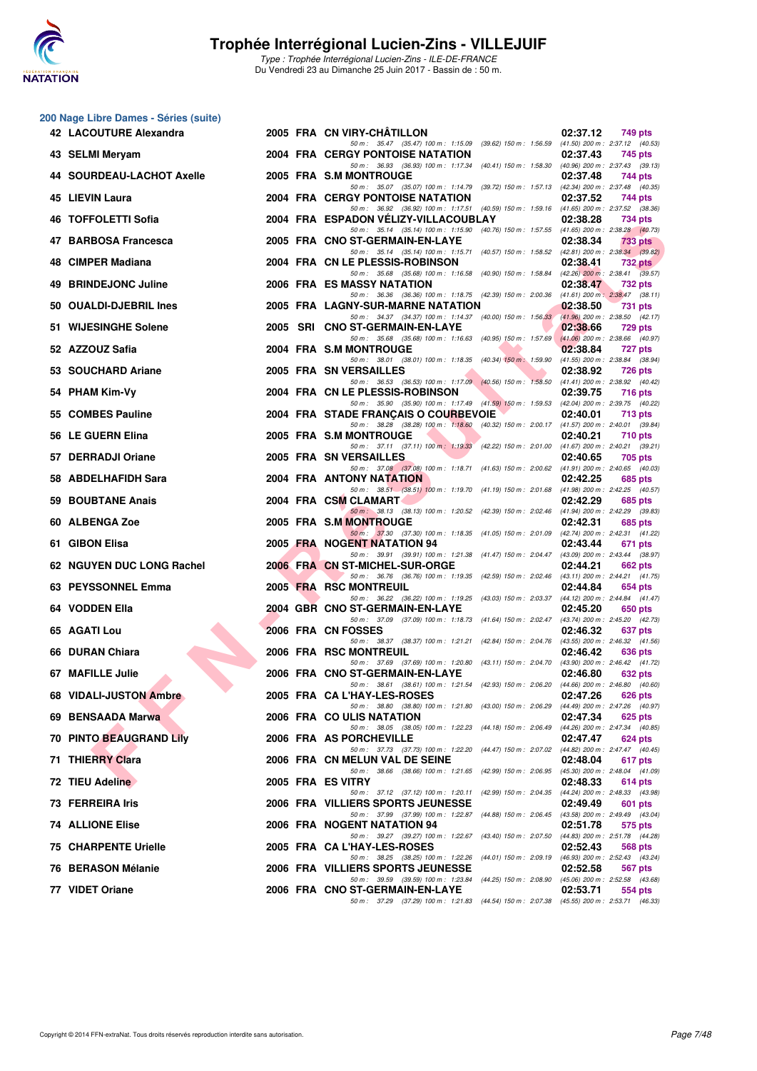# Trophée Interrégional Lucien-Zins - VILLEJUIF

*Type : Trophée Interrégional Lucien-Zins - ILE-DE-FRANCE*

Du Vendredi 23 au Dimanche 25 Juin 2017 - Bassin de : 50 m.

## 200 Nage Libre Dames - Séries (suite)

| Rang | Nom | Année | Nat | Club | Temps | Points |
|---|---|---|---|---|---|---|
| 42 | LACOUTURE Alexandra | 2005 | FRA | CN VIRY-CHÂTILLON | 02:37.12 | 749 pts |
| | 50 m : 35.47 (35.47) 100 m : 1:15.09 (39.62) 150 m : 1:56.59 (41.50) 200 m : 2:37.12 (40.53) | | | | | |
| 43 | SELMI Meryam | 2004 | FRA | CERGY PONTOISE NATATION | 02:37.43 | 745 pts |
| | 50 m : 36.93 (36.93) 100 m : 1:17.34 (40.41) 150 m : 1:58.30 (40.96) 200 m : 2:37.43 (39.13) | | | | | |
| 44 | SOURDEAU-LACHOT Axelle | 2005 | FRA | S.M MONTROUGE | 02:37.48 | 744 pts |
| | 50 m : 35.07 (35.07) 100 m : 1:14.79 (39.72) 150 m : 1:57.13 (42.34) 200 m : 2:37.48 (40.35) | | | | | |
| 45 | LIEVIN Laura | 2004 | FRA | CERGY PONTOISE NATATION | 02:37.52 | 744 pts |
| | 50 m : 36.92 (36.92) 100 m : 1:17.51 (40.59) 150 m : 1:59.16 (41.65) 200 m : 2:37.52 (38.36) | | | | | |
| 46 | TOFFOLETTI Sofia | 2004 | FRA | ESPADON VÉLIZY-VILLACOUBLAY | 02:38.28 | 734 pts |
| | 50 m : 35.14 (35.14) 100 m : 1:15.90 (40.76) 150 m : 1:57.55 (41.65) 200 m : 2:38.28 (40.73) | | | | | |
| 47 | BARBOSA Francesca | 2005 | FRA | CNO ST-GERMAIN-EN-LAYE | 02:38.34 | 733 pts |
| | 50 m : 35.14 (35.14) 100 m : 1:15.71 (40.57) 150 m : 1:58.52 (42.81) 200 m : 2:38.34 (39.82) | | | | | |
| 48 | CIMPER Madiana | 2004 | FRA | CN LE PLESSIS-ROBINSON | 02:38.41 | 732 pts |
| | 50 m : 35.68 (35.68) 100 m : 1:16.58 (40.90) 150 m : 1:58.84 (42.26) 200 m : 2:38.41 (39.57) | | | | | |
| 49 | BRINDEJONC Juline | 2006 | FRA | ES MASSY NATATION | 02:38.47 | 732 pts |
| | 50 m : 36.36 (36.36) 100 m : 1:18.75 (42.39) 150 m : 2:00.36 (41.61) 200 m : 2:38.47 (38.11) | | | | | |
| 50 | OUALDI-DJEBRIL Ines | 2005 | FRA | LAGNY-SUR-MARNE NATATION | 02:38.50 | 731 pts |
| | 50 m : 34.37 (34.37) 100 m : 1:14.37 (40.00) 150 m : 1:56.33 (41.96) 200 m : 2:38.50 (42.17) | | | | | |
| 51 | WIJESINGHE Solene | 2005 | SRI | CNO ST-GERMAIN-EN-LAYE | 02:38.66 | 729 pts |
| | 50 m : 35.68 (35.68) 100 m : 1:16.63 (40.95) 150 m : 1:57.69 (41.06) 200 m : 2:38.66 (40.97) | | | | | |
| 52 | AZZOUZ Safia | 2004 | FRA | S.M MONTROUGE | 02:38.84 | 727 pts |
| | 50 m : 38.01 (38.01) 100 m : 1:18.35 (40.34) 150 m : 1:59.90 (41.55) 200 m : 2:38.84 (38.94) | | | | | |
| 53 | SOUCHARD Ariane | 2005 | FRA | SN VERSAILLES | 02:38.92 | 726 pts |
| | 50 m : 36.53 (36.53) 100 m : 1:17.09 (40.56) 150 m : 1:58.50 (41.41) 200 m : 2:38.92 (40.42) | | | | | |
| 54 | PHAM Kim-Vy | 2004 | FRA | CN LE PLESSIS-ROBINSON | 02:39.75 | 716 pts |
| | 50 m : 35.90 (35.90) 100 m : 1:17.49 (41.59) 150 m : 1:59.53 (42.04) 200 m : 2:39.75 (40.22) | | | | | |
| 55 | COMBES Pauline | 2004 | FRA | STADE FRANÇAIS O COURBEVOIE | 02:40.01 | 713 pts |
| | 50 m : 38.28 (38.28) 100 m : 1:18.60 (40.32) 150 m : 2:00.17 (41.57) 200 m : 2:40.01 (39.84) | | | | | |
| 56 | LE GUERN Elina | 2005 | FRA | S.M MONTROUGE | 02:40.21 | 710 pts |
| | 50 m : 37.11 (37.11) 100 m : 1:19.33 (42.22) 150 m : 2:01.00 (41.67) 200 m : 2:40.21 (39.21) | | | | | |
| 57 | DERRADJI Oriane | 2005 | FRA | SN VERSAILLES | 02:40.65 | 705 pts |
| | 50 m : 37.08 (37.08) 100 m : 1:18.71 (41.63) 150 m : 2:00.62 (41.91) 200 m : 2:40.65 (40.03) | | | | | |
| 58 | ABDELHAFIDH Sara | 2004 | FRA | ANTONY NATATION | 02:42.25 | 685 pts |
| | 50 m : 38.51 (38.51) 100 m : 1:19.70 (41.19) 150 m : 2:01.68 (41.98) 200 m : 2:42.25 (40.57) | | | | | |
| 59 | BOUBTANE Anais | 2004 | FRA | CSM CLAMART | 02:42.29 | 685 pts |
| | 50 m : 38.13 (38.13) 100 m : 1:20.52 (42.39) 150 m : 2:02.46 (41.94) 200 m : 2:42.29 (39.83) | | | | | |
| 60 | ALBENGA Zoe | 2005 | FRA | S.M MONTROUGE | 02:42.31 | 685 pts |
| | 50 m : 37.30 (37.30) 100 m : 1:18.35 (41.05) 150 m : 2:01.09 (42.74) 200 m : 2:42.31 (41.22) | | | | | |
| 61 | GIBON Elisa | 2005 | FRA | NOGENT NATATION 94 | 02:43.44 | 671 pts |
| | 50 m : 39.91 (39.91) 100 m : 1:21.38 (41.47) 150 m : 2:04.47 (43.09) 200 m : 2:43.44 (38.97) | | | | | |
| 62 | NGUYEN DUC LONG Rachel | 2006 | FRA | CN ST-MICHEL-SUR-ORGE | 02:44.21 | 662 pts |
| | 50 m : 36.76 (36.76) 100 m : 1:19.35 (42.59) 150 m : 2:02.46 (43.11) 200 m : 2:44.21 (41.75) | | | | | |
| 63 | PEYSSONNEL Emma | 2005 | FRA | RSC MONTREUIL | 02:44.84 | 654 pts |
| | 50 m : 36.22 (36.22) 100 m : 1:19.25 (43.03) 150 m : 2:03.37 (44.12) 200 m : 2:44.84 (41.47) | | | | | |
| 64 | VODDEN Ella | 2004 | GBR | CNO ST-GERMAIN-EN-LAYE | 02:45.20 | 650 pts |
| | 50 m : 37.09 (37.09) 100 m : 1:18.73 (41.64) 150 m : 2:02.47 (43.74) 200 m : 2:45.20 (42.73) | | | | | |
| 65 | AGATI Lou | 2006 | FRA | CN FOSSES | 02:46.32 | 637 pts |
| | 50 m : 38.37 (38.37) 100 m : 1:21.21 (42.84) 150 m : 2:04.76 (43.55) 200 m : 2:46.32 (41.56) | | | | | |
| 66 | DURAN Chiara | 2006 | FRA | RSC MONTREUIL | 02:46.42 | 636 pts |
| | 50 m : 37.69 (37.69) 100 m : 1:20.80 (43.11) 150 m : 2:04.70 (43.90) 200 m : 2:46.42 (41.72) | | | | | |
| 67 | MAFILLE Julie | 2006 | FRA | CNO ST-GERMAIN-EN-LAYE | 02:46.80 | 632 pts |
| | 50 m : 38.61 (38.61) 100 m : 1:21.54 (42.93) 150 m : 2:06.20 (44.66) 200 m : 2:46.80 (40.60) | | | | | |
| 68 | VIDALI-JUSTON Ambre | 2005 | FRA | CA L'HAY-LES-ROSES | 02:47.26 | 626 pts |
| | 50 m : 38.80 (38.80) 100 m : 1:21.80 (43.00) 150 m : 2:06.29 (44.49) 200 m : 2:47.26 (40.97) | | | | | |
| 69 | BENSAADA Marwa | 2006 | FRA | CO ULIS NATATION | 02:47.34 | 625 pts |
| | 50 m : 38.05 (38.05) 100 m : 1:22.23 (44.18) 150 m : 2:06.49 (44.26) 200 m : 2:47.34 (40.85) | | | | | |
| 70 | PINTO BEAUGRAND Lily | 2006 | FRA | AS PORCHEVILLE | 02:47.47 | 624 pts |
| | 50 m : 37.73 (37.73) 100 m : 1:22.20 (44.47) 150 m : 2:07.02 (44.82) 200 m : 2:47.47 (40.45) | | | | | |
| 71 | THIERRY Clara | 2006 | FRA | CN MELUN VAL DE SEINE | 02:48.04 | 617 pts |
| | 50 m : 38.66 (38.66) 100 m : 1:21.65 (42.99) 150 m : 2:06.95 (45.30) 200 m : 2:48.04 (41.09) | | | | | |
| 72 | TIEU Adeline | 2005 | FRA | ES VITRY | 02:48.33 | 614 pts |
| | 50 m : 37.12 (37.12) 100 m : 1:20.11 (42.99) 150 m : 2:04.35 (44.24) 200 m : 2:48.33 (43.98) | | | | | |
| 73 | FERREIRA Iris | 2006 | FRA | VILLIERS SPORTS JEUNESSE | 02:49.49 | 601 pts |
| | 50 m : 37.99 (37.99) 100 m : 1:22.87 (44.88) 150 m : 2:06.45 (43.58) 200 m : 2:49.49 (43.04) | | | | | |
| 74 | ALLIONE Elise | 2006 | FRA | NOGENT NATATION 94 | 02:51.78 | 575 pts |
| | 50 m : 39.27 (39.27) 100 m : 1:22.67 (43.40) 150 m : 2:07.50 (44.83) 200 m : 2:51.78 (44.28) | | | | | |
| 75 | CHARPENTE Urielle | 2005 | FRA | CA L'HAY-LES-ROSES | 02:52.43 | 568 pts |
| | 50 m : 38.25 (38.25) 100 m : 1:22.26 (44.01) 150 m : 2:09.19 (46.93) 200 m : 2:52.43 (43.24) | | | | | |
| 76 | BERASON Mélanie | 2006 | FRA | VILLIERS SPORTS JEUNESSE | 02:52.58 | 567 pts |
| | 50 m : 39.59 (39.59) 100 m : 1:23.84 (44.25) 150 m : 2:08.90 (45.06) 200 m : 2:52.58 (43.68) | | | | | |
| 77 | VIDET Oriane | 2006 | FRA | CNO ST-GERMAIN-EN-LAYE | 02:53.71 | 554 pts |
| | 50 m : 37.29 (37.29) 100 m : 1:21.83 (44.54) 150 m : 2:07.38 (45.55) 200 m : 2:53.71 (46.33) | | | | | |

Copyright © 2014 FFN-extraNat. Tous droits réservés reproduction interdite sans autorisation.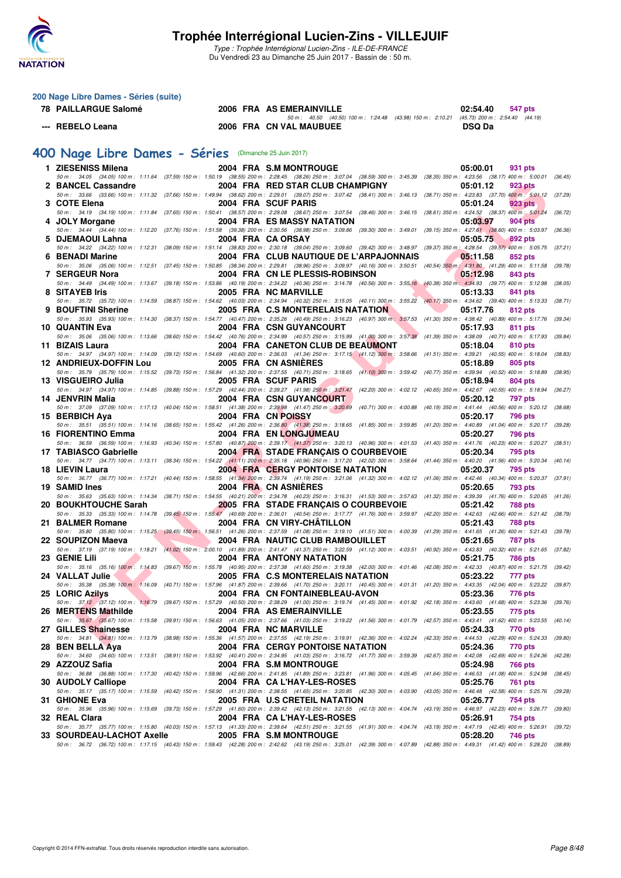# Trophée Interrégional Lucien-Zins - VILLEJUIF

*Type : Trophée Interrégional Lucien-Zins - ILE-DE-FRANCE*
Du Vendredi 23 au Dimanche 25 Juin 2017 - Bassin de : 50 m.

## 200 Nage Libre Dames - Séries (suite)

| Rang | Nom | Année | Nat | Club | Temps | Points |
|---|---|---|---|---|---|---|
| 78 | PAILLARGUE Salomé | 2006 | FRA | AS EMERAINVILLE | 02:54.40 | 547 pts |
| | *50 m : 40.50 (40.50) 100 m : 1:24.48 (43.98) 150 m : 2:10.21 (45.73) 200 m : 2:54.40 (44.19)* | | | | | |
| --- | REBELO Leana | 2006 | FRA | CN VAL MAUBUEE | DSQ Da | |

## 400 Nage Libre Dames - Séries (Dimanche 25 Juin 2017)

| Rang | Nom | Année | Nat | Club | Temps | Points |
|---|---|---|---|---|---|---|
| 1 | ZIESENISS Milena | 2004 | FRA | S.M MONTROUGE | 05:00.01 | 931 pts |
| | *50 m : 34.05 (34.05) 100 m : 1:11.64 (37.59) 150 m : 1:50.19 (38.55) 200 m : 2:28.45 (38.26) 250 m : 3:07.04 (38.59) 300 m : 3:45.39 (38.35) 350 m : 4:23.56 (38.17) 400 m : 5:00.01 (36.45)* | | | | | |
| 2 | BANCEL Cassandre | 2004 | FRA | RED STAR CLUB CHAMPIGNY | 05:01.12 | 923 pts |
| | *50 m : 33.66 (33.66) 100 m : 1:11.32 (37.66) 150 m : 1:49.94 (38.62) 200 m : 2:29.01 (39.07) 250 m : 3:07.42 (38.41) 300 m : 3:46.13 (38.71) 350 m : 4:23.83 (37.70) 400 m : 5:01.12 (37.29)* | | | | | |
| 3 | COTE Elena | 2004 | FRA | SCUF PARIS | 05:01.24 | 923 pts |
| | *50 m : 34.19 (34.19) 100 m : 1:11.84 (37.65) 150 m : 1:50.41 (38.57) 200 m : 2:29.08 (38.67) 250 m : 3:07.54 (38.46) 300 m : 3:46.15 (38.61) 350 m : 4:24.52 (38.37) 400 m : 5:01.24 (36.72)* | | | | | |
| 4 | JOLY Morgane | 2004 | FRA | ES MASSY NATATION | 05:03.97 | 904 pts |
| | *50 m : 34.44 (34.44) 100 m : 1:12.20 (37.76) 150 m : 1:51.58 (39.38) 200 m : 2:30.56 (38.98) 250 m : 3:09.86 (39.30) 300 m : 3:49.01 (39.15) 350 m : 4:27.61 (38.60) 400 m : 5:03.97 (36.36)* | | | | | |
| 5 | DJEMAOUI Lahna | 2004 | FRA | CA ORSAY | 05:05.75 | 892 pts |
| | *50 m : 34.22 (34.22) 100 m : 1:12.31 (38.09) 150 m : 1:51.14 (38.83) 200 m : 2:30.18 (39.04) 250 m : 3:09.60 (39.42) 300 m : 3:48.97 (39.37) 350 m : 4:28.54 (39.57) 400 m : 5:05.75 (37.21)* | | | | | |
| 6 | BENADI Marine | 2004 | FRA | CLUB NAUTIQUE DE L'ARPAJONNAIS | 05:11.58 | 852 pts |
| | *50 m : 35.06 (35.06) 100 m : 1:12.51 (37.45) 150 m : 1:50.85 (38.34) 200 m : 2:29.81 (38.96) 250 m : 3:09.97 (40.16) 300 m : 3:50.51 (40.54) 350 m : 4:31.80 (41.29) 400 m : 5:11.58 (39.78)* | | | | | |
| 7 | SERGEUR Nora | 2004 | FRA | CN LE PLESSIS-ROBINSON | 05:12.98 | 843 pts |
| | *50 m : 34.49 (34.49) 100 m : 1:13.67 (39.18) 150 m : 1:53.86 (40.19) 200 m : 2:34.22 (40.36) 250 m : 3:14.78 (40.56) 300 m : 3:55.16 (40.38) 350 m : 4:34.93 (39.77) 400 m : 5:12.98 (38.05)* | | | | | |
| 8 | SITAYEB Iris | 2005 | FRA | NC MARVILLE | 05:13.33 | 841 pts |
| | *50 m : 35.72 (35.72) 100 m : 1:14.59 (38.87) 150 m : 1:54.62 (40.03) 200 m : 2:34.94 (40.32) 250 m : 3:15.05 (40.11) 300 m : 3:55.22 (40.17) 350 m : 4:34.62 (39.40) 400 m : 5:13.33 (38.71)* | | | | | |
| 9 | BOUFTINI Sherine | 2005 | FRA | C.S MONTERELAIS NATATION | 05:17.76 | 812 pts |
| | *50 m : 35.93 (35.93) 100 m : 1:14.30 (38.37) 150 m : 1:54.77 (40.47) 200 m : 2:35.26 (40.49) 250 m : 3:16.23 (40.97) 300 m : 3:57.53 (41.30) 350 m : 4:38.42 (40.89) 400 m : 5:17.76 (39.34)* | | | | | |
| 10 | QUANTIN Eva | 2004 | FRA | CSN GUYANCOURT | 05:17.93 | 811 pts |
| | *50 m : 35.06 (35.06) 100 m : 1:13.66 (38.60) 150 m : 1:54.42 (40.76) 200 m : 2:34.99 (40.57) 250 m : 3:15.99 (41.00) 300 m : 3:57.38 (41.39) 350 m : 4:38.09 (40.71) 400 m : 5:17.93 (39.84)* | | | | | |
| 11 | BIZAIS Laura | 2004 | FRA | CANETON CLUB DE BEAUMONT | 05:18.04 | 810 pts |
| | *50 m : 34.97 (34.97) 100 m : 1:14.09 (39.12) 150 m : 1:54.69 (40.60) 200 m : 2:36.03 (41.34) 250 m : 3:17.15 (41.12) 300 m : 3:58.66 (41.51) 350 m : 4:39.21 (40.55) 400 m : 5:18.04 (38.83)* | | | | | |
| 12 | ANDRIEUX-DOFFIN Lou | 2005 | FRA | CN ASNIÈRES | 05:18.89 | 805 pts |
| | *50 m : 35.79 (35.79) 100 m : 1:15.52 (39.73) 150 m : 1:56.84 (41.32) 200 m : 2:37.55 (40.71) 250 m : 3:18.65 (41.10) 300 m : 3:59.42 (40.77) 350 m : 4:39.94 (40.52) 400 m : 5:18.89 (38.95)* | | | | | |
| 13 | VISGUEIRO Julia | 2005 | FRA | SCUF PARIS | 05:18.94 | 804 pts |
| | *50 m : 34.97 (34.97) 100 m : 1:14.85 (39.88) 150 m : 1:57.29 (42.44) 200 m : 2:39.27 (41.98) 250 m : 3:21.47 (42.20) 300 m : 4:02.12 (40.65) 350 m : 4:42.67 (40.55) 400 m : 5:18.94 (36.27)* | | | | | |
| 14 | JENVRIN Malia | 2004 | FRA | CSN GUYANCOURT | 05:20.12 | 797 pts |
| | *50 m : 37.09 (37.09) 100 m : 1:17.13 (40.04) 150 m : 1:58.51 (41.38) 200 m : 2:39.98 (41.47) 250 m : 3:20.69 (40.71) 300 m : 4:00.88 (40.19) 350 m : 4:41.44 (40.56) 400 m : 5:20.12 (38.68)* | | | | | |
| 15 | BERBICH Aya | 2004 | FRA | CN POISSY | 05:20.17 | 796 pts |
| | *50 m : 35.51 (35.51) 100 m : 1:14.16 (38.65) 150 m : 1:55.42 (41.26) 200 m : 2:36.80 (41.38) 250 m : 3:18.65 (41.85) 300 m : 3:59.85 (41.20) 350 m : 4:40.89 (41.04) 400 m : 5:20.17 (39.28)* | | | | | |
| 16 | FIORENTINO Emma | 2004 | FRA | EN LONGJUMEAU | 05:20.27 | 796 pts |
| | *50 m : 36.59 (36.59) 100 m : 1:16.93 (40.34) 150 m : 1:57.80 (40.87) 200 m : 2:39.17 (41.37) 250 m : 3:20.13 (40.96) 300 m : 4:01.53 (41.40) 350 m : 4:41.76 (40.23) 400 m : 5:20.27 (38.51)* | | | | | |
| 17 | TABIASCO Gabrielle | 2004 | FRA | STADE FRANÇAIS O COURBEVOIE | 05:20.34 | 795 pts |
| | *50 m : 34.77 (34.77) 100 m : 1:13.11 (38.34) 150 m : 1:54.22 (41.11) 200 m : 2:35.18 (40.96) 250 m : 3:17.20 (42.02) 300 m : 3:58.64 (41.44) 350 m : 4:40.20 (41.56) 400 m : 5:20.34 (40.14)* | | | | | |
| 18 | LIEVIN Laura | 2004 | FRA | CERGY PONTOISE NATATION | 05:20.37 | 795 pts |
| | *50 m : 36.77 (36.77) 100 m : 1:17.21 (40.44) 150 m : 1:58.55 (41.34) 200 m : 2:39.74 (41.19) 250 m : 3:21.06 (41.32) 300 m : 4:02.12 (41.06) 350 m : 4:42.46 (40.34) 400 m : 5:20.37 (37.91)* | | | | | |
| 19 | SAMID Ines | 2004 | FRA | CN ASNIÈRES | 05:20.65 | 793 pts |
| | *50 m : 35.63 (35.63) 100 m : 1:14.34 (38.71) 150 m : 1:54.55 (40.21) 200 m : 2:34.78 (40.23) 250 m : 3:16.31 (41.53) 300 m : 3:57.63 (41.32) 350 m : 4:39.39 (41.76) 400 m : 5:20.65 (41.26)* | | | | | |
| 20 | BOUKHTOUCHE Sarah | 2005 | FRA | STADE FRANÇAIS O COURBEVOIE | 05:21.42 | 788 pts |
| | *50 m : 35.33 (35.33) 100 m : 1:14.78 (39.45) 150 m : 1:55.47 (40.69) 200 m : 2:36.01 (40.54) 250 m : 3:17.77 (41.76) 300 m : 3:59.97 (42.20) 350 m : 4:42.63 (42.66) 400 m : 5:21.42 (38.79)* | | | | | |
| 21 | BALMER Romane | 2004 | FRA | CN VIRY-CHÂTILLON | 05:21.43 | 788 pts |
| | *50 m : 35.80 (35.80) 100 m : 1:15.25 (39.45) 150 m : 1:56.51 (41.26) 200 m : 2:37.59 (41.08) 250 m : 3:19.10 (41.51) 300 m : 4:00.39 (41.29) 350 m : 4:41.65 (41.26) 400 m : 5:21.43 (39.78)* | | | | | |
| 22 | SOUPIZON Maeva | 2004 | FRA | NAUTIC CLUB RAMBOUILLET | 05:21.65 | 787 pts |
| | *50 m : 37.19 (37.19) 100 m : 1:18.21 (41.02) 150 m : 2:00.10 (41.89) 200 m : 2:41.47 (41.37) 250 m : 3:22.59 (41.12) 300 m : 4:03.51 (40.92) 350 m : 4:43.83 (40.32) 400 m : 5:21.65 (37.82)* | | | | | |
| 23 | GENIE Lili | 2004 | FRA | ANTONY NATATION | 05:21.75 | 786 pts |
| | *50 m : 35.16 (35.16) 100 m : 1:14.83 (39.67) 150 m : 1:55.78 (40.95) 200 m : 2:37.38 (41.60) 250 m : 3:19.38 (42.00) 300 m : 4:01.46 (42.08) 350 m : 4:42.33 (40.87) 400 m : 5:21.75 (39.42)* | | | | | |
| 24 | VALLAT Julie | 2005 | FRA | C.S MONTERELAIS NATATION | 05:23.22 | 777 pts |
| | *50 m : 35.38 (35.38) 100 m : 1:16.09 (40.71) 150 m : 1:57.96 (41.87) 200 m : 2:39.66 (41.70) 250 m : 3:20.11 (40.45) 300 m : 4:01.31 (41.20) 350 m : 4:43.35 (42.04) 400 m : 5:23.22 (39.87)* | | | | | |
| 25 | LORIC Azilys | 2004 | FRA | CN FONTAINEBLEAU-AVON | 05:23.36 | 776 pts |
| | *50 m : 37.12 (37.12) 100 m : 1:16.79 (39.67) 150 m : 1:57.29 (40.50) 200 m : 2:38.29 (41.00) 250 m : 3:19.74 (41.45) 300 m : 4:01.92 (42.18) 350 m : 4:43.60 (41.68) 400 m : 5:23.36 (39.76)* | | | | | |
| 26 | MERTENS Mathilde | 2004 | FRA | AS EMERAINVILLE | 05:23.55 | 775 pts |
| | *50 m : 35.67 (35.67) 100 m : 1:15.58 (39.91) 150 m : 1:56.63 (41.05) 200 m : 2:37.66 (41.03) 250 m : 3:19.22 (41.56) 300 m : 4:01.79 (42.57) 350 m : 4:43.41 (41.62) 400 m : 5:23.55 (40.14)* | | | | | |
| 27 | GILLES Shainesse | 2004 | FRA | NC MARVILLE | 05:24.33 | 770 pts |
| | *50 m : 34.81 (34.81) 100 m : 1:13.79 (38.98) 150 m : 1:55.36 (41.57) 200 m : 2:37.55 (42.19) 250 m : 3:19.91 (42.36) 300 m : 4:02.24 (42.33) 350 m : 4:44.53 (42.29) 400 m : 5:24.33 (39.80)* | | | | | |
| 28 | BEN BELLA Aya | 2004 | FRA | CERGY PONTOISE NATATION | 05:24.36 | 770 pts |
| | *50 m : 34.60 (34.60) 100 m : 1:13.51 (38.91) 150 m : 1:53.92 (40.41) 200 m : 2:34.95 (41.03) 250 m : 3:16.72 (41.77) 300 m : 3:59.39 (42.67) 350 m : 4:42.08 (42.69) 400 m : 5:24.36 (42.28)* | | | | | |
| 29 | AZZOUZ Safia | 2004 | FRA | S.M MONTROUGE | 05:24.98 | 766 pts |
| | *50 m : 36.88 (36.88) 100 m : 1:17.30 (40.42) 150 m : 1:59.96 (42.66) 200 m : 2:41.85 (41.89) 250 m : 3:23.81 (41.96) 300 m : 4:05.45 (41.64) 350 m : 4:46.53 (41.08) 400 m : 5:24.98 (38.45)* | | | | | |
| 30 | AUDOLY Calliope | 2004 | FRA | CA L'HAY-LES-ROSES | 05:25.76 | 761 pts |
| | *50 m : 35.17 (35.17) 100 m : 1:15.59 (40.42) 150 m : 1:56.90 (41.31) 200 m : 2:38.55 (41.65) 250 m : 3:20.85 (42.30) 300 m : 4:03.90 (43.05) 350 m : 4:46.48 (42.58) 400 m : 5:25.76 (39.28)* | | | | | |
| 31 | GHIONE Eva | 2005 | FRA | U.S CRETEIL NATATION | 05:26.77 | 754 pts |
| | *50 m : 35.96 (35.96) 100 m : 1:15.69 (39.73) 150 m : 1:57.29 (41.60) 200 m : 2:39.42 (42.13) 250 m : 3:21.55 (42.13) 300 m : 4:04.74 (43.19) 350 m : 4:46.97 (42.23) 400 m : 5:26.77 (39.80)* | | | | | |
| 32 | REAL Clara | 2004 | FRA | CA L'HAY-LES-ROSES | 05:26.91 | 754 pts |
| | *50 m : 35.77 (35.77) 100 m : 1:15.80 (40.03) 150 m : 1:57.13 (41.33) 200 m : 2:39.64 (42.51) 250 m : 3:21.55 (41.91) 300 m : 4:04.74 (43.19) 350 m : 4:47.19 (42.45) 400 m : 5:26.91 (39.72)* | | | | | |
| 33 | SOURDEAU-LACHOT Axelle | 2005 | FRA | S.M MONTROUGE | 05:28.20 | 746 pts |
| | *50 m : 36.72 (36.72) 100 m : 1:17.15 (40.43) 150 m : 1:59.43 (42.28) 200 m : 2:42.62 (43.19) 250 m : 3:25.01 (42.39) 300 m : 4:07.89 (42.88) 350 m : 4:49.31 (41.42) 400 m : 5:28.20 (38.89)* | | | | | |

Copyright © 2014 FFN-extraNat. Tous droits réservés reproduction interdite sans autorisation.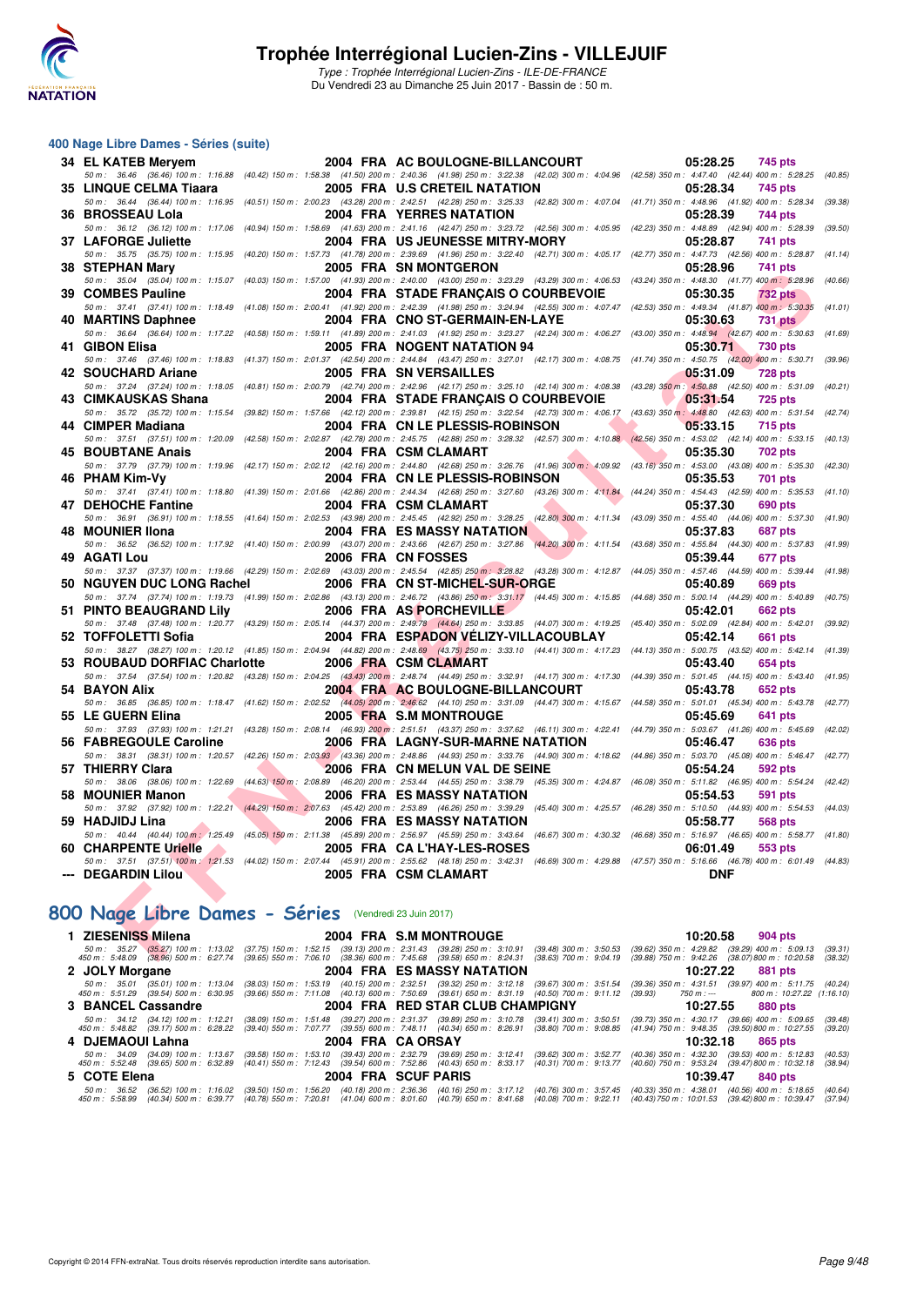## 400 Nage Libre Dames - Séries (suite)

| Rang | Nom | Année | Nat | Club | Temps | Points |
|---|---|---|---|---|---|---|
| 34 | EL KATEB Meryem | 2004 | FRA | AC BOULOGNE-BILLANCOURT | 05:28.25 | 745 pts |
| | 50 m : 36.46 (36.46) 100 m : 1:16.88 (40.42) 150 m : 1:58.38 (41.50) 200 m : 2:40.36 (41.98) 250 m : 3:22.38 (42.02) 300 m : 4:04.96 (42.58) 350 m : 4:47.40 (42.44) 400 m : 5:28.25 (40.85) | | | | | |
| 35 | LINQUE CELMA Tiaara | 2005 | FRA | U.S CRETEIL NATATION | 05:28.34 | 745 pts |
| | 50 m : 36.44 (36.44) 100 m : 1:16.95 (40.51) 150 m : 2:00.23 (43.28) 200 m : 2:42.51 (42.28) 250 m : 3:25.33 (42.82) 300 m : 4:07.04 (41.71) 350 m : 4:48.96 (41.92) 400 m : 5:28.34 (39.38) | | | | | |
| 36 | BROSSEAU Lola | 2004 | FRA | YERRES NATATION | 05:28.39 | 744 pts |
| | 50 m : 36.12 (36.12) 100 m : 1:17.06 (40.94) 150 m : 1:58.69 (41.63) 200 m : 2:41.16 (42.47) 250 m : 3:23.72 (42.56) 300 m : 4:05.95 (42.23) 350 m : 4:48.89 (42.94) 400 m : 5:28.39 (39.50) | | | | | |
| 37 | LAFORGE Juliette | 2004 | FRA | US JEUNESSE MITRY-MORY | 05:28.87 | 741 pts |
| | 50 m : 35.75 (35.75) 100 m : 1:15.95 (40.20) 150 m : 1:57.73 (41.78) 200 m : 2:39.69 (41.96) 250 m : 3:22.40 (42.71) 300 m : 4:05.17 (42.77) 350 m : 4:47.73 (42.56) 400 m : 5:28.87 (41.14) | | | | | |
| 38 | STEPHAN Mary | 2005 | FRA | SN MONTGERON | 05:28.96 | 741 pts |
| | 50 m : 35.04 (35.04) 100 m : 1:15.07 (40.03) 150 m : 1:57.00 (41.93) 200 m : 2:40.00 (43.00) 250 m : 3:23.29 (43.29) 300 m : 4:06.53 (43.24) 350 m : 4:48.30 (41.77) 400 m : 5:28.96 (40.66) | | | | | |
| 39 | COMBES Pauline | 2004 | FRA | STADE FRANÇAIS O COURBEVOIE | 05:30.35 | 732 pts |
| | 50 m : 37.41 (37.41) 100 m : 1:18.49 (41.08) 150 m : 2:00.41 (41.92) 200 m : 2:42.39 (41.98) 250 m : 3:24.94 (42.55) 300 m : 4:07.47 (42.53) 350 m : 4:49.34 (41.87) 400 m : 5:30.35 (41.01) | | | | | |
| 40 | MARTINS Daphnee | 2004 | FRA | CNO ST-GERMAIN-EN-LAYE | 05:30.63 | 731 pts |
| | 50 m : 36.64 (36.64) 100 m : 1:17.22 (40.58) 150 m : 1:59.11 (41.89) 200 m : 2:41.03 (41.92) 250 m : 3:23.27 (42.24) 300 m : 4:06.27 (43.00) 350 m : 4:48.94 (42.67) 400 m : 5:30.63 (41.69) | | | | | |
| 41 | GIBON Elisa | 2005 | FRA | NOGENT NATATION 94 | 05:30.71 | 730 pts |
| | 50 m : 37.46 (37.46) 100 m : 1:18.83 (41.37) 150 m : 2:01.37 (42.54) 200 m : 2:44.84 (43.47) 250 m : 3:27.01 (42.17) 300 m : 4:08.75 (41.74) 350 m : 4:50.75 (42.00) 400 m : 5:30.71 (39.96) | | | | | |
| 42 | SOUCHARD Ariane | 2005 | FRA | SN VERSAILLES | 05:31.09 | 728 pts |
| | 50 m : 37.24 (37.24) 100 m : 1:18.05 (40.81) 150 m : 2:00.79 (42.74) 200 m : 2:42.96 (42.17) 250 m : 3:25.10 (42.14) 300 m : 4:08.38 (43.28) 350 m : 4:50.88 (42.50) 400 m : 5:31.09 (40.21) | | | | | |
| 43 | CIMKAUSKAS Shana | 2004 | FRA | STADE FRANÇAIS O COURBEVOIE | 05:31.54 | 725 pts |
| | 50 m : 35.72 (35.72) 100 m : 1:15.54 (39.82) 150 m : 1:57.66 (42.12) 200 m : 2:39.81 (42.15) 250 m : 3:22.54 (42.73) 300 m : 4:06.17 (43.63) 350 m : 4:48.80 (42.63) 400 m : 5:31.54 (42.74) | | | | | |
| 44 | CIMPER Madiana | 2004 | FRA | CN LE PLESSIS-ROBINSON | 05:33.15 | 715 pts |
| | 50 m : 37.51 (37.51) 100 m : 1:20.09 (42.58) 150 m : 2:02.87 (42.78) 200 m : 2:45.75 (42.88) 250 m : 3:28.32 (42.57) 300 m : 4:10.88 (42.56) 350 m : 4:53.02 (42.14) 400 m : 5:33.15 (40.13) | | | | | |
| 45 | BOUBTANE Anais | 2004 | FRA | CSM CLAMART | 05:35.30 | 702 pts |
| | 50 m : 37.79 (37.79) 100 m : 1:19.96 (42.17) 150 m : 2:02.12 (42.16) 200 m : 2:44.80 (42.68) 250 m : 3:26.76 (41.96) 300 m : 4:09.92 (43.16) 350 m : 4:53.00 (43.08) 400 m : 5:35.30 (42.30) | | | | | |
| 46 | PHAM Kim-Vy | 2004 | FRA | CN LE PLESSIS-ROBINSON | 05:35.53 | 701 pts |
| | 50 m : 37.41 (37.41) 100 m : 1:18.80 (41.39) 150 m : 2:01.66 (42.86) 200 m : 2:44.34 (42.68) 250 m : 3:27.60 (43.26) 300 m : 4:11.84 (44.24) 350 m : 4:54.43 (42.59) 400 m : 5:35.53 (41.10) | | | | | |
| 47 | DEHOCHE Fantine | 2004 | FRA | CSM CLAMART | 05:37.30 | 690 pts |
| | 50 m : 36.91 (36.91) 100 m : 1:18.55 (41.64) 150 m : 2:02.53 (43.98) 200 m : 2:45.45 (42.92) 250 m : 3:28.25 (42.80) 300 m : 4:11.34 (43.09) 350 m : 4:55.40 (44.06) 400 m : 5:37.30 (41.90) | | | | | |
| 48 | MOUNIER Ilona | 2004 | FRA | ES MASSY NATATION | 05:37.83 | 687 pts |
| | 50 m : 36.52 (36.52) 100 m : 1:17.92 (41.40) 150 m : 2:00.99 (43.07) 200 m : 2:43.66 (42.67) 250 m : 3:27.86 (44.20) 300 m : 4:11.54 (43.68) 350 m : 4:55.84 (44.30) 400 m : 5:37.83 (41.99) | | | | | |
| 49 | AGATI Lou | 2006 | FRA | CN FOSSES | 05:39.44 | 677 pts |
| | 50 m : 37.37 (37.37) 100 m : 1:19.66 (42.29) 150 m : 2:02.69 (43.03) 200 m : 2:45.54 (42.85) 250 m : 3:28.82 (43.28) 300 m : 4:12.87 (44.05) 350 m : 4:57.46 (44.59) 400 m : 5:39.44 (41.98) | | | | | |
| 50 | NGUYEN DUC LONG Rachel | 2006 | FRA | CN ST-MICHEL-SUR-ORGE | 05:40.89 | 669 pts |
| | 50 m : 37.74 (37.74) 100 m : 1:19.73 (41.99) 150 m : 2:02.86 (43.13) 200 m : 2:46.72 (43.86) 250 m : 3:31.17 (44.45) 300 m : 4:15.85 (44.68) 350 m : 5:00.14 (44.29) 400 m : 5:40.89 (40.75) | | | | | |
| 51 | PINTO BEAUGRAND Lily | 2006 | FRA | AS PORCHEVILLE | 05:42.01 | 662 pts |
| | 50 m : 37.48 (37.48) 100 m : 1:20.77 (43.29) 150 m : 2:05.14 (44.37) 200 m : 2:49.78 (44.64) 250 m : 3:33.85 (44.07) 300 m : 4:19.25 (45.40) 350 m : 5:02.09 (42.84) 400 m : 5:42.01 (39.92) | | | | | |
| 52 | TOFFOLETTI Sofia | 2004 | FRA | ESPADON VÉLIZY-VILLACOUBLAY | 05:42.14 | 661 pts |
| | 50 m : 38.27 (38.27) 100 m : 1:20.12 (41.85) 150 m : 2:04.94 (44.82) 200 m : 2:48.69 (43.75) 250 m : 3:33.10 (44.41) 300 m : 4:17.23 (44.13) 350 m : 5:00.75 (43.52) 400 m : 5:42.14 (41.39) | | | | | |
| 53 | ROUBAUD DORFIAC Charlotte | 2006 | FRA | CSM CLAMART | 05:43.40 | 654 pts |
| | 50 m : 37.54 (37.54) 100 m : 1:20.82 (43.28) 150 m : 2:04.25 (43.43) 200 m : 2:48.74 (44.49) 250 m : 3:32.91 (44.17) 300 m : 4:17.30 (44.39) 350 m : 5:01.45 (44.15) 400 m : 5:43.40 (41.95) | | | | | |
| 54 | BAYON Alix | 2004 | FRA | AC BOULOGNE-BILLANCOURT | 05:43.78 | 652 pts |
| | 50 m : 36.85 (36.85) 100 m : 1:18.47 (41.62) 150 m : 2:02.52 (44.05) 200 m : 2:46.62 (44.10) 250 m : 3:31.09 (44.47) 300 m : 4:15.67 (44.58) 350 m : 5:01.01 (45.34) 400 m : 5:43.78 (42.77) | | | | | |
| 55 | LE GUERN Elina | 2005 | FRA | S.M MONTROUGE | 05:45.69 | 641 pts |
| | 50 m : 37.93 (37.93) 100 m : 1:21.21 (43.28) 150 m : 2:08.14 (46.93) 200 m : 2:51.51 (43.37) 250 m : 3:37.62 (46.11) 300 m : 4:22.41 (44.79) 350 m : 5:03.67 (41.26) 400 m : 5:45.69 (42.02) | | | | | |
| 56 | FABREGOULE Caroline | 2006 | FRA | LAGNY-SUR-MARNE NATATION | 05:46.47 | 636 pts |
| | 50 m : 38.31 (38.31) 100 m : 1:20.57 (42.26) 150 m : 2:03.93 (43.36) 200 m : 2:48.86 (44.93) 250 m : 3:33.76 (44.90) 300 m : 4:18.62 (44.86) 350 m : 5:03.70 (45.08) 400 m : 5:46.47 (42.77) | | | | | |
| 57 | THIERRY Clara | 2006 | FRA | CN MELUN VAL DE SEINE | 05:54.24 | 592 pts |
| | 50 m : 38.06 (38.06) 100 m : 1:22.69 (44.63) 150 m : 2:08.89 (46.20) 200 m : 2:53.44 (44.55) 250 m : 3:38.79 (45.35) 300 m : 4:24.87 (46.08) 350 m : 5:11.82 (46.95) 400 m : 5:54.24 (42.42) | | | | | |
| 58 | MOUNIER Manon | 2006 | FRA | ES MASSY NATATION | 05:54.53 | 591 pts |
| | 50 m : 37.92 (37.92) 100 m : 1:22.21 (44.29) 150 m : 2:07.63 (45.42) 200 m : 2:53.89 (46.26) 250 m : 3:39.29 (45.40) 300 m : 4:25.57 (46.28) 350 m : 5:10.50 (44.93) 400 m : 5:54.53 (44.03) | | | | | |
| 59 | HADJIDJ Lina | 2006 | FRA | ES MASSY NATATION | 05:58.77 | 568 pts |
| | 50 m : 40.44 (40.44) 100 m : 1:25.49 (45.05) 150 m : 2:11.38 (45.89) 200 m : 2:56.97 (45.59) 250 m : 3:43.64 (46.67) 300 m : 4:30.32 (46.68) 350 m : 5:16.97 (46.65) 400 m : 5:58.77 (41.80) | | | | | |
| 60 | CHARPENTE Urielle | 2005 | FRA | CA L'HAY-LES-ROSES | 06:01.49 | 553 pts |
| | 50 m : 37.51 (37.51) 100 m : 1:21.53 (44.02) 150 m : 2:07.44 (45.91) 200 m : 2:55.62 (48.18) 250 m : 3:42.31 (46.69) 300 m : 4:29.88 (47.57) 350 m : 5:16.66 (46.78) 400 m : 6:01.49 (44.83) | | | | | |
| --- | DEGARDIN Lilou | 2005 | FRA | CSM CLAMART | DNF | |

## 800 Nage Libre Dames - Séries (Vendredi 23 Juin 2017)

| Rang | Nom | Année | Nat | Club | Temps | Points |
|---|---|---|---|---|---|---|
| 1 | ZIESENISS Milena | 2004 | FRA | S.M MONTROUGE | 10:20.58 | 904 pts |
| | 50 m : 35.27 (35.27) 100 m : 1:13.02 (37.75) 150 m : 1:52.15 (39.13) 200 m : 2:31.43 (39.28) 250 m : 3:10.91 (39.48) 300 m : 3:50.53 (39.62) 350 m : 4:29.82 (39.29) 400 m : 5:09.13 (39.31) | | | | | |
| | 450 m : 5:48.09 (38.96) 500 m : 6:27.74 (39.65) 550 m : 7:06.10 (38.36) 600 m : 7:45.68 (39.58) 650 m : 8:24.31 (38.63) 700 m : 9:04.19 (39.88) 750 m : 9:42.26 (38.07) 800 m : 10:20.58 (38.32) | | | | | |
| 2 | JOLY Morgane | 2004 | FRA | ES MASSY NATATION | 10:27.22 | 881 pts |
| | 50 m : 35.01 (35.01) 100 m : 1:13.04 (38.03) 150 m : 1:53.19 (40.15) 200 m : 2:32.51 (39.32) 250 m : 3:12.18 (39.67) 300 m : 3:51.54 (39.36) 350 m : 4:31.51 (39.97) 400 m : 5:11.75 (40.24) | | | | | |
| | 450 m : 5:51.29 (39.54) 500 m : 6:30.95 (39.66) 550 m : 7:11.08 (40.13) 600 m : 7:50.69 (39.61) 650 m : 8:31.19 (40.50) 700 m : 9:11.12 (39.93) 750 m : --- 800 m : 10:27.22 (1:16.10) | | | | | |
| 3 | BANCEL Cassandre | 2004 | FRA | RED STAR CLUB CHAMPIGNY | 10:27.55 | 880 pts |
| | 50 m : 34.12 (34.12) 100 m : 1:12.21 (38.09) 150 m : 1:51.48 (39.27) 200 m : 2:31.37 (39.89) 250 m : 3:10.78 (39.41) 300 m : 3:50.51 (39.73) 350 m : 4:30.17 (39.66) 400 m : 5:09.65 (39.48) | | | | | |
| | 450 m : 5:48.82 (39.17) 500 m : 6:28.22 (39.40) 550 m : 7:07.77 (39.55) 600 m : 7:48.11 (40.34) 650 m : 8:26.91 (38.80) 700 m : 9:08.85 (41.94) 750 m : 9:48.35 (39.50) 800 m : 10:27.55 (39.20) | | | | | |
| 4 | DJEMAOUI Lahna | 2004 | FRA | CA ORSAY | 10:32.18 | 865 pts |
| | 50 m : 34.09 (34.09) 100 m : 1:13.67 (39.58) 150 m : 1:53.10 (39.43) 200 m : 2:32.79 (39.69) 250 m : 3:12.41 (39.62) 300 m : 3:52.77 (40.36) 350 m : 4:32.30 (39.53) 400 m : 5:12.83 (40.53) | | | | | |
| | 450 m : 5:52.48 (39.65) 500 m : 6:32.89 (40.41) 550 m : 7:12.43 (39.54) 600 m : 7:52.86 (40.43) 650 m : 8:33.17 (40.31) 700 m : 9:13.77 (40.60) 750 m : 9:53.24 (39.47) 800 m : 10:32.18 (38.94) | | | | | |
| 5 | COTE Elena | 2004 | FRA | SCUF PARIS | 10:39.47 | 840 pts |
| | 50 m : 36.52 (36.52) 100 m : 1:16.02 (39.50) 150 m : 1:56.20 (40.18) 200 m : 2:36.36 (40.16) 250 m : 3:17.12 (40.76) 300 m : 3:57.45 (40.33) 350 m : 4:38.01 (40.56) 400 m : 5:18.65 (40.64) | | | | | |
| | 450 m : 5:58.99 (40.34) 500 m : 6:39.77 (40.78) 550 m : 7:20.81 (41.04) 600 m : 8:01.60 (40.79) 650 m : 8:41.68 (40.08) 700 m : 9:22.11 (40.43) 750 m : 10:01.53 (39.42) 800 m : 10:39.47 (37.94) | | | | | |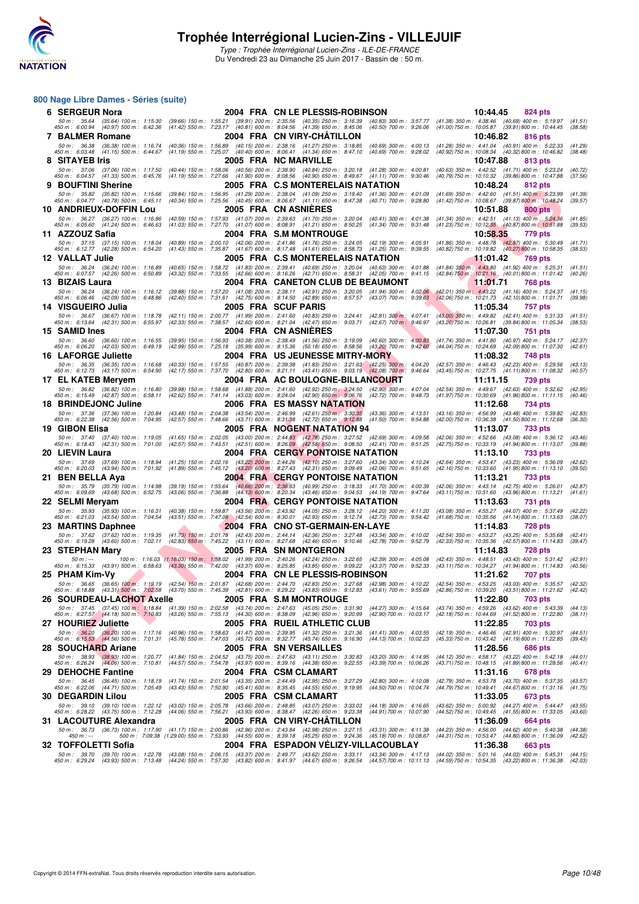# Trophée Interrégional Lucien-Zins - VILLEJUIF

*Type : Trophée Interrégional Lucien-Zins - ILE-DE-FRANCE*

Du Vendredi 23 au Dimanche 25 Juin 2017 - Bassin de : 50 m.

## 800 Nage Libre Dames - Séries (suite)

**6 SERGEUR Nora** 2004 FRA CN LE PLESSIS-ROBINSON 10:44.45 824 pts

50 m : 35.64 (35.64) 100 m : 1:15.30 (39.66) 150 m : 1:55.21 (39.91) 200 m : 2:35.56 (40.35) 250 m : 3:16.39 (40.83) 300 m : 3:57.77 (41.38) 350 m : 4:38.46 (40.69) 400 m : 5:19.97 (41.51)
450 m : 6:00.94 (40.97) 500 m : 6:42.36 (41.42) 550 m : 7:23.17 (40.81) 600 m : 8:04.56 (41.39) 650 m : 8:45.06 (40.50) 700 m : 9:26.06 (41.00) 750 m : 10:05.87 (39.81) 800 m : 10:44.45 (38.58)

**7 BALMER Romane** 2004 FRA CN VIRY-CHÂTILLON 10:46.82 816 pts

50 m : 36.38 (36.38) 100 m : 1:16.74 (40.36) 150 m : 1:56.89 (40.15) 200 m : 2:38.16 (41.27) 250 m : 3:18.85 (40.69) 300 m : 4:00.13 (41.28) 350 m : 4:41.04 (40.91) 400 m : 5:22.33 (41.29)
450 m : 6:03.48 (41.15) 500 m : 6:44.67 (41.19) 550 m : 7:25.07 (40.40) 600 m : 8:06.41 (41.34) 650 m : 8:47.10 (40.69) 700 m : 9:28.02 (40.92) 750 m : 10:08.34 (40.32) 800 m : 10:46.82 (38.48)

**8 SITAYEB Iris** 2005 FRA NC MARVILLE 10:47.88 813 pts

50 m : 37.06 (37.06) 100 m : 1:17.50 (40.44) 150 m : 1:58.06 (40.56) 200 m : 2:38.90 (40.84) 250 m : 3:20.18 (41.28) 300 m : 4:00.81 (40.63) 350 m : 4:42.52 (41.71) 400 m : 5:23.24 (40.72)
450 m : 6:04.57 (41.33) 500 m : 6:45.76 (41.19) 550 m : 7:27.66 (41.90) 600 m : 8:08.56 (40.90) 650 m : 8:49.67 (41.11) 700 m : 9:30.46 (40.79) 750 m : 10:10.32 (39.86) 800 m : 10:47.88 (37.56)

**9 BOUFTINI Sherine** 2005 FRA C.S MONTERELAIS NATATION 10:48.24 812 pts

50 m : 35.82 (35.82) 100 m : 1:15.66 (39.84) 150 m : 1:56.95 (41.29) 200 m : 2:38.04 (41.09) 250 m : 3:19.40 (41.36) 300 m : 4:01.09 (41.69) 350 m : 4:42.60 (41.51) 400 m : 5:23.99 (41.39)
450 m : 6:04.77 (40.78) 500 m : 6:45.11 (40.34) 550 m : 7:25.56 (40.45) 600 m : 8:06.67 (41.11) 650 m : 8:47.38 (40.71) 700 m : 9:28.80 (41.42) 750 m : 10:08.67 (39.87) 800 m : 10:48.24 (39.57)

**10 ANDRIEUX-DOFFIN Lou** 2005 FRA CN ASNIÈRES 10:51.88 800 pts

50 m : 36.27 (36.27) 100 m : 1:16.86 (40.59) 150 m : 1:57.93 (41.07) 200 m : 2:39.63 (41.70) 250 m : 3:20.04 (40.41) 300 m : 4:01.38 (41.34) 350 m : 4:42.51 (41.13) 400 m : 5:24.36 (41.85)
450 m : 6:05.60 (41.24) 500 m : 6:46.63 (41.03) 550 m : 7:27.70 (41.07) 600 m : 8:08.91 (41.21) 650 m : 8:50.25 (41.34) 700 m : 9:31.48 (41.23) 750 m : 10:12.35 (40.87) 800 m : 10:51.88 (39.53)

**11 AZZOUZ Safia** 2004 FRA S.M MONTROUGE 10:58.35 779 pts

50 m : 37.15 (37.15) 100 m : 1:18.04 (40.89) 150 m : 2:00.10 (42.06) 200 m : 2:41.86 (41.76) 250 m : 3:24.05 (42.19) 300 m : 4:05.91 (41.86) 350 m : 4:48.78 (42.87) 400 m : 5:30.49 (41.71)
450 m : 6:12.77 (42.28) 500 m : 6:54.20 (41.43) 550 m : 7:35.87 (41.67) 600 m : 8:17.48 (41.61) 650 m : 8:58.73 (41.25) 700 m : 9:39.55 (40.82) 750 m : 10:19.82 (40.27) 800 m : 10:58.35 (38.53)

**12 VALLAT Julie** 2005 FRA C.S MONTERELAIS NATATION 11:01.42 769 pts

50 m : 36.24 (36.24) 100 m : 1:16.89 (40.65) 150 m : 1:58.72 (41.83) 200 m : 2:39.41 (40.69) 250 m : 3:20.04 (40.63) 300 m : 4:01.88 (41.84) 350 m : 4:43.80 (41.92) 400 m : 5:25.31 (41.51)
450 m : 6:07.57 (42.26) 500 m : 6:50.89 (43.32) 550 m : 7:33.55 (42.66) 600 m : 8:16.26 (42.71) 650 m : 8:58.31 (42.05) 700 m : 9:41.15 (42.84) 750 m : 10:21.16 (40.01) 800 m : 11:01.42 (40.26)

**13 BIZAIS Laura** 2004 FRA CANETON CLUB DE BEAUMONT 11:01.71 768 pts

50 m : 36.24 (36.24) 100 m : 1:16.12 (39.88) 150 m : 1:57.20 (41.08) 200 m : 2:38.11 (40.91) 250 m : 3:20.05 (41.94) 300 m : 4:02.06 (42.01) 350 m : 4:43.22 (41.16) 400 m : 5:24.37 (41.15)
450 m : 6:06.46 (42.09) 500 m : 6:48.86 (42.40) 550 m : 7:31.61 (42.75) 600 m : 8:14.50 (42.89) 650 m : 8:57.57 (43.07) 700 m : 9:39.63 (42.06) 750 m : 10:21.73 (42.10) 800 m : 11:01.71 (39.98)

**14 VISGUEIRO Julia** 2005 FRA SCUF PARIS 11:05.34 757 pts

50 m : 36.67 (36.67) 100 m : 1:18.78 (42.11) 150 m : 2:00.77 (41.99) 200 m : 2:41.60 (40.83) 250 m : 3:24.41 (42.81) 300 m : 4:07.41 (43.00) 350 m : 4:49.82 (42.41) 400 m : 5:31.33 (41.51)
450 m : 6:13.64 (42.31) 500 m : 6:55.97 (42.33) 550 m : 7:38.57 (42.60) 600 m : 8:21.04 (42.47) 650 m : 9:03.71 (42.67) 700 m : 9:46.97 (43.26) 750 m : 10:26.81 (39.84) 800 m : 11:05.34 (38.53)

**15 SAMID Ines** 2004 FRA CN ASNIÈRES 11:07.30 751 pts

50 m : 36.60 (36.60) 100 m : 1:16.55 (39.95) 150 m : 1:56.93 (40.38) 200 m : 2:38.49 (41.56) 250 m : 3:19.09 (40.60) 300 m : 4:00.83 (41.74) 350 m : 4:41.80 (40.97) 400 m : 5:24.17 (42.37)
450 m : 6:06.20 (42.03) 500 m : 6:49.19 (42.99) 550 m : 7:25.18 (35.99) 600 m : 8:15.36 (50.18) 650 m : 8:58.56 (43.20) 700 m : 9:42.60 (44.04) 750 m : 10:24.69 (42.09) 800 m : 11:07.30 (42.61)

**16 LAFORGE Juliette** 2004 FRA US JEUNESSE MITRY-MORY 11:08.32 748 pts

50 m : 36.35 (36.35) 100 m : 1:16.68 (40.33) 150 m : 1:57.55 (40.87) 200 m : 2:39.38 (41.83) 250 m : 3:21.63 (42.25) 300 m : 4:04.20 (42.57) 350 m : 4:46.43 (42.23) 400 m : 5:29.56 (43.13)
450 m : 6:12.73 (43.17) 500 m : 6:54.90 (42.17) 550 m : 7:37.70 (42.80) 600 m : 8:21.11 (43.41) 650 m : 9:03.19 (42.08) 700 m : 9:46.64 (43.45) 750 m : 10:27.75 (41.11) 800 m : 11:08.32 (40.57)

**17 EL KATEB Meryem** 2004 FRA AC BOULOGNE-BILLANCOURT 11:11.15 739 pts

50 m : 36.82 (36.82) 100 m : 1:16.80 (39.98) 150 m : 1:58.68 (41.88) 200 m : 2:41.60 (42.92) 250 m : 3:24.50 (42.90) 300 m : 4:07.04 (42.54) 350 m : 4:49.67 (42.63) 400 m : 5:32.62 (42.95)
450 m : 6:15.49 (42.87) 500 m : 6:58.11 (42.62) 550 m : 7:41.14 (43.03) 600 m : 8:24.04 (42.90) 650 m : 9:06.76 (42.72) 700 m : 9:48.73 (41.97) 750 m : 10:30.69 (41.96) 800 m : 11:11.15 (40.46)

**18 BRINDEJONC Juline** 2006 FRA ES MASSY NATATION 11:12.68 734 pts

50 m : 37.36 (37.36) 100 m : 1:20.84 (43.48) 150 m : 2:04.38 (43.54) 200 m : 2:46.99 (42.61) 250 m : 3:30.35 (43.36) 300 m : 4:13.51 (43.16) 350 m : 4:56.99 (43.48) 400 m : 5:39.82 (42.83)
450 m : 6:22.38 (42.56) 500 m : 7:04.95 (42.57) 550 m : 7:48.66 (43.71) 600 m : 8:31.38 (42.72) 650 m : 9:12.88 (41.50) 700 m : 9:54.88 (42.00) 750 m : 10:36.38 (41.50) 800 m : 11:12.68 (36.30)

**19 GIBON Elisa** 2005 FRA NOGENT NATATION 94 11:13.07 733 pts

50 m : 37.40 (37.40) 100 m : 1:19.05 (41.65) 150 m : 2:02.05 (43.00) 200 m : 2:44.83 (42.78) 250 m : 3:27.52 (42.69) 300 m : 4:09.58 (42.06) 350 m : 4:52.66 (43.08) 400 m : 5:36.12 (43.46)
450 m : 6:18.43 (42.31) 500 m : 7:01.00 (42.57) 550 m : 7:43.51 (42.51) 600 m : 8:26.09 (42.58) 650 m : 9:08.50 (42.41) 700 m : 9:51.25 (42.75) 750 m : 10:33.19 (41.94) 800 m : 11:13.07 (39.88)

**20 LIEVIN Laura** 2004 FRA CERGY PONTOISE NATATION 11:13.10 733 pts

50 m : 37.69 (37.69) 100 m : 1:18.94 (41.25) 150 m : 2:02.16 (43.22) 200 m : 2:44.26 (42.10) 250 m : 3:27.60 (43.34) 300 m : 4:10.24 (42.64) 350 m : 4:53.47 (43.23) 400 m : 5:36.09 (42.62)
450 m : 6:20.03 (43.94) 500 m : 7:01.92 (41.89) 550 m : 7:45.12 (43.20) 600 m : 8:27.43 (42.31) 650 m : 9:09.49 (42.06) 700 m : 9:51.65 (42.16) 750 m : 10:33.60 (41.95) 800 m : 11:13.10 (39.50)

**21 BEN BELLA Aya** 2004 FRA CERGY PONTOISE NATATION 11:13.21 733 pts

50 m : 35.79 (35.79) 100 m : 1:14.98 (39.19) 150 m : 1:55.64 (40.66) 200 m : 2:36.63 (40.99) 250 m : 3:18.33 (41.70) 300 m : 4:00.39 (42.06) 350 m : 4:43.14 (42.75) 400 m : 5:26.01 (42.87)
450 m : 6:09.69 (43.68) 500 m : 6:52.75 (43.06) 550 m : 7:36.88 (44.13) 600 m : 8:20.34 (43.46) 650 m : 9:04.53 (44.19) 700 m : 9:47.64 (43.11) 750 m : 10:31.60 (43.96) 800 m : 11:13.21 (41.61)

**22 SELMI Meryam** 2004 FRA CERGY PONTOISE NATATION 11:13.63 731 pts

50 m : 35.93 (35.93) 100 m : 1:16.31 (40.38) 150 m : 1:59.87 (43.56) 200 m : 2:43.92 (44.05) 250 m : 3:28.12 (44.20) 300 m : 4:11.20 (43.08) 350 m : 4:55.27 (44.07) 400 m : 5:37.49 (42.22)
450 m : 6:21.03 (43.54) 500 m : 7:04.54 (43.51) 550 m : 7:47.08 (42.54) 600 m : 8:30.01 (42.93) 650 m : 9:12.74 (42.73) 700 m : 9:54.42 (41.68) 750 m : 10:35.56 (41.14) 800 m : 11:13.63 (38.07)

**23 MARTINS Daphnee** 2004 FRA CNO ST-GERMAIN-EN-LAYE 11:14.83 728 pts

50 m : 37.62 (37.62) 100 m : 1:19.35 (41.73) 150 m : 2:01.78 (42.43) 200 m : 2:44.14 (42.36) 250 m : 3:27.48 (43.34) 300 m : 4:10.02 (42.54) 350 m : 4:53.27 (43.25) 400 m : 5:35.68 (42.41)
450 m : 6:19.28 (43.60) 500 m : 7:02.11 (42.83) 550 m : 7:45.22 (43.11) 600 m : 8:27.68 (42.46) 650 m : 9:10.46 (42.78) 700 m : 9:52.79 (42.33) 750 m : 10:35.36 (42.57) 800 m : 11:14.83 (39.47)

**23 STEPHAN Mary** 2005 FRA SN MONTGERON 11:14.83 728 pts

50 m : --- 100 m : 1:16.03 (1:16.03) 150 m : 1:58.02 (41.99) 200 m : 2:40.26 (42.24) 250 m : 3:22.65 (42.39) 300 m : 4:05.08 (42.43) 350 m : 4:48.51 (43.43) 400 m : 5:31.42 (42.91)
450 m : 6:15.33 (43.91) 500 m : 6:58.63 (43.30) 550 m : 7:42.00 (43.37) 600 m : 8:25.85 (43.85) 650 m : 9:09.22 (43.37) 700 m : 9:52.33 (43.11) 750 m : 10:34.27 (41.94) 800 m : 11:14.83 (40.56)

**25 PHAM Kim-Vy** 2004 FRA CN LE PLESSIS-ROBINSON 11:21.62 707 pts

50 m : 36.65 (36.65) 100 m : 1:19.19 (42.54) 150 m : 2:01.87 (42.68) 200 m : 2:44.70 (42.83) 250 m : 3:27.68 (42.98) 300 m : 4:10.22 (42.54) 350 m : 4:53.25 (43.03) 400 m : 5:35.57 (42.32)
450 m : 6:18.88 (43.31) 500 m : 7:02.58 (43.70) 550 m : 7:45.39 (42.81) 600 m : 8:29.22 (43.83) 650 m : 9:12.83 (43.61) 700 m : 9:55.69 (42.86) 750 m : 10:39.20 (43.51) 800 m : 11:21.62 (42.42)

**26 SOURDEAU-LACHOT Axelle** 2005 FRA S.M MONTROUGE 11:22.80 703 pts

50 m : 37.45 (37.45) 100 m : 1:18.84 (41.39) 150 m : 2:02.58 (43.74) 200 m : 2:47.63 (45.05) 250 m : 3:31.90 (44.27) 300 m : 4:15.64 (43.74) 350 m : 4:59.26 (43.62) 400 m : 5:43.39 (44.13)
450 m : 6:27.57 (44.18) 500 m : 7:10.83 (43.26) 550 m : 7:55.13 (44.30) 600 m : 8:38.09 (42.96) 650 m : 9:20.99 (42.90) 700 m : 10:03.17 (42.18) 750 m : 10:44.69 (41.52) 800 m : 11:22.80 (38.11)

**27 HOURIEZ Juliette** 2005 FRA RUEIL ATHLETIC CLUB 11:22.85 703 pts

50 m : 36.20 (36.20) 100 m : 1:17.16 (40.96) 150 m : 1:58.63 (41.47) 200 m : 2:39.95 (41.32) 250 m : 3:21.36 (41.41) 300 m : 4:03.55 (42.19) 350 m : 4:46.46 (42.91) 400 m : 5:30.97 (44.51)
450 m : 6:15.53 (44.56) 500 m : 7:01.31 (45.78) 550 m : 7:47.03 (45.72) 600 m : 8:32.77 (45.74) 650 m : 9:16.90 (44.13) 700 m : 10:02.23 (45.33) 750 m : 10:43.42 (41.19) 800 m : 11:22.85 (39.43)

**28 SOUCHARD Ariane** 2005 FRA SN VERSAILLES 11:28.56 686 pts

50 m : 38.93 (38.93) 100 m : 1:20.77 (41.84) 150 m : 2:04.52 (43.75) 200 m : 2:47.63 (43.11) 250 m : 3:30.83 (43.20) 300 m : 4:14.95 (44.12) 350 m : 4:58.17 (43.22) 400 m : 5:42.18 (44.01)
450 m : 6:26.24 (44.06) 500 m : 7:10.81 (44.57) 550 m : 7:54.78 (43.97) 600 m : 8:39.16 (44.38) 650 m : 9:22.55 (43.39) 700 m : 10:06.26 (43.71) 750 m : 10:48.15 (41.89) 800 m : 11:28.56 (40.41)

**29 DEHOCHE Fantine** 2004 FRA CSM CLAMART 11:31.16 678 pts

50 m : 36.45 (36.45) 100 m : 1:18.19 (41.74) 150 m : 2:01.54 (43.35) 200 m : 2:44.49 (42.95) 250 m : 3:27.29 (42.80) 300 m : 4:10.08 (42.79) 350 m : 4:53.78 (43.70) 400 m : 5:37.35 (43.57)
450 m : 6:22.06 (44.71) 500 m : 7:05.49 (43.43) 550 m : 7:50.90 (45.41) 600 m : 8:35.45 (44.55) 650 m : 9:19.95 (44.50) 700 m : 10:04.74 (44.79) 750 m : 10:49.41 (44.67) 800 m : 11:31.16 (41.75)

**30 DEGARDIN Lilou** 2005 FRA CSM CLAMART 11:33.05 673 pts

50 m : 39.10 (39.10) 100 m : 1:22.12 (43.02) 150 m : 2:05.78 (43.66) 200 m : 2:48.85 (43.07) 250 m : 3:33.03 (44.18) 300 m : 4:16.65 (43.62) 350 m : 5:00.92 (44.27) 400 m : 5:44.47 (43.55)
450 m : 6:28.22 (43.75) 500 m : 7:12.28 (44.06) 550 m : 7:56.21 (43.93) 600 m : 8:38.47 (42.26) 650 m : 9:23.38 (44.91) 700 m : 10:07.90 (44.52) 750 m : 10:49.45 (41.55) 800 m : 11:33.05 (43.60)

**31 LACOUTURE Alexandra** 2005 FRA CN VIRY-CHÂTILLON 11:36.09 664 pts

50 m : 36.73 (36.73) 100 m : 1:17.90 (41.17) 150 m : 2:00.86 (42.96) 200 m : 2:43.84 (42.98) 250 m : 3:27.15 (43.31) 300 m : 4:11.38 (44.23) 350 m : 4:56.00 (44.62) 400 m : 5:40.38 (44.38)
450 m : --- 500 m : 7:09.38 (1:29.00) 550 m : 7:53.93 (44.55) 600 m : 8:39.18 (45.25) 650 m : 9:24.36 (45.18) 700 m : 10:08.67 (44.31) 750 m : 10:53.47 (44.80) 800 m : 11:36.09 (42.62)

**32 TOFFOLETTI Sofia** 2004 FRA ESPADON VÉLIZY-VILLACOUBLAY 11:36.38 663 pts

50 m : 39.70 (39.70) 100 m : 1:22.78 (43.08) 150 m : 2:06.15 (43.37) 200 m : 2:49.77 (43.62) 250 m : 3:33.11 (43.34) 300 m : 4:17.13 (44.02) 350 m : 5:01.16 (44.03) 400 m : 5:45.31 (44.15)
450 m : 6:29.24 (43.93) 500 m : 7:13.48 (44.24) 550 m : 7:57.30 (43.82) 600 m : 8:41.97 (44.67) 650 m : 9:26.54 (44.57) 700 m : 10:11.13 (44.59) 750 m : 10:54.35 (43.22) 800 m : 11:36.38 (42.03)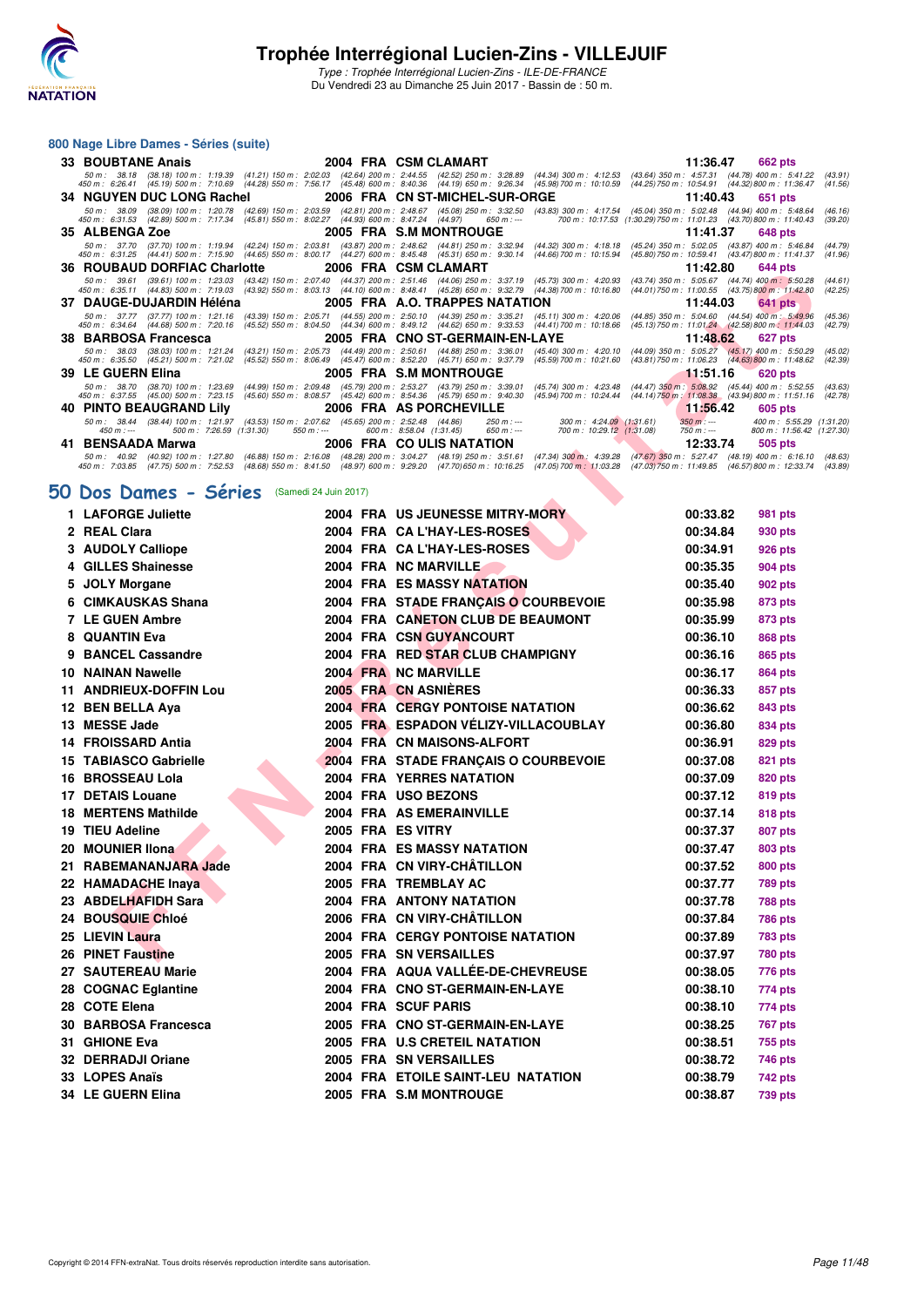# Trophée Interrégional Lucien-Zins - VILLEJUIF

*Type : Trophée Interrégional Lucien-Zins - ILE-DE-FRANCE*
Du Vendredi 23 au Dimanche 25 Juin 2017 - Bassin de : 50 m.

## 800 Nage Libre Dames - Séries (suite)

| Pl. | Nom | Année | Nat. | Club | Temps | Points |
|---|---|---|---|---|---|---|
| 33 | BOUBTANE Anais | 2004 | FRA | CSM CLAMART | 11:36.47 | 662 pts |
| | 50 m : 38.18 (38.18) 100 m : 1:19.39 (41.21) 150 m : 2:02.03 (42.64) 200 m : 2:44.55 (42.52) 250 m : 3:28.89 (44.34) 300 m : 4:12.53 (43.64) 350 m : 4:57.31 (44.78) 400 m : 5:41.22 (43.91) 450 m : 6:26.41 (45.19) 500 m : 7:10.69 (44.28) 550 m : 7:56.17 (45.48) 600 m : 8:40.36 (44.19) 650 m : 9:26.34 (45.98) 700 m : 10:10.59 (44.25) 750 m : 10:54.91 (44.32) 800 m : 11:36.47 (41.56) | | | | | |
| 34 | NGUYEN DUC LONG Rachel | 2006 | FRA | CN ST-MICHEL-SUR-ORGE | 11:40.43 | 651 pts |
| | 50 m : 38.09 (38.09) 100 m : 1:20.78 (42.69) 150 m : 2:03.59 (42.81) 200 m : 2:48.67 (45.08) 250 m : 3:32.50 (43.83) 300 m : 4:17.54 (45.04) 350 m : 5:02.48 (44.94) 400 m : 5:48.64 (46.16) 450 m : 6:31.53 (42.89) 500 m : 7:17.34 (45.81) 550 m : 8:02.27 (44.93) 600 m : 8:47.24 (44.97) 650 m : --- 700 m : 10:17.53 (1:30.29) 750 m : 11:01.23 (43.70) 800 m : 11:40.43 (39.20) | | | | | |
| 35 | ALBENGA Zoe | 2005 | FRA | S.M MONTROUGE | 11:41.37 | 648 pts |
| | 50 m : 37.70 (37.70) 100 m : 1:19.94 (42.24) 150 m : 2:03.81 (43.87) 200 m : 2:48.62 (44.81) 250 m : 3:32.94 (44.32) 300 m : 4:18.18 (45.24) 350 m : 5:02.05 (43.87) 400 m : 5:46.84 (44.79) 450 m : 6:31.25 (44.41) 500 m : 7:15.90 (44.65) 550 m : 8:00.17 (44.27) 600 m : 8:45.48 (45.31) 650 m : 9:30.14 (44.66) 700 m : 10:15.94 (45.80) 750 m : 10:59.41 (43.47) 800 m : 11:41.37 (41.96) | | | | | |
| 36 | ROUBAUD DORFIAC Charlotte | 2006 | FRA | CSM CLAMART | 11:42.80 | 644 pts |
| | 50 m : 39.61 (39.61) 100 m : 1:23.03 (43.42) 150 m : 2:07.40 (44.37) 200 m : 2:51.46 (44.06) 250 m : 3:37.19 (45.73) 300 m : 4:20.93 (43.74) 350 m : 5:05.67 (44.74) 400 m : 5:50.28 (44.61) 450 m : 6:35.11 (44.83) 500 m : 7:19.03 (43.92) 550 m : 8:03.13 (44.10) 600 m : 8:48.41 (45.28) 650 m : 9:32.79 (44.38) 700 m : 10:16.80 (44.01) 750 m : 11:00.55 (43.75) 800 m : 11:42.80 (42.25) | | | | | |
| 37 | DAUGE-DUJARDIN Héléna | 2005 | FRA | A.O. TRAPPES NATATION | 11:44.03 | 641 pts |
| | 50 m : 37.77 (37.77) 100 m : 1:21.16 (43.39) 150 m : 2:05.71 (44.55) 200 m : 2:50.10 (44.39) 250 m : 3:35.21 (45.11) 300 m : 4:20.06 (44.85) 350 m : 5:04.60 (44.54) 400 m : 5:49.96 (45.36) 450 m : 6:34.64 (44.68) 500 m : 7:20.16 (45.52) 550 m : 8:04.50 (44.34) 600 m : 8:49.12 (44.62) 650 m : 9:33.53 (44.41) 700 m : 10:18.66 (45.13) 750 m : 11:01.24 (42.58) 800 m : 11:44.03 (42.79) | | | | | |
| 38 | BARBOSA Francesca | 2005 | FRA | CNO ST-GERMAIN-EN-LAYE | 11:48.62 | 627 pts |
| | 50 m : 38.03 (38.03) 100 m : 1:21.24 (43.21) 150 m : 2:05.73 (44.49) 200 m : 2:50.61 (44.88) 250 m : 3:36.01 (45.40) 300 m : 4:20.10 (44.09) 350 m : 5:05.27 (45.17) 400 m : 5:50.29 (45.02) 450 m : 6:35.50 (45.21) 500 m : 7:21.02 (45.52) 550 m : 8:06.49 (45.47) 600 m : 8:52.20 (45.71) 650 m : 9:37.79 (45.59) 700 m : 10:21.60 (43.81) 750 m : 11:06.23 (44.63) 800 m : 11:48.62 (42.39) | | | | | |
| 39 | LE GUERN Elina | 2005 | FRA | S.M MONTROUGE | 11:51.16 | 620 pts |
| | 50 m : 38.70 (38.70) 100 m : 1:23.69 (44.99) 150 m : 2:09.48 (45.79) 200 m : 2:53.27 (43.79) 250 m : 3:39.01 (45.74) 300 m : 4:23.48 (44.47) 350 m : 5:08.92 (45.44) 400 m : 5:52.55 (43.63) 450 m : 6:37.55 (45.00) 500 m : 7:23.15 (45.60) 550 m : 8:08.57 (45.42) 600 m : 8:54.36 (45.79) 650 m : 9:40.30 (45.94) 700 m : 10:24.44 (44.14) 750 m : 11:08.38 (43.94) 800 m : 11:51.16 (42.78) | | | | | |
| 40 | PINTO BEAUGRAND Lily | 2006 | FRA | AS PORCHEVILLE | 11:56.42 | 605 pts |
| | 50 m : 38.44 (38.44) 100 m : 1:21.97 (43.53) 150 m : 2:07.62 (45.65) 200 m : 2:52.48 (44.86) 250 m : --- 300 m : 4:24.09 (1:31.61) 350 m : --- 400 m : 5:55.29 (1:31.20) 450 m : --- 500 m : 7:26.59 (1:31.30) 550 m : --- 600 m : 8:58.04 (1:31.45) 650 m : --- 700 m : 10:29.12 (1:31.08) 750 m : --- 800 m : 11:56.42 (1:27.30) | | | | | |
| 41 | BENSAADA Marwa | 2006 | FRA | CO ULIS NATATION | 12:33.74 | 505 pts |
| | 50 m : 40.92 (40.92) 100 m : 1:27.80 (46.88) 150 m : 2:16.08 (48.28) 200 m : 3:04.27 (48.19) 250 m : 3:51.61 (47.34) 300 m : 4:39.28 (47.67) 350 m : 5:27.47 (48.19) 400 m : 6:16.10 (48.63) 450 m : 7:03.85 (47.75) 500 m : 7:52.53 (48.68) 550 m : 8:41.50 (48.97) 600 m : 9:29.20 (47.70) 650 m : 10:16.25 (47.05) 700 m : 11:03.28 (47.03) 750 m : 11:49.85 (46.57) 800 m : 12:33.74 (43.89) | | | | | |

## 50 Dos Dames - Séries (Samedi 24 Juin 2017)

| Pl. | Nom | Année | Nat. | Club | Temps | Points |
|---|---|---|---|---|---|---|
| 1 | LAFORGE Juliette | 2004 | FRA | US JEUNESSE MITRY-MORY | 00:33.82 | 981 pts |
| 2 | REAL Clara | 2004 | FRA | CA L'HAY-LES-ROSES | 00:34.84 | 930 pts |
| 3 | AUDOLY Calliope | 2004 | FRA | CA L'HAY-LES-ROSES | 00:34.91 | 926 pts |
| 4 | GILLES Shainesse | 2004 | FRA | NC MARVILLE | 00:35.35 | 904 pts |
| 5 | JOLY Morgane | 2004 | FRA | ES MASSY NATATION | 00:35.40 | 902 pts |
| 6 | CIMKAUSKAS Shana | 2004 | FRA | STADE FRANÇAIS O COURBEVOIE | 00:35.98 | 873 pts |
| 7 | LE GUEN Ambre | 2004 | FRA | CANETON CLUB DE BEAUMONT | 00:35.99 | 873 pts |
| 8 | QUANTIN Eva | 2004 | FRA | CSN GUYANCOURT | 00:36.10 | 868 pts |
| 9 | BANCEL Cassandre | 2004 | FRA | RED STAR CLUB CHAMPIGNY | 00:36.16 | 865 pts |
| 10 | NAINAN Nawelle | 2004 | FRA | NC MARVILLE | 00:36.17 | 864 pts |
| 11 | ANDRIEUX-DOFFIN Lou | 2005 | FRA | CN ASNIÈRES | 00:36.33 | 857 pts |
| 12 | BEN BELLA Aya | 2004 | FRA | CERGY PONTOISE NATATION | 00:36.62 | 843 pts |
| 13 | MESSE Jade | 2005 | FRA | ESPADON VÉLIZY-VILLACOUBLAY | 00:36.80 | 834 pts |
| 14 | FROISSARD Antia | 2004 | FRA | CN MAISONS-ALFORT | 00:36.91 | 829 pts |
| 15 | TABIASCO Gabrielle | 2004 | FRA | STADE FRANÇAIS O COURBEVOIE | 00:37.08 | 821 pts |
| 16 | BROSSEAU Lola | 2004 | FRA | YERRES NATATION | 00:37.09 | 820 pts |
| 17 | DETAIS Louane | 2004 | FRA | USO BEZONS | 00:37.12 | 819 pts |
| 18 | MERTENS Mathilde | 2004 | FRA | AS EMERAINVILLE | 00:37.14 | 818 pts |
| 19 | TIEU Adeline | 2005 | FRA | ES VITRY | 00:37.37 | 807 pts |
| 20 | MOUNIER Ilona | 2004 | FRA | ES MASSY NATATION | 00:37.47 | 803 pts |
| 21 | RABEMANANJARA Jade | 2004 | FRA | CN VIRY-CHÂTILLON | 00:37.52 | 800 pts |
| 22 | HAMADACHE Inaya | 2005 | FRA | TREMBLAY AC | 00:37.77 | 789 pts |
| 23 | ABDELHAFIDH Sara | 2004 | FRA | ANTONY NATATION | 00:37.78 | 788 pts |
| 24 | BOUSQUIE Chloé | 2006 | FRA | CN VIRY-CHÂTILLON | 00:37.84 | 786 pts |
| 25 | LIEVIN Laura | 2004 | FRA | CERGY PONTOISE NATATION | 00:37.89 | 783 pts |
| 26 | PINET Faustine | 2005 | FRA | SN VERSAILLES | 00:37.97 | 780 pts |
| 27 | SAUTEREAU Marie | 2004 | FRA | AQUA VALLÉE-DE-CHEVREUSE | 00:38.05 | 776 pts |
| 28 | COGNAC Eglantine | 2004 | FRA | CNO ST-GERMAIN-EN-LAYE | 00:38.10 | 774 pts |
| 28 | COTE Elena | 2004 | FRA | SCUF PARIS | 00:38.10 | 774 pts |
| 30 | BARBOSA Francesca | 2005 | FRA | CNO ST-GERMAIN-EN-LAYE | 00:38.25 | 767 pts |
| 31 | GHIONE Eva | 2005 | FRA | U.S CRETEIL NATATION | 00:38.51 | 755 pts |
| 32 | DERRADJI Oriane | 2005 | FRA | SN VERSAILLES | 00:38.72 | 746 pts |
| 33 | LOPES Anaïs | 2004 | FRA | ETOILE SAINT-LEU NATATION | 00:38.79 | 742 pts |
| 34 | LE GUERN Elina | 2005 | FRA | S.M MONTROUGE | 00:38.87 | 739 pts |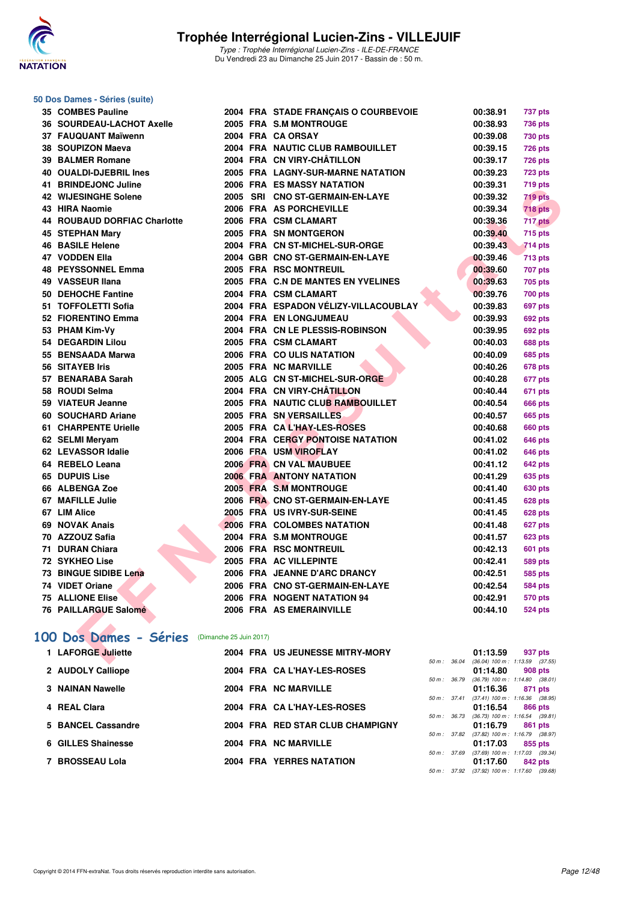# Trophée Interrégional Lucien-Zins - VILLEJUIF

*Type : Trophée Interrégional Lucien-Zins - ILE-DE-FRANCE*
Du Vendredi 23 au Dimanche 25 Juin 2017 - Bassin de : 50 m.

## 50 Dos Dames - Séries (suite)

| Rg | Nom | Année | Nat | Club | Temps | Points |
|---|---|---|---|---|---|---|
| 35 | COMBES Pauline | 2004 | FRA | STADE FRANÇAIS O COURBEVOIE | 00:38.91 | 737 pts |
| 36 | SOURDEAU-LACHOT Axelle | 2005 | FRA | S.M MONTROUGE | 00:38.93 | 736 pts |
| 37 | FAUQUANT Maïwenn | 2004 | FRA | CA ORSAY | 00:39.08 | 730 pts |
| 38 | SOUPIZON Maeva | 2004 | FRA | NAUTIC CLUB RAMBOUILLET | 00:39.15 | 726 pts |
| 39 | BALMER Romane | 2004 | FRA | CN VIRY-CHÂTILLON | 00:39.17 | 726 pts |
| 40 | OUALDI-DJEBRIL Ines | 2005 | FRA | LAGNY-SUR-MARNE NATATION | 00:39.23 | 723 pts |
| 41 | BRINDEJONC Juline | 2006 | FRA | ES MASSY NATATION | 00:39.31 | 719 pts |
| 42 | WIJESINGHE Solene | 2005 | SRI | CNO ST-GERMAIN-EN-LAYE | 00:39.32 | 719 pts |
| 43 | HIRA Naomie | 2006 | FRA | AS PORCHEVILLE | 00:39.34 | 718 pts |
| 44 | ROUBAUD DORFIAC Charlotte | 2006 | FRA | CSM CLAMART | 00:39.36 | 717 pts |
| 45 | STEPHAN Mary | 2005 | FRA | SN MONTGERON | 00:39.40 | 715 pts |
| 46 | BASILE Helene | 2004 | FRA | CN ST-MICHEL-SUR-ORGE | 00:39.43 | 714 pts |
| 47 | VODDEN Ella | 2004 | GBR | CNO ST-GERMAIN-EN-LAYE | 00:39.46 | 713 pts |
| 48 | PEYSSONNEL Emma | 2005 | FRA | RSC MONTREUIL | 00:39.60 | 707 pts |
| 49 | VASSEUR Ilana | 2005 | FRA | C.N DE MANTES EN YVELINES | 00:39.63 | 705 pts |
| 50 | DEHOCHE Fantine | 2004 | FRA | CSM CLAMART | 00:39.76 | 700 pts |
| 51 | TOFFOLETTI Sofia | 2004 | FRA | ESPADON VÉLIZY-VILLACOUBLAY | 00:39.83 | 697 pts |
| 52 | FIORENTINO Emma | 2004 | FRA | EN LONGJUMEAU | 00:39.93 | 692 pts |
| 53 | PHAM Kim-Vy | 2004 | FRA | CN LE PLESSIS-ROBINSON | 00:39.95 | 692 pts |
| 54 | DEGARDIN Lilou | 2005 | FRA | CSM CLAMART | 00:40.03 | 688 pts |
| 55 | BENSAADA Marwa | 2006 | FRA | CO ULIS NATATION | 00:40.09 | 685 pts |
| 56 | SITAYEB Iris | 2005 | FRA | NC MARVILLE | 00:40.26 | 678 pts |
| 57 | BENARABA Sarah | 2005 | ALG | CN ST-MICHEL-SUR-ORGE | 00:40.28 | 677 pts |
| 58 | ROUDI Selma | 2004 | FRA | CN VIRY-CHÂTILLON | 00:40.44 | 671 pts |
| 59 | VIATEUR Jeanne | 2005 | FRA | NAUTIC CLUB RAMBOUILLET | 00:40.54 | 666 pts |
| 60 | SOUCHARD Ariane | 2005 | FRA | SN VERSAILLES | 00:40.57 | 665 pts |
| 61 | CHARPENTE Urielle | 2005 | FRA | CA L'HAY-LES-ROSES | 00:40.68 | 660 pts |
| 62 | SELMI Meryam | 2004 | FRA | CERGY PONTOISE NATATION | 00:41.02 | 646 pts |
| 62 | LEVASSOR Idalie | 2006 | FRA | USM VIROFLAY | 00:41.02 | 646 pts |
| 64 | REBELO Leana | 2006 | FRA | CN VAL MAUBUEE | 00:41.12 | 642 pts |
| 65 | DUPUIS Lise | 2006 | FRA | ANTONY NATATION | 00:41.29 | 635 pts |
| 66 | ALBENGA Zoe | 2005 | FRA | S.M MONTROUGE | 00:41.40 | 630 pts |
| 67 | MAFILLE Julie | 2006 | FRA | CNO ST-GERMAIN-EN-LAYE | 00:41.45 | 628 pts |
| 67 | LIM Alice | 2005 | FRA | US IVRY-SUR-SEINE | 00:41.45 | 628 pts |
| 69 | NOVAK Anais | 2006 | FRA | COLOMBES NATATION | 00:41.48 | 627 pts |
| 70 | AZZOUZ Safia | 2004 | FRA | S.M MONTROUGE | 00:41.57 | 623 pts |
| 71 | DURAN Chiara | 2006 | FRA | RSC MONTREUIL | 00:42.13 | 601 pts |
| 72 | SYKHEO Lise | 2005 | FRA | AC VILLEPINTE | 00:42.41 | 589 pts |
| 73 | BINGUE SIDIBE Lena | 2006 | FRA | JEANNE D'ARC DRANCY | 00:42.51 | 585 pts |
| 74 | VIDET Oriane | 2006 | FRA | CNO ST-GERMAIN-EN-LAYE | 00:42.54 | 584 pts |
| 75 | ALLIONE Elise | 2006 | FRA | NOGENT NATATION 94 | 00:42.91 | 570 pts |
| 76 | PAILLARGUE Salomé | 2006 | FRA | AS EMERAINVILLE | 00:44.10 | 524 pts |

## 100 Dos Dames - Séries (Dimanche 25 Juin 2017)

| Rg | Nom | Année | Nat | Club | Temps | Points | Splits |
|---|---|---|---|---|---|---|---|
| 1 | LAFORGE Juliette | 2004 | FRA | US JEUNESSE MITRY-MORY | 01:13.59 | 937 pts | 50 m : 36.04 (36.04) 100 m : 1:13.59 (37.55) |
| 2 | AUDOLY Calliope | 2004 | FRA | CA L'HAY-LES-ROSES | 01:14.80 | 908 pts | 50 m : 36.79 (36.79) 100 m : 1:14.80 (38.01) |
| 3 | NAINAN Nawelle | 2004 | FRA | NC MARVILLE | 01:16.36 | 871 pts | 50 m : 37.41 (37.41) 100 m : 1:16.36 (38.95) |
| 4 | REAL Clara | 2004 | FRA | CA L'HAY-LES-ROSES | 01:16.54 | 866 pts | 50 m : 36.73 (36.73) 100 m : 1:16.54 (39.81) |
| 5 | BANCEL Cassandre | 2004 | FRA | RED STAR CLUB CHAMPIGNY | 01:16.79 | 861 pts | 50 m : 37.82 (37.82) 100 m : 1:16.79 (38.97) |
| 6 | GILLES Shainesse | 2004 | FRA | NC MARVILLE | 01:17.03 | 855 pts | 50 m : 37.69 (37.69) 100 m : 1:17.03 (39.34) |
| 7 | BROSSEAU Lola | 2004 | FRA | YERRES NATATION | 01:17.60 | 842 pts | 50 m : 37.92 (37.92) 100 m : 1:17.60 (39.68) |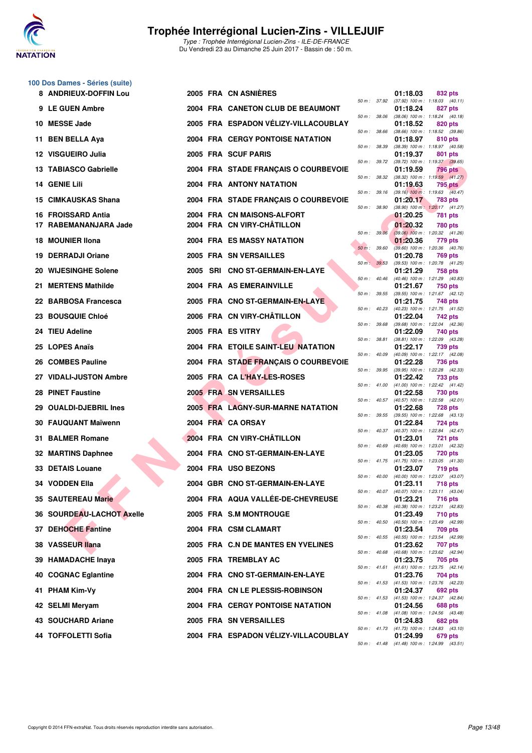# Trophée Interrégional Lucien-Zins - VILLEJUIF

*Type : Trophée Interrégional Lucien-Zins - ILE-DE-FRANCE*
Du Vendredi 23 au Dimanche 25 Juin 2017 - Bassin de : 50 m.

## 100 Dos Dames - Séries (suite)

| Rang | Nom | Année | Nat. | Club | Temps | Points | Splits |
|---|---|---|---|---|---|---|---|
| 8 | ANDRIEUX-DOFFIN Lou | 2005 | FRA | CN ASNIÈRES | 01:18.03 | 832 pts | 50 m : 37.92 (37.92) 100 m : 1:18.03 (40.11) |
| 9 | LE GUEN Ambre | 2004 | FRA | CANETON CLUB DE BEAUMONT | 01:18.24 | 827 pts | 50 m : 38.06 (38.06) 100 m : 1:18.24 (40.18) |
| 10 | MESSE Jade | 2005 | FRA | ESPADON VÉLIZY-VILLACOUBLAY | 01:18.52 | 820 pts | 50 m : 38.66 (38.66) 100 m : 1:18.52 (39.86) |
| 11 | BEN BELLA Aya | 2004 | FRA | CERGY PONTOISE NATATION | 01:18.97 | 810 pts | 50 m : 38.39 (38.39) 100 m : 1:18.97 (40.58) |
| 12 | VISGUEIRO Julia | 2005 | FRA | SCUF PARIS | 01:19.37 | 801 pts | 50 m : 39.72 (39.72) 100 m : 1:19.37 (39.65) |
| 13 | TABIASCO Gabrielle | 2004 | FRA | STADE FRANÇAIS O COURBEVOIE | 01:19.59 | 796 pts | 50 m : 38.32 (38.32) 100 m : 1:19.59 (41.27) |
| 14 | GENIE Lili | 2004 | FRA | ANTONY NATATION | 01:19.63 | 795 pts | 50 m : 39.16 (39.16) 100 m : 1:19.63 (40.47) |
| 15 | CIMKAUSKAS Shana | 2004 | FRA | STADE FRANÇAIS O COURBEVOIE | 01:20.17 | 783 pts | 50 m : 38.90 (38.90) 100 m : 1:20.17 (41.27) |
| 16 | FROISSARD Antia | 2004 | FRA | CN MAISONS-ALFORT | 01:20.25 | 781 pts | |
| 17 | RABEMANANJARA Jade | 2004 | FRA | CN VIRY-CHÂTILLON | 01:20.32 | 780 pts | 50 m : 39.06 (39.06) 100 m : 1:20.32 (41.26) |
| 18 | MOUNIER Ilona | 2004 | FRA | ES MASSY NATATION | 01:20.36 | 779 pts | 50 m : 39.60 (39.60) 100 m : 1:20.36 (40.76) |
| 19 | DERRADJI Oriane | 2005 | FRA | SN VERSAILLES | 01:20.78 | 769 pts | 50 m : 39.53 (39.53) 100 m : 1:20.78 (41.25) |
| 20 | WIJESINGHE Solene | 2005 | SRI | CNO ST-GERMAIN-EN-LAYE | 01:21.29 | 758 pts | 50 m : 40.46 (40.46) 100 m : 1:21.29 (40.83) |
| 21 | MERTENS Mathilde | 2004 | FRA | AS EMERAINVILLE | 01:21.67 | 750 pts | 50 m : 39.55 (39.55) 100 m : 1:21.67 (42.12) |
| 22 | BARBOSA Francesca | 2005 | FRA | CNO ST-GERMAIN-EN-LAYE | 01:21.75 | 748 pts | 50 m : 40.23 (40.23) 100 m : 1:21.75 (41.52) |
| 23 | BOUSQUIE Chloé | 2006 | FRA | CN VIRY-CHÂTILLON | 01:22.04 | 742 pts | 50 m : 39.68 (39.68) 100 m : 1:22.04 (42.36) |
| 24 | TIEU Adeline | 2005 | FRA | ES VITRY | 01:22.09 | 740 pts | 50 m : 38.81 (38.81) 100 m : 1:22.09 (43.28) |
| 25 | LOPES Anaïs | 2004 | FRA | ETOILE SAINT-LEU NATATION | 01:22.17 | 739 pts | 50 m : 40.09 (40.09) 100 m : 1:22.17 (42.08) |
| 26 | COMBES Pauline | 2004 | FRA | STADE FRANÇAIS O COURBEVOIE | 01:22.28 | 736 pts | 50 m : 39.95 (39.95) 100 m : 1:22.28 (42.33) |
| 27 | VIDALI-JUSTON Ambre | 2005 | FRA | CA L'HAY-LES-ROSES | 01:22.42 | 733 pts | 50 m : 41.00 (41.00) 100 m : 1:22.42 (41.42) |
| 28 | PINET Faustine | 2005 | FRA | SN VERSAILLES | 01:22.58 | 730 pts | 50 m : 40.57 (40.57) 100 m : 1:22.58 (42.01) |
| 29 | OUALDI-DJEBRIL Ines | 2005 | FRA | LAGNY-SUR-MARNE NATATION | 01:22.68 | 728 pts | 50 m : 39.55 (39.55) 100 m : 1:22.68 (43.13) |
| 30 | FAUQUANT Maïwenn | 2004 | FRA | CA ORSAY | 01:22.84 | 724 pts | 50 m : 40.37 (40.37) 100 m : 1:22.84 (42.47) |
| 31 | BALMER Romane | 2004 | FRA | CN VIRY-CHÂTILLON | 01:23.01 | 721 pts | 50 m : 40.69 (40.69) 100 m : 1:23.01 (42.32) |
| 32 | MARTINS Daphnee | 2004 | FRA | CNO ST-GERMAIN-EN-LAYE | 01:23.05 | 720 pts | 50 m : 41.75 (41.75) 100 m : 1:23.05 (41.30) |
| 33 | DETAIS Louane | 2004 | FRA | USO BEZONS | 01:23.07 | 719 pts | 50 m : 40.00 (40.00) 100 m : 1:23.07 (43.07) |
| 34 | VODDEN Ella | 2004 | GBR | CNO ST-GERMAIN-EN-LAYE | 01:23.11 | 718 pts | 50 m : 40.07 (40.07) 100 m : 1:23.11 (43.04) |
| 35 | SAUTEREAU Marie | 2004 | FRA | AQUA VALLÉE-DE-CHEVREUSE | 01:23.21 | 716 pts | 50 m : 40.38 (40.38) 100 m : 1:23.21 (42.83) |
| 36 | SOURDEAU-LACHOT Axelle | 2005 | FRA | S.M MONTROUGE | 01:23.49 | 710 pts | 50 m : 40.50 (40.50) 100 m : 1:23.49 (42.99) |
| 37 | DEHOCHE Fantine | 2004 | FRA | CSM CLAMART | 01:23.54 | 709 pts | 50 m : 40.55 (40.55) 100 m : 1:23.54 (42.99) |
| 38 | VASSEUR Ilana | 2005 | FRA | C.N DE MANTES EN YVELINES | 01:23.62 | 707 pts | 50 m : 40.68 (40.68) 100 m : 1:23.62 (42.94) |
| 39 | HAMADACHE Inaya | 2005 | FRA | TREMBLAY AC | 01:23.75 | 705 pts | 50 m : 41.61 (41.61) 100 m : 1:23.75 (42.14) |
| 40 | COGNAC Eglantine | 2004 | FRA | CNO ST-GERMAIN-EN-LAYE | 01:23.76 | 704 pts | 50 m : 41.53 (41.53) 100 m : 1:23.76 (42.23) |
| 41 | PHAM Kim-Vy | 2004 | FRA | CN LE PLESSIS-ROBINSON | 01:24.37 | 692 pts | 50 m : 41.53 (41.53) 100 m : 1:24.37 (42.84) |
| 42 | SELMI Meryam | 2004 | FRA | CERGY PONTOISE NATATION | 01:24.56 | 688 pts | 50 m : 41.08 (41.08) 100 m : 1:24.56 (43.48) |
| 43 | SOUCHARD Ariane | 2005 | FRA | SN VERSAILLES | 01:24.83 | 682 pts | 50 m : 41.73 (41.73) 100 m : 1:24.83 (43.10) |
| 44 | TOFFOLETTI Sofia | 2004 | FRA | ESPADON VÉLIZY-VILLACOUBLAY | 01:24.99 | 679 pts | 50 m : 41.48 (41.48) 100 m : 1:24.99 (43.51) |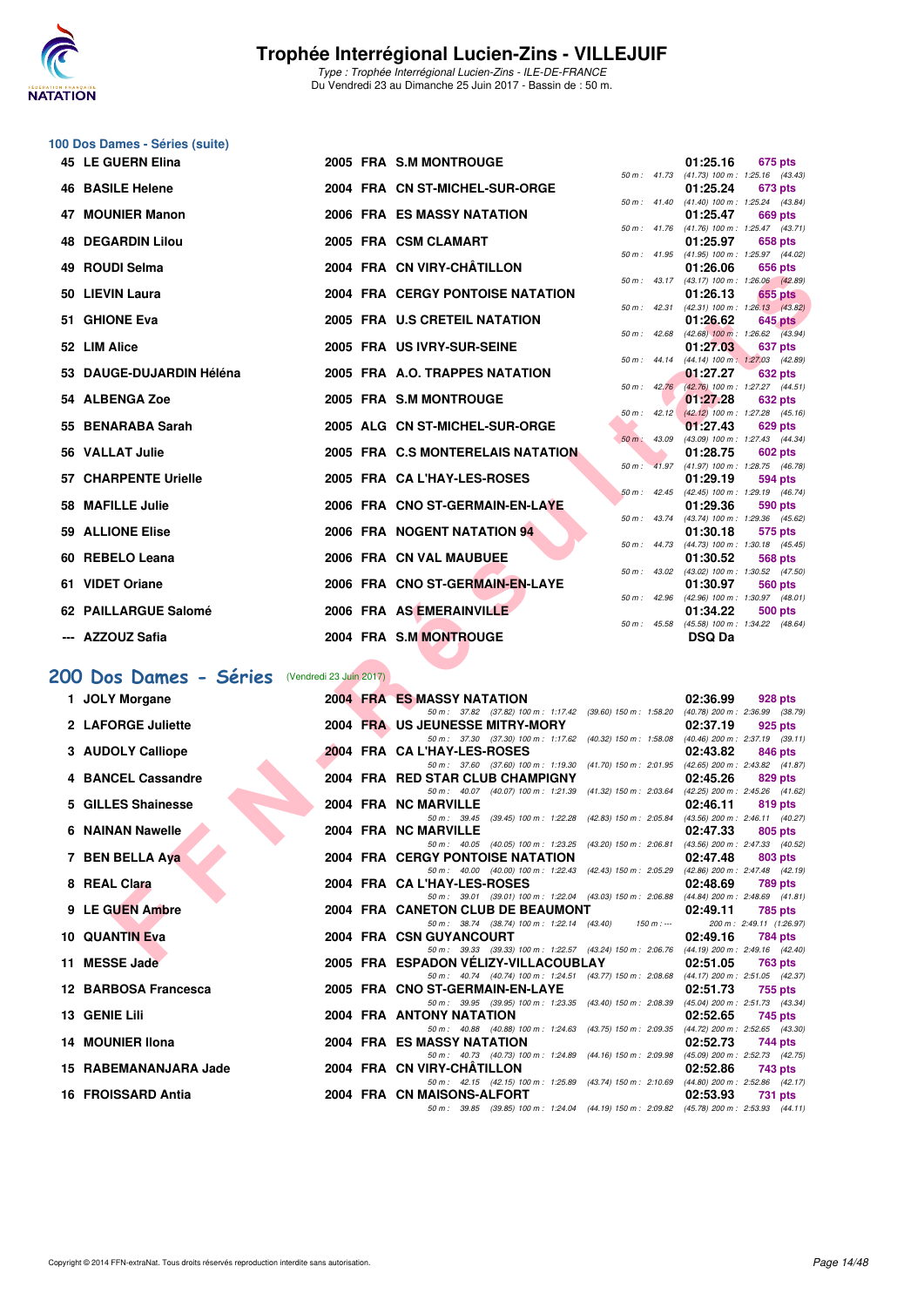# Trophée Interrégional Lucien-Zins - VILLEJUIF

*Type : Trophée Interrégional Lucien-Zins - ILE-DE-FRANCE*
Du Vendredi 23 au Dimanche 25 Juin 2017 - Bassin de : 50 m.

## 100 Dos Dames - Séries (suite)

| Rg | Nom | Année | Nat | Club | Temps | Points | Splits |
|---|---|---|---|---|---|---|---|
| 45 | LE GUERN Elina | 2005 | FRA | S.M MONTROUGE | 01:25.16 | 675 pts | 50 m : 41.73 (41.73) 100 m : 1:25.16 (43.43) |
| 46 | BASILE Helene | 2004 | FRA | CN ST-MICHEL-SUR-ORGE | 01:25.24 | 673 pts | 50 m : 41.40 (41.40) 100 m : 1:25.24 (43.84) |
| 47 | MOUNIER Manon | 2006 | FRA | ES MASSY NATATION | 01:25.47 | 669 pts | 50 m : 41.76 (41.76) 100 m : 1:25.47 (43.71) |
| 48 | DEGARDIN Lilou | 2005 | FRA | CSM CLAMART | 01:25.97 | 658 pts | 50 m : 41.95 (41.95) 100 m : 1:25.97 (44.02) |
| 49 | ROUDI Selma | 2004 | FRA | CN VIRY-CHÂTILLON | 01:26.06 | 656 pts | 50 m : 43.17 (43.17) 100 m : 1:26.06 (42.89) |
| 50 | LIEVIN Laura | 2004 | FRA | CERGY PONTOISE NATATION | 01:26.13 | 655 pts | 50 m : 42.31 (42.31) 100 m : 1:26.13 (43.82) |
| 51 | GHIONE Eva | 2005 | FRA | U.S CRETEIL NATATION | 01:26.62 | 645 pts | 50 m : 42.68 (42.68) 100 m : 1:26.62 (43.94) |
| 52 | LIM Alice | 2005 | FRA | US IVRY-SUR-SEINE | 01:27.03 | 637 pts | 50 m : 44.14 (44.14) 100 m : 1:27.03 (42.89) |
| 53 | DAUGE-DUJARDIN Héléna | 2005 | FRA | A.O. TRAPPES NATATION | 01:27.27 | 632 pts | 50 m : 42.76 (42.76) 100 m : 1:27.27 (44.51) |
| 54 | ALBENGA Zoe | 2005 | FRA | S.M MONTROUGE | 01:27.28 | 632 pts | 50 m : 42.12 (42.12) 100 m : 1:27.28 (45.16) |
| 55 | BENARABA Sarah | 2005 | ALG | CN ST-MICHEL-SUR-ORGE | 01:27.43 | 629 pts | 50 m : 43.09 (43.09) 100 m : 1:27.43 (44.34) |
| 56 | VALLAT Julie | 2005 | FRA | C.S MONTERELAIS NATATION | 01:28.75 | 602 pts | 50 m : 41.97 (41.97) 100 m : 1:28.75 (46.78) |
| 57 | CHARPENTE Urielle | 2005 | FRA | CA L'HAY-LES-ROSES | 01:29.19 | 594 pts | 50 m : 42.45 (42.45) 100 m : 1:29.19 (46.74) |
| 58 | MAFILLE Julie | 2006 | FRA | CNO ST-GERMAIN-EN-LAYE | 01:29.36 | 590 pts | 50 m : 43.74 (43.74) 100 m : 1:29.36 (45.62) |
| 59 | ALLIONE Elise | 2006 | FRA | NOGENT NATATION 94 | 01:30.18 | 575 pts | 50 m : 44.73 (44.73) 100 m : 1:30.18 (45.45) |
| 60 | REBELO Leana | 2006 | FRA | CN VAL MAUBUEE | 01:30.52 | 568 pts | 50 m : 43.02 (43.02) 100 m : 1:30.52 (47.50) |
| 61 | VIDET Oriane | 2006 | FRA | CNO ST-GERMAIN-EN-LAYE | 01:30.97 | 560 pts | 50 m : 42.96 (42.96) 100 m : 1:30.97 (48.01) |
| 62 | PAILLARGUE Salomé | 2006 | FRA | AS EMERAINVILLE | 01:34.22 | 500 pts | 50 m : 45.58 (45.58) 100 m : 1:34.22 (48.64) |
| --- | AZZOUZ Safia | 2004 | FRA | S.M MONTROUGE | DSQ Da | | |

## 200 Dos Dames - Séries (Vendredi 23 Juin 2017)

| Rg | Nom | Année | Nat | Club | Temps | Points | Splits |
|---|---|---|---|---|---|---|---|
| 1 | JOLY Morgane | 2004 | FRA | ES MASSY NATATION | 02:36.99 | 928 pts | 50 m : 37.82 (37.82) 100 m : 1:17.42 (39.60) 150 m : 1:58.20 (40.78) 200 m : 2:36.99 (38.79) |
| 2 | LAFORGE Juliette | 2004 | FRA | US JEUNESSE MITRY-MORY | 02:37.19 | 925 pts | 50 m : 37.30 (37.30) 100 m : 1:17.62 (40.32) 150 m : 1:58.08 (40.46) 200 m : 2:37.19 (39.11) |
| 3 | AUDOLY Calliope | 2004 | FRA | CA L'HAY-LES-ROSES | 02:43.82 | 846 pts | 50 m : 37.60 (37.60) 100 m : 1:19.30 (41.70) 150 m : 2:01.95 (42.65) 200 m : 2:43.82 (41.87) |
| 4 | BANCEL Cassandre | 2004 | FRA | RED STAR CLUB CHAMPIGNY | 02:45.26 | 829 pts | 50 m : 40.07 (40.07) 100 m : 1:21.39 (41.32) 150 m : 2:03.64 (42.25) 200 m : 2:45.26 (41.62) |
| 5 | GILLES Shainesse | 2004 | FRA | NC MARVILLE | 02:46.11 | 819 pts | 50 m : 39.45 (39.45) 100 m : 1:22.28 (42.83) 150 m : 2:05.84 (43.56) 200 m : 2:46.11 (40.27) |
| 6 | NAINAN Nawelle | 2004 | FRA | NC MARVILLE | 02:47.33 | 805 pts | 50 m : 40.05 (40.05) 100 m : 1:23.25 (43.20) 150 m : 2:06.81 (43.56) 200 m : 2:47.33 (40.52) |
| 7 | BEN BELLA Aya | 2004 | FRA | CERGY PONTOISE NATATION | 02:47.48 | 803 pts | 50 m : 40.00 (40.00) 100 m : 1:22.43 (42.43) 150 m : 2:05.29 (42.86) 200 m : 2:47.48 (42.19) |
| 8 | REAL Clara | 2004 | FRA | CA L'HAY-LES-ROSES | 02:48.69 | 789 pts | 50 m : 39.01 (39.01) 100 m : 1:22.04 (43.03) 150 m : 2:06.88 (44.84) 200 m : 2:48.69 (41.81) |
| 9 | LE GUEN Ambre | 2004 | FRA | CANETON CLUB DE BEAUMONT | 02:49.11 | 785 pts | 50 m : 38.74 (38.74) 100 m : 1:22.14 (43.40) 150 m : --- 200 m : 2:49.11 (1:26.97) |
| 10 | QUANTIN Eva | 2004 | FRA | CSN GUYANCOURT | 02:49.16 | 784 pts | 50 m : 39.33 (39.33) 100 m : 1:22.57 (43.24) 150 m : 2:06.76 (44.19) 200 m : 2:49.16 (42.40) |
| 11 | MESSE Jade | 2005 | FRA | ESPADON VÉLIZY-VILLACOUBLAY | 02:51.05 | 763 pts | 50 m : 40.74 (40.74) 100 m : 1:24.51 (43.77) 150 m : 2:08.68 (44.17) 200 m : 2:51.05 (42.37) |
| 12 | BARBOSA Francesca | 2005 | FRA | CNO ST-GERMAIN-EN-LAYE | 02:51.73 | 755 pts | 50 m : 39.95 (39.95) 100 m : 1:23.35 (43.40) 150 m : 2:08.39 (45.04) 200 m : 2:51.73 (43.34) |
| 13 | GENIE Lili | 2004 | FRA | ANTONY NATATION | 02:52.65 | 745 pts | 50 m : 40.88 (40.88) 100 m : 1:24.63 (43.75) 150 m : 2:09.35 (44.72) 200 m : 2:52.65 (43.30) |
| 14 | MOUNIER Ilona | 2004 | FRA | ES MASSY NATATION | 02:52.73 | 744 pts | 50 m : 40.73 (40.73) 100 m : 1:24.89 (44.16) 150 m : 2:09.98 (45.09) 200 m : 2:52.73 (42.75) |
| 15 | RABEMANANJARA Jade | 2004 | FRA | CN VIRY-CHÂTILLON | 02:52.86 | 743 pts | 50 m : 42.15 (42.15) 100 m : 1:25.89 (43.74) 150 m : 2:10.69 (44.80) 200 m : 2:52.86 (42.17) |
| 16 | FROISSARD Antia | 2004 | FRA | CN MAISONS-ALFORT | 02:53.93 | 731 pts | 50 m : 39.85 (39.85) 100 m : 1:24.04 (44.19) 150 m : 2:09.82 (45.78) 200 m : 2:53.93 (44.11) |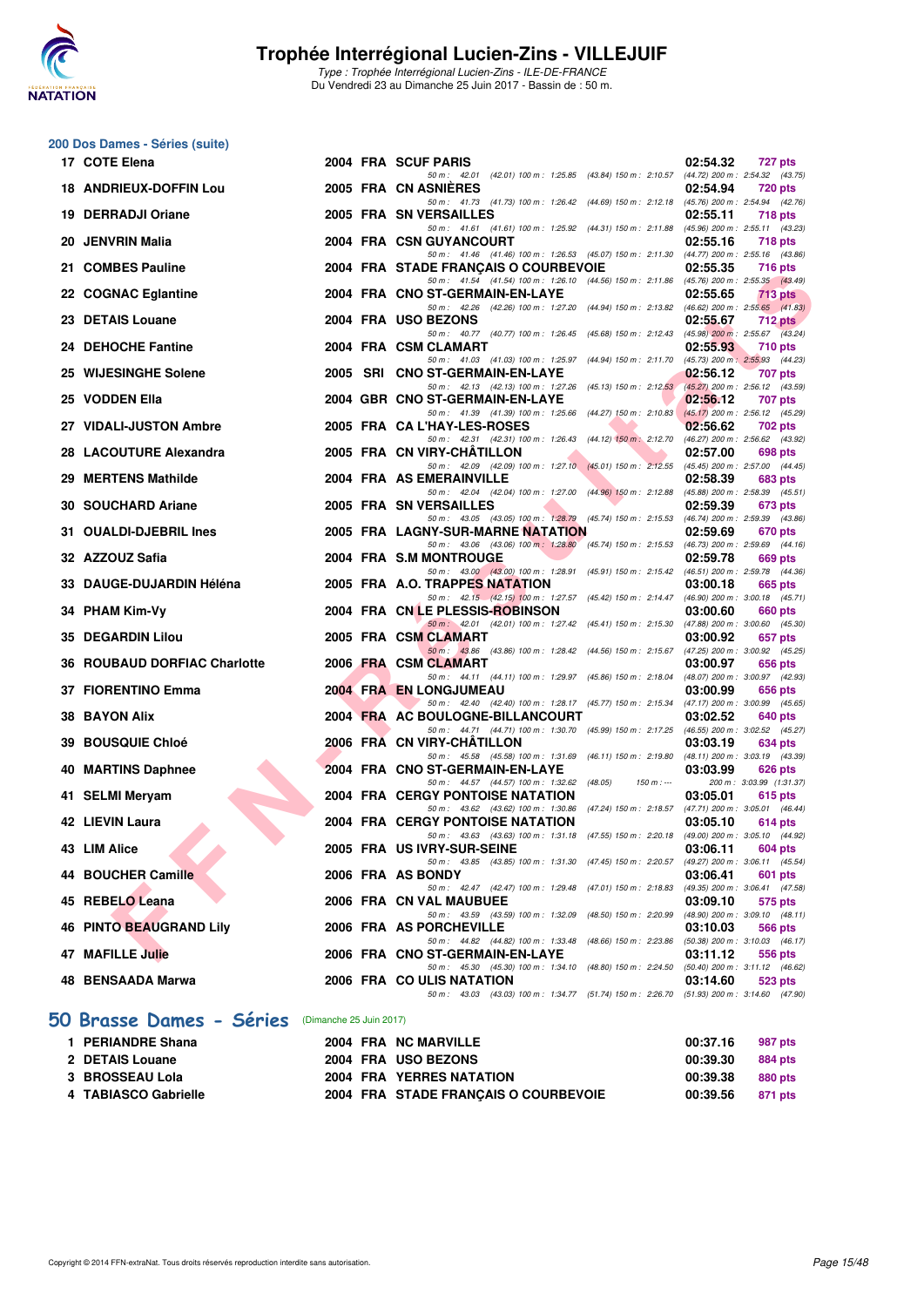# Trophée Interrégional Lucien-Zins - VILLEJUIF

*Type : Trophée Interrégional Lucien-Zins - ILE-DE-FRANCE*
Du Vendredi 23 au Dimanche 25 Juin 2017 - Bassin de : 50 m.

## 200 Dos Dames - Séries (suite)

| Rg | Nom | Année | Nat | Club | Temps | Points |
|---|---|---|---|---|---|---|
| 17 | COTE Elena | 2004 | FRA | SCUF PARIS | 02:54.32 | 727 pts |
| | 50 m : 42.01 (42.01) 100 m : 1:25.85 (43.84) 150 m : 2:10.57 (44.72) 200 m : 2:54.32 (43.75) | | | | | |
| 18 | ANDRIEUX-DOFFIN Lou | 2005 | FRA | CN ASNIÈRES | 02:54.94 | 720 pts |
| | 50 m : 41.73 (41.73) 100 m : 1:26.42 (44.69) 150 m : 2:12.18 (45.76) 200 m : 2:54.94 (42.76) | | | | | |
| 19 | DERRADJI Oriane | 2004 | FRA | SN VERSAILLES | 02:55.11 | 718 pts |
| | 50 m : 41.61 (41.61) 100 m : 1:25.92 (44.31) 150 m : 2:11.88 (45.96) 200 m : 2:55.11 (43.23) | | | | | |
| 20 | JENVRIN Malia | 2004 | FRA | CSN GUYANCOURT | 02:55.16 | 718 pts |
| | 50 m : 41.46 (41.46) 100 m : 1:26.53 (45.07) 150 m : 2:11.30 (44.77) 200 m : 2:55.16 (43.86) | | | | | |
| 21 | COMBES Pauline | 2004 | FRA | STADE FRANÇAIS O COURBEVOIE | 02:55.35 | 716 pts |
| | 50 m : 41.54 (41.54) 100 m : 1:26.10 (44.56) 150 m : 2:11.86 (45.76) 200 m : 2:55.35 (43.49) | | | | | |
| 22 | COGNAC Eglantine | 2004 | FRA | CNO ST-GERMAIN-EN-LAYE | 02:55.65 | 713 pts |
| | 50 m : 42.26 (42.26) 100 m : 1:27.20 (44.94) 150 m : 2:13.82 (46.62) 200 m : 2:55.65 (41.83) | | | | | |
| 23 | DETAIS Louane | 2004 | FRA | USO BEZONS | 02:55.67 | 712 pts |
| | 50 m : 40.77 (40.77) 100 m : 1:26.45 (45.68) 150 m : 2:12.43 (45.98) 200 m : 2:55.67 (43.24) | | | | | |
| 24 | DEHOCHE Fantine | 2004 | FRA | CSM CLAMART | 02:55.93 | 710 pts |
| | 50 m : 41.03 (41.03) 100 m : 1:25.97 (44.94) 150 m : 2:11.70 (45.73) 200 m : 2:55.93 (44.23) | | | | | |
| 25 | WIJESINGHE Solene | 2005 | SRI | CNO ST-GERMAIN-EN-LAYE | 02:56.12 | 707 pts |
| | 50 m : 42.13 (42.13) 100 m : 1:27.26 (45.13) 150 m : 2:12.53 (45.27) 200 m : 2:56.12 (43.59) | | | | | |
| 25 | VODDEN Ella | 2004 | GBR | CNO ST-GERMAIN-EN-LAYE | 02:56.12 | 707 pts |
| | 50 m : 41.39 (41.39) 100 m : 1:25.66 (44.27) 150 m : 2:10.83 (45.17) 200 m : 2:56.12 (45.29) | | | | | |
| 27 | VIDALI-JUSTON Ambre | 2005 | FRA | CA L'HAY-LES-ROSES | 02:56.62 | 702 pts |
| | 50 m : 42.31 (42.31) 100 m : 1:26.43 (44.12) 150 m : 2:12.70 (46.27) 200 m : 2:56.62 (43.92) | | | | | |
| 28 | LACOUTURE Alexandra | 2005 | FRA | CN VIRY-CHÂTILLON | 02:57.00 | 698 pts |
| | 50 m : 42.09 (42.09) 100 m : 1:27.10 (45.01) 150 m : 2:12.55 (45.45) 200 m : 2:57.00 (44.45) | | | | | |
| 29 | MERTENS Mathilde | 2004 | FRA | AS EMERAINVILLE | 02:58.39 | 683 pts |
| | 50 m : 42.04 (42.04) 100 m : 1:27.00 (44.96) 150 m : 2:12.88 (45.88) 200 m : 2:58.39 (45.51) | | | | | |
| 30 | SOUCHARD Ariane | 2005 | FRA | SN VERSAILLES | 02:59.39 | 673 pts |
| | 50 m : 43.05 (43.05) 100 m : 1:28.79 (45.74) 150 m : 2:15.53 (46.74) 200 m : 2:59.39 (43.86) | | | | | |
| 31 | OUALDI-DJEBRIL Ines | 2005 | FRA | LAGNY-SUR-MARNE NATATION | 02:59.69 | 670 pts |
| | 50 m : 43.06 (43.06) 100 m : 1:28.80 (45.74) 150 m : 2:15.53 (46.73) 200 m : 2:59.69 (44.16) | | | | | |
| 32 | AZZOUZ Safia | 2004 | FRA | S.M MONTROUGE | 02:59.78 | 669 pts |
| | 50 m : 43.00 (43.00) 100 m : 1:28.91 (45.91) 150 m : 2:15.42 (46.51) 200 m : 2:59.78 (44.36) | | | | | |
| 33 | DAUGE-DUJARDIN Héléna | 2005 | FRA | A.O. TRAPPES NATATION | 03:00.18 | 665 pts |
| | 50 m : 42.15 (42.15) 100 m : 1:27.57 (45.42) 150 m : 2:14.47 (46.90) 200 m : 3:00.18 (45.71) | | | | | |
| 34 | PHAM Kim-Vy | 2004 | FRA | CN LE PLESSIS-ROBINSON | 03:00.60 | 660 pts |
| | 50 m : 42.01 (42.01) 100 m : 1:27.42 (45.41) 150 m : 2:15.30 (47.88) 200 m : 3:00.60 (45.30) | | | | | |
| 35 | DEGARDIN Lilou | 2005 | FRA | CSM CLAMART | 03:00.92 | 657 pts |
| | 50 m : 43.86 (43.86) 100 m : 1:28.42 (44.56) 150 m : 2:15.67 (47.25) 200 m : 3:00.92 (45.25) | | | | | |
| 36 | ROUBAUD DORFIAC Charlotte | 2006 | FRA | CSM CLAMART | 03:00.97 | 656 pts |
| | 50 m : 44.11 (44.11) 100 m : 1:29.97 (45.86) 150 m : 2:18.04 (48.07) 200 m : 3:00.97 (42.93) | | | | | |
| 37 | FIORENTINO Emma | 2004 | FRA | EN LONGJUMEAU | 03:00.99 | 656 pts |
| | 50 m : 42.40 (42.40) 100 m : 1:28.17 (45.77) 150 m : 2:15.34 (47.17) 200 m : 3:00.99 (45.65) | | | | | |
| 38 | BAYON Alix | 2004 | FRA | AC BOULOGNE-BILLANCOURT | 03:02.52 | 640 pts |
| | 50 m : 44.71 (44.71) 100 m : 1:30.70 (45.99) 150 m : 2:17.25 (46.55) 200 m : 3:02.52 (45.27) | | | | | |
| 39 | BOUSQUIE Chloé | 2006 | FRA | CN VIRY-CHÂTILLON | 03:03.19 | 634 pts |
| | 50 m : 45.58 (45.58) 100 m : 1:31.69 (46.11) 150 m : 2:19.80 (48.11) 200 m : 3:03.19 (43.39) | | | | | |
| 40 | MARTINS Daphnee | 2004 | FRA | CNO ST-GERMAIN-EN-LAYE | 03:03.99 | 626 pts |
| | 50 m : 44.57 (44.57) 100 m : 1:32.62 (48.05) 150 m : --- 200 m : 3:03.99 (1:31.37) | | | | | |
| 41 | SELMI Meryam | 2004 | FRA | CERGY PONTOISE NATATION | 03:05.01 | 615 pts |
| | 50 m : 43.62 (43.62) 100 m : 1:30.86 (47.24) 150 m : 2:18.57 (47.71) 200 m : 3:05.01 (46.44) | | | | | |
| 42 | LIEVIN Laura | 2004 | FRA | CERGY PONTOISE NATATION | 03:05.10 | 614 pts |
| | 50 m : 43.63 (43.63) 100 m : 1:31.18 (47.55) 150 m : 2:20.18 (49.00) 200 m : 3:05.10 (44.92) | | | | | |
| 43 | LIM Alice | 2005 | FRA | US IVRY-SUR-SEINE | 03:06.11 | 604 pts |
| | 50 m : 43.85 (43.85) 100 m : 1:31.30 (47.45) 150 m : 2:20.57 (49.27) 200 m : 3:06.11 (45.54) | | | | | |
| 44 | BOUCHER Camille | 2006 | FRA | AS BONDY | 03:06.41 | 601 pts |
| | 50 m : 42.47 (42.47) 100 m : 1:29.48 (47.01) 150 m : 2:18.83 (49.35) 200 m : 3:06.41 (47.58) | | | | | |
| 45 | REBELO Leana | 2006 | FRA | CN VAL MAUBUEE | 03:09.10 | 575 pts |
| | 50 m : 43.59 (43.59) 100 m : 1:32.09 (48.50) 150 m : 2:20.99 (48.90) 200 m : 3:09.10 (48.11) | | | | | |
| 46 | PINTO BEAUGRAND Lily | 2006 | FRA | AS PORCHEVILLE | 03:10.03 | 566 pts |
| | 50 m : 44.82 (44.82) 100 m : 1:33.48 (48.66) 150 m : 2:23.86 (50.38) 200 m : 3:10.03 (46.17) | | | | | |
| 47 | MAFILLE Julie | 2006 | FRA | CNO ST-GERMAIN-EN-LAYE | 03:11.12 | 556 pts |
| | 50 m : 45.30 (45.30) 100 m : 1:34.10 (48.80) 150 m : 2:24.50 (50.40) 200 m : 3:11.12 (46.62) | | | | | |
| 48 | BENSAADA Marwa | 2006 | FRA | CO ULIS NATATION | 03:14.60 | 523 pts |
| | 50 m : 43.03 (43.03) 100 m : 1:34.77 (51.74) 150 m : 2:26.70 (51.93) 200 m : 3:14.60 (47.90) | | | | | |

## 50 Brasse Dames - Séries (Dimanche 25 Juin 2017)

| Rg | Nom | Année | Nat | Club | Temps | Points |
|---|---|---|---|---|---|---|
| 1 | PERIANDRE Shana | 2004 | FRA | NC MARVILLE | 00:37.16 | 987 pts |
| 2 | DETAIS Louane | 2004 | FRA | USO BEZONS | 00:39.30 | 884 pts |
| 3 | BROSSEAU Lola | 2004 | FRA | YERRES NATATION | 00:39.38 | 880 pts |
| 4 | TABIASCO Gabrielle | 2004 | FRA | STADE FRANÇAIS O COURBEVOIE | 00:39.56 | 871 pts |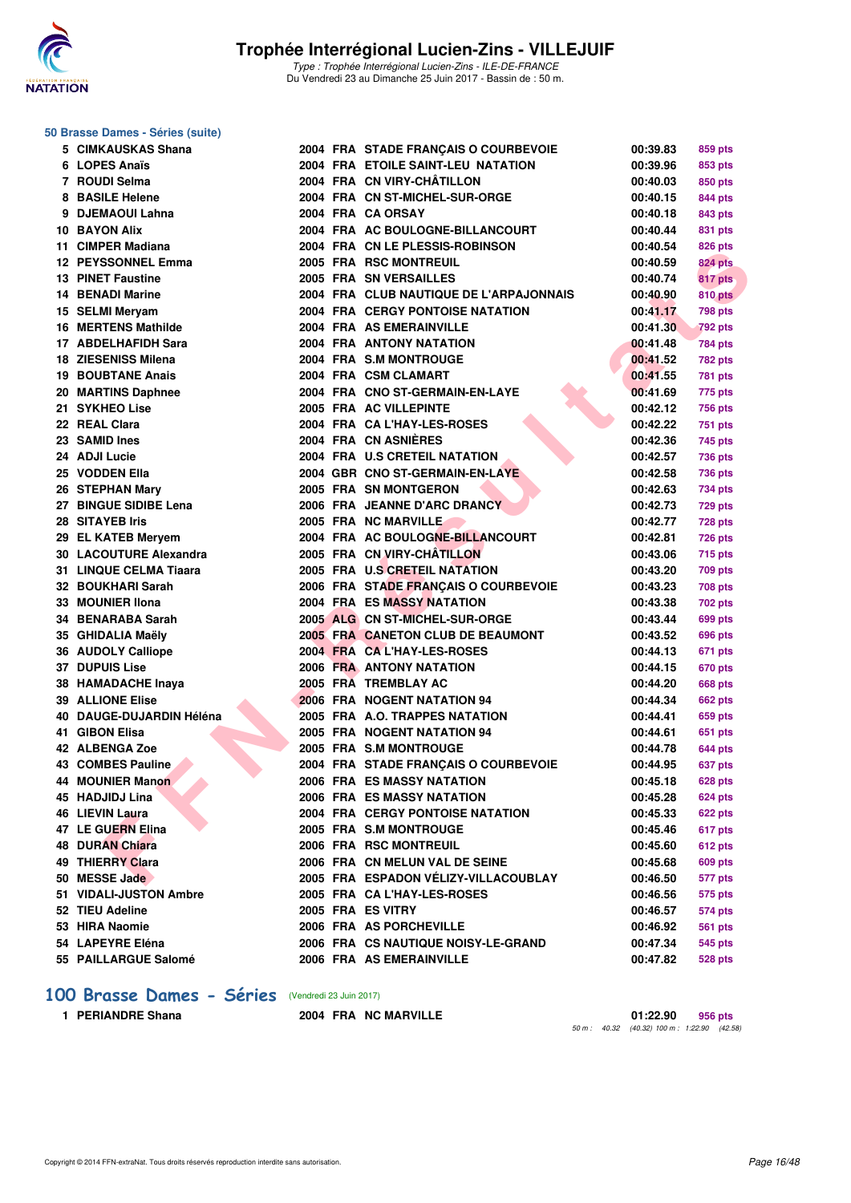## 50 Brasse Dames - Séries (suite)

| | | | | | | |
|---|---|---|---|---|---|---|
| 5 | CIMKAUSKAS Shana | 2004 | FRA | STADE FRANÇAIS O COURBEVOIE | 00:39.83 | 859 pts |
| 6 | LOPES Anaïs | 2004 | FRA | ETOILE SAINT-LEU NATATION | 00:39.96 | 853 pts |
| 7 | ROUDI Selma | 2004 | FRA | CN VIRY-CHÂTILLON | 00:40.03 | 850 pts |
| 8 | BASILE Helene | 2004 | FRA | CN ST-MICHEL-SUR-ORGE | 00:40.15 | 844 pts |
| 9 | DJEMAOUI Lahna | 2004 | FRA | CA ORSAY | 00:40.18 | 843 pts |
| 10 | BAYON Alix | 2004 | FRA | AC BOULOGNE-BILLANCOURT | 00:40.44 | 831 pts |
| 11 | CIMPER Madiana | 2004 | FRA | CN LE PLESSIS-ROBINSON | 00:40.54 | 826 pts |
| 12 | PEYSSONNEL Emma | 2005 | FRA | RSC MONTREUIL | 00:40.59 | 824 pts |
| 13 | PINET Faustine | 2005 | FRA | SN VERSAILLES | 00:40.74 | 817 pts |
| 14 | BENADI Marine | 2004 | FRA | CLUB NAUTIQUE DE L'ARPAJONNAIS | 00:40.90 | 810 pts |
| 15 | SELMI Meryam | 2004 | FRA | CERGY PONTOISE NATATION | 00:41.17 | 798 pts |
| 16 | MERTENS Mathilde | 2004 | FRA | AS EMERAINVILLE | 00:41.30 | 792 pts |
| 17 | ABDELHAFIDH Sara | 2004 | FRA | ANTONY NATATION | 00:41.48 | 784 pts |
| 18 | ZIESENISS Milena | 2004 | FRA | S.M MONTROUGE | 00:41.52 | 782 pts |
| 19 | BOUBTANE Anais | 2004 | FRA | CSM CLAMART | 00:41.55 | 781 pts |
| 20 | MARTINS Daphnee | 2004 | FRA | CNO ST-GERMAIN-EN-LAYE | 00:41.69 | 775 pts |
| 21 | SYKHEO Lise | 2005 | FRA | AC VILLEPINTE | 00:42.12 | 756 pts |
| 22 | REAL Clara | 2004 | FRA | CA L'HAY-LES-ROSES | 00:42.22 | 751 pts |
| 23 | SAMID Ines | 2004 | FRA | CN ASNIÈRES | 00:42.36 | 745 pts |
| 24 | ADJI Lucie | 2004 | FRA | U.S CRETEIL NATATION | 00:42.57 | 736 pts |
| 25 | VODDEN Ella | 2004 | GBR | CNO ST-GERMAIN-EN-LAYE | 00:42.58 | 736 pts |
| 26 | STEPHAN Mary | 2005 | FRA | SN MONTGERON | 00:42.63 | 734 pts |
| 27 | BINGUE SIDIBE Lena | 2006 | FRA | JEANNE D'ARC DRANCY | 00:42.73 | 729 pts |
| 28 | SITAYEB Iris | 2005 | FRA | NC MARVILLE | 00:42.77 | 728 pts |
| 29 | EL KATEB Meryem | 2004 | FRA | AC BOULOGNE-BILLANCOURT | 00:42.81 | 726 pts |
| 30 | LACOUTURE Alexandra | 2005 | FRA | CN VIRY-CHÂTILLON | 00:43.06 | 715 pts |
| 31 | LINQUE CELMA Tiaara | 2005 | FRA | U.S CRETEIL NATATION | 00:43.20 | 709 pts |
| 32 | BOUKHARI Sarah | 2006 | FRA | STADE FRANÇAIS O COURBEVOIE | 00:43.23 | 708 pts |
| 33 | MOUNIER Ilona | 2004 | FRA | ES MASSY NATATION | 00:43.38 | 702 pts |
| 34 | BENARABA Sarah | 2005 | ALG | CN ST-MICHEL-SUR-ORGE | 00:43.44 | 699 pts |
| 35 | GHIDALIA Maëly | 2005 | FRA | CANETON CLUB DE BEAUMONT | 00:43.52 | 696 pts |
| 36 | AUDOLY Calliope | 2004 | FRA | CA L'HAY-LES-ROSES | 00:44.13 | 671 pts |
| 37 | DUPUIS Lise | 2006 | FRA | ANTONY NATATION | 00:44.15 | 670 pts |
| 38 | HAMADACHE Inaya | 2005 | FRA | TREMBLAY AC | 00:44.20 | 668 pts |
| 39 | ALLIONE Elise | 2006 | FRA | NOGENT NATATION 94 | 00:44.34 | 662 pts |
| 40 | DAUGE-DUJARDIN Héléna | 2005 | FRA | A.O. TRAPPES NATATION | 00:44.41 | 659 pts |
| 41 | GIBON Elisa | 2005 | FRA | NOGENT NATATION 94 | 00:44.61 | 651 pts |
| 42 | ALBENGA Zoe | 2005 | FRA | S.M MONTROUGE | 00:44.78 | 644 pts |
| 43 | COMBES Pauline | 2004 | FRA | STADE FRANÇAIS O COURBEVOIE | 00:44.95 | 637 pts |
| 44 | MOUNIER Manon | 2006 | FRA | ES MASSY NATATION | 00:45.18 | 628 pts |
| 45 | HADJIDJ Lina | 2006 | FRA | ES MASSY NATATION | 00:45.28 | 624 pts |
| 46 | LIEVIN Laura | 2004 | FRA | CERGY PONTOISE NATATION | 00:45.33 | 622 pts |
| 47 | LE GUERN Elina | 2005 | FRA | S.M MONTROUGE | 00:45.46 | 617 pts |
| 48 | DURAN Chiara | 2006 | FRA | RSC MONTREUIL | 00:45.60 | 612 pts |
| 49 | THIERRY Clara | 2006 | FRA | CN MELUN VAL DE SEINE | 00:45.68 | 609 pts |
| 50 | MESSE Jade | 2005 | FRA | ESPADON VÉLIZY-VILLACOUBLAY | 00:46.50 | 577 pts |
| 51 | VIDALI-JUSTON Ambre | 2005 | FRA | CA L'HAY-LES-ROSES | 00:46.56 | 575 pts |
| 52 | TIEU Adeline | 2005 | FRA | ES VITRY | 00:46.57 | 574 pts |
| 53 | HIRA Naomie | 2006 | FRA | AS PORCHEVILLE | 00:46.92 | 561 pts |
| 54 | LAPEYRE Eléna | 2006 | FRA | CS NAUTIQUE NOISY-LE-GRAND | 00:47.34 | 545 pts |
| 55 | PAILLARGUE Salomé | 2006 | FRA | AS EMERAINVILLE | 00:47.82 | 528 pts |

## 100 Brasse Dames - Séries (Vendredi 23 Juin 2017)

| | | | | | | |
|---|---|---|---|---|---|---|
| 1 | PERIANDRE Shana | 2004 | FRA | NC MARVILLE | 01:22.90 | 956 pts |

50 m : 40.32 (40.32) 100 m : 1:22.90 (42.58)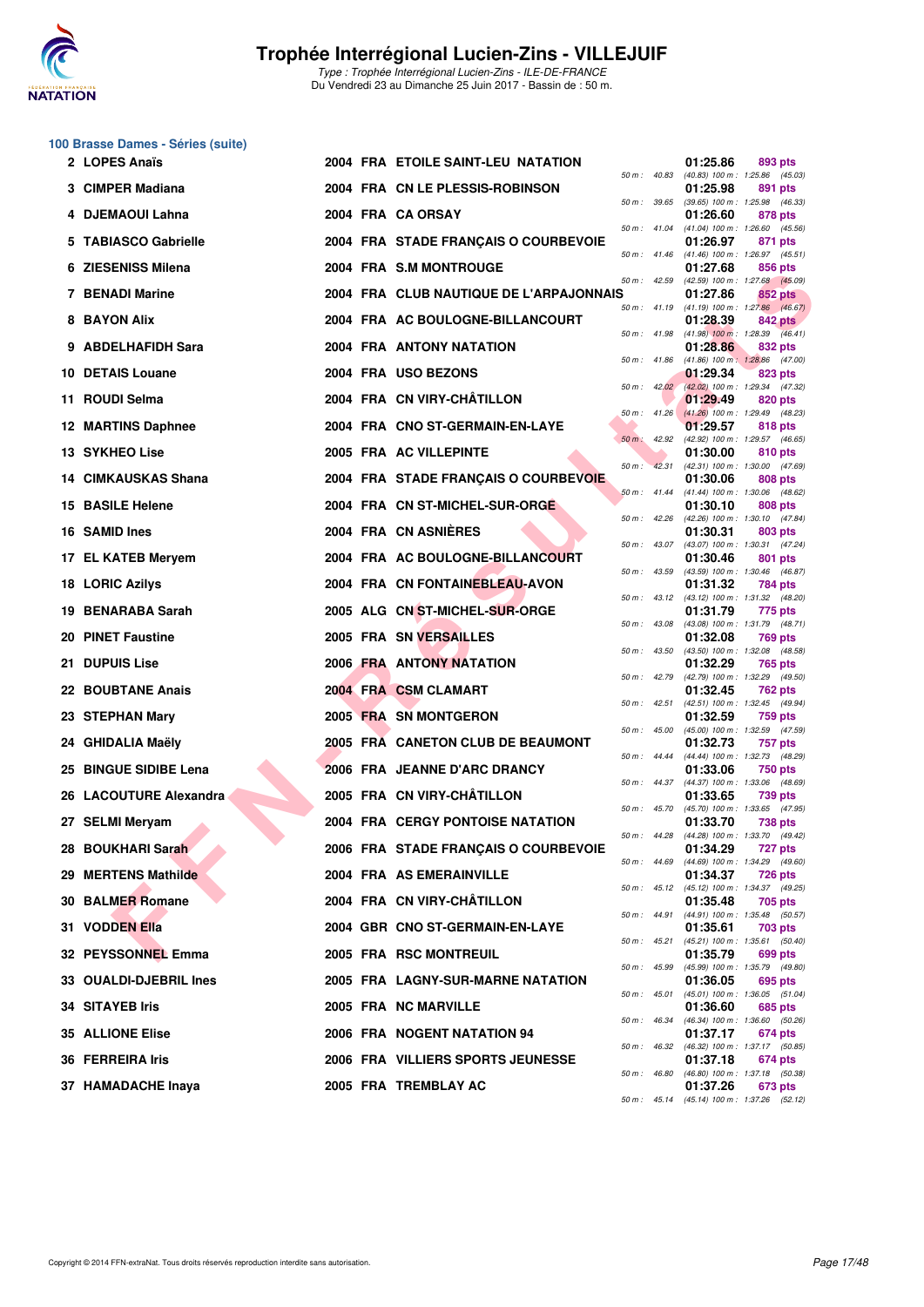## 100 Brasse Dames - Séries (suite)

| Rang | Nom | Année | Nat | Club | Temps | Points | Splits |
|---|---|---|---|---|---|---|---|
| 2 | LOPES Anaïs | 2004 | FRA | ETOILE SAINT-LEU NATATION | 01:25.86 | 893 pts | 50 m : 40.83 (40.83) 100 m : 1:25.86 (45.03) |
| 3 | CIMPER Madiana | 2004 | FRA | CN LE PLESSIS-ROBINSON | 01:25.98 | 891 pts | 50 m : 39.65 (39.65) 100 m : 1:25.98 (46.33) |
| 4 | DJEMAOUI Lahna | 2004 | FRA | CA ORSAY | 01:26.60 | 878 pts | 50 m : 41.04 (41.04) 100 m : 1:26.60 (45.56) |
| 5 | TABIASCO Gabrielle | 2004 | FRA | STADE FRANÇAIS O COURBEVOIE | 01:26.97 | 871 pts | 50 m : 41.46 (41.46) 100 m : 1:26.97 (45.51) |
| 6 | ZIESENISS Milena | 2004 | FRA | S.M MONTROUGE | 01:27.68 | 856 pts | 50 m : 42.59 (42.59) 100 m : 1:27.68 (45.09) |
| 7 | BENADI Marine | 2004 | FRA | CLUB NAUTIQUE DE L'ARPAJONNAIS | 01:27.86 | 852 pts | 50 m : 41.19 (41.19) 100 m : 1:27.86 (46.67) |
| 8 | BAYON Alix | 2004 | FRA | AC BOULOGNE-BILLANCOURT | 01:28.39 | 842 pts | 50 m : 41.98 (41.98) 100 m : 1:28.39 (46.41) |
| 9 | ABDELHAFIDH Sara | 2004 | FRA | ANTONY NATATION | 01:28.86 | 832 pts | 50 m : 41.86 (41.86) 100 m : 1:28.86 (47.00) |
| 10 | DETAIS Louane | 2004 | FRA | USO BEZONS | 01:29.34 | 823 pts | 50 m : 42.02 (42.02) 100 m : 1:29.34 (47.32) |
| 11 | ROUDI Selma | 2004 | FRA | CN VIRY-CHÂTILLON | 01:29.49 | 820 pts | 50 m : 41.26 (41.26) 100 m : 1:29.49 (48.23) |
| 12 | MARTINS Daphnee | 2004 | FRA | CNO ST-GERMAIN-EN-LAYE | 01:29.57 | 818 pts | 50 m : 42.92 (42.92) 100 m : 1:29.57 (46.65) |
| 13 | SYKHEO Lise | 2005 | FRA | AC VILLEPINTE | 01:30.00 | 810 pts | 50 m : 42.31 (42.31) 100 m : 1:30.00 (47.69) |
| 14 | CIMKAUSKAS Shana | 2004 | FRA | STADE FRANÇAIS O COURBEVOIE | 01:30.06 | 808 pts | 50 m : 41.44 (41.44) 100 m : 1:30.06 (48.62) |
| 15 | BASILE Helene | 2004 | FRA | CN ST-MICHEL-SUR-ORGE | 01:30.10 | 808 pts | 50 m : 42.26 (42.26) 100 m : 1:30.10 (47.84) |
| 16 | SAMID Ines | 2004 | FRA | CN ASNIÈRES | 01:30.31 | 803 pts | 50 m : 43.07 (43.07) 100 m : 1:30.31 (47.24) |
| 17 | EL KATEB Meryem | 2004 | FRA | AC BOULOGNE-BILLANCOURT | 01:30.46 | 801 pts | 50 m : 43.59 (43.59) 100 m : 1:30.46 (46.87) |
| 18 | LORIC Azilys | 2004 | FRA | CN FONTAINEBLEAU-AVON | 01:31.32 | 784 pts | 50 m : 43.12 (43.12) 100 m : 1:31.32 (48.20) |
| 19 | BENARABA Sarah | 2005 | ALG | CN ST-MICHEL-SUR-ORGE | 01:31.79 | 775 pts | 50 m : 43.08 (43.08) 100 m : 1:31.79 (48.71) |
| 20 | PINET Faustine | 2005 | FRA | SN VERSAILLES | 01:32.08 | 769 pts | 50 m : 43.50 (43.50) 100 m : 1:32.08 (48.58) |
| 21 | DUPUIS Lise | 2006 | FRA | ANTONY NATATION | 01:32.29 | 765 pts | 50 m : 42.79 (42.79) 100 m : 1:32.29 (49.50) |
| 22 | BOUBTANE Anais | 2004 | FRA | CSM CLAMART | 01:32.45 | 762 pts | 50 m : 42.51 (42.51) 100 m : 1:32.45 (49.94) |
| 23 | STEPHAN Mary | 2005 | FRA | SN MONTGERON | 01:32.59 | 759 pts | 50 m : 45.00 (45.00) 100 m : 1:32.59 (47.59) |
| 24 | GHIDALIA Maëly | 2005 | FRA | CANETON CLUB DE BEAUMONT | 01:32.73 | 757 pts | 50 m : 44.44 (44.44) 100 m : 1:32.73 (48.29) |
| 25 | BINGUE SIDIBE Lena | 2006 | FRA | JEANNE D'ARC DRANCY | 01:33.06 | 750 pts | 50 m : 44.37 (44.37) 100 m : 1:33.06 (48.69) |
| 26 | LACOUTURE Alexandra | 2005 | FRA | CN VIRY-CHÂTILLON | 01:33.65 | 739 pts | 50 m : 45.70 (45.70) 100 m : 1:33.65 (47.95) |
| 27 | SELMI Meryam | 2004 | FRA | CERGY PONTOISE NATATION | 01:33.70 | 738 pts | 50 m : 44.28 (44.28) 100 m : 1:33.70 (49.42) |
| 28 | BOUKHARI Sarah | 2006 | FRA | STADE FRANÇAIS O COURBEVOIE | 01:34.29 | 727 pts | 50 m : 44.69 (44.69) 100 m : 1:34.29 (49.60) |
| 29 | MERTENS Mathilde | 2004 | FRA | AS EMERAINVILLE | 01:34.37 | 726 pts | 50 m : 45.12 (45.12) 100 m : 1:34.37 (49.25) |
| 30 | BALMER Romane | 2004 | FRA | CN VIRY-CHÂTILLON | 01:35.48 | 705 pts | 50 m : 44.91 (44.91) 100 m : 1:35.48 (50.57) |
| 31 | VODDEN Ella | 2004 | GBR | CNO ST-GERMAIN-EN-LAYE | 01:35.61 | 703 pts | 50 m : 45.21 (45.21) 100 m : 1:35.61 (50.40) |
| 32 | PEYSSONNEL Emma | 2005 | FRA | RSC MONTREUIL | 01:35.79 | 699 pts | 50 m : 45.99 (45.99) 100 m : 1:35.79 (49.80) |
| 33 | OUALDI-DJEBRIL Ines | 2005 | FRA | LAGNY-SUR-MARNE NATATION | 01:36.05 | 695 pts | 50 m : 45.01 (45.01) 100 m : 1:36.05 (51.04) |
| 34 | SITAYEB Iris | 2005 | FRA | NC MARVILLE | 01:36.60 | 685 pts | 50 m : 46.34 (46.34) 100 m : 1:36.60 (50.26) |
| 35 | ALLIONE Elise | 2006 | FRA | NOGENT NATATION 94 | 01:37.17 | 674 pts | 50 m : 46.32 (46.32) 100 m : 1:37.17 (50.85) |
| 36 | FERREIRA Iris | 2006 | FRA | VILLIERS SPORTS JEUNESSE | 01:37.18 | 674 pts | 50 m : 46.80 (46.80) 100 m : 1:37.18 (50.38) |
| 37 | HAMADACHE Inaya | 2005 | FRA | TREMBLAY AC | 01:37.26 | 673 pts | 50 m : 45.14 (45.14) 100 m : 1:37.26 (52.12) |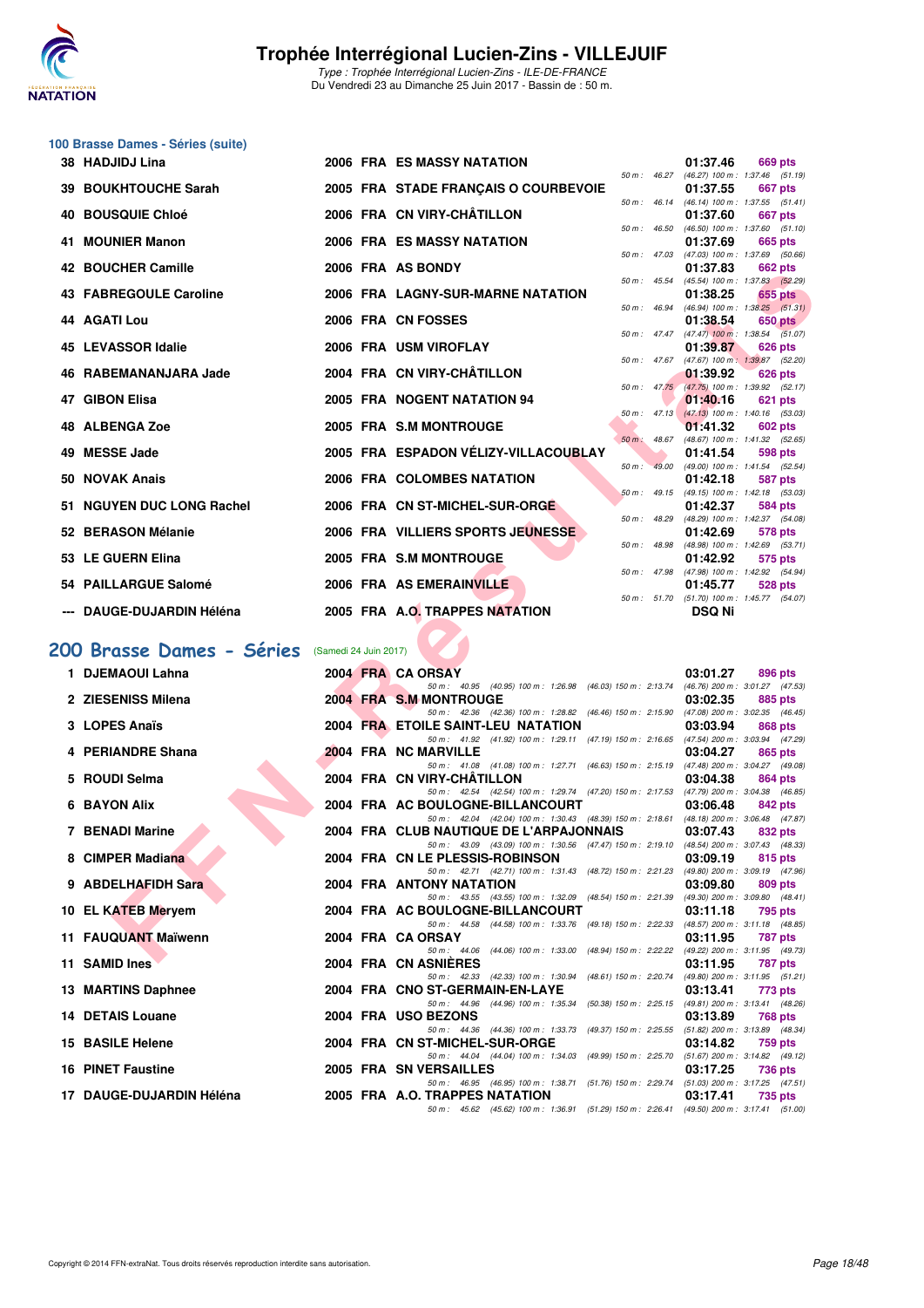# Trophée Interrégional Lucien-Zins - VILLEJUIF

*Type : Trophée Interrégional Lucien-Zins - ILE-DE-FRANCE*
Du Vendredi 23 au Dimanche 25 Juin 2017 - Bassin de : 50 m.

## 100 Brasse Dames - Séries (suite)

| Rang | Nom | Année | Nat | Club | Temps | Points | Splits |
|---|---|---|---|---|---|---|---|
| 38 | HADJIDJ Lina | 2006 | FRA | ES MASSY NATATION | 01:37.46 | 669 pts | 50 m : 46.27 (46.27) 100 m : 1:37.46 (51.19) |
| 39 | BOUKHTOUCHE Sarah | 2005 | FRA | STADE FRANÇAIS O COURBEVOIE | 01:37.55 | 667 pts | 50 m : 46.14 (46.14) 100 m : 1:37.55 (51.41) |
| 40 | BOUSQUIE Chloé | 2006 | FRA | CN VIRY-CHÂTILLON | 01:37.60 | 667 pts | 50 m : 46.50 (46.50) 100 m : 1:37.60 (51.10) |
| 41 | MOUNIER Manon | 2006 | FRA | ES MASSY NATATION | 01:37.69 | 665 pts | 50 m : 47.03 (47.03) 100 m : 1:37.69 (50.66) |
| 42 | BOUCHER Camille | 2006 | FRA | AS BONDY | 01:37.83 | 662 pts | 50 m : 45.54 (45.54) 100 m : 1:37.83 (52.29) |
| 43 | FABREGOULE Caroline | 2006 | FRA | LAGNY-SUR-MARNE NATATION | 01:38.25 | 655 pts | 50 m : 46.94 (46.94) 100 m : 1:38.25 (51.31) |
| 44 | AGATI Lou | 2006 | FRA | CN FOSSES | 01:38.54 | 650 pts | 50 m : 47.47 (47.47) 100 m : 1:38.54 (51.07) |
| 45 | LEVASSOR Idalie | 2006 | FRA | USM VIROFLAY | 01:39.87 | 626 pts | 50 m : 47.67 (47.67) 100 m : 1:39.87 (52.20) |
| 46 | RABEMANANJARA Jade | 2004 | FRA | CN VIRY-CHÂTILLON | 01:39.92 | 626 pts | 50 m : 47.75 (47.75) 100 m : 1:39.92 (52.17) |
| 47 | GIBON Elisa | 2005 | FRA | NOGENT NATATION 94 | 01:40.16 | 621 pts | 50 m : 47.13 (47.13) 100 m : 1:40.16 (53.03) |
| 48 | ALBENGA Zoe | 2005 | FRA | S.M MONTROUGE | 01:41.32 | 602 pts | 50 m : 48.67 (48.67) 100 m : 1:41.32 (52.65) |
| 49 | MESSE Jade | 2005 | FRA | ESPADON VÉLIZY-VILLACOUBLAY | 01:41.54 | 598 pts | 50 m : 49.00 (49.00) 100 m : 1:41.54 (52.54) |
| 50 | NOVAK Anais | 2006 | FRA | COLOMBES NATATION | 01:42.18 | 587 pts | 50 m : 49.15 (49.15) 100 m : 1:42.18 (53.03) |
| 51 | NGUYEN DUC LONG Rachel | 2006 | FRA | CN ST-MICHEL-SUR-ORGE | 01:42.37 | 584 pts | 50 m : 48.29 (48.29) 100 m : 1:42.37 (54.08) |
| 52 | BERASON Mélanie | 2006 | FRA | VILLIERS SPORTS JEUNESSE | 01:42.69 | 578 pts | 50 m : 48.98 (48.98) 100 m : 1:42.69 (53.71) |
| 53 | LE GUERN Elina | 2005 | FRA | S.M MONTROUGE | 01:42.92 | 575 pts | 50 m : 47.98 (47.98) 100 m : 1:42.92 (54.94) |
| 54 | PAILLARGUE Salomé | 2006 | FRA | AS EMERAINVILLE | 01:45.77 | 528 pts | 50 m : 51.70 (51.70) 100 m : 1:45.77 (54.07) |
| --- | DAUGE-DUJARDIN Héléna | 2005 | FRA | A.O. TRAPPES NATATION | DSQ Ni | | |

## 200 Brasse Dames - Séries (Samedi 24 Juin 2017)

| Rang | Nom | Année | Nat | Club | Temps | Points | Splits |
|---|---|---|---|---|---|---|---|
| 1 | DJEMAOUI Lahna | 2004 | FRA | CA ORSAY | 03:01.27 | 896 pts | 50 m : 40.95 (40.95) 100 m : 1:26.98 (46.03) 150 m : 2:13.74 (46.76) 200 m : 3:01.27 (47.53) |
| 2 | ZIESENISS Milena | 2004 | FRA | S.M MONTROUGE | 03:02.35 | 885 pts | 50 m : 42.36 (42.36) 100 m : 1:28.82 (46.46) 150 m : 2:15.90 (47.08) 200 m : 3:02.35 (46.45) |
| 3 | LOPES Anaïs | 2004 | FRA | ETOILE SAINT-LEU NATATION | 03:03.94 | 868 pts | 50 m : 41.92 (41.92) 100 m : 1:29.11 (47.19) 150 m : 2:16.65 (47.54) 200 m : 3:03.94 (47.29) |
| 4 | PERIANDRE Shana | 2004 | FRA | NC MARVILLE | 03:04.27 | 865 pts | 50 m : 41.08 (41.08) 100 m : 1:27.71 (46.63) 150 m : 2:15.19 (47.48) 200 m : 3:04.27 (49.08) |
| 5 | ROUDI Selma | 2004 | FRA | CN VIRY-CHÂTILLON | 03:04.38 | 864 pts | 50 m : 42.54 (42.54) 100 m : 1:29.74 (47.20) 150 m : 2:17.53 (47.79) 200 m : 3:04.38 (46.85) |
| 6 | BAYON Alix | 2004 | FRA | AC BOULOGNE-BILLANCOURT | 03:06.48 | 842 pts | 50 m : 42.04 (42.04) 100 m : 1:30.43 (48.39) 150 m : 2:18.61 (48.18) 200 m : 3:06.48 (47.87) |
| 7 | BENADI Marine | 2004 | FRA | CLUB NAUTIQUE DE L'ARPAJONNAIS | 03:07.43 | 832 pts | 50 m : 43.09 (43.09) 100 m : 1:30.56 (47.47) 150 m : 2:19.10 (48.54) 200 m : 3:07.43 (48.33) |
| 8 | CIMPER Madiana | 2004 | FRA | CN LE PLESSIS-ROBINSON | 03:09.19 | 815 pts | 50 m : 42.71 (42.71) 100 m : 1:31.43 (48.72) 150 m : 2:21.23 (49.80) 200 m : 3:09.19 (47.96) |
| 9 | ABDELHAFIDH Sara | 2004 | FRA | ANTONY NATATION | 03:09.80 | 809 pts | 50 m : 43.55 (43.55) 100 m : 1:32.09 (48.54) 150 m : 2:21.39 (49.30) 200 m : 3:09.80 (48.41) |
| 10 | EL KATEB Meryem | 2004 | FRA | AC BOULOGNE-BILLANCOURT | 03:11.18 | 795 pts | 50 m : 44.58 (44.58) 100 m : 1:33.76 (49.18) 150 m : 2:22.33 (48.57) 200 m : 3:11.18 (48.85) |
| 11 | FAUQUANT Maïwenn | 2004 | FRA | CA ORSAY | 03:11.95 | 787 pts | 50 m : 44.06 (44.06) 100 m : 1:33.00 (48.94) 150 m : 2:22.22 (49.22) 200 m : 3:11.95 (49.73) |
| 11 | SAMID Ines | 2004 | FRA | CN ASNIÈRES | 03:11.95 | 787 pts | 50 m : 42.33 (42.33) 100 m : 1:30.94 (48.61) 150 m : 2:20.74 (49.80) 200 m : 3:11.95 (51.21) |
| 13 | MARTINS Daphnee | 2004 | FRA | CNO ST-GERMAIN-EN-LAYE | 03:13.41 | 773 pts | 50 m : 44.96 (44.96) 100 m : 1:35.34 (50.38) 150 m : 2:25.15 (49.81) 200 m : 3:13.41 (48.26) |
| 14 | DETAIS Louane | 2004 | FRA | USO BEZONS | 03:13.89 | 768 pts | 50 m : 44.36 (44.36) 100 m : 1:33.73 (49.37) 150 m : 2:25.55 (51.82) 200 m : 3:13.89 (48.34) |
| 15 | BASILE Helene | 2004 | FRA | CN ST-MICHEL-SUR-ORGE | 03:14.82 | 759 pts | 50 m : 44.04 (44.04) 100 m : 1:34.03 (49.99) 150 m : 2:25.70 (51.67) 200 m : 3:14.82 (49.12) |
| 16 | PINET Faustine | 2005 | FRA | SN VERSAILLES | 03:17.25 | 736 pts | 50 m : 46.95 (46.95) 100 m : 1:38.71 (51.76) 150 m : 2:29.74 (51.03) 200 m : 3:17.25 (47.51) |
| 17 | DAUGE-DUJARDIN Héléna | 2005 | FRA | A.O. TRAPPES NATATION | 03:17.41 | 735 pts | 50 m : 45.62 (45.62) 100 m : 1:36.91 (51.29) 150 m : 2:26.41 (49.50) 200 m : 3:17.41 (51.00) |

Copyright © 2014 FFN-extraNat. Tous droits réservés reproduction interdite sans autorisation.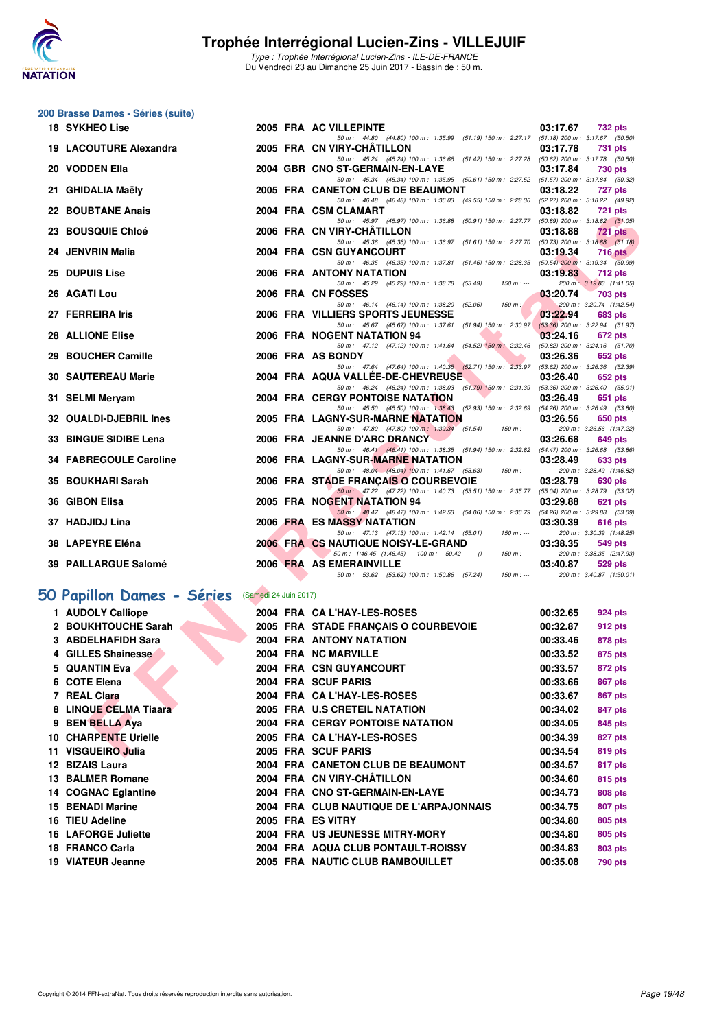# Trophée Interrégional Lucien-Zins - VILLEJUIF

*Type : Trophée Interrégional Lucien-Zins - ILE-DE-FRANCE*
Du Vendredi 23 au Dimanche 25 Juin 2017 - Bassin de : 50 m.

## 200 Brasse Dames - Séries (suite)

| Rang | Nom | Année | Nat. | Club | Temps | Points |
|---|---|---|---|---|---|---|
| 18 | SYKHEO Lise | 2005 | FRA | AC VILLEPINTE | 03:17.67 | 732 pts |
| | 50 m : 44.80 (44.80) 100 m : 1:35.99 (51.19) 150 m : 2:27.17 (51.18) 200 m : 3:17.67 (50.50) | | | | | |
| 19 | LACOUTURE Alexandra | 2005 | FRA | CN VIRY-CHÂTILLON | 03:17.78 | 731 pts |
| | 50 m : 45.24 (45.24) 100 m : 1:36.66 (51.42) 150 m : 2:27.28 (50.62) 200 m : 3:17.78 (50.50) | | | | | |
| 20 | VODDEN Ella | 2004 | GBR | CNO ST-GERMAIN-EN-LAYE | 03:17.84 | 730 pts |
| | 50 m : 45.34 (45.34) 100 m : 1:35.95 (50.61) 150 m : 2:27.52 (51.57) 200 m : 3:17.84 (50.32) | | | | | |
| 21 | GHIDALIA Maëly | 2005 | FRA | CANETON CLUB DE BEAUMONT | 03:18.22 | 727 pts |
| | 50 m : 46.48 (46.48) 100 m : 1:36.03 (49.55) 150 m : 2:28.30 (52.27) 200 m : 3:18.22 (49.92) | | | | | |
| 22 | BOUBTANE Anais | 2004 | FRA | CSM CLAMART | 03:18.82 | 721 pts |
| | 50 m : 45.97 (45.97) 100 m : 1:36.88 (50.91) 150 m : 2:27.77 (50.89) 200 m : 3:18.82 (51.05) | | | | | |
| 23 | BOUSQUIE Chloé | 2006 | FRA | CN VIRY-CHÂTILLON | 03:18.88 | 721 pts |
| | 50 m : 45.36 (45.36) 100 m : 1:36.97 (51.61) 150 m : 2:27.70 (50.73) 200 m : 3:18.88 (51.18) | | | | | |
| 24 | JENVRIN Malia | 2004 | FRA | CSN GUYANCOURT | 03:19.34 | 716 pts |
| | 50 m : 46.35 (46.35) 100 m : 1:37.81 (51.46) 150 m : 2:28.35 (50.54) 200 m : 3:19.34 (50.99) | | | | | |
| 25 | DUPUIS Lise | 2006 | FRA | ANTONY NATATION | 03:19.83 | 712 pts |
| | 50 m : 45.29 (45.29) 100 m : 1:38.78 (53.49) 150 m : --- 200 m : 3:19.83 (1:41.05) | | | | | |
| 26 | AGATI Lou | 2006 | FRA | CN FOSSES | 03:20.74 | 703 pts |
| | 50 m : 46.14 (46.14) 100 m : 1:38.20 (52.06) 150 m : --- 200 m : 3:20.74 (1:42.54) | | | | | |
| 27 | FERREIRA Iris | 2006 | FRA | VILLIERS SPORTS JEUNESSE | 03:22.94 | 683 pts |
| | 50 m : 45.67 (45.67) 100 m : 1:37.61 (51.94) 150 m : 2:30.97 (53.36) 200 m : 3:22.94 (51.97) | | | | | |
| 28 | ALLIONE Elise | 2006 | FRA | NOGENT NATATION 94 | 03:24.16 | 672 pts |
| | 50 m : 47.12 (47.12) 100 m : 1:41.64 (54.52) 150 m : 2:32.46 (50.82) 200 m : 3:24.16 (51.70) | | | | | |
| 29 | BOUCHER Camille | 2006 | FRA | AS BONDY | 03:26.36 | 652 pts |
| | 50 m : 47.64 (47.64) 100 m : 1:40.35 (52.71) 150 m : 2:33.97 (53.62) 200 m : 3:26.36 (52.39) | | | | | |
| 30 | SAUTEREAU Marie | 2004 | FRA | AQUA VALLÉE-DE-CHEVREUSE | 03:26.40 | 652 pts |
| | 50 m : 46.24 (46.24) 100 m : 1:38.03 (51.79) 150 m : 2:31.39 (53.36) 200 m : 3:26.40 (55.01) | | | | | |
| 31 | SELMI Meryam | 2004 | FRA | CERGY PONTOISE NATATION | 03:26.49 | 651 pts |
| | 50 m : 45.50 (45.50) 100 m : 1:38.43 (52.93) 150 m : 2:32.69 (54.26) 200 m : 3:26.49 (53.80) | | | | | |
| 32 | OUALDI-DJEBRIL Ines | 2005 | FRA | LAGNY-SUR-MARNE NATATION | 03:26.56 | 650 pts |
| | 50 m : 47.80 (47.80) 100 m : 1:39.34 (51.54) 150 m : --- 200 m : 3:26.56 (1:47.22) | | | | | |
| 33 | BINGUE SIDIBE Lena | 2006 | FRA | JEANNE D'ARC DRANCY | 03:26.68 | 649 pts |
| | 50 m : 46.41 (46.41) 100 m : 1:38.35 (51.94) 150 m : 2:32.82 (54.47) 200 m : 3:26.68 (53.86) | | | | | |
| 34 | FABREGOULE Caroline | 2006 | FRA | LAGNY-SUR-MARNE NATATION | 03:28.49 | 633 pts |
| | 50 m : 48.04 (48.04) 100 m : 1:41.67 (53.63) 150 m : --- 200 m : 3:28.49 (1:46.82) | | | | | |
| 35 | BOUKHARI Sarah | 2006 | FRA | STADE FRANÇAIS O COURBEVOIE | 03:28.79 | 630 pts |
| | 50 m : 47.22 (47.22) 100 m : 1:40.73 (53.51) 150 m : 2:35.77 (55.04) 200 m : 3:28.79 (53.02) | | | | | |
| 36 | GIBON Elisa | 2005 | FRA | NOGENT NATATION 94 | 03:29.88 | 621 pts |
| | 50 m : 48.47 (48.47) 100 m : 1:42.53 (54.06) 150 m : 2:36.79 (54.26) 200 m : 3:29.88 (53.09) | | | | | |
| 37 | HADJIDJ Lina | 2006 | FRA | ES MASSY NATATION | 03:30.39 | 616 pts |
| | 50 m : 47.13 (47.13) 100 m : 1:42.14 (55.01) 150 m : --- 200 m : 3:30.39 (1:48.25) | | | | | |
| 38 | LAPEYRE Eléna | 2006 | FRA | CS NAUTIQUE NOISY-LE-GRAND | 03:38.35 | 549 pts |
| | 50 m : 1:46.45 (1:46.45) 100 m : 50.42 () 150 m : --- 200 m : 3:38.35 (2:47.93) | | | | | |
| 39 | PAILLARGUE Salomé | 2006 | FRA | AS EMERAINVILLE | 03:40.87 | 529 pts |
| | 50 m : 53.62 (53.62) 100 m : 1:50.86 (57.24) 150 m : --- 200 m : 3:40.87 (1:50.01) | | | | | |

## 50 Papillon Dames - Séries (Samedi 24 Juin 2017)

| Rang | Nom | Année | Nat. | Club | Temps | Points |
|---|---|---|---|---|---|---|
| 1 | AUDOLY Calliope | 2004 | FRA | CA L'HAY-LES-ROSES | 00:32.65 | 924 pts |
| 2 | BOUKHTOUCHE Sarah | 2005 | FRA | STADE FRANÇAIS O COURBEVOIE | 00:32.87 | 912 pts |
| 3 | ABDELHAFIDH Sara | 2004 | FRA | ANTONY NATATION | 00:33.46 | 878 pts |
| 4 | GILLES Shainesse | 2004 | FRA | NC MARVILLE | 00:33.52 | 875 pts |
| 5 | QUANTIN Eva | 2004 | FRA | CSN GUYANCOURT | 00:33.57 | 872 pts |
| 6 | COTE Elena | 2004 | FRA | SCUF PARIS | 00:33.66 | 867 pts |
| 7 | REAL Clara | 2004 | FRA | CA L'HAY-LES-ROSES | 00:33.67 | 867 pts |
| 8 | LINQUE CELMA Tiaara | 2005 | FRA | U.S CRETEIL NATATION | 00:34.02 | 847 pts |
| 9 | BEN BELLA Aya | 2004 | FRA | CERGY PONTOISE NATATION | 00:34.05 | 845 pts |
| 10 | CHARPENTE Urielle | 2005 | FRA | CA L'HAY-LES-ROSES | 00:34.39 | 827 pts |
| 11 | VISGUEIRO Julia | 2005 | FRA | SCUF PARIS | 00:34.54 | 819 pts |
| 12 | BIZAIS Laura | 2004 | FRA | CANETON CLUB DE BEAUMONT | 00:34.57 | 817 pts |
| 13 | BALMER Romane | 2004 | FRA | CN VIRY-CHÂTILLON | 00:34.60 | 815 pts |
| 14 | COGNAC Eglantine | 2004 | FRA | CNO ST-GERMAIN-EN-LAYE | 00:34.73 | 808 pts |
| 15 | BENADI Marine | 2004 | FRA | CLUB NAUTIQUE DE L'ARPAJONNAIS | 00:34.75 | 807 pts |
| 16 | TIEU Adeline | 2005 | FRA | ES VITRY | 00:34.80 | 805 pts |
| 16 | LAFORGE Juliette | 2004 | FRA | US JEUNESSE MITRY-MORY | 00:34.80 | 805 pts |
| 18 | FRANCO Carla | 2004 | FRA | AQUA CLUB PONTAULT-ROISSY | 00:34.83 | 803 pts |
| 19 | VIATEUR Jeanne | 2005 | FRA | NAUTIC CLUB RAMBOUILLET | 00:35.08 | 790 pts |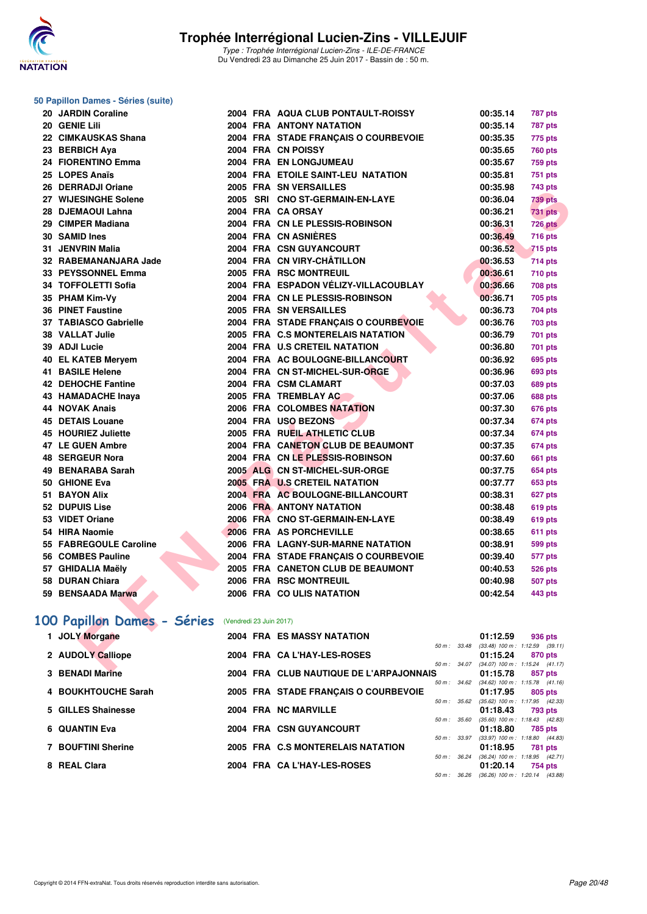# Trophée Interrégional Lucien-Zins - VILLEJUIF

*Type : Trophée Interrégional Lucien-Zins - ILE-DE-FRANCE*
Du Vendredi 23 au Dimanche 25 Juin 2017 - Bassin de : 50 m.

### 50 Papillon Dames - Séries (suite)

| Rang | Nom | Année | Nat. | Club | Temps | Points |
|---|---|---|---|---|---|---|
| 20 | JARDIN Coraline | 2004 | FRA | AQUA CLUB PONTAULT-ROISSY | 00:35.14 | 787 pts |
| 20 | GENIE Lili | 2004 | FRA | ANTONY NATATION | 00:35.14 | 787 pts |
| 22 | CIMKAUSKAS Shana | 2004 | FRA | STADE FRANÇAIS O COURBEVOIE | 00:35.35 | 775 pts |
| 23 | BERBICH Aya | 2004 | FRA | CN POISSY | 00:35.65 | 760 pts |
| 24 | FIORENTINO Emma | 2004 | FRA | EN LONGJUMEAU | 00:35.67 | 759 pts |
| 25 | LOPES Anaïs | 2004 | FRA | ETOILE SAINT-LEU NATATION | 00:35.81 | 751 pts |
| 26 | DERRADJI Oriane | 2005 | FRA | SN VERSAILLES | 00:35.98 | 743 pts |
| 27 | WIJESINGHE Solene | 2005 | SRI | CNO ST-GERMAIN-EN-LAYE | 00:36.04 | 739 pts |
| 28 | DJEMAOUI Lahna | 2004 | FRA | CA ORSAY | 00:36.21 | 731 pts |
| 29 | CIMPER Madiana | 2004 | FRA | CN LE PLESSIS-ROBINSON | 00:36.31 | 726 pts |
| 30 | SAMID Ines | 2004 | FRA | CN ASNIÈRES | 00:36.49 | 716 pts |
| 31 | JENVRIN Malia | 2004 | FRA | CSN GUYANCOURT | 00:36.52 | 715 pts |
| 32 | RABEMANANJARA Jade | 2004 | FRA | CN VIRY-CHÂTILLON | 00:36.53 | 714 pts |
| 33 | PEYSSONNEL Emma | 2005 | FRA | RSC MONTREUIL | 00:36.61 | 710 pts |
| 34 | TOFFOLETTI Sofia | 2004 | FRA | ESPADON VÉLIZY-VILLACOUBLAY | 00:36.66 | 708 pts |
| 35 | PHAM Kim-Vy | 2004 | FRA | CN LE PLESSIS-ROBINSON | 00:36.71 | 705 pts |
| 36 | PINET Faustine | 2005 | FRA | SN VERSAILLES | 00:36.73 | 704 pts |
| 37 | TABIASCO Gabrielle | 2004 | FRA | STADE FRANÇAIS O COURBEVOIE | 00:36.76 | 703 pts |
| 38 | VALLAT Julie | 2005 | FRA | C.S MONTERELAIS NATATION | 00:36.79 | 701 pts |
| 39 | ADJI Lucie | 2004 | FRA | U.S CRETEIL NATATION | 00:36.80 | 701 pts |
| 40 | EL KATEB Meryem | 2004 | FRA | AC BOULOGNE-BILLANCOURT | 00:36.92 | 695 pts |
| 41 | BASILE Helene | 2004 | FRA | CN ST-MICHEL-SUR-ORGE | 00:36.96 | 693 pts |
| 42 | DEHOCHE Fantine | 2004 | FRA | CSM CLAMART | 00:37.03 | 689 pts |
| 43 | HAMADACHE Inaya | 2005 | FRA | TREMBLAY AC | 00:37.06 | 688 pts |
| 44 | NOVAK Anais | 2006 | FRA | COLOMBES NATATION | 00:37.30 | 676 pts |
| 45 | DETAIS Louane | 2004 | FRA | USO BEZONS | 00:37.34 | 674 pts |
| 45 | HOURIEZ Juliette | 2005 | FRA | RUEIL ATHLETIC CLUB | 00:37.34 | 674 pts |
| 47 | LE GUEN Ambre | 2004 | FRA | CANETON CLUB DE BEAUMONT | 00:37.35 | 674 pts |
| 48 | SERGEUR Nora | 2004 | FRA | CN LE PLESSIS-ROBINSON | 00:37.60 | 661 pts |
| 49 | BENARABA Sarah | 2005 | ALG | CN ST-MICHEL-SUR-ORGE | 00:37.75 | 654 pts |
| 50 | GHIONE Eva | 2005 | FRA | U.S CRETEIL NATATION | 00:37.77 | 653 pts |
| 51 | BAYON Alix | 2004 | FRA | AC BOULOGNE-BILLANCOURT | 00:38.31 | 627 pts |
| 52 | DUPUIS Lise | 2006 | FRA | ANTONY NATATION | 00:38.48 | 619 pts |
| 53 | VIDET Oriane | 2006 | FRA | CNO ST-GERMAIN-EN-LAYE | 00:38.49 | 619 pts |
| 54 | HIRA Naomie | 2006 | FRA | AS PORCHEVILLE | 00:38.65 | 611 pts |
| 55 | FABREGOULE Caroline | 2006 | FRA | LAGNY-SUR-MARNE NATATION | 00:38.91 | 599 pts |
| 56 | COMBES Pauline | 2004 | FRA | STADE FRANÇAIS O COURBEVOIE | 00:39.40 | 577 pts |
| 57 | GHIDALIA Maëly | 2005 | FRA | CANETON CLUB DE BEAUMONT | 00:40.53 | 526 pts |
| 58 | DURAN Chiara | 2006 | FRA | RSC MONTREUIL | 00:40.98 | 507 pts |
| 59 | BENSAADA Marwa | 2006 | FRA | CO ULIS NATATION | 00:42.54 | 443 pts |

## 100 Papillon Dames - Séries (Vendredi 23 Juin 2017)

| Rang | Nom | Année | Nat. | Club | Temps | Points | Intermédiaires |
|---|---|---|---|---|---|---|---|
| 1 | JOLY Morgane | 2004 | FRA | ES MASSY NATATION | 01:12.59 | 936 pts | 50 m : 33.48 (33.48) 100 m : 1:12.59 (39.11) |
| 2 | AUDOLY Calliope | 2004 | FRA | CA L'HAY-LES-ROSES | 01:15.24 | 870 pts | 50 m : 34.07 (34.07) 100 m : 1:15.24 (41.17) |
| 3 | BENADI Marine | 2004 | FRA | CLUB NAUTIQUE DE L'ARPAJONNAIS | 01:15.78 | 857 pts | 50 m : 34.62 (34.62) 100 m : 1:15.78 (41.16) |
| 4 | BOUKHTOUCHE Sarah | 2005 | FRA | STADE FRANÇAIS O COURBEVOIE | 01:17.95 | 805 pts | 50 m : 35.62 (35.62) 100 m : 1:17.95 (42.33) |
| 5 | GILLES Shainesse | 2004 | FRA | NC MARVILLE | 01:18.43 | 793 pts | 50 m : 35.60 (35.60) 100 m : 1:18.43 (42.83) |
| 6 | QUANTIN Eva | 2004 | FRA | CSN GUYANCOURT | 01:18.80 | 785 pts | 50 m : 33.97 (33.97) 100 m : 1:18.80 (44.83) |
| 7 | BOUFTINI Sherine | 2005 | FRA | C.S MONTERELAIS NATATION | 01:18.95 | 781 pts | 50 m : 36.24 (36.24) 100 m : 1:18.95 (42.71) |
| 8 | REAL Clara | 2004 | FRA | CA L'HAY-LES-ROSES | 01:20.14 | 754 pts | 50 m : 36.26 (36.26) 100 m : 1:20.14 (43.88) |

Copyright © 2014 FFN-extraNat. Tous droits réservés reproduction interdite sans autorisation.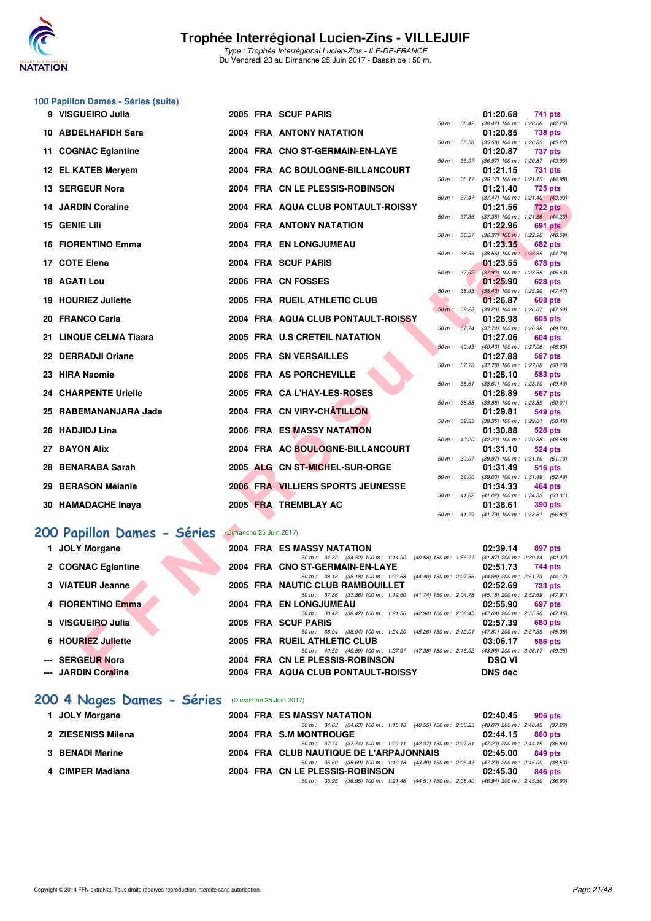## 100 Papillon Dames - Séries (suite)

| Rang | Nom | Année | Nat | Club | Temps | Points | Splits |
|---|---|---|---|---|---|---|---|
| 9 | VISGUEIRO Julia | 2005 | FRA | SCUF PARIS | 01:20.68 | 741 pts | 50 m : 38.42 (38.42) 100 m : 1:20.68 (42.26) |
| 10 | ABDELHAFIDH Sara | 2004 | FRA | ANTONY NATATION | 01:20.85 | 738 pts | 50 m : 35.58 (35.58) 100 m : 1:20.85 (45.27) |
| 11 | COGNAC Eglantine | 2004 | FRA | CNO ST-GERMAIN-EN-LAYE | 01:20.87 | 737 pts | 50 m : 36.97 (36.97) 100 m : 1:20.87 (43.90) |
| 12 | EL KATEB Meryem | 2004 | FRA | AC BOULOGNE-BILLANCOURT | 01:21.15 | 731 pts | 50 m : 36.17 (36.17) 100 m : 1:21.15 (44.98) |
| 13 | SERGEUR Nora | 2004 | FRA | CN LE PLESSIS-ROBINSON | 01:21.40 | 725 pts | 50 m : 37.47 (37.47) 100 m : 1:21.40 (43.93) |
| 14 | JARDIN Coraline | 2004 | FRA | AQUA CLUB PONTAULT-ROISSY | 01:21.56 | 722 pts | 50 m : 37.36 (37.36) 100 m : 1:21.56 (44.20) |
| 15 | GENIE Lili | 2004 | FRA | ANTONY NATATION | 01:22.96 | 691 pts | 50 m : 36.37 (36.37) 100 m : 1:22.96 (46.59) |
| 16 | FIORENTINO Emma | 2004 | FRA | EN LONGJUMEAU | 01:23.35 | 682 pts | 50 m : 38.56 (38.56) 100 m : 1:23.35 (44.79) |
| 17 | COTE Elena | 2004 | FRA | SCUF PARIS | 01:23.55 | 678 pts | 50 m : 37.92 (37.92) 100 m : 1:23.55 (45.63) |
| 18 | AGATI Lou | 2006 | FRA | CN FOSSES | 01:25.90 | 628 pts | 50 m : 38.43 (38.43) 100 m : 1:25.90 (47.47) |
| 19 | HOURIEZ Juliette | 2005 | FRA | RUEIL ATHLETIC CLUB | 01:26.87 | 608 pts | 50 m : 39.23 (39.23) 100 m : 1:26.87 (47.64) |
| 20 | FRANCO Carla | 2004 | FRA | AQUA CLUB PONTAULT-ROISSY | 01:26.98 | 605 pts | 50 m : 37.74 (37.74) 100 m : 1:26.98 (49.24) |
| 21 | LINQUE CELMA Tiaara | 2005 | FRA | U.S CRETEIL NATATION | 01:27.06 | 604 pts | 50 m : 40.43 (40.43) 100 m : 1:27.06 (46.63) |
| 22 | DERRADJI Oriane | 2005 | FRA | SN VERSAILLES | 01:27.88 | 587 pts | 50 m : 37.78 (37.78) 100 m : 1:27.88 (50.10) |
| 23 | HIRA Naomie | 2006 | FRA | AS PORCHEVILLE | 01:28.10 | 583 pts | 50 m : 38.61 (38.61) 100 m : 1:28.10 (49.49) |
| 24 | CHARPENTE Urielle | 2005 | FRA | CA L'HAY-LES-ROSES | 01:28.89 | 567 pts | 50 m : 38.88 (38.88) 100 m : 1:28.89 (50.01) |
| 25 | RABEMANANJARA Jade | 2004 | FRA | CN VIRY-CHÂTILLON | 01:29.81 | 549 pts | 50 m : 39.35 (39.35) 100 m : 1:29.81 (50.46) |
| 26 | HADJIDJ Lina | 2006 | FRA | ES MASSY NATATION | 01:30.88 | 528 pts | 50 m : 42.20 (42.20) 100 m : 1:30.88 (48.68) |
| 27 | BAYON Alix | 2004 | FRA | AC BOULOGNE-BILLANCOURT | 01:31.10 | 524 pts | 50 m : 39.97 (39.97) 100 m : 1:31.10 (51.13) |
| 28 | BENARABA Sarah | 2005 | ALG | CN ST-MICHEL-SUR-ORGE | 01:31.49 | 516 pts | 50 m : 39.00 (39.00) 100 m : 1:31.49 (52.49) |
| 29 | BERASON Mélanie | 2006 | FRA | VILLIERS SPORTS JEUNESSE | 01:34.33 | 464 pts | 50 m : 41.02 (41.02) 100 m : 1:34.33 (53.31) |
| 30 | HAMADACHE Inaya | 2005 | FRA | TREMBLAY AC | 01:38.61 | 390 pts | 50 m : 41.79 (41.79) 100 m : 1:38.61 (56.82) |

## 200 Papillon Dames - Séries (Dimanche 25 Juin 2017)

| Rang | Nom | Année | Nat | Club | Temps | Points | Splits |
|---|---|---|---|---|---|---|---|
| 1 | JOLY Morgane | 2004 | FRA | ES MASSY NATATION | 02:39.14 | 897 pts | 50 m : 34.32 (34.32) 100 m : 1:14.90 (40.58) 150 m : 1:56.77 (41.87) 200 m : 2:39.14 (42.37) |
| 2 | COGNAC Eglantine | 2004 | FRA | CNO ST-GERMAIN-EN-LAYE | 02:51.73 | 744 pts | 50 m : 38.18 (38.18) 100 m : 1:22.58 (44.40) 150 m : 2:07.56 (44.98) 200 m : 2:51.73 (44.17) |
| 3 | VIATEUR Jeanne | 2005 | FRA | NAUTIC CLUB RAMBOUILLET | 02:52.69 | 733 pts | 50 m : 37.86 (37.86) 100 m : 1:19.60 (41.74) 150 m : 2:04.78 (45.18) 200 m : 2:52.69 (47.91) |
| 4 | FIORENTINO Emma | 2004 | FRA | EN LONGJUMEAU | 02:55.90 | 697 pts | 50 m : 38.42 (38.42) 100 m : 1:21.36 (42.94) 150 m : 2:08.45 (47.09) 200 m : 2:55.90 (47.45) |
| 5 | VISGUEIRO Julia | 2005 | FRA | SCUF PARIS | 02:57.39 | 680 pts | 50 m : 38.94 (38.94) 100 m : 1:24.20 (45.26) 150 m : 2:12.01 (47.81) 200 m : 2:57.39 (45.38) |
| 6 | HOURIEZ Juliette | 2005 | FRA | RUEIL ATHLETIC CLUB | 03:06.17 | 586 pts | 50 m : 40.59 (40.59) 100 m : 1:27.97 (47.38) 150 m : 2:16.92 (48.95) 200 m : 3:06.17 (49.25) |
| --- | SERGEUR Nora | 2004 | FRA | CN LE PLESSIS-ROBINSON | DSQ Vi | | |
| --- | JARDIN Coraline | 2004 | FRA | AQUA CLUB PONTAULT-ROISSY | DNS dec | | |

## 200 4 Nages Dames - Séries (Dimanche 25 Juin 2017)

| Rang | Nom | Année | Nat | Club | Temps | Points | Splits |
|---|---|---|---|---|---|---|---|
| 1 | JOLY Morgane | 2004 | FRA | ES MASSY NATATION | 02:40.45 | 906 pts | 50 m : 34.63 (34.63) 100 m : 1:15.18 (40.55) 150 m : 2:03.25 (48.07) 200 m : 2:40.45 (37.20) |
| 2 | ZIESENISS Milena | 2004 | FRA | S.M MONTROUGE | 02:44.15 | 860 pts | 50 m : 37.74 (37.74) 100 m : 1:20.11 (42.37) 150 m : 2:07.31 (47.20) 200 m : 2:44.15 (36.84) |
| 3 | BENADI Marine | 2004 | FRA | CLUB NAUTIQUE DE L'ARPAJONNAIS | 02:45.00 | 849 pts | 50 m : 35.69 (35.69) 100 m : 1:19.18 (43.49) 150 m : 2:06.47 (47.29) 200 m : 2:45.00 (38.53) |
| 4 | CIMPER Madiana | 2004 | FRA | CN LE PLESSIS-ROBINSON | 02:45.30 | 846 pts | 50 m : 36.95 (36.95) 100 m : 1:21.46 (44.51) 150 m : 2:08.40 (46.94) 200 m : 2:45.30 (36.90) |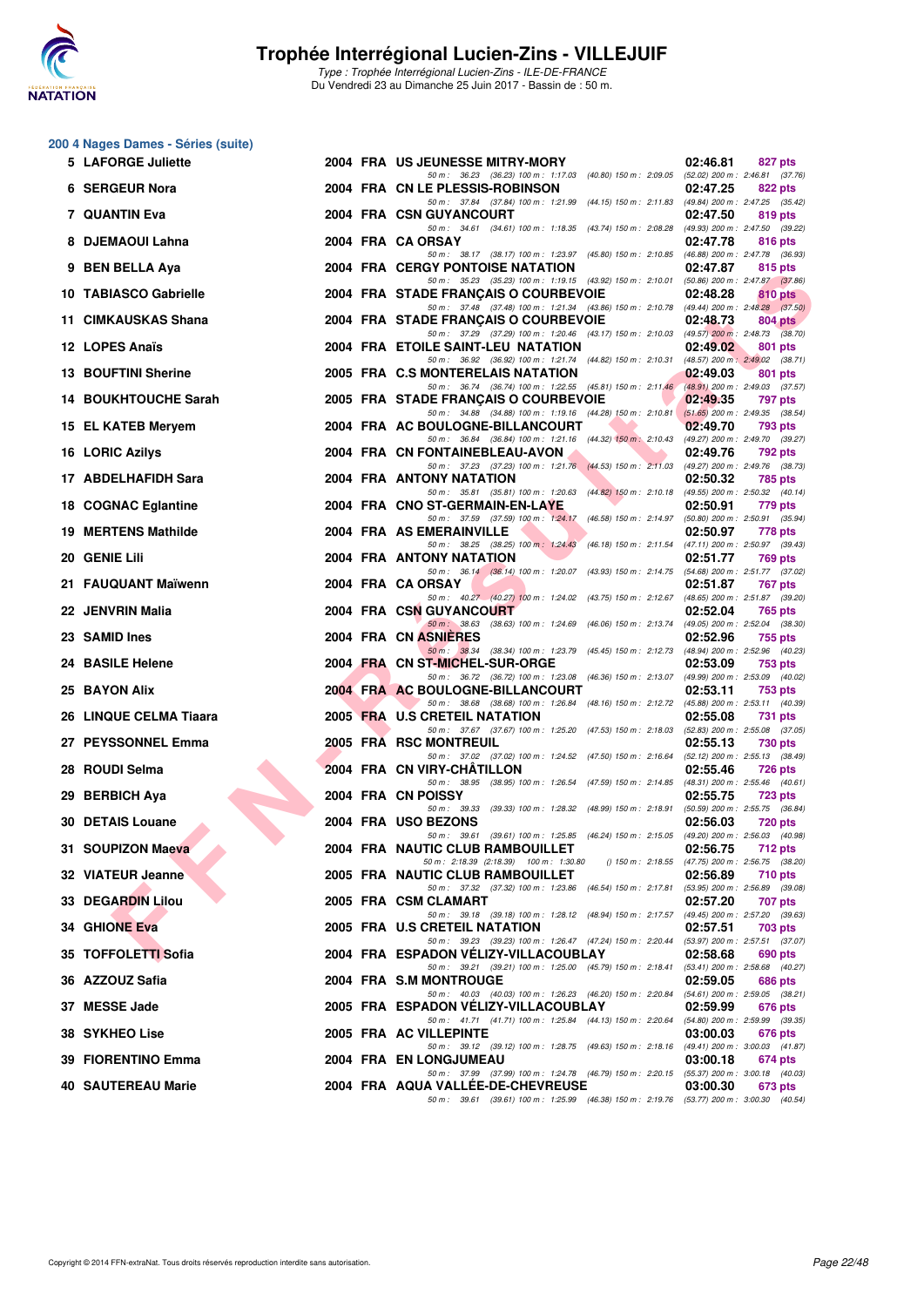# Trophée Interrégional Lucien-Zins - VILLEJUIF

*Type : Trophée Interrégional Lucien-Zins - ILE-DE-FRANCE*
Du Vendredi 23 au Dimanche 25 Juin 2017 - Bassin de : 50 m.

## 200 4 Nages Dames - Séries (suite)

| Rang | Nom | Année | Nat. | Club | Temps | Points |
|---|---|---|---|---|---|---|
| 5 | LAFORGE Juliette | 2004 | FRA | US JEUNESSE MITRY-MORY | 02:46.81 | 827 pts |
| | | | | 50 m : 36.23 (36.23) 100 m : 1:17.03 (40.80) 150 m : 2:09.05 (52.02) 200 m : 2:46.81 (37.76) | | |
| 6 | SERGEUR Nora | 2004 | FRA | CN LE PLESSIS-ROBINSON | 02:47.25 | 822 pts |
| | | | | 50 m : 37.84 (37.84) 100 m : 1:21.99 (44.15) 150 m : 2:11.83 (49.84) 200 m : 2:47.25 (35.42) | | |
| 7 | QUANTIN Eva | 2004 | FRA | CSN GUYANCOURT | 02:47.50 | 819 pts |
| | | | | 50 m : 34.61 (34.61) 100 m : 1:18.35 (43.74) 150 m : 2:08.28 (49.93) 200 m : 2:47.50 (39.22) | | |
| 8 | DJEMAOUI Lahna | 2004 | FRA | CA ORSAY | 02:47.78 | 816 pts |
| | | | | 50 m : 38.17 (38.17) 100 m : 1:23.97 (45.80) 150 m : 2:10.85 (46.88) 200 m : 2:47.78 (36.93) | | |
| 9 | BEN BELLA Aya | 2004 | FRA | CERGY PONTOISE NATATION | 02:47.87 | 815 pts |
| | | | | 50 m : 35.23 (35.23) 100 m : 1:19.15 (43.92) 150 m : 2:10.01 (50.86) 200 m : 2:47.87 (37.86) | | |
| 10 | TABIASCO Gabrielle | 2004 | FRA | STADE FRANÇAIS O COURBEVOIE | 02:48.28 | 810 pts |
| | | | | 50 m : 37.48 (37.48) 100 m : 1:21.34 (43.86) 150 m : 2:10.78 (49.44) 200 m : 2:48.28 (37.50) | | |
| 11 | CIMKAUSKAS Shana | 2004 | FRA | STADE FRANÇAIS O COURBEVOIE | 02:48.73 | 804 pts |
| | | | | 50 m : 37.29 (37.29) 100 m : 1:20.46 (43.17) 150 m : 2:10.03 (49.57) 200 m : 2:48.73 (38.70) | | |
| 12 | LOPES Anaïs | 2004 | FRA | ETOILE SAINT-LEU NATATION | 02:49.02 | 801 pts |
| | | | | 50 m : 36.92 (36.92) 100 m : 1:21.74 (44.82) 150 m : 2:10.31 (48.57) 200 m : 2:49.02 (38.71) | | |
| 13 | BOUFTINI Sherine | 2005 | FRA | C.S MONTERELAIS NATATION | 02:49.03 | 801 pts |
| | | | | 50 m : 36.74 (36.74) 100 m : 1:22.55 (45.81) 150 m : 2:11.46 (48.91) 200 m : 2:49.03 (37.57) | | |
| 14 | BOUKHTOUCHE Sarah | 2005 | FRA | STADE FRANÇAIS O COURBEVOIE | 02:49.35 | 797 pts |
| | | | | 50 m : 34.88 (34.88) 100 m : 1:19.16 (44.28) 150 m : 2:10.81 (51.65) 200 m : 2:49.35 (38.54) | | |
| 15 | EL KATEB Meryem | 2004 | FRA | AC BOULOGNE-BILLANCOURT | 02:49.70 | 793 pts |
| | | | | 50 m : 36.84 (36.84) 100 m : 1:21.16 (44.32) 150 m : 2:10.43 (49.27) 200 m : 2:49.70 (39.27) | | |
| 16 | LORIC Azilys | 2004 | FRA | CN FONTAINEBLEAU-AVON | 02:49.76 | 792 pts |
| | | | | 50 m : 37.23 (37.23) 100 m : 1:21.76 (44.53) 150 m : 2:11.03 (49.27) 200 m : 2:49.76 (38.73) | | |
| 17 | ABDELHAFIDH Sara | 2004 | FRA | ANTONY NATATION | 02:50.32 | 785 pts |
| | | | | 50 m : 35.81 (35.81) 100 m : 1:20.63 (44.82) 150 m : 2:10.18 (49.55) 200 m : 2:50.32 (40.14) | | |
| 18 | COGNAC Eglantine | 2004 | FRA | CNO ST-GERMAIN-EN-LAYE | 02:50.91 | 779 pts |
| | | | | 50 m : 37.59 (37.59) 100 m : 1:24.17 (46.58) 150 m : 2:14.97 (50.80) 200 m : 2:50.91 (35.94) | | |
| 19 | MERTENS Mathilde | 2004 | FRA | AS EMERAINVILLE | 02:50.97 | 778 pts |
| | | | | 50 m : 38.25 (38.25) 100 m : 1:24.43 (46.18) 150 m : 2:11.54 (47.11) 200 m : 2:50.97 (39.43) | | |
| 20 | GENIE Lili | 2004 | FRA | ANTONY NATATION | 02:51.77 | 769 pts |
| | | | | 50 m : 36.14 (36.14) 100 m : 1:20.07 (43.93) 150 m : 2:14.75 (54.68) 200 m : 2:51.77 (37.02) | | |
| 21 | FAUQUANT Maïwenn | 2004 | FRA | CA ORSAY | 02:51.87 | 767 pts |
| | | | | 50 m : 40.27 (40.27) 100 m : 1:24.02 (43.75) 150 m : 2:12.67 (48.65) 200 m : 2:51.87 (39.20) | | |
| 22 | JENVRIN Malia | 2004 | FRA | CSN GUYANCOURT | 02:52.04 | 765 pts |
| | | | | 50 m : 38.63 (38.63) 100 m : 1:24.69 (46.06) 150 m : 2:13.74 (49.05) 200 m : 2:52.04 (38.30) | | |
| 23 | SAMID Ines | 2004 | FRA | CN ASNIÈRES | 02:52.96 | 755 pts |
| | | | | 50 m : 38.34 (38.34) 100 m : 1:23.79 (45.45) 150 m : 2:12.73 (48.94) 200 m : 2:52.96 (40.23) | | |
| 24 | BASILE Helene | 2004 | FRA | CN ST-MICHEL-SUR-ORGE | 02:53.09 | 753 pts |
| | | | | 50 m : 36.72 (36.72) 100 m : 1:23.08 (46.36) 150 m : 2:13.07 (49.99) 200 m : 2:53.09 (40.02) | | |
| 25 | BAYON Alix | 2004 | FRA | AC BOULOGNE-BILLANCOURT | 02:53.11 | 753 pts |
| | | | | 50 m : 38.68 (38.68) 100 m : 1:26.84 (48.16) 150 m : 2:12.72 (45.88) 200 m : 2:53.11 (40.39) | | |
| 26 | LINQUE CELMA Tiaara | 2005 | FRA | U.S CRETEIL NATATION | 02:55.08 | 731 pts |
| | | | | 50 m : 37.67 (37.67) 100 m : 1:25.20 (47.53) 150 m : 2:18.03 (52.83) 200 m : 2:55.08 (37.05) | | |
| 27 | PEYSSONNEL Emma | 2005 | FRA | RSC MONTREUIL | 02:55.13 | 730 pts |
| | | | | 50 m : 37.02 (37.02) 100 m : 1:24.52 (47.50) 150 m : 2:16.64 (52.12) 200 m : 2:55.13 (38.49) | | |
| 28 | ROUDI Selma | 2004 | FRA | CN VIRY-CHÂTILLON | 02:55.46 | 726 pts |
| | | | | 50 m : 38.95 (38.95) 100 m : 1:26.54 (47.59) 150 m : 2:14.85 (48.31) 200 m : 2:55.46 (40.61) | | |
| 29 | BERBICH Aya | 2004 | FRA | CN POISSY | 02:55.75 | 723 pts |
| | | | | 50 m : 39.33 (39.33) 100 m : 1:28.32 (48.99) 150 m : 2:18.91 (50.59) 200 m : 2:55.75 (36.84) | | |
| 30 | DETAIS Louane | 2004 | FRA | USO BEZONS | 02:56.03 | 720 pts |
| | | | | 50 m : 39.61 (39.61) 100 m : 1:25.85 (46.24) 150 m : 2:15.05 (49.20) 200 m : 2:56.03 (40.98) | | |
| 31 | SOUPIZON Maeva | 2004 | FRA | NAUTIC CLUB RAMBOUILLET | 02:56.75 | 712 pts |
| | | | | 50 m : 2:18.39 (2:18.39) 100 m : 1:30.80 () 150 m : 2:18.55 (47.75) 200 m : 2:56.75 (38.20) | | |
| 32 | VIATEUR Jeanne | 2005 | FRA | NAUTIC CLUB RAMBOUILLET | 02:56.89 | 710 pts |
| | | | | 50 m : 37.32 (37.32) 100 m : 1:23.86 (46.54) 150 m : 2:17.81 (53.95) 200 m : 2:56.89 (39.08) | | |
| 33 | DEGARDIN Lilou | 2005 | FRA | CSM CLAMART | 02:57.20 | 707 pts |
| | | | | 50 m : 39.18 (39.18) 100 m : 1:28.12 (48.94) 150 m : 2:17.57 (49.45) 200 m : 2:57.20 (39.63) | | |
| 34 | GHIONE Eva | 2005 | FRA | U.S CRETEIL NATATION | 02:57.51 | 703 pts |
| | | | | 50 m : 39.23 (39.23) 100 m : 1:26.47 (47.24) 150 m : 2:20.44 (53.97) 200 m : 2:57.51 (37.07) | | |
| 35 | TOFFOLETTI Sofia | 2004 | FRA | ESPADON VÉLIZY-VILLACOUBLAY | 02:58.68 | 690 pts |
| | | | | 50 m : 39.21 (39.21) 100 m : 1:25.00 (45.79) 150 m : 2:18.41 (53.41) 200 m : 2:58.68 (40.27) | | |
| 36 | AZZOUZ Safia | 2004 | FRA | S.M MONTROUGE | 02:59.05 | 686 pts |
| | | | | 50 m : 40.03 (40.03) 100 m : 1:26.23 (46.20) 150 m : 2:20.84 (54.61) 200 m : 2:59.05 (38.21) | | |
| 37 | MESSE Jade | 2005 | FRA | ESPADON VÉLIZY-VILLACOUBLAY | 02:59.99 | 676 pts |
| | | | | 50 m : 41.71 (41.71) 100 m : 1:25.84 (44.13) 150 m : 2:20.64 (54.80) 200 m : 2:59.99 (39.35) | | |
| 38 | SYKHEO Lise | 2005 | FRA | AC VILLEPINTE | 03:00.03 | 676 pts |
| | | | | 50 m : 39.12 (39.12) 100 m : 1:28.75 (49.63) 150 m : 2:18.16 (49.41) 200 m : 3:00.03 (41.87) | | |
| 39 | FIORENTINO Emma | 2004 | FRA | EN LONGJUMEAU | 03:00.18 | 674 pts |
| | | | | 50 m : 37.99 (37.99) 100 m : 1:24.78 (46.79) 150 m : 2:20.15 (55.37) 200 m : 3:00.18 (40.03) | | |
| 40 | SAUTEREAU Marie | 2004 | FRA | AQUA VALLÉE-DE-CHEVREUSE | 03:00.30 | 673 pts |
| | | | | 50 m : 39.61 (39.61) 100 m : 1:25.99 (46.38) 150 m : 2:19.76 (53.77) 200 m : 3:00.30 (40.54) | | |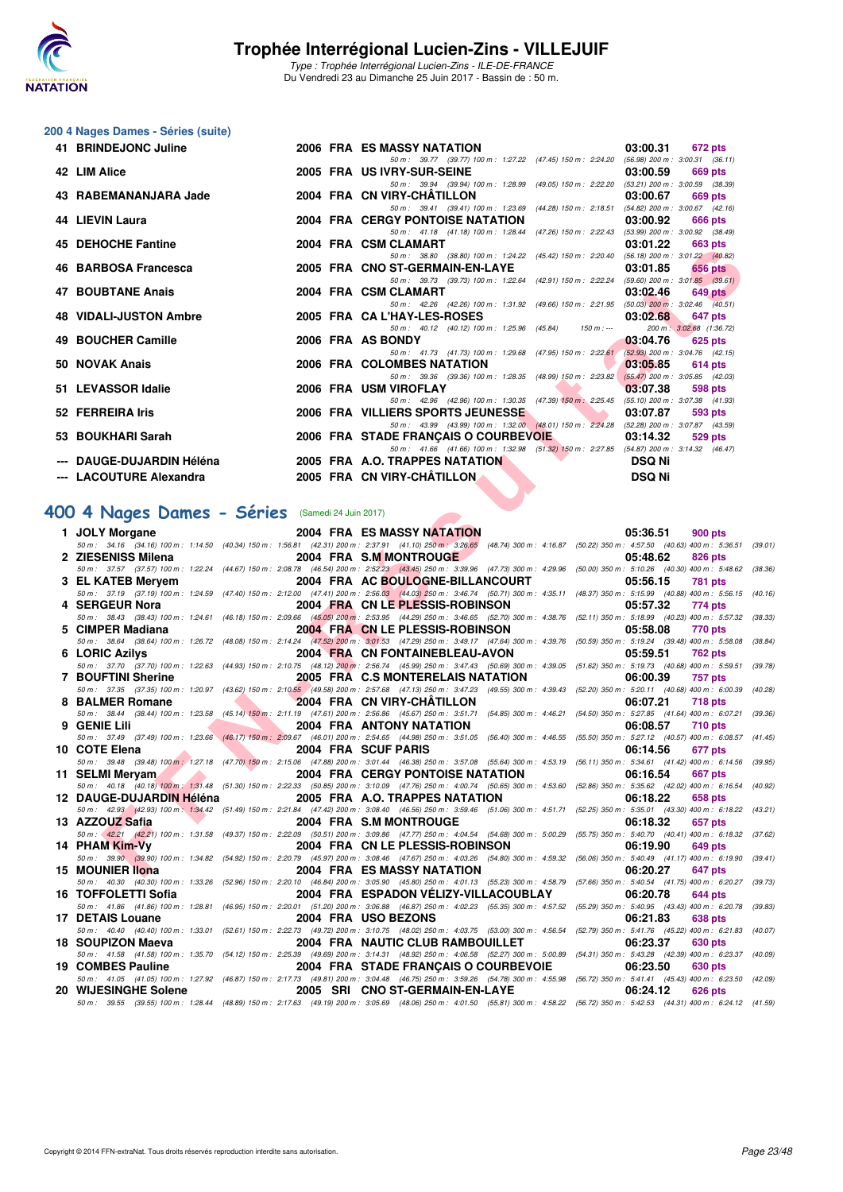# Trophée Interrégional Lucien-Zins - VILLEJUIF

*Type : Trophée Interrégional Lucien-Zins - ILE-DE-FRANCE*
Du Vendredi 23 au Dimanche 25 Juin 2017 - Bassin de : 50 m.

## 200 4 Nages Dames - Séries (suite)

| Rg | Nom | Année | Nat | Club | Temps | Points |
|---|---|---|---|---|---|---|
| 41 | BRINDEJONC Juline | 2006 | FRA | ES MASSY NATATION | 03:00.31 | 672 pts |
| | 50 m : 39.77 (39.77) 100 m : 1:27.22 (47.45) 150 m : 2:24.20 (56.98) 200 m : 3:00.31 (36.11) | | | | | |
| 42 | LIM Alice | 2005 | FRA | US IVRY-SUR-SEINE | 03:00.59 | 669 pts |
| | 50 m : 39.94 (39.94) 100 m : 1:28.99 (49.05) 150 m : 2:22.20 (53.21) 200 m : 3:00.59 (38.39) | | | | | |
| 43 | RABEMANANJARA Jade | 2004 | FRA | CN VIRY-CHÂTILLON | 03:00.67 | 669 pts |
| | 50 m : 39.41 (39.41) 100 m : 1:23.69 (44.28) 150 m : 2:18.51 (54.82) 200 m : 3:00.67 (42.16) | | | | | |
| 44 | LIEVIN Laura | 2004 | FRA | CERGY PONTOISE NATATION | 03:00.92 | 666 pts |
| | 50 m : 41.18 (41.18) 100 m : 1:28.44 (47.26) 150 m : 2:22.43 (53.99) 200 m : 3:00.92 (38.49) | | | | | |
| 45 | DEHOCHE Fantine | 2004 | FRA | CSM CLAMART | 03:01.22 | 663 pts |
| | 50 m : 38.80 (38.80) 100 m : 1:24.22 (45.42) 150 m : 2:20.40 (56.18) 200 m : 3:01.22 (40.82) | | | | | |
| 46 | BARBOSA Francesca | 2005 | FRA | CNO ST-GERMAIN-EN-LAYE | 03:01.85 | 656 pts |
| | 50 m : 39.73 (39.73) 100 m : 1:22.64 (42.91) 150 m : 2:22.24 (59.60) 200 m : 3:01.85 (39.61) | | | | | |
| 47 | BOUBTANE Anais | 2004 | FRA | CSM CLAMART | 03:02.46 | 649 pts |
| | 50 m : 42.26 (42.26) 100 m : 1:31.92 (49.66) 150 m : 2:21.95 (50.03) 200 m : 3:02.46 (40.51) | | | | | |
| 48 | VIDALI-JUSTON Ambre | 2005 | FRA | CA L'HAY-LES-ROSES | 03:02.68 | 647 pts |
| | 50 m : 40.12 (40.12) 100 m : 1:25.96 (45.84) 150 m : --- 200 m : 3:02.68 (1:36.72) | | | | | |
| 49 | BOUCHER Camille | 2006 | FRA | AS BONDY | 03:04.76 | 625 pts |
| | 50 m : 41.73 (41.73) 100 m : 1:29.68 (47.95) 150 m : 2:22.61 (52.93) 200 m : 3:04.76 (42.15) | | | | | |
| 50 | NOVAK Anais | 2006 | FRA | COLOMBES NATATION | 03:05.85 | 614 pts |
| | 50 m : 39.36 (39.36) 100 m : 1:28.35 (48.99) 150 m : 2:23.82 (55.47) 200 m : 3:05.85 (42.03) | | | | | |
| 51 | LEVASSOR Idalie | 2006 | FRA | USM VIROFLAY | 03:07.38 | 598 pts |
| | 50 m : 42.96 (42.96) 100 m : 1:30.35 (47.39) 150 m : 2:25.45 (55.10) 200 m : 3:07.38 (41.93) | | | | | |
| 52 | FERREIRA Iris | 2006 | FRA | VILLIERS SPORTS JEUNESSE | 03:07.87 | 593 pts |
| | 50 m : 43.99 (43.99) 100 m : 1:32.00 (48.01) 150 m : 2:24.28 (52.28) 200 m : 3:07.87 (43.59) | | | | | |
| 53 | BOUKHARI Sarah | 2006 | FRA | STADE FRANÇAIS O COURBEVOIE | 03:14.32 | 529 pts |
| | 50 m : 41.66 (41.66) 100 m : 1:32.98 (51.32) 150 m : 2:27.85 (54.87) 200 m : 3:14.32 (46.47) | | | | | |
| --- | DAUGE-DUJARDIN Héléna | 2005 | FRA | A.O. TRAPPES NATATION | DSQ Ni | |
| --- | LACOUTURE Alexandra | 2005 | FRA | CN VIRY-CHÂTILLON | DSQ Ni | |

## 400 4 Nages Dames - Séries (Samedi 24 Juin 2017)

| Rg | Nom | Année | Nat | Club | Temps | Points |
|---|---|---|---|---|---|---|
| 1 | JOLY Morgane | 2004 | FRA | ES MASSY NATATION | 05:36.51 | 900 pts |
| | 50 m : 34.16 (34.16) 100 m : 1:14.50 (40.34) 150 m : 1:56.81 (42.31) 200 m : 2:37.91 (41.10) 250 m : 3:26.65 (48.74) 300 m : 4:16.87 (50.22) 350 m : 4:57.50 (40.63) 400 m : 5:36.51 (39.01) | | | | | |
| 2 | ZIESENISS Milena | 2004 | FRA | S.M MONTROUGE | 05:48.62 | 826 pts |
| | 50 m : 37.57 (37.57) 100 m : 1:22.24 (44.67) 150 m : 2:08.78 (46.54) 200 m : 2:52.23 (43.45) 250 m : 3:39.96 (47.73) 300 m : 4:29.96 (50.00) 350 m : 5:10.26 (40.30) 400 m : 5:48.62 (38.36) | | | | | |
| 3 | EL KATEB Meryem | 2004 | FRA | AC BOULOGNE-BILLANCOURT | 05:56.15 | 781 pts |
| | 50 m : 37.19 (37.19) 100 m : 1:24.59 (47.40) 150 m : 2:12.00 (47.41) 200 m : 2:56.03 (44.03) 250 m : 3:46.74 (50.71) 300 m : 4:35.11 (48.37) 350 m : 5:15.99 (40.88) 400 m : 5:56.15 (40.16) | | | | | |
| 4 | SERGEUR Nora | 2004 | FRA | CN LE PLESSIS-ROBINSON | 05:57.32 | 774 pts |
| | 50 m : 38.43 (38.43) 100 m : 1:24.61 (46.18) 150 m : 2:09.66 (45.05) 200 m : 2:53.95 (44.29) 250 m : 3:46.65 (52.70) 300 m : 4:38.76 (52.11) 350 m : 5:18.99 (40.23) 400 m : 5:57.32 (38.33) | | | | | |
| 5 | CIMPER Madiana | 2004 | FRA | CN LE PLESSIS-ROBINSON | 05:58.08 | 770 pts |
| | 50 m : 38.64 (38.64) 100 m : 1:26.72 (48.08) 150 m : 2:14.24 (47.52) 200 m : 3:01.53 (47.29) 250 m : 3:49.17 (47.64) 300 m : 4:39.76 (50.59) 350 m : 5:19.24 (39.48) 400 m : 5:58.08 (38.84) | | | | | |
| 6 | LORIC Azilys | 2004 | FRA | CN FONTAINEBLEAU-AVON | 05:59.51 | 762 pts |
| | 50 m : 37.70 (37.70) 100 m : 1:22.63 (44.93) 150 m : 2:10.75 (48.12) 200 m : 2:56.74 (45.99) 250 m : 3:47.43 (50.69) 300 m : 4:39.05 (51.62) 350 m : 5:19.73 (40.68) 400 m : 5:59.51 (39.78) | | | | | |
| 7 | BOUFTINI Sherine | 2005 | FRA | C.S MONTERELAIS NATATION | 06:00.39 | 757 pts |
| | 50 m : 37.35 (37.35) 100 m : 1:20.97 (43.62) 150 m : 2:10.55 (49.58) 200 m : 2:57.68 (47.13) 250 m : 3:47.23 (49.55) 300 m : 4:39.43 (52.20) 350 m : 5:20.11 (40.68) 400 m : 6:00.39 (40.28) | | | | | |
| 8 | BALMER Romane | 2004 | FRA | CN VIRY-CHÂTILLON | 06:07.21 | 718 pts |
| | 50 m : 38.44 (38.44) 100 m : 1:23.58 (45.14) 150 m : 2:11.19 (47.61) 200 m : 2:56.86 (45.67) 250 m : 3:51.71 (54.85) 300 m : 4:46.21 (54.50) 350 m : 5:27.85 (41.64) 400 m : 6:07.21 (39.36) | | | | | |
| 9 | GENIE Lili | 2004 | FRA | ANTONY NATATION | 06:08.57 | 710 pts |
| | 50 m : 37.49 (37.49) 100 m : 1:23.66 (46.17) 150 m : 2:09.67 (46.01) 200 m : 2:54.65 (44.98) 250 m : 3:51.05 (56.40) 300 m : 4:46.55 (55.50) 350 m : 5:27.12 (40.57) 400 m : 6:08.57 (41.45) | | | | | |
| 10 | COTE Elena | 2004 | FRA | SCUF PARIS | 06:14.56 | 677 pts |
| | 50 m : 39.48 (39.48) 100 m : 1:27.18 (47.70) 150 m : 2:15.06 (47.88) 200 m : 3:01.44 (46.38) 250 m : 3:57.08 (55.64) 300 m : 4:53.19 (56.11) 350 m : 5:34.61 (41.42) 400 m : 6:14.56 (39.95) | | | | | |
| 11 | SELMI Meryam | 2004 | FRA | CERGY PONTOISE NATATION | 06:16.54 | 667 pts |
| | 50 m : 40.18 (40.18) 100 m : 1:31.48 (51.30) 150 m : 2:22.33 (50.85) 200 m : 3:10.09 (47.76) 250 m : 4:00.74 (50.65) 300 m : 4:53.60 (52.86) 350 m : 5:35.62 (42.02) 400 m : 6:16.54 (40.92) | | | | | |
| 12 | DAUGE-DUJARDIN Héléna | 2005 | FRA | A.O. TRAPPES NATATION | 06:18.22 | 658 pts |
| | 50 m : 42.93 (42.93) 100 m : 1:34.42 (51.49) 150 m : 2:21.84 (47.42) 200 m : 3:08.40 (46.56) 250 m : 3:59.46 (51.06) 300 m : 4:51.71 (52.25) 350 m : 5:35.01 (43.30) 400 m : 6:18.22 (43.21) | | | | | |
| 13 | AZZOUZ Safia | 2004 | FRA | S.M MONTROUGE | 06:18.32 | 657 pts |
| | 50 m : 42.21 (42.21) 100 m : 1:31.58 (49.37) 150 m : 2:22.09 (50.51) 200 m : 3:09.86 (47.77) 250 m : 4:04.54 (54.68) 300 m : 5:00.29 (55.75) 350 m : 5:40.70 (40.41) 400 m : 6:18.32 (37.62) | | | | | |
| 14 | PHAM Kim-Vy | 2004 | FRA | CN LE PLESSIS-ROBINSON | 06:19.90 | 649 pts |
| | 50 m : 39.90 (39.90) 100 m : 1:34.82 (54.92) 150 m : 2:20.79 (45.97) 200 m : 3:08.46 (47.67) 250 m : 4:03.26 (54.80) 300 m : 4:59.32 (56.06) 350 m : 5:40.49 (41.17) 400 m : 6:19.90 (39.41) | | | | | |
| 15 | MOUNIER Ilona | 2004 | FRA | ES MASSY NATATION | 06:20.27 | 647 pts |
| | 50 m : 40.30 (40.30) 100 m : 1:33.26 (52.96) 150 m : 2:20.10 (46.84) 200 m : 3:05.90 (45.80) 250 m : 4:01.13 (55.23) 300 m : 4:58.79 (57.66) 350 m : 5:40.54 (41.75) 400 m : 6:20.27 (39.73) | | | | | |
| 16 | TOFFOLETTI Sofia | 2004 | FRA | ESPADON VÉLIZY-VILLACOUBLAY | 06:20.78 | 644 pts |
| | 50 m : 41.86 (41.86) 100 m : 1:28.81 (46.95) 150 m : 2:20.01 (51.20) 200 m : 3:06.88 (46.87) 250 m : 4:02.23 (55.35) 300 m : 4:57.52 (55.29) 350 m : 5:40.95 (43.43) 400 m : 6:20.78 (39.83) | | | | | |
| 17 | DETAIS Louane | 2004 | FRA | USO BEZONS | 06:21.83 | 638 pts |
| | 50 m : 40.40 (40.40) 100 m : 1:33.01 (52.61) 150 m : 2:22.73 (49.72) 200 m : 3:10.75 (48.02) 250 m : 4:03.75 (53.00) 300 m : 4:56.54 (52.79) 350 m : 5:41.76 (45.22) 400 m : 6:21.83 (40.07) | | | | | |
| 18 | SOUPIZON Maeva | 2004 | FRA | NAUTIC CLUB RAMBOUILLET | 06:23.37 | 630 pts |
| | 50 m : 41.58 (41.58) 100 m : 1:35.70 (54.12) 150 m : 2:25.39 (49.69) 200 m : 3:14.31 (48.92) 250 m : 4:06.58 (52.27) 300 m : 5:00.89 (54.31) 350 m : 5:43.28 (42.39) 400 m : 6:23.37 (40.09) | | | | | |
| 19 | COMBES Pauline | 2004 | FRA | STADE FRANÇAIS O COURBEVOIE | 06:23.50 | 630 pts |
| | 50 m : 41.05 (41.05) 100 m : 1:27.92 (46.87) 150 m : 2:17.73 (49.81) 200 m : 3:04.48 (46.75) 250 m : 3:59.26 (54.78) 300 m : 4:55.98 (56.72) 350 m : 5:41.41 (45.43) 400 m : 6:23.50 (42.09) | | | | | |
| 20 | WIJESINGHE Solene | 2005 | SRI | CNO ST-GERMAIN-EN-LAYE | 06:24.12 | 626 pts |
| | 50 m : 39.55 (39.55) 100 m : 1:28.44 (48.89) 150 m : 2:17.63 (49.19) 200 m : 3:05.69 (48.06) 250 m : 4:01.50 (55.81) 300 m : 4:58.22 (56.72) 350 m : 5:42.53 (44.31) 400 m : 6:24.12 (41.59) | | | | | |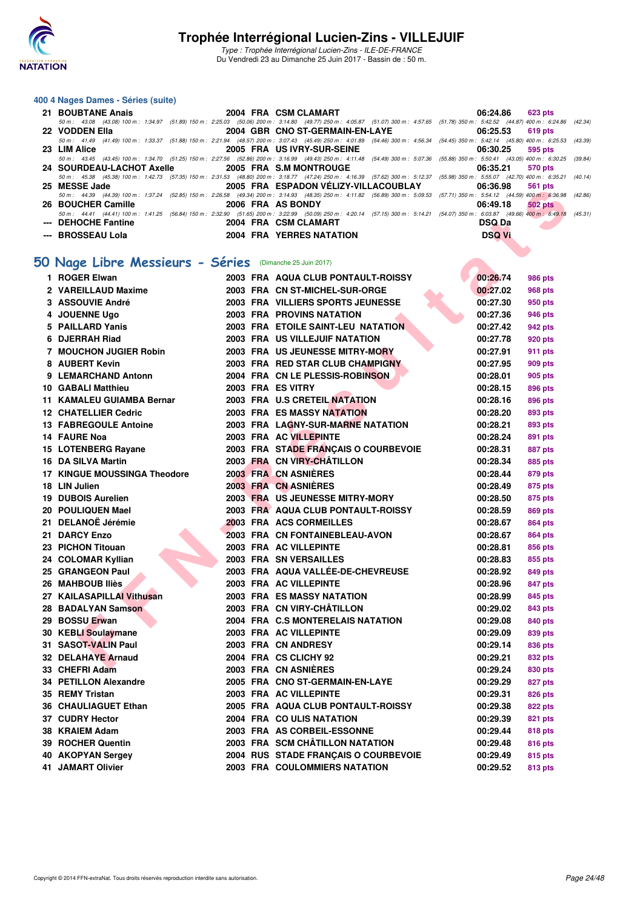### 400 4 Nages Dames - Séries (suite)

| Rang | Nom | Année | Nat | Club | Temps | Points |
|---|---|---|---|---|---|---|
| 21 | BOUBTANE Anais | 2004 | FRA | CSM CLAMART | 06:24.86 | 623 pts |
| | 50 m : 43.08 (43.08) 100 m : 1:34.97 (51.89) 150 m : 2:25.03 (50.06) 200 m : 3:14.80 (49.77) 250 m : 4:05.87 (51.07) 300 m : 4:57.65 (51.78) 350 m : 5:42.52 (44.87) 400 m : 6:24.86 (42.34) | | | | | |
| 22 | VODDEN Ella | 2004 | GBR | CNO ST-GERMAIN-EN-LAYE | 06:25.53 | 619 pts |
| | 50 m : 41.49 (41.49) 100 m : 1:33.37 (51.88) 150 m : 2:21.94 (48.57) 200 m : 3:07.43 (45.49) 250 m : 4:01.89 (54.46) 300 m : 4:56.34 (54.45) 350 m : 5:42.14 (45.80) 400 m : 6:25.53 (43.39) | | | | | |
| 23 | LIM Alice | 2005 | FRA | US IVRY-SUR-SEINE | 06:30.25 | 595 pts |
| | 50 m : 43.45 (43.45) 100 m : 1:34.70 (51.25) 150 m : 2:27.56 (52.86) 200 m : 3:16.99 (49.43) 250 m : 4:11.48 (54.49) 300 m : 5:07.36 (55.88) 350 m : 5:50.41 (43.05) 400 m : 6:30.25 (39.84) | | | | | |
| 24 | SOURDEAU-LACHOT Axelle | 2005 | FRA | S.M MONTROUGE | 06:35.21 | 570 pts |
| | 50 m : 45.38 (45.38) 100 m : 1:42.73 (57.35) 150 m : 2:31.53 (48.80) 200 m : 3:18.77 (47.24) 250 m : 4:16.39 (57.62) 300 m : 5:12.37 (55.98) 350 m : 5:55.07 (42.70) 400 m : 6:35.21 (40.14) | | | | | |
| 25 | MESSE Jade | 2005 | FRA | ESPADON VÉLIZY-VILLACOUBLAY | 06:36.98 | 561 pts |
| | 50 m : 44.39 (44.39) 100 m : 1:37.24 (52.85) 150 m : 2:26.58 (49.34) 200 m : 3:14.93 (48.35) 250 m : 4:11.82 (56.89) 300 m : 5:09.53 (57.71) 350 m : 5:54.12 (44.59) 400 m : 6:36.98 (42.86) | | | | | |
| 26 | BOUCHER Camille | 2006 | FRA | AS BONDY | 06:49.18 | 502 pts |
| | 50 m : 44.41 (44.41) 100 m : 1:41.25 (56.84) 150 m : 2:32.90 (51.65) 200 m : 3:22.99 (50.09) 250 m : 4:20.14 (57.15) 300 m : 5:14.21 (54.07) 350 m : 6:03.87 (49.66) 400 m : 6:49.18 (45.31) | | | | | |
| --- | DEHOCHE Fantine | 2004 | FRA | CSM CLAMART | DSQ Da | |
| --- | BROSSEAU Lola | 2004 | FRA | YERRES NATATION | DSQ Vi | |

## 50 Nage Libre Messieurs - Séries (Dimanche 25 Juin 2017)

| Rang | Nom | Année | Nat | Club | Temps | Points |
|---|---|---|---|---|---|---|
| 1 | ROGER Elwan | 2003 | FRA | AQUA CLUB PONTAULT-ROISSY | 00:26.74 | 986 pts |
| 2 | VAREILLAUD Maxime | 2003 | FRA | CN ST-MICHEL-SUR-ORGE | 00:27.02 | 968 pts |
| 3 | ASSOUVIE André | 2003 | FRA | VILLIERS SPORTS JEUNESSE | 00:27.30 | 950 pts |
| 4 | JOUENNE Ugo | 2003 | FRA | PROVINS NATATION | 00:27.36 | 946 pts |
| 5 | PAILLARD Yanis | 2003 | FRA | ETOILE SAINT-LEU NATATION | 00:27.42 | 942 pts |
| 6 | DJERRAH Riad | 2003 | FRA | US VILLEJUIF NATATION | 00:27.78 | 920 pts |
| 7 | MOUCHON JUGIER Robin | 2003 | FRA | US JEUNESSE MITRY-MORY | 00:27.91 | 911 pts |
| 8 | AUBERT Kevin | 2003 | FRA | RED STAR CLUB CHAMPIGNY | 00:27.95 | 909 pts |
| 9 | LEMARCHAND Antonn | 2004 | FRA | CN LE PLESSIS-ROBINSON | 00:28.01 | 905 pts |
| 10 | GABALI Matthieu | 2003 | FRA | ES VITRY | 00:28.15 | 896 pts |
| 11 | KAMALEU GUIAMBA Bernar | 2003 | FRA | U.S CRETEIL NATATION | 00:28.16 | 896 pts |
| 12 | CHATELLIER Cedric | 2003 | FRA | ES MASSY NATATION | 00:28.20 | 893 pts |
| 13 | FABREGOULE Antoine | 2003 | FRA | LAGNY-SUR-MARNE NATATION | 00:28.21 | 893 pts |
| 14 | FAURE Noa | 2003 | FRA | AC VILLEPINTE | 00:28.24 | 891 pts |
| 15 | LOTENBERG Rayane | 2003 | FRA | STADE FRANÇAIS O COURBEVOIE | 00:28.31 | 887 pts |
| 16 | DA SILVA Martin | 2003 | FRA | CN VIRY-CHÂTILLON | 00:28.34 | 885 pts |
| 17 | KINGUE MOUSSINGA Theodore | 2003 | FRA | CN ASNIÈRES | 00:28.44 | 879 pts |
| 18 | LIN Julien | 2003 | FRA | CN ASNIÈRES | 00:28.49 | 875 pts |
| 19 | DUBOIS Aurelien | 2003 | FRA | US JEUNESSE MITRY-MORY | 00:28.50 | 875 pts |
| 20 | POULIQUEN Mael | 2003 | FRA | AQUA CLUB PONTAULT-ROISSY | 00:28.59 | 869 pts |
| 21 | DELANOË Jérémie | 2003 | FRA | ACS CORMEILLES | 00:28.67 | 864 pts |
| 21 | DARCY Enzo | 2003 | FRA | CN FONTAINEBLEAU-AVON | 00:28.67 | 864 pts |
| 23 | PICHON Titouan | 2003 | FRA | AC VILLEPINTE | 00:28.81 | 856 pts |
| 24 | COLOMAR Kyllian | 2003 | FRA | SN VERSAILLES | 00:28.83 | 855 pts |
| 25 | GRANGEON Paul | 2003 | FRA | AQUA VALLÉE-DE-CHEVREUSE | 00:28.92 | 849 pts |
| 26 | MAHBOUB Iliès | 2003 | FRA | AC VILLEPINTE | 00:28.96 | 847 pts |
| 27 | KAILASAPILLAI Vithusan | 2003 | FRA | ES MASSY NATATION | 00:28.99 | 845 pts |
| 28 | BADALYAN Samson | 2003 | FRA | CN VIRY-CHÂTILLON | 00:29.02 | 843 pts |
| 29 | BOSSU Erwan | 2004 | FRA | C.S MONTERELAIS NATATION | 00:29.08 | 840 pts |
| 30 | KEBLI Soulaymane | 2003 | FRA | AC VILLEPINTE | 00:29.09 | 839 pts |
| 31 | SASOT-VALIN Paul | 2003 | FRA | CN ANDRESY | 00:29.14 | 836 pts |
| 32 | DELAHAYE Arnaud | 2004 | FRA | CS CLICHY 92 | 00:29.21 | 832 pts |
| 33 | CHEFRI Adam | 2003 | FRA | CN ASNIÈRES | 00:29.24 | 830 pts |
| 34 | PETILLON Alexandre | 2005 | FRA | CNO ST-GERMAIN-EN-LAYE | 00:29.29 | 827 pts |
| 35 | REMY Tristan | 2003 | FRA | AC VILLEPINTE | 00:29.31 | 826 pts |
| 36 | CHAULIAGUET Ethan | 2005 | FRA | AQUA CLUB PONTAULT-ROISSY | 00:29.38 | 822 pts |
| 37 | CUDRY Hector | 2004 | FRA | CO ULIS NATATION | 00:29.39 | 821 pts |
| 38 | KRAIEM Adam | 2003 | FRA | AS CORBEIL-ESSONNE | 00:29.44 | 818 pts |
| 39 | ROCHER Quentin | 2003 | FRA | SCM CHÂTILLON NATATION | 00:29.48 | 816 pts |
| 40 | AKOPYAN Sergey | 2004 | RUS | STADE FRANÇAIS O COURBEVOIE | 00:29.49 | 815 pts |
| 41 | JAMART Olivier | 2003 | FRA | COULOMMIERS NATATION | 00:29.52 | 813 pts |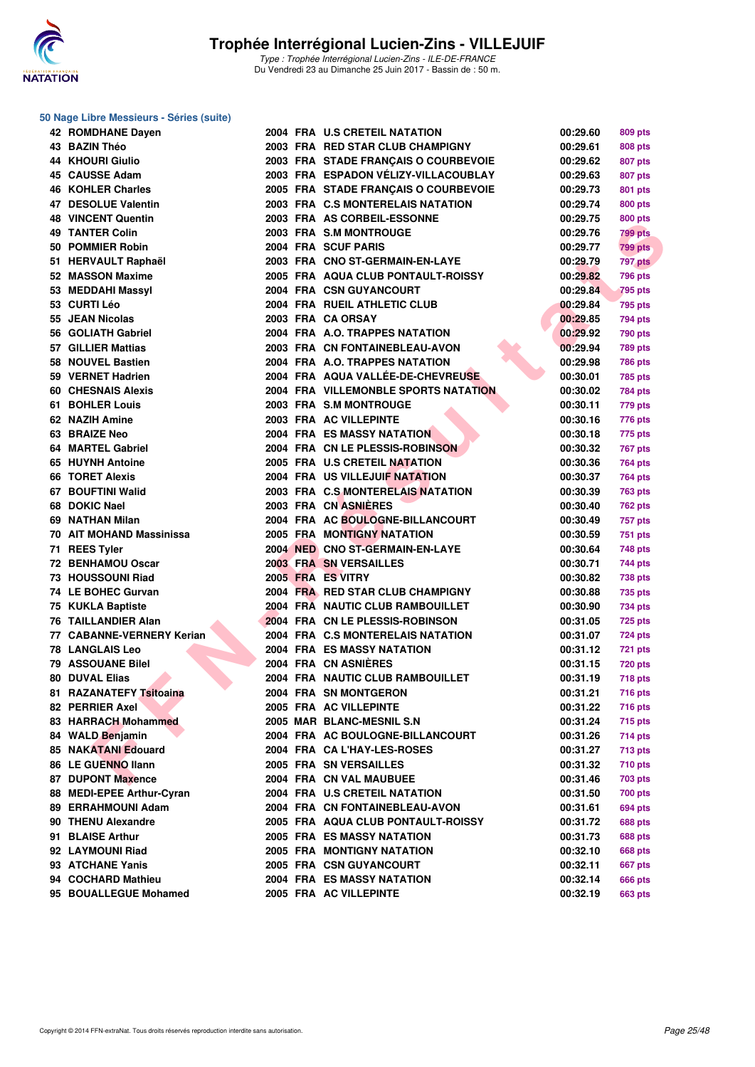# Trophée Interrégional Lucien-Zins - VILLEJUIF

*Type : Trophée Interrégional Lucien-Zins - ILE-DE-FRANCE*
Du Vendredi 23 au Dimanche 25 Juin 2017 - Bassin de : 50 m.

## 50 Nage Libre Messieurs - Séries (suite)

| Rang | Nom | Année | Nat. | Club | Temps | Points |
|---|---|---|---|---|---|---|
| 42 | ROMDHANE Dayen | 2004 | FRA | U.S CRETEIL NATATION | 00:29.60 | 809 pts |
| 43 | BAZIN Théo | 2003 | FRA | RED STAR CLUB CHAMPIGNY | 00:29.61 | 808 pts |
| 44 | KHOURI Giulio | 2003 | FRA | STADE FRANÇAIS O COURBEVOIE | 00:29.62 | 807 pts |
| 45 | CAUSSE Adam | 2003 | FRA | ESPADON VÉLIZY-VILLACOUBLAY | 00:29.63 | 807 pts |
| 46 | KOHLER Charles | 2005 | FRA | STADE FRANÇAIS O COURBEVOIE | 00:29.73 | 801 pts |
| 47 | DESOLUE Valentin | 2003 | FRA | C.S MONTERELAIS NATATION | 00:29.74 | 800 pts |
| 48 | VINCENT Quentin | 2003 | FRA | AS CORBEIL-ESSONNE | 00:29.75 | 800 pts |
| 49 | TANTER Colin | 2003 | FRA | S.M MONTROUGE | 00:29.76 | 799 pts |
| 50 | POMMIER Robin | 2004 | FRA | SCUF PARIS | 00:29.77 | 799 pts |
| 51 | HERVAULT Raphaël | 2003 | FRA | CNO ST-GERMAIN-EN-LAYE | 00:29.79 | 797 pts |
| 52 | MASSON Maxime | 2005 | FRA | AQUA CLUB PONTAULT-ROISSY | 00:29.82 | 796 pts |
| 53 | MEDDAHI Massyl | 2004 | FRA | CSN GUYANCOURT | 00:29.84 | 795 pts |
| 53 | CURTI Léo | 2004 | FRA | RUEIL ATHLETIC CLUB | 00:29.84 | 795 pts |
| 55 | JEAN Nicolas | 2003 | FRA | CA ORSAY | 00:29.85 | 794 pts |
| 56 | GOLIATH Gabriel | 2004 | FRA | A.O. TRAPPES NATATION | 00:29.92 | 790 pts |
| 57 | GILLIER Mattias | 2003 | FRA | CN FONTAINEBLEAU-AVON | 00:29.94 | 789 pts |
| 58 | NOUVEL Bastien | 2004 | FRA | A.O. TRAPPES NATATION | 00:29.98 | 786 pts |
| 59 | VERNET Hadrien | 2004 | FRA | AQUA VALLÉE-DE-CHEVREUSE | 00:30.01 | 785 pts |
| 60 | CHESNAIS Alexis | 2004 | FRA | VILLEMONBLE SPORTS NATATION | 00:30.02 | 784 pts |
| 61 | BOHLER Louis | 2003 | FRA | S.M MONTROUGE | 00:30.11 | 779 pts |
| 62 | NAZIH Amine | 2003 | FRA | AC VILLEPINTE | 00:30.16 | 776 pts |
| 63 | BRAIZE Neo | 2004 | FRA | ES MASSY NATATION | 00:30.18 | 775 pts |
| 64 | MARTEL Gabriel | 2004 | FRA | CN LE PLESSIS-ROBINSON | 00:30.32 | 767 pts |
| 65 | HUYNH Antoine | 2005 | FRA | U.S CRETEIL NATATION | 00:30.36 | 764 pts |
| 66 | TORET Alexis | 2004 | FRA | US VILLEJUIF NATATION | 00:30.37 | 764 pts |
| 67 | BOUFTINI Walid | 2003 | FRA | C.S MONTERELAIS NATATION | 00:30.39 | 763 pts |
| 68 | DOKIC Nael | 2003 | FRA | CN ASNIÈRES | 00:30.40 | 762 pts |
| 69 | NATHAN Milan | 2004 | FRA | AC BOULOGNE-BILLANCOURT | 00:30.49 | 757 pts |
| 70 | AIT MOHAND Massinissa | 2005 | FRA | MONTIGNY NATATION | 00:30.59 | 751 pts |
| 71 | REES Tyler | 2004 | NED | CNO ST-GERMAIN-EN-LAYE | 00:30.64 | 748 pts |
| 72 | BENHAMOU Oscar | 2003 | FRA | SN VERSAILLES | 00:30.71 | 744 pts |
| 73 | HOUSSOUNI Riad | 2005 | FRA | ES VITRY | 00:30.82 | 738 pts |
| 74 | LE BOHEC Gurvan | 2004 | FRA | RED STAR CLUB CHAMPIGNY | 00:30.88 | 735 pts |
| 75 | KUKLA Baptiste | 2004 | FRA | NAUTIC CLUB RAMBOUILLET | 00:30.90 | 734 pts |
| 76 | TAILLANDIER Alan | 2004 | FRA | CN LE PLESSIS-ROBINSON | 00:31.05 | 725 pts |
| 77 | CABANNE-VERNERY Kerian | 2004 | FRA | C.S MONTERELAIS NATATION | 00:31.07 | 724 pts |
| 78 | LANGLAIS Leo | 2004 | FRA | ES MASSY NATATION | 00:31.12 | 721 pts |
| 79 | ASSOUANE Bilel | 2004 | FRA | CN ASNIÈRES | 00:31.15 | 720 pts |
| 80 | DUVAL Elias | 2004 | FRA | NAUTIC CLUB RAMBOUILLET | 00:31.19 | 718 pts |
| 81 | RAZANATEFY Tsitoaina | 2004 | FRA | SN MONTGERON | 00:31.21 | 716 pts |
| 82 | PERRIER Axel | 2005 | FRA | AC VILLEPINTE | 00:31.22 | 716 pts |
| 83 | HARRACH Mohammed | 2005 | MAR | BLANC-MESNIL S.N | 00:31.24 | 715 pts |
| 84 | WALD Benjamin | 2004 | FRA | AC BOULOGNE-BILLANCOURT | 00:31.26 | 714 pts |
| 85 | NAKATANI Edouard | 2004 | FRA | CA L'HAY-LES-ROSES | 00:31.27 | 713 pts |
| 86 | LE GUENNO Ilann | 2005 | FRA | SN VERSAILLES | 00:31.32 | 710 pts |
| 87 | DUPONT Maxence | 2004 | FRA | CN VAL MAUBUEE | 00:31.46 | 703 pts |
| 88 | MEDI-EPEE Arthur-Cyran | 2004 | FRA | U.S CRETEIL NATATION | 00:31.50 | 700 pts |
| 89 | ERRAHMOUNI Adam | 2004 | FRA | CN FONTAINEBLEAU-AVON | 00:31.61 | 694 pts |
| 90 | THENU Alexandre | 2005 | FRA | AQUA CLUB PONTAULT-ROISSY | 00:31.72 | 688 pts |
| 91 | BLAISE Arthur | 2005 | FRA | ES MASSY NATATION | 00:31.73 | 688 pts |
| 92 | LAYMOUNI Riad | 2005 | FRA | MONTIGNY NATATION | 00:32.10 | 668 pts |
| 93 | ATCHANE Yanis | 2005 | FRA | CSN GUYANCOURT | 00:32.11 | 667 pts |
| 94 | COCHARD Mathieu | 2004 | FRA | ES MASSY NATATION | 00:32.14 | 666 pts |
| 95 | BOUALLEGUE Mohamed | 2005 | FRA | AC VILLEPINTE | 00:32.19 | 663 pts |

Copyright © 2014 FFN-extraNat. Tous droits réservés reproduction interdite sans autorisation.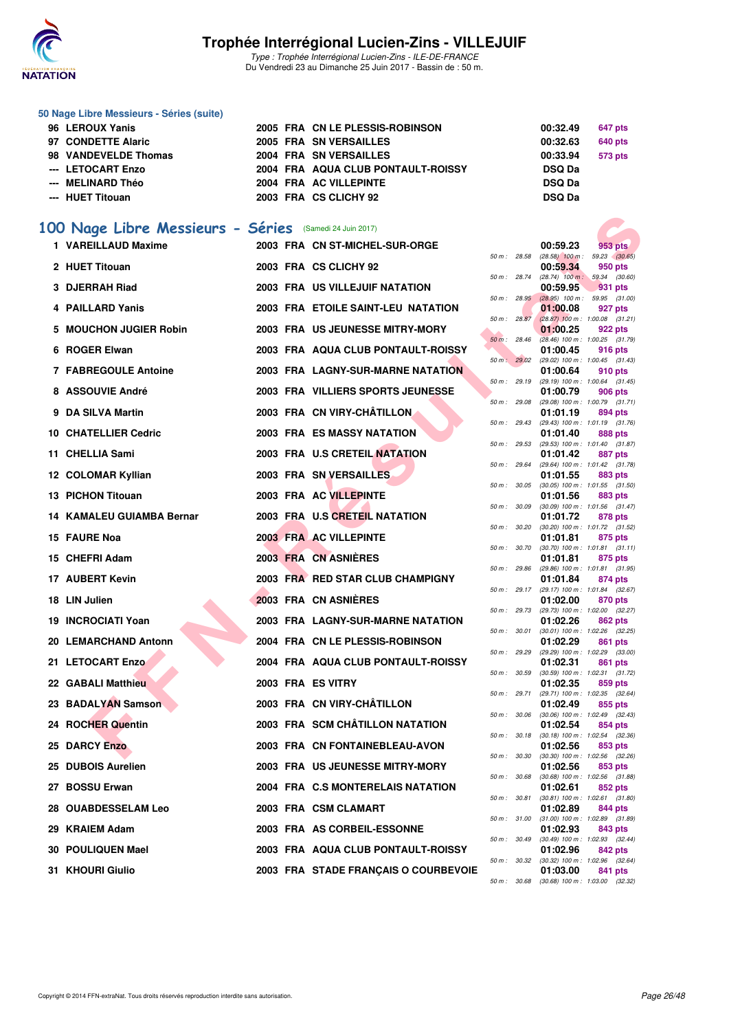### 50 Nage Libre Messieurs - Séries (suite)

| | | | | | | |
|---|---|---|---|---|---|---|
| 96 | LEROUX Yanis | 2005 | FRA | CN LE PLESSIS-ROBINSON | 00:32.49 | 647 pts |
| 97 | CONDETTE Alaric | 2005 | FRA | SN VERSAILLES | 00:32.63 | 640 pts |
| 98 | VANDEVELDE Thomas | 2004 | FRA | SN VERSAILLES | 00:33.94 | 573 pts |
| --- | LETOCART Enzo | 2004 | FRA | AQUA CLUB PONTAULT-ROISSY | DSQ Da | |
| --- | MELINARD Théo | 2004 | FRA | AC VILLEPINTE | DSQ Da | |
| --- | HUET Titouan | 2003 | FRA | CS CLICHY 92 | DSQ Da | |

## 100 Nage Libre Messieurs - Séries (Samedi 24 Juin 2017)

| Rg | Nom | Année | Nat | Club | Temps | Points | Splits |
|---|---|---|---|---|---|---|---|
| 1 | VAREILLAUD Maxime | 2003 | FRA | CN ST-MICHEL-SUR-ORGE | 00:59.23 | 953 pts | 50 m : 28.58 (28.58) 100 m : 59.23 (30.65) |
| 2 | HUET Titouan | 2003 | FRA | CS CLICHY 92 | 00:59.34 | 950 pts | 50 m : 28.74 (28.74) 100 m : 59.34 (30.60) |
| 3 | DJERRAH Riad | 2003 | FRA | US VILLEJUIF NATATION | 00:59.95 | 931 pts | 50 m : 28.95 (28.95) 100 m : 59.95 (31.00) |
| 4 | PAILLARD Yanis | 2003 | FRA | ETOILE SAINT-LEU NATATION | 01:00.08 | 927 pts | 50 m : 28.87 (28.87) 100 m : 1:00.08 (31.21) |
| 5 | MOUCHON JUGIER Robin | 2003 | FRA | US JEUNESSE MITRY-MORY | 01:00.25 | 922 pts | 50 m : 28.46 (28.46) 100 m : 1:00.25 (31.79) |
| 6 | ROGER Elwan | 2003 | FRA | AQUA CLUB PONTAULT-ROISSY | 01:00.45 | 916 pts | 50 m : 29.02 (29.02) 100 m : 1:00.45 (31.43) |
| 7 | FABREGOULE Antoine | 2003 | FRA | LAGNY-SUR-MARNE NATATION | 01:00.64 | 910 pts | 50 m : 29.19 (29.19) 100 m : 1:00.64 (31.45) |
| 8 | ASSOUVIE André | 2003 | FRA | VILLIERS SPORTS JEUNESSE | 01:00.79 | 906 pts | 50 m : 29.08 (29.08) 100 m : 1:00.79 (31.71) |
| 9 | DA SILVA Martin | 2003 | FRA | CN VIRY-CHÂTILLON | 01:01.19 | 894 pts | 50 m : 29.43 (29.43) 100 m : 1:01.19 (31.76) |
| 10 | CHATELLIER Cedric | 2003 | FRA | ES MASSY NATATION | 01:01.40 | 888 pts | 50 m : 29.53 (29.53) 100 m : 1:01.40 (31.87) |
| 11 | CHELLIA Sami | 2003 | FRA | U.S CRETEIL NATATION | 01:01.42 | 887 pts | 50 m : 29.64 (29.64) 100 m : 1:01.42 (31.78) |
| 12 | COLOMAR Kyllian | 2003 | FRA | SN VERSAILLES | 01:01.55 | 883 pts | 50 m : 30.05 (30.05) 100 m : 1:01.55 (31.50) |
| 13 | PICHON Titouan | 2003 | FRA | AC VILLEPINTE | 01:01.56 | 883 pts | 50 m : 30.09 (30.09) 100 m : 1:01.56 (31.47) |
| 14 | KAMALEU GUIAMBA Bernar | 2003 | FRA | U.S CRETEIL NATATION | 01:01.72 | 878 pts | 50 m : 30.20 (30.20) 100 m : 1:01.72 (31.52) |
| 15 | FAURE Noa | 2003 | FRA | AC VILLEPINTE | 01:01.81 | 875 pts | 50 m : 30.70 (30.70) 100 m : 1:01.81 (31.11) |
| 15 | CHEFRI Adam | 2003 | FRA | CN ASNIÈRES | 01:01.81 | 875 pts | 50 m : 29.86 (29.86) 100 m : 1:01.81 (31.95) |
| 17 | AUBERT Kevin | 2003 | FRA | RED STAR CLUB CHAMPIGNY | 01:01.84 | 874 pts | 50 m : 29.17 (29.17) 100 m : 1:01.84 (32.67) |
| 18 | LIN Julien | 2003 | FRA | CN ASNIÈRES | 01:02.00 | 870 pts | 50 m : 29.73 (29.73) 100 m : 1:02.00 (32.27) |
| 19 | INCROCIATI Yoan | 2003 | FRA | LAGNY-SUR-MARNE NATATION | 01:02.26 | 862 pts | 50 m : 30.01 (30.01) 100 m : 1:02.26 (32.25) |
| 20 | LEMARCHAND Antonn | 2004 | FRA | CN LE PLESSIS-ROBINSON | 01:02.29 | 861 pts | 50 m : 29.29 (29.29) 100 m : 1:02.29 (33.00) |
| 21 | LETOCART Enzo | 2004 | FRA | AQUA CLUB PONTAULT-ROISSY | 01:02.31 | 861 pts | 50 m : 30.59 (30.59) 100 m : 1:02.31 (31.72) |
| 22 | GABALI Matthieu | 2003 | FRA | ES VITRY | 01:02.35 | 859 pts | 50 m : 29.71 (29.71) 100 m : 1:02.35 (32.64) |
| 23 | BADALYAN Samson | 2003 | FRA | CN VIRY-CHÂTILLON | 01:02.49 | 855 pts | 50 m : 30.06 (30.06) 100 m : 1:02.49 (32.43) |
| 24 | ROCHER Quentin | 2003 | FRA | SCM CHÂTILLON NATATION | 01:02.54 | 854 pts | 50 m : 30.18 (30.18) 100 m : 1:02.54 (32.36) |
| 25 | DARCY Enzo | 2003 | FRA | CN FONTAINEBLEAU-AVON | 01:02.56 | 853 pts | 50 m : 30.30 (30.30) 100 m : 1:02.56 (32.26) |
| 25 | DUBOIS Aurelien | 2003 | FRA | US JEUNESSE MITRY-MORY | 01:02.56 | 853 pts | 50 m : 30.68 (30.68) 100 m : 1:02.56 (31.88) |
| 27 | BOSSU Erwan | 2004 | FRA | C.S MONTERELAIS NATATION | 01:02.61 | 852 pts | 50 m : 30.81 (30.81) 100 m : 1:02.61 (31.80) |
| 28 | OUABDESSELAM Leo | 2003 | FRA | CSM CLAMART | 01:02.89 | 844 pts | 50 m : 31.00 (31.00) 100 m : 1:02.89 (31.89) |
| 29 | KRAIEM Adam | 2003 | FRA | AS CORBEIL-ESSONNE | 01:02.93 | 843 pts | 50 m : 30.49 (30.49) 100 m : 1:02.93 (32.44) |
| 30 | POULIQUEN Mael | 2003 | FRA | AQUA CLUB PONTAULT-ROISSY | 01:02.96 | 842 pts | 50 m : 30.32 (30.32) 100 m : 1:02.96 (32.64) |
| 31 | KHOURI Giulio | 2003 | FRA | STADE FRANÇAIS O COURBEVOIE | 01:03.00 | 841 pts | 50 m : 30.68 (30.68) 100 m : 1:03.00 (32.32) |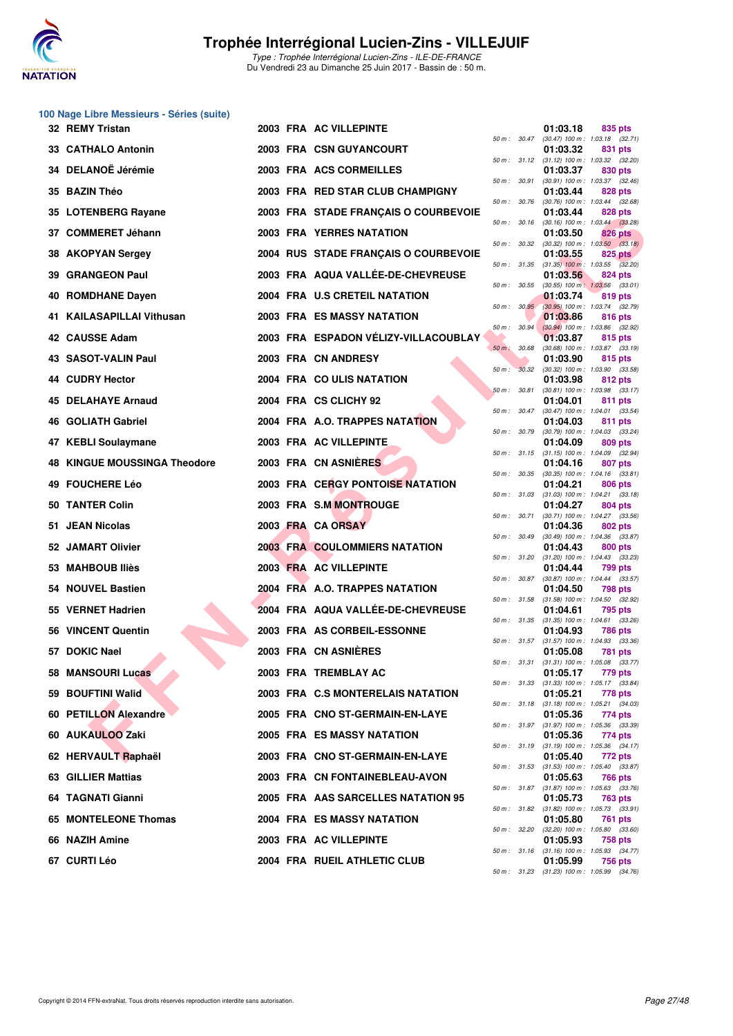## 100 Nage Libre Messieurs - Séries (suite)

| Rang | Nom | Année | Nat | Club | Temps | Points | Splits |
|---|---|---|---|---|---|---|---|
| 32 | REMY Tristan | 2003 | FRA | AC VILLEPINTE | 01:03.18 | 835 pts | 50 m : 30.47 (30.47) 100 m : 1:03.18 (32.71) |
| 33 | CATHALO Antonin | 2003 | FRA | CSN GUYANCOURT | 01:03.32 | 831 pts | 50 m : 31.12 (31.12) 100 m : 1:03.32 (32.20) |
| 34 | DELANOË Jérémie | 2003 | FRA | ACS CORMEILLES | 01:03.37 | 830 pts | 50 m : 30.91 (30.91) 100 m : 1:03.37 (32.46) |
| 35 | BAZIN Théo | 2003 | FRA | RED STAR CLUB CHAMPIGNY | 01:03.44 | 828 pts | 50 m : 30.76 (30.76) 100 m : 1:03.44 (32.68) |
| 35 | LOTENBERG Rayane | 2003 | FRA | STADE FRANÇAIS O COURBEVOIE | 01:03.44 | 828 pts | 50 m : 30.16 (30.16) 100 m : 1:03.44 (33.28) |
| 37 | COMMERET Jéhann | 2003 | FRA | YERRES NATATION | 01:03.50 | 826 pts | 50 m : 30.32 (30.32) 100 m : 1:03.50 (33.18) |
| 38 | AKOPYAN Sergey | 2004 | RUS | STADE FRANÇAIS O COURBEVOIE | 01:03.55 | 825 pts | 50 m : 31.35 (31.35) 100 m : 1:03.55 (32.20) |
| 39 | GRANGEON Paul | 2003 | FRA | AQUA VALLÉE-DE-CHEVREUSE | 01:03.56 | 824 pts | 50 m : 30.55 (30.55) 100 m : 1:03.56 (33.01) |
| 40 | ROMDHANE Dayen | 2004 | FRA | U.S CRETEIL NATATION | 01:03.74 | 819 pts | 50 m : 30.95 (30.95) 100 m : 1:03.74 (32.79) |
| 41 | KAILASAPILLAI Vithusan | 2003 | FRA | ES MASSY NATATION | 01:03.86 | 816 pts | 50 m : 30.94 (30.94) 100 m : 1:03.86 (32.92) |
| 42 | CAUSSE Adam | 2003 | FRA | ESPADON VÉLIZY-VILLACOUBLAY | 01:03.87 | 815 pts | 50 m : 30.68 (30.68) 100 m : 1:03.87 (33.19) |
| 43 | SASOT-VALIN Paul | 2003 | FRA | CN ANDRESY | 01:03.90 | 815 pts | 50 m : 30.32 (30.32) 100 m : 1:03.90 (33.58) |
| 44 | CUDRY Hector | 2004 | FRA | CO ULIS NATATION | 01:03.98 | 812 pts | 50 m : 30.81 (30.81) 100 m : 1:03.98 (33.17) |
| 45 | DELAHAYE Arnaud | 2004 | FRA | CS CLICHY 92 | 01:04.01 | 811 pts | 50 m : 30.47 (30.47) 100 m : 1:04.01 (33.54) |
| 46 | GOLIATH Gabriel | 2004 | FRA | A.O. TRAPPES NATATION | 01:04.03 | 811 pts | 50 m : 30.79 (30.79) 100 m : 1:04.03 (33.24) |
| 47 | KEBLI Soulaymane | 2003 | FRA | AC VILLEPINTE | 01:04.09 | 809 pts | 50 m : 31.15 (31.15) 100 m : 1:04.09 (32.94) |
| 48 | KINGUE MOUSSINGA Theodore | 2003 | FRA | CN ASNIÈRES | 01:04.16 | 807 pts | 50 m : 30.35 (30.35) 100 m : 1:04.16 (33.81) |
| 49 | FOUCHERE Léo | 2003 | FRA | CERGY PONTOISE NATATION | 01:04.21 | 806 pts | 50 m : 31.03 (31.03) 100 m : 1:04.21 (33.18) |
| 50 | TANTER Colin | 2003 | FRA | S.M MONTROUGE | 01:04.27 | 804 pts | 50 m : 30.71 (30.71) 100 m : 1:04.27 (33.56) |
| 51 | JEAN Nicolas | 2003 | FRA | CA ORSAY | 01:04.36 | 802 pts | 50 m : 30.49 (30.49) 100 m : 1:04.36 (33.87) |
| 52 | JAMART Olivier | 2003 | FRA | COULOMMIERS NATATION | 01:04.43 | 800 pts | 50 m : 31.20 (31.20) 100 m : 1:04.43 (33.23) |
| 53 | MAHBOUB Iliès | 2003 | FRA | AC VILLEPINTE | 01:04.44 | 799 pts | 50 m : 30.87 (30.87) 100 m : 1:04.44 (33.57) |
| 54 | NOUVEL Bastien | 2004 | FRA | A.O. TRAPPES NATATION | 01:04.50 | 798 pts | 50 m : 31.58 (31.58) 100 m : 1:04.50 (32.92) |
| 55 | VERNET Hadrien | 2004 | FRA | AQUA VALLÉE-DE-CHEVREUSE | 01:04.61 | 795 pts | 50 m : 31.35 (31.35) 100 m : 1:04.61 (33.26) |
| 56 | VINCENT Quentin | 2003 | FRA | AS CORBEIL-ESSONNE | 01:04.93 | 786 pts | 50 m : 31.57 (31.57) 100 m : 1:04.93 (33.36) |
| 57 | DOKIC Nael | 2003 | FRA | CN ASNIÈRES | 01:05.08 | 781 pts | 50 m : 31.31 (31.31) 100 m : 1:05.08 (33.77) |
| 58 | MANSOURI Lucas | 2003 | FRA | TREMBLAY AC | 01:05.17 | 779 pts | 50 m : 31.33 (31.33) 100 m : 1:05.17 (33.84) |
| 59 | BOUFTINI Walid | 2003 | FRA | C.S MONTERELAIS NATATION | 01:05.21 | 778 pts | 50 m : 31.18 (31.18) 100 m : 1:05.21 (34.03) |
| 60 | PETILLON Alexandre | 2005 | FRA | CNO ST-GERMAIN-EN-LAYE | 01:05.36 | 774 pts | 50 m : 31.97 (31.97) 100 m : 1:05.36 (33.39) |
| 60 | AUKAULOO Zaki | 2005 | FRA | ES MASSY NATATION | 01:05.36 | 774 pts | 50 m : 31.19 (31.19) 100 m : 1:05.36 (34.17) |
| 62 | HERVAULT Raphaël | 2003 | FRA | CNO ST-GERMAIN-EN-LAYE | 01:05.40 | 772 pts | 50 m : 31.53 (31.53) 100 m : 1:05.40 (33.87) |
| 63 | GILLIER Mattias | 2003 | FRA | CN FONTAINEBLEAU-AVON | 01:05.63 | 766 pts | 50 m : 31.87 (31.87) 100 m : 1:05.63 (33.76) |
| 64 | TAGNATI Gianni | 2005 | FRA | AAS SARCELLES NATATION 95 | 01:05.73 | 763 pts | 50 m : 31.82 (31.82) 100 m : 1:05.73 (33.91) |
| 65 | MONTELEONE Thomas | 2004 | FRA | ES MASSY NATATION | 01:05.80 | 761 pts | 50 m : 32.20 (32.20) 100 m : 1:05.80 (33.60) |
| 66 | NAZIH Amine | 2003 | FRA | AC VILLEPINTE | 01:05.93 | 758 pts | 50 m : 31.16 (31.16) 100 m : 1:05.93 (34.77) |
| 67 | CURTI Léo | 2004 | FRA | RUEIL ATHLETIC CLUB | 01:05.99 | 756 pts | 50 m : 31.23 (31.23) 100 m : 1:05.99 (34.76) |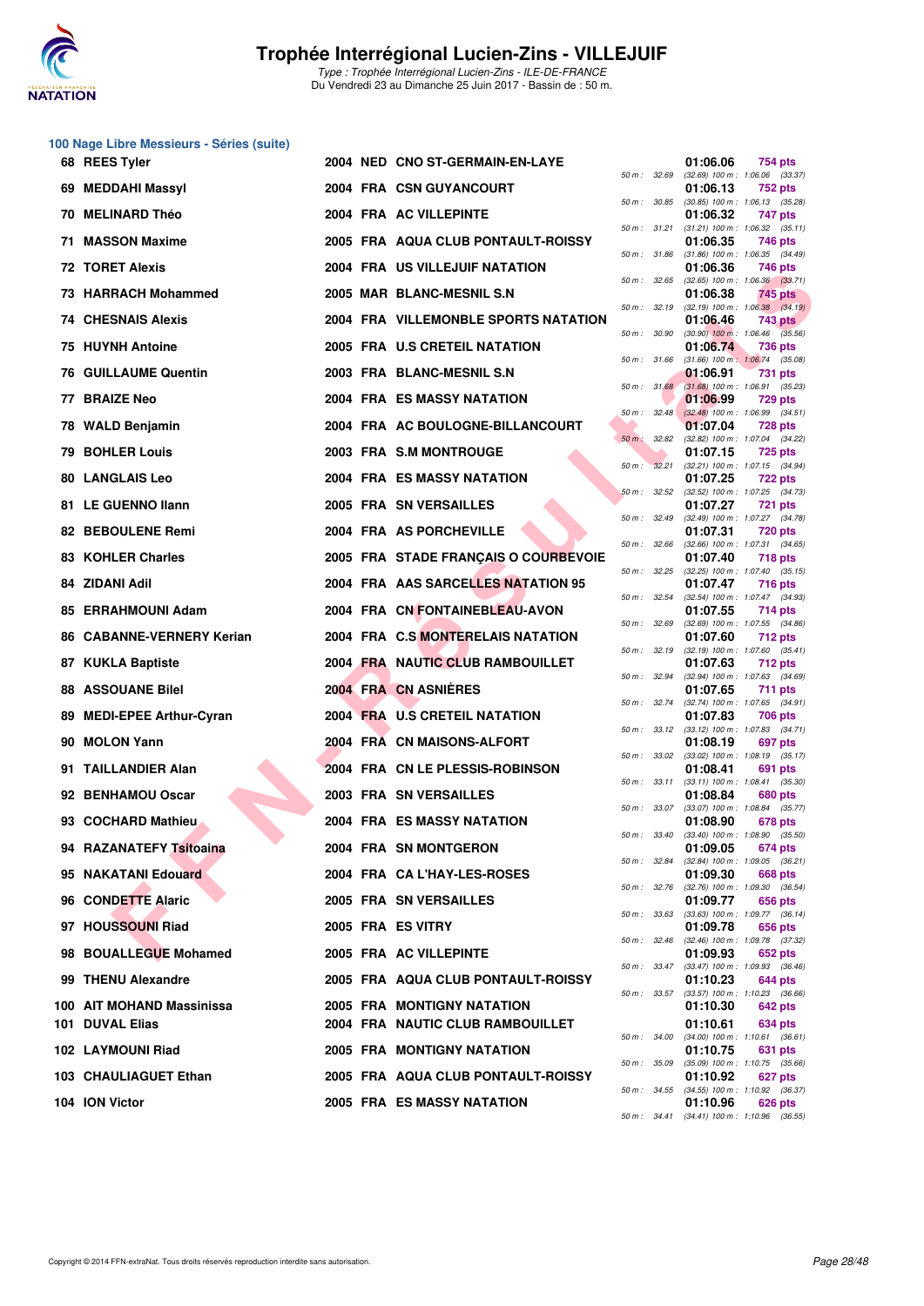## 100 Nage Libre Messieurs - Séries (suite)

| Place | Nom | Année | Nat | Club | Temps | Points | Splits |
|---|---|---|---|---|---|---|---|
| 68 | REES Tyler | 2004 | NED | CNO ST-GERMAIN-EN-LAYE | 01:06.06 | 754 pts | 50 m : 32.69 (32.69) 100 m : 1:06.06 (33.37) |
| 69 | MEDDAHI Massyl | 2004 | FRA | CSN GUYANCOURT | 01:06.13 | 752 pts | 50 m : 30.85 (30.85) 100 m : 1:06.13 (35.28) |
| 70 | MELINARD Théo | 2004 | FRA | AC VILLEPINTE | 01:06.32 | 747 pts | 50 m : 31.21 (31.21) 100 m : 1:06.32 (35.11) |
| 71 | MASSON Maxime | 2005 | FRA | AQUA CLUB PONTAULT-ROISSY | 01:06.35 | 746 pts | 50 m : 31.86 (31.86) 100 m : 1:06.35 (34.49) |
| 72 | TORET Alexis | 2004 | FRA | US VILLEJUIF NATATION | 01:06.36 | 746 pts | 50 m : 32.65 (32.65) 100 m : 1:06.36 (33.71) |
| 73 | HARRACH Mohammed | 2005 | MAR | BLANC-MESNIL S.N | 01:06.38 | 745 pts | 50 m : 32.19 (32.19) 100 m : 1:06.38 (34.19) |
| 74 | CHESNAIS Alexis | 2004 | FRA | VILLEMONBLE SPORTS NATATION | 01:06.46 | 743 pts | 50 m : 30.90 (30.90) 100 m : 1:06.46 (35.56) |
| 75 | HUYNH Antoine | 2005 | FRA | U.S CRETEIL NATATION | 01:06.74 | 736 pts | 50 m : 31.66 (31.66) 100 m : 1:06.74 (35.08) |
| 76 | GUILLAUME Quentin | 2003 | FRA | BLANC-MESNIL S.N | 01:06.91 | 731 pts | 50 m : 31.68 (31.68) 100 m : 1:06.91 (35.23) |
| 77 | BRAIZE Neo | 2004 | FRA | ES MASSY NATATION | 01:06.99 | 729 pts | 50 m : 32.48 (32.48) 100 m : 1:06.99 (34.51) |
| 78 | WALD Benjamin | 2004 | FRA | AC BOULOGNE-BILLANCOURT | 01:07.04 | 728 pts | 50 m : 32.82 (32.82) 100 m : 1:07.04 (34.22) |
| 79 | BOHLER Louis | 2003 | FRA | S.M MONTROUGE | 01:07.15 | 725 pts | 50 m : 32.21 (32.21) 100 m : 1:07.15 (34.94) |
| 80 | LANGLAIS Leo | 2004 | FRA | ES MASSY NATATION | 01:07.25 | 722 pts | 50 m : 32.52 (32.52) 100 m : 1:07.25 (34.73) |
| 81 | LE GUENNO Ilann | 2005 | FRA | SN VERSAILLES | 01:07.27 | 721 pts | 50 m : 32.49 (32.49) 100 m : 1:07.27 (34.78) |
| 82 | BEBOULENE Remi | 2004 | FRA | AS PORCHEVILLE | 01:07.31 | 720 pts | 50 m : 32.66 (32.66) 100 m : 1:07.31 (34.65) |
| 83 | KOHLER Charles | 2005 | FRA | STADE FRANÇAIS O COURBEVOIE | 01:07.40 | 718 pts | 50 m : 32.25 (32.25) 100 m : 1:07.40 (35.15) |
| 84 | ZIDANI Adil | 2004 | FRA | AAS SARCELLES NATATION 95 | 01:07.47 | 716 pts | 50 m : 32.54 (32.54) 100 m : 1:07.47 (34.93) |
| 85 | ERRAHMOUNI Adam | 2004 | FRA | CN FONTAINEBLEAU-AVON | 01:07.55 | 714 pts | 50 m : 32.69 (32.69) 100 m : 1:07.55 (34.86) |
| 86 | CABANNE-VERNERY Kerian | 2004 | FRA | C.S MONTERELAIS NATATION | 01:07.60 | 712 pts | 50 m : 32.19 (32.19) 100 m : 1:07.60 (35.41) |
| 87 | KUKLA Baptiste | 2004 | FRA | NAUTIC CLUB RAMBOUILLET | 01:07.63 | 712 pts | 50 m : 32.94 (32.94) 100 m : 1:07.63 (34.69) |
| 88 | ASSOUANE Bilel | 2004 | FRA | CN ASNIÈRES | 01:07.65 | 711 pts | 50 m : 32.74 (32.74) 100 m : 1:07.65 (34.91) |
| 89 | MEDI-EPEE Arthur-Cyran | 2004 | FRA | U.S CRETEIL NATATION | 01:07.83 | 706 pts | 50 m : 33.12 (33.12) 100 m : 1:07.83 (34.71) |
| 90 | MOLON Yann | 2004 | FRA | CN MAISONS-ALFORT | 01:08.19 | 697 pts | 50 m : 33.02 (33.02) 100 m : 1:08.19 (35.17) |
| 91 | TAILLANDIER Alan | 2004 | FRA | CN LE PLESSIS-ROBINSON | 01:08.41 | 691 pts | 50 m : 33.11 (33.11) 100 m : 1:08.41 (35.30) |
| 92 | BENHAMOU Oscar | 2003 | FRA | SN VERSAILLES | 01:08.84 | 680 pts | 50 m : 33.07 (33.07) 100 m : 1:08.84 (35.77) |
| 93 | COCHARD Mathieu | 2004 | FRA | ES MASSY NATATION | 01:08.90 | 678 pts | 50 m : 33.40 (33.40) 100 m : 1:08.90 (35.50) |
| 94 | RAZANATEFY Tsitoaina | 2004 | FRA | SN MONTGERON | 01:09.05 | 674 pts | 50 m : 32.84 (32.84) 100 m : 1:09.05 (36.21) |
| 95 | NAKATANI Edouard | 2004 | FRA | CA L'HAY-LES-ROSES | 01:09.30 | 668 pts | 50 m : 32.76 (32.76) 100 m : 1:09.30 (36.54) |
| 96 | CONDETTE Alaric | 2005 | FRA | SN VERSAILLES | 01:09.77 | 656 pts | 50 m : 33.63 (33.63) 100 m : 1:09.77 (36.14) |
| 97 | HOUSSOUNI Riad | 2005 | FRA | ES VITRY | 01:09.78 | 656 pts | 50 m : 32.46 (32.46) 100 m : 1:09.78 (37.32) |
| 98 | BOUALLEGUE Mohamed | 2005 | FRA | AC VILLEPINTE | 01:09.93 | 652 pts | 50 m : 33.47 (33.47) 100 m : 1:09.93 (36.46) |
| 99 | THENU Alexandre | 2005 | FRA | AQUA CLUB PONTAULT-ROISSY | 01:10.23 | 644 pts | 50 m : 33.57 (33.57) 100 m : 1:10.23 (36.66) |
| 100 | AIT MOHAND Massinissa | 2005 | FRA | MONTIGNY NATATION | 01:10.30 | 642 pts | |
| 101 | DUVAL Elias | 2004 | FRA | NAUTIC CLUB RAMBOUILLET | 01:10.61 | 634 pts | 50 m : 34.00 (34.00) 100 m : 1:10.61 (36.61) |
| 102 | LAYMOUNI Riad | 2005 | FRA | MONTIGNY NATATION | 01:10.75 | 631 pts | 50 m : 35.09 (35.09) 100 m : 1:10.75 (35.66) |
| 103 | CHAULIAGUET Ethan | 2005 | FRA | AQUA CLUB PONTAULT-ROISSY | 01:10.92 | 627 pts | 50 m : 34.55 (34.55) 100 m : 1:10.92 (36.37) |
| 104 | ION Victor | 2005 | FRA | ES MASSY NATATION | 01:10.96 | 626 pts | 50 m : 34.41 (34.41) 100 m : 1:10.96 (36.55) |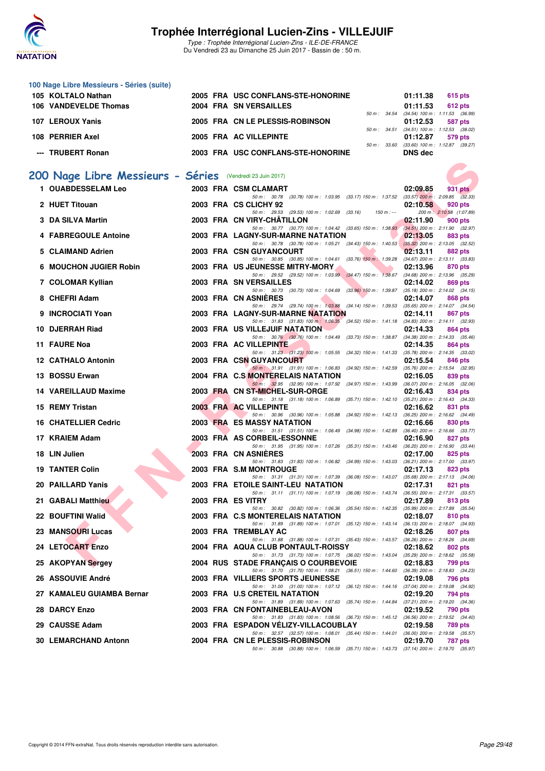# Trophée Interrégional Lucien-Zins - VILLEJUIF

*Type : Trophée Interrégional Lucien-Zins - ILE-DE-FRANCE*
Du Vendredi 23 au Dimanche 25 Juin 2017 - Bassin de : 50 m.

### 100 Nage Libre Messieurs - Séries (suite)

| Rang | Nom | Année | Nat. | Club | Temps | Points | Splits |
|---|---|---|---|---|---|---|---|
| 105 | KOLTALO Nathan | 2005 | FRA | USC CONFLANS-STE-HONORINE | 01:11.38 | 615 pts | |
| 106 | VANDEVELDE Thomas | 2004 | FRA | SN VERSAILLES | 01:11.53 | 612 pts | 50 m : 34.54 (34.54) 100 m : 1:11.53 (36.99) |
| 107 | LEROUX Yanis | 2005 | FRA | CN LE PLESSIS-ROBINSON | 01:12.53 | 587 pts | 50 m : 34.51 (34.51) 100 m : 1:12.53 (38.02) |
| 108 | PERRIER Axel | 2005 | FRA | AC VILLEPINTE | 01:12.87 | 579 pts | 50 m : 33.60 (33.60) 100 m : 1:12.87 (39.27) |
| --- | TRUBERT Ronan | 2003 | FRA | USC CONFLANS-STE-HONORINE | DNS dec | | |

## 200 Nage Libre Messieurs - Séries (Vendredi 23 Juin 2017)

| Rang | Nom | Année | Nat. | Club | Temps | Points | Splits |
|---|---|---|---|---|---|---|---|
| 1 | OUABDESSELAM Leo | 2003 | FRA | CSM CLAMART | 02:09.85 | 931 pts | 50 m : 30.78 (30.78) 100 m : 1:03.95 (33.17) 150 m : 1:37.52 (33.57) 200 m : 2:09.85 (32.33) |
| 2 | HUET Titouan | 2003 | FRA | CS CLICHY 92 | 02:10.58 | 920 pts | 50 m : 29.53 (29.53) 100 m : 1:02.69 (33.16) 150 m : --- 200 m : 2:10.58 (1:07.89) |
| 3 | DA SILVA Martin | 2003 | FRA | CN VIRY-CHÂTILLON | 02:11.90 | 900 pts | 50 m : 30.77 (30.77) 100 m : 1:04.42 (33.65) 150 m : 1:38.93 (34.51) 200 m : 2:11.90 (32.97) |
| 4 | FABREGOULE Antoine | 2003 | FRA | LAGNY-SUR-MARNE NATATION | 02:13.05 | 883 pts | 50 m : 30.78 (30.78) 100 m : 1:05.21 (34.43) 150 m : 1:40.53 (35.32) 200 m : 2:13.05 (32.52) |
| 5 | CLAIMAND Adrien | 2003 | FRA | CSN GUYANCOURT | 02:13.11 | 882 pts | 50 m : 30.85 (30.85) 100 m : 1:04.61 (33.76) 150 m : 1:39.28 (34.67) 200 m : 2:13.11 (33.83) |
| 6 | MOUCHON JUGIER Robin | 2003 | FRA | US JEUNESSE MITRY-MORY | 02:13.96 | 870 pts | 50 m : 29.52 (29.52) 100 m : 1:03.99 (34.47) 150 m : 1:38.67 (34.68) 200 m : 2:13.96 (35.29) |
| 7 | COLOMAR Kyllian | 2003 | FRA | SN VERSAILLES | 02:14.02 | 869 pts | 50 m : 30.73 (30.73) 100 m : 1:04.69 (33.96) 150 m : 1:39.87 (35.18) 200 m : 2:14.02 (34.15) |
| 8 | CHEFRI Adam | 2003 | FRA | CN ASNIÈRES | 02:14.07 | 868 pts | 50 m : 29.74 (29.74) 100 m : 1:03.88 (34.14) 150 m : 1:39.53 (35.65) 200 m : 2:14.07 (34.54) |
| 9 | INCROCIATI Yoan | 2003 | FRA | LAGNY-SUR-MARNE NATATION | 02:14.11 | 867 pts | 50 m : 31.83 (31.83) 100 m : 1:06.35 (34.52) 150 m : 1:41.18 (34.83) 200 m : 2:14.11 (32.93) |
| 10 | DJERRAH Riad | 2003 | FRA | US VILLEJUIF NATATION | 02:14.33 | 864 pts | 50 m : 30.76 (30.76) 100 m : 1:04.49 (33.73) 150 m : 1:38.87 (34.38) 200 m : 2:14.33 (35.46) |
| 11 | FAURE Noa | 2003 | FRA | AC VILLEPINTE | 02:14.35 | 864 pts | 50 m : 31.23 (31.23) 100 m : 1:05.55 (34.32) 150 m : 1:41.33 (35.78) 200 m : 2:14.35 (33.02) |
| 12 | CATHALO Antonin | 2003 | FRA | CSN GUYANCOURT | 02:15.54 | 846 pts | 50 m : 31.91 (31.91) 100 m : 1:06.83 (34.92) 150 m : 1:42.59 (35.76) 200 m : 2:15.54 (32.95) |
| 13 | BOSSU Erwan | 2004 | FRA | C.S MONTERELAIS NATATION | 02:16.05 | 839 pts | 50 m : 32.95 (32.95) 100 m : 1:07.92 (34.97) 150 m : 1:43.99 (36.07) 200 m : 2:16.05 (32.06) |
| 14 | VAREILLAUD Maxime | 2003 | FRA | CN ST-MICHEL-SUR-ORGE | 02:16.43 | 834 pts | 50 m : 31.18 (31.18) 100 m : 1:06.89 (35.71) 150 m : 1:42.10 (35.21) 200 m : 2:16.43 (34.33) |
| 15 | REMY Tristan | 2003 | FRA | AC VILLEPINTE | 02:16.62 | 831 pts | 50 m : 30.96 (30.96) 100 m : 1:05.88 (34.92) 150 m : 1:42.13 (36.25) 200 m : 2:16.62 (34.49) |
| 16 | CHATELLIER Cedric | 2003 | FRA | ES MASSY NATATION | 02:16.66 | 830 pts | 50 m : 31.51 (31.51) 100 m : 1:06.49 (34.98) 150 m : 1:42.89 (36.40) 200 m : 2:16.66 (33.77) |
| 17 | KRAIEM Adam | 2003 | FRA | AS CORBEIL-ESSONNE | 02:16.90 | 827 pts | 50 m : 31.95 (31.95) 100 m : 1:07.26 (35.31) 150 m : 1:43.46 (36.20) 200 m : 2:16.90 (33.44) |
| 18 | LIN Julien | 2003 | FRA | CN ASNIÈRES | 02:17.00 | 825 pts | 50 m : 31.83 (31.83) 100 m : 1:06.82 (34.99) 150 m : 1:43.03 (36.21) 200 m : 2:17.00 (33.97) |
| 19 | TANTER Colin | 2003 | FRA | S.M MONTROUGE | 02:17.13 | 823 pts | 50 m : 31.31 (31.31) 100 m : 1:07.39 (36.08) 150 m : 1:43.07 (35.68) 200 m : 2:17.13 (34.06) |
| 20 | PAILLARD Yanis | 2003 | FRA | ETOILE SAINT-LEU NATATION | 02:17.31 | 821 pts | 50 m : 31.11 (31.11) 100 m : 1:07.19 (36.08) 150 m : 1:43.74 (36.55) 200 m : 2:17.31 (33.57) |
| 21 | GABALI Matthieu | 2003 | FRA | ES VITRY | 02:17.89 | 813 pts | 50 m : 30.82 (30.82) 100 m : 1:06.36 (35.54) 150 m : 1:42.35 (35.99) 200 m : 2:17.89 (35.54) |
| 22 | BOUFTINI Walid | 2003 | FRA | C.S MONTERELAIS NATATION | 02:18.07 | 810 pts | 50 m : 31.89 (31.89) 100 m : 1:07.01 (35.12) 150 m : 1:43.14 (36.13) 200 m : 2:18.07 (34.93) |
| 23 | MANSOURI Lucas | 2003 | FRA | TREMBLAY AC | 02:18.26 | 807 pts | 50 m : 31.88 (31.88) 100 m : 1:07.31 (35.43) 150 m : 1:43.57 (36.26) 200 m : 2:18.26 (34.69) |
| 24 | LETOCART Enzo | 2004 | FRA | AQUA CLUB PONTAULT-ROISSY | 02:18.62 | 802 pts | 50 m : 31.73 (31.73) 100 m : 1:07.75 (36.02) 150 m : 1:43.04 (35.29) 200 m : 2:18.62 (35.58) |
| 25 | AKOPYAN Sergey | 2004 | RUS | STADE FRANÇAIS O COURBEVOIE | 02:18.83 | 799 pts | 50 m : 31.70 (31.70) 100 m : 1:08.21 (36.51) 150 m : 1:44.60 (36.39) 200 m : 2:18.83 (34.23) |
| 26 | ASSOUVIE André | 2003 | FRA | VILLIERS SPORTS JEUNESSE | 02:19.08 | 796 pts | 50 m : 31.00 (31.00) 100 m : 1:07.12 (36.12) 150 m : 1:44.16 (37.04) 200 m : 2:19.08 (34.92) |
| 27 | KAMALEU GUIAMBA Bernar | 2003 | FRA | U.S CRETEIL NATATION | 02:19.20 | 794 pts | 50 m : 31.89 (31.89) 100 m : 1:07.63 (35.74) 150 m : 1:44.84 (37.21) 200 m : 2:19.20 (34.36) |
| 28 | DARCY Enzo | 2003 | FRA | CN FONTAINEBLEAU-AVON | 02:19.52 | 790 pts | 50 m : 31.83 (31.83) 100 m : 1:08.56 (36.73) 150 m : 1:45.12 (36.56) 200 m : 2:19.52 (34.40) |
| 29 | CAUSSE Adam | 2003 | FRA | ESPADON VÉLIZY-VILLACOUBLAY | 02:19.58 | 789 pts | 50 m : 32.57 (32.57) 100 m : 1:08.01 (35.44) 150 m : 1:44.01 (36.00) 200 m : 2:19.58 (35.57) |
| 30 | LEMARCHAND Antonn | 2004 | FRA | CN LE PLESSIS-ROBINSON | 02:19.70 | 787 pts | 50 m : 30.88 (30.88) 100 m : 1:06.59 (35.71) 150 m : 1:43.73 (37.14) 200 m : 2:19.70 (35.97) |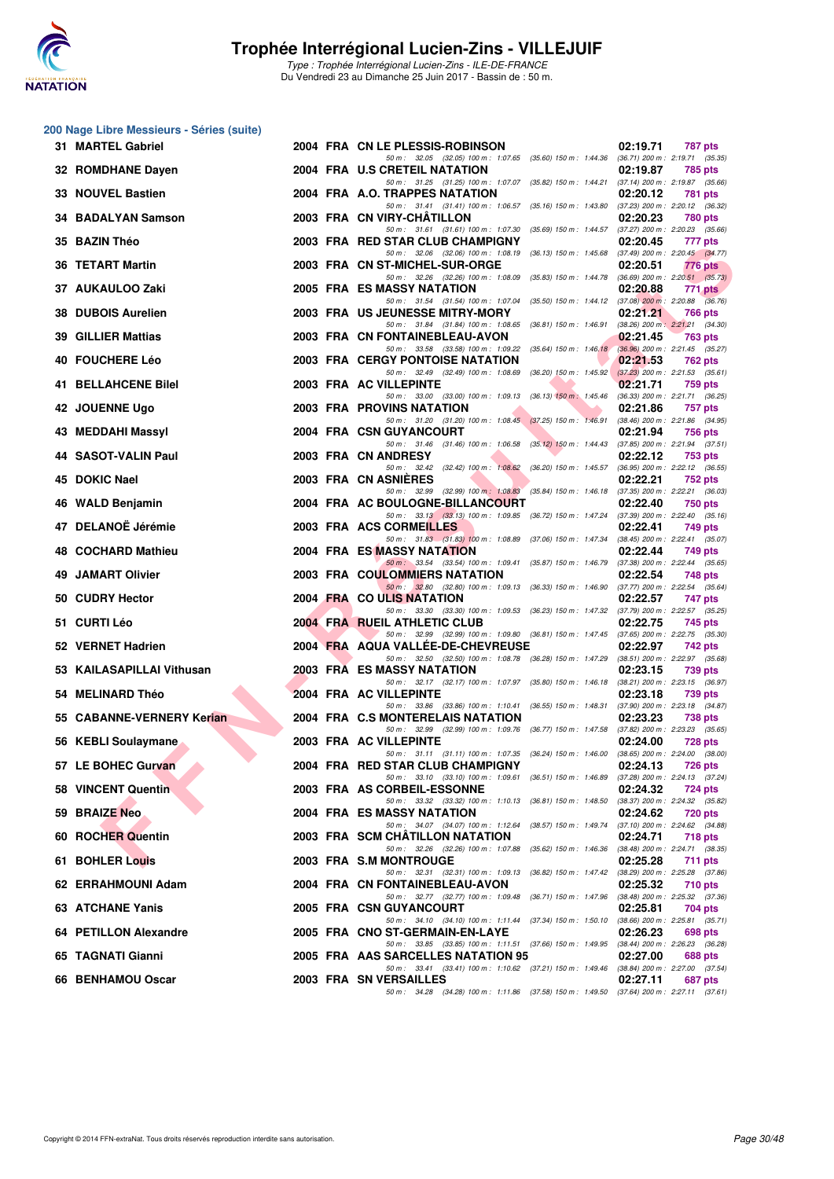# Trophée Interrégional Lucien-Zins - VILLEJUIF

*Type : Trophée Interrégional Lucien-Zins - ILE-DE-FRANCE*

Du Vendredi 23 au Dimanche 25 Juin 2017 - Bassin de : 50 m.

## 200 Nage Libre Messieurs - Séries (suite)

| Rg | Nom | Année | Nat | Club | Temps | Points |
|---|---|---|---|---|---|---|
| 31 | MARTEL Gabriel | 2004 | FRA | CN LE PLESSIS-ROBINSON | 02:19.71 | 787 pts |
| | 50 m : 32.05 (32.05) 100 m : 1:07.65 (35.60) 150 m : 1:44.36 (36.71) 200 m : 2:19.71 (35.35) | | | | | |
| 32 | ROMDHANE Dayen | 2004 | FRA | U.S CRETEIL NATATION | 02:19.87 | 785 pts |
| | 50 m : 31.25 (31.25) 100 m : 1:07.07 (35.82) 150 m : 1:44.21 (37.14) 200 m : 2:19.87 (35.66) | | | | | |
| 33 | NOUVEL Bastien | 2004 | FRA | A.O. TRAPPES NATATION | 02:20.12 | 781 pts |
| | 50 m : 31.41 (31.41) 100 m : 1:06.57 (35.16) 150 m : 1:43.80 (37.23) 200 m : 2:20.12 (36.32) | | | | | |
| 34 | BADALYAN Samson | 2003 | FRA | CN VIRY-CHÂTILLON | 02:20.23 | 780 pts |
| | 50 m : 31.61 (31.61) 100 m : 1:07.30 (35.69) 150 m : 1:44.57 (37.27) 200 m : 2:20.23 (35.66) | | | | | |
| 35 | BAZIN Théo | 2003 | FRA | RED STAR CLUB CHAMPIGNY | 02:20.45 | 777 pts |
| | 50 m : 32.06 (32.06) 100 m : 1:08.19 (36.13) 150 m : 1:45.68 (37.49) 200 m : 2:20.45 (34.77) | | | | | |
| 36 | TETART Martin | 2003 | FRA | CN ST-MICHEL-SUR-ORGE | 02:20.51 | 776 pts |
| | 50 m : 32.26 (32.26) 100 m : 1:08.09 (35.83) 150 m : 1:44.78 (36.69) 200 m : 2:20.51 (35.73) | | | | | |
| 37 | AUKAULOO Zaki | 2005 | FRA | ES MASSY NATATION | 02:20.88 | 771 pts |
| | 50 m : 31.54 (31.54) 100 m : 1:07.04 (35.50) 150 m : 1:44.12 (37.08) 200 m : 2:20.88 (36.76) | | | | | |
| 38 | DUBOIS Aurelien | 2003 | FRA | US JEUNESSE MITRY-MORY | 02:21.21 | 766 pts |
| | 50 m : 31.84 (31.84) 100 m : 1:08.65 (36.81) 150 m : 1:46.91 (38.26) 200 m : 2:21.21 (34.30) | | | | | |
| 39 | GILLIER Mattias | 2003 | FRA | CN FONTAINEBLEAU-AVON | 02:21.45 | 763 pts |
| | 50 m : 33.58 (33.58) 100 m : 1:09.22 (35.64) 150 m : 1:46.18 (36.96) 200 m : 2:21.45 (35.27) | | | | | |
| 40 | FOUCHERE Léo | 2003 | FRA | CERGY PONTOISE NATATION | 02:21.53 | 762 pts |
| | 50 m : 32.49 (32.49) 100 m : 1:08.69 (36.20) 150 m : 1:45.92 (37.23) 200 m : 2:21.53 (35.61) | | | | | |
| 41 | BELLAHCENE Bilel | 2003 | FRA | AC VILLEPINTE | 02:21.71 | 759 pts |
| | 50 m : 33.00 (33.00) 100 m : 1:09.13 (36.13) 150 m : 1:45.46 (36.33) 200 m : 2:21.71 (36.25) | | | | | |
| 42 | JOUENNE Ugo | 2003 | FRA | PROVINS NATATION | 02:21.86 | 757 pts |
| | 50 m : 31.20 (31.20) 100 m : 1:08.45 (37.25) 150 m : 1:46.91 (38.46) 200 m : 2:21.86 (34.95) | | | | | |
| 43 | MEDDAHI Massyl | 2004 | FRA | CSN GUYANCOURT | 02:21.94 | 756 pts |
| | 50 m : 31.46 (31.46) 100 m : 1:06.58 (35.12) 150 m : 1:44.43 (37.85) 200 m : 2:21.94 (37.51) | | | | | |
| 44 | SASOT-VALIN Paul | 2003 | FRA | CN ANDRESY | 02:22.12 | 753 pts |
| | 50 m : 32.42 (32.42) 100 m : 1:08.62 (36.20) 150 m : 1:45.57 (36.95) 200 m : 2:22.12 (36.55) | | | | | |
| 45 | DOKIC Nael | 2003 | FRA | CN ASNIÈRES | 02:22.21 | 752 pts |
| | 50 m : 32.99 (32.99) 100 m : 1:08.83 (35.84) 150 m : 1:46.18 (37.35) 200 m : 2:22.21 (36.03) | | | | | |
| 46 | WALD Benjamin | 2004 | FRA | AC BOULOGNE-BILLANCOURT | 02:22.40 | 750 pts |
| | 50 m : 33.13 (33.13) 100 m : 1:09.85 (36.72) 150 m : 1:47.24 (37.39) 200 m : 2:22.40 (35.16) | | | | | |
| 47 | DELANOË Jérémie | 2003 | FRA | ACS CORMEILLES | 02:22.41 | 749 pts |
| | 50 m : 31.83 (31.83) 100 m : 1:08.89 (37.06) 150 m : 1:47.34 (38.45) 200 m : 2:22.41 (35.07) | | | | | |
| 48 | COCHARD Mathieu | 2004 | FRA | ES MASSY NATATION | 02:22.44 | 749 pts |
| | 50 m : 33.54 (33.54) 100 m : 1:09.41 (35.87) 150 m : 1:46.79 (37.38) 200 m : 2:22.44 (35.65) | | | | | |
| 49 | JAMART Olivier | 2003 | FRA | COULOMMIERS NATATION | 02:22.54 | 748 pts |
| | 50 m : 32.80 (32.80) 100 m : 1:09.13 (36.33) 150 m : 1:46.90 (37.77) 200 m : 2:22.54 (35.64) | | | | | |
| 50 | CUDRY Hector | 2004 | FRA | CO ULIS NATATION | 02:22.57 | 747 pts |
| | 50 m : 33.30 (33.30) 100 m : 1:09.53 (36.23) 150 m : 1:47.32 (37.79) 200 m : 2:22.57 (35.25) | | | | | |
| 51 | CURTI Léo | 2004 | FRA | RUEIL ATHLETIC CLUB | 02:22.75 | 745 pts |
| | 50 m : 32.99 (32.99) 100 m : 1:09.80 (36.81) 150 m : 1:47.45 (37.65) 200 m : 2:22.75 (35.30) | | | | | |
| 52 | VERNET Hadrien | 2004 | FRA | AQUA VALLÉE-DE-CHEVREUSE | 02:22.97 | 742 pts |
| | 50 m : 32.50 (32.50) 100 m : 1:08.78 (36.28) 150 m : 1:47.29 (38.51) 200 m : 2:22.97 (35.68) | | | | | |
| 53 | KAILASAPILLAI Vithusan | 2003 | FRA | ES MASSY NATATION | 02:23.15 | 739 pts |
| | 50 m : 32.17 (32.17) 100 m : 1:07.97 (35.80) 150 m : 1:46.18 (38.21) 200 m : 2:23.15 (36.97) | | | | | |
| 54 | MELINARD Théo | 2004 | FRA | AC VILLEPINTE | 02:23.18 | 739 pts |
| | 50 m : 33.86 (33.86) 100 m : 1:10.41 (36.55) 150 m : 1:48.31 (37.90) 200 m : 2:23.18 (34.87) | | | | | |
| 55 | CABANNE-VERNERY Kerian | 2004 | FRA | C.S MONTERELAIS NATATION | 02:23.23 | 738 pts |
| | 50 m : 32.99 (32.99) 100 m : 1:09.76 (36.77) 150 m : 1:47.58 (37.82) 200 m : 2:23.23 (35.65) | | | | | |
| 56 | KEBLI Soulaymane | 2003 | FRA | AC VILLEPINTE | 02:24.00 | 728 pts |
| | 50 m : 31.11 (31.11) 100 m : 1:07.35 (36.24) 150 m : 1:46.00 (38.65) 200 m : 2:24.00 (38.00) | | | | | |
| 57 | LE BOHEC Gurvan | 2004 | FRA | RED STAR CLUB CHAMPIGNY | 02:24.13 | 726 pts |
| | 50 m : 33.10 (33.10) 100 m : 1:09.61 (36.51) 150 m : 1:46.89 (37.28) 200 m : 2:24.13 (37.24) | | | | | |
| 58 | VINCENT Quentin | 2003 | FRA | AS CORBEIL-ESSONNE | 02:24.32 | 724 pts |
| | 50 m : 33.32 (33.32) 100 m : 1:10.13 (36.81) 150 m : 1:48.50 (38.37) 200 m : 2:24.32 (35.82) | | | | | |
| 59 | BRAIZE Neo | 2004 | FRA | ES MASSY NATATION | 02:24.62 | 720 pts |
| | 50 m : 34.07 (34.07) 100 m : 1:12.64 (38.57) 150 m : 1:49.74 (37.10) 200 m : 2:24.62 (34.88) | | | | | |
| 60 | ROCHER Quentin | 2003 | FRA | SCM CHÂTILLON NATATION | 02:24.71 | 718 pts |
| | 50 m : 32.26 (32.26) 100 m : 1:07.88 (35.62) 150 m : 1:46.36 (38.48) 200 m : 2:24.71 (38.35) | | | | | |
| 61 | BOHLER Louis | 2003 | FRA | S.M MONTROUGE | 02:25.28 | 711 pts |
| | 50 m : 32.31 (32.31) 100 m : 1:09.13 (36.82) 150 m : 1:47.42 (38.29) 200 m : 2:25.28 (37.86) | | | | | |
| 62 | ERRAHMOUNI Adam | 2004 | FRA | CN FONTAINEBLEAU-AVON | 02:25.32 | 710 pts |
| | 50 m : 32.77 (32.77) 100 m : 1:09.48 (36.71) 150 m : 1:47.96 (38.48) 200 m : 2:25.32 (37.36) | | | | | |
| 63 | ATCHANE Yanis | 2005 | FRA | CSN GUYANCOURT | 02:25.81 | 704 pts |
| | 50 m : 34.10 (34.10) 100 m : 1:11.44 (37.34) 150 m : 1:50.10 (38.66) 200 m : 2:25.81 (35.71) | | | | | |
| 64 | PETILLON Alexandre | 2005 | FRA | CNO ST-GERMAIN-EN-LAYE | 02:26.23 | 698 pts |
| | 50 m : 33.85 (33.85) 100 m : 1:11.51 (37.66) 150 m : 1:49.95 (38.44) 200 m : 2:26.23 (36.28) | | | | | |
| 65 | TAGNATI Gianni | 2005 | FRA | AAS SARCELLES NATATION 95 | 02:27.00 | 688 pts |
| | 50 m : 33.41 (33.41) 100 m : 1:10.62 (37.21) 150 m : 1:49.46 (38.84) 200 m : 2:27.00 (37.54) | | | | | |
| 66 | BENHAMOU Oscar | 2003 | FRA | SN VERSAILLES | 02:27.11 | 687 pts |
| | 50 m : 34.28 (34.28) 100 m : 1:11.86 (37.58) 150 m : 1:49.50 (37.64) 200 m : 2:27.11 (37.61) | | | | | |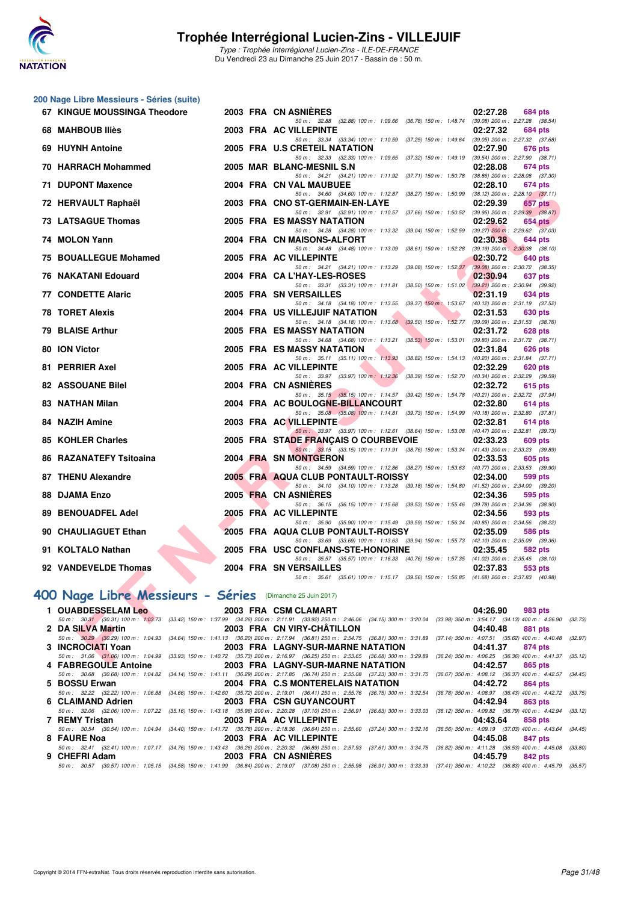# Trophée Interrégional Lucien-Zins - VILLEJUIF

*Type : Trophée Interrégional Lucien-Zins - ILE-DE-FRANCE*

Du Vendredi 23 au Dimanche 25 Juin 2017 - Bassin de : 50 m.

## 200 Nage Libre Messieurs - Séries (suite)

| Rang | Nom | Année | Nat. | Club | Temps | Points |
|---|---|---|---|---|---|---|
| 67 | KINGUE MOUSSINGA Theodore | 2003 | FRA | CN ASNIÈRES | 02:27.28 | 684 pts |
| | 50 m : 32.88 (32.88) 100 m : 1:09.66 (36.78) 150 m : 1:48.74 (39.08) 200 m : 2:27.28 (38.54) | | | | | |
| 68 | MAHBOUB Iliès | 2003 | FRA | AC VILLEPINTE | 02:27.32 | 684 pts |
| | 50 m : 33.34 (33.34) 100 m : 1:10.59 (37.25) 150 m : 1:49.64 (39.05) 200 m : 2:27.32 (37.68) | | | | | |
| 69 | HUYNH Antoine | 2005 | FRA | U.S CRETEIL NATATION | 02:27.90 | 676 pts |
| | 50 m : 32.33 (32.33) 100 m : 1:09.65 (37.32) 150 m : 1:49.19 (39.54) 200 m : 2:27.90 (38.71) | | | | | |
| 70 | HARRACH Mohammed | 2005 | MAR | BLANC-MESNIL S.N | 02:28.08 | 674 pts |
| | 50 m : 34.21 (34.21) 100 m : 1:11.92 (37.71) 150 m : 1:50.78 (38.86) 200 m : 2:28.08 (37.30) | | | | | |
| 71 | DUPONT Maxence | 2004 | FRA | CN VAL MAUBUEE | 02:28.10 | 674 pts |
| | 50 m : 34.60 (34.60) 100 m : 1:12.87 (38.27) 150 m : 1:50.99 (38.12) 200 m : 2:28.10 (37.11) | | | | | |
| 72 | HERVAULT Raphaël | 2003 | FRA | CNO ST-GERMAIN-EN-LAYE | 02:29.39 | 657 pts |
| | 50 m : 32.91 (32.91) 100 m : 1:10.57 (37.66) 150 m : 1:50.52 (39.95) 200 m : 2:29.39 (38.87) | | | | | |
| 73 | LATSAGUE Thomas | 2005 | FRA | ES MASSY NATATION | 02:29.62 | 654 pts |
| | 50 m : 34.28 (34.28) 100 m : 1:13.32 (39.04) 150 m : 1:52.59 (39.27) 200 m : 2:29.62 (37.03) | | | | | |
| 74 | MOLON Yann | 2004 | FRA | CN MAISONS-ALFORT | 02:30.38 | 644 pts |
| | 50 m : 34.48 (34.48) 100 m : 1:13.09 (38.61) 150 m : 1:52.28 (39.19) 200 m : 2:30.38 (38.10) | | | | | |
| 75 | BOUALLEGUE Mohamed | 2005 | FRA | AC VILLEPINTE | 02:30.72 | 640 pts |
| | 50 m : 34.21 (34.21) 100 m : 1:13.29 (39.08) 150 m : 1:52.37 (39.08) 200 m : 2:30.72 (38.35) | | | | | |
| 76 | NAKATANI Edouard | 2004 | FRA | CA L'HAY-LES-ROSES | 02:30.94 | 637 pts |
| | 50 m : 33.31 (33.31) 100 m : 1:11.81 (38.50) 150 m : 1:51.02 (39.21) 200 m : 2:30.94 (39.92) | | | | | |
| 77 | CONDETTE Alaric | 2005 | FRA | SN VERSAILLES | 02:31.19 | 634 pts |
| | 50 m : 34.18 (34.18) 100 m : 1:13.55 (39.37) 150 m : 1:53.67 (40.12) 200 m : 2:31.19 (37.52) | | | | | |
| 78 | TORET Alexis | 2004 | FRA | US VILLEJUIF NATATION | 02:31.53 | 630 pts |
| | 50 m : 34.18 (34.18) 100 m : 1:13.68 (39.50) 150 m : 1:52.77 (39.09) 200 m : 2:31.53 (38.76) | | | | | |
| 79 | BLAISE Arthur | 2005 | FRA | ES MASSY NATATION | 02:31.72 | 628 pts |
| | 50 m : 34.68 (34.68) 100 m : 1:13.21 (38.53) 150 m : 1:53.01 (39.80) 200 m : 2:31.72 (38.71) | | | | | |
| 80 | ION Victor | 2005 | FRA | ES MASSY NATATION | 02:31.84 | 626 pts |
| | 50 m : 35.11 (35.11) 100 m : 1:13.93 (38.82) 150 m : 1:54.13 (40.20) 200 m : 2:31.84 (37.71) | | | | | |
| 81 | PERRIER Axel | 2005 | FRA | AC VILLEPINTE | 02:32.29 | 620 pts |
| | 50 m : 33.97 (33.97) 100 m : 1:12.36 (38.39) 150 m : 1:52.70 (40.34) 200 m : 2:32.29 (39.59) | | | | | |
| 82 | ASSOUANE Bilel | 2004 | FRA | CN ASNIÈRES | 02:32.72 | 615 pts |
| | 50 m : 35.15 (35.15) 100 m : 1:14.57 (39.42) 150 m : 1:54.78 (40.21) 200 m : 2:32.72 (37.94) | | | | | |
| 83 | NATHAN Milan | 2004 | FRA | AC BOULOGNE-BILLANCOURT | 02:32.80 | 614 pts |
| | 50 m : 35.08 (35.08) 100 m : 1:14.81 (39.73) 150 m : 1:54.99 (40.18) 200 m : 2:32.80 (37.81) | | | | | |
| 84 | NAZIH Amine | 2003 | FRA | AC VILLEPINTE | 02:32.81 | 614 pts |
| | 50 m : 33.97 (33.97) 100 m : 1:12.61 (38.64) 150 m : 1:53.08 (40.47) 200 m : 2:32.81 (39.73) | | | | | |
| 85 | KOHLER Charles | 2005 | FRA | STADE FRANÇAIS O COURBEVOIE | 02:33.23 | 609 pts |
| | 50 m : 33.15 (33.15) 100 m : 1:11.91 (38.76) 150 m : 1:53.34 (41.43) 200 m : 2:33.23 (39.89) | | | | | |
| 86 | RAZANATEFY Tsitoaina | 2004 | FRA | SN MONTGERON | 02:33.53 | 605 pts |
| | 50 m : 34.59 (34.59) 100 m : 1:12.86 (38.27) 150 m : 1:53.63 (40.77) 200 m : 2:33.53 (39.90) | | | | | |
| 87 | THENU Alexandre | 2005 | FRA | AQUA CLUB PONTAULT-ROISSY | 02:34.00 | 599 pts |
| | 50 m : 34.10 (34.10) 100 m : 1:13.28 (39.18) 150 m : 1:54.80 (41.52) 200 m : 2:34.00 (39.20) | | | | | |
| 88 | DJAMA Enzo | 2005 | FRA | CN ASNIÈRES | 02:34.36 | 595 pts |
| | 50 m : 36.15 (36.15) 100 m : 1:15.68 (39.53) 150 m : 1:55.46 (39.78) 200 m : 2:34.36 (38.90) | | | | | |
| 89 | BENOUADFEL Adel | 2005 | FRA | AC VILLEPINTE | 02:34.56 | 593 pts |
| | 50 m : 35.90 (35.90) 100 m : 1:15.49 (39.59) 150 m : 1:56.34 (40.85) 200 m : 2:34.56 (38.22) | | | | | |
| 90 | CHAULIAGUET Ethan | 2005 | FRA | AQUA CLUB PONTAULT-ROISSY | 02:35.09 | 586 pts |
| | 50 m : 33.69 (33.69) 100 m : 1:13.63 (39.94) 150 m : 1:55.73 (42.10) 200 m : 2:35.09 (39.36) | | | | | |
| 91 | KOLTALO Nathan | 2005 | FRA | USC CONFLANS-STE-HONORINE | 02:35.45 | 582 pts |
| | 50 m : 35.57 (35.57) 100 m : 1:16.33 (40.76) 150 m : 1:57.35 (41.02) 200 m : 2:35.45 (38.10) | | | | | |
| 92 | VANDEVELDE Thomas | 2004 | FRA | SN VERSAILLES | 02:37.83 | 553 pts |
| | 50 m : 35.61 (35.61) 100 m : 1:15.17 (39.56) 150 m : 1:56.85 (41.68) 200 m : 2:37.83 (40.98) | | | | | |

## 400 Nage Libre Messieurs - Séries (Dimanche 25 Juin 2017)

| Rang | Nom | Année | Nat. | Club | Temps | Points |
|---|---|---|---|---|---|---|
| 1 | OUABDESSELAM Leo | 2003 | FRA | CSM CLAMART | 04:26.90 | 983 pts |
| | 50 m : 30.31 (30.31) 100 m : 1:03.73 (33.42) 150 m : 1:37.99 (34.26) 200 m : 2:11.91 (33.92) 250 m : 2:46.06 (34.15) 300 m : 3:20.04 (33.98) 350 m : 3:54.17 (34.13) 400 m : 4:26.90 (32.73) | | | | | |
| 2 | DA SILVA Martin | 2003 | FRA | CN VIRY-CHÂTILLON | 04:40.48 | 881 pts |
| | 50 m : 30.29 (30.29) 100 m : 1:04.93 (34.64) 150 m : 1:41.13 (36.20) 200 m : 2:17.94 (36.81) 250 m : 2:54.75 (36.81) 300 m : 3:31.89 (37.14) 350 m : 4:07.51 (35.62) 400 m : 4:40.48 (32.97) | | | | | |
| 3 | INCROCIATI Yoan | 2003 | FRA | LAGNY-SUR-MARNE NATATION | 04:41.37 | 874 pts |
| | 50 m : 31.06 (31.06) 100 m : 1:04.99 (33.93) 150 m : 1:40.72 (35.73) 200 m : 2:16.97 (36.25) 250 m : 2:53.65 (36.68) 300 m : 3:29.89 (36.24) 350 m : 4:06.25 (36.36) 400 m : 4:41.37 (35.12) | | | | | |
| 4 | FABREGOULE Antoine | 2003 | FRA | LAGNY-SUR-MARNE NATATION | 04:42.57 | 865 pts |
| | 50 m : 30.68 (30.68) 100 m : 1:04.82 (34.14) 150 m : 1:41.11 (36.29) 200 m : 2:17.85 (36.74) 250 m : 2:55.08 (37.23) 300 m : 3:31.75 (36.67) 350 m : 4:08.12 (36.37) 400 m : 4:42.57 (34.45) | | | | | |
| 5 | BOSSU Erwan | 2004 | FRA | C.S MONTERELAIS NATATION | 04:42.72 | 864 pts |
| | 50 m : 32.22 (32.22) 100 m : 1:06.88 (34.66) 150 m : 1:42.60 (35.72) 200 m : 2:19.01 (36.41) 250 m : 2:55.76 (36.75) 300 m : 3:32.54 (36.78) 350 m : 4:08.97 (36.43) 400 m : 4:42.72 (33.75) | | | | | |
| 6 | CLAIMAND Adrien | 2003 | FRA | CSN GUYANCOURT | 04:42.94 | 863 pts |
| | 50 m : 32.06 (32.06) 100 m : 1:07.22 (35.16) 150 m : 1:43.18 (35.96) 200 m : 2:20.28 (37.10) 250 m : 2:56.91 (36.63) 300 m : 3:33.03 (36.12) 350 m : 4:09.82 (36.79) 400 m : 4:42.94 (33.12) | | | | | |
| 7 | REMY Tristan | 2003 | FRA | AC VILLEPINTE | 04:43.64 | 858 pts |
| | 50 m : 30.54 (30.54) 100 m : 1:04.94 (34.40) 150 m : 1:41.72 (36.78) 200 m : 2:18.36 (36.64) 250 m : 2:55.60 (37.24) 300 m : 3:32.16 (36.56) 350 m : 4:09.19 (37.03) 400 m : 4:43.64 (34.45) | | | | | |
| 8 | FAURE Noa | 2003 | FRA | AC VILLEPINTE | 04:45.08 | 847 pts |
| | 50 m : 32.41 (32.41) 100 m : 1:07.17 (34.76) 150 m : 1:43.43 (36.26) 200 m : 2:20.32 (36.89) 250 m : 2:57.93 (37.61) 300 m : 3:34.75 (36.82) 350 m : 4:11.28 (36.53) 400 m : 4:45.08 (33.80) | | | | | |
| 9 | CHEFRI Adam | 2003 | FRA | CN ASNIÈRES | 04:45.79 | 842 pts |
| | 50 m : 30.57 (30.57) 100 m : 1:05.15 (34.58) 150 m : 1:41.99 (36.84) 200 m : 2:19.07 (37.08) 250 m : 2:55.98 (36.91) 300 m : 3:33.39 (37.41) 350 m : 4:10.22 (36.83) 400 m : 4:45.79 (35.57) | | | | | |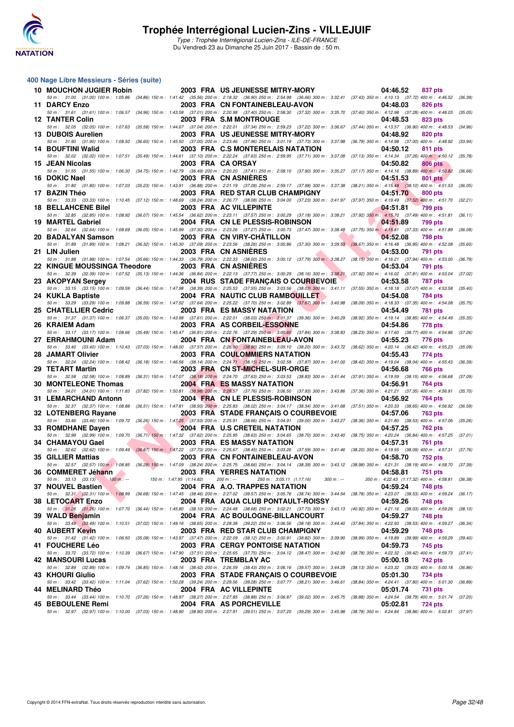# Trophée Interrégional Lucien-Zins - VILLEJUIF

*Type : Trophée Interrégional Lucien-Zins - ILE-DE-FRANCE*
Du Vendredi 23 au Dimanche 25 Juin 2017 - Bassin de : 50 m.

## 400 Nage Libre Messieurs - Séries (suite)

| Rang | Nom | Année | Nat. | Club | Temps | Points |
|---|---|---|---|---|---|---|
| 10 | MOUCHON JUGIER Robin | 2003 | FRA | US JEUNESSE MITRY-MORY | 04:46.52 | 837 pts |
| | *50 m : 31.00 (31.00) 100 m : 1:05.86 (34.86) 150 m : 1:41.42 (35.56) 200 m : 2:18.32 (36.90) 250 m : 2:54.98 (36.66) 300 m : 3:32.41 (37.43) 350 m : 4:10.13 (37.72) 400 m : 4:46.52 (36.39)* | | | | | |
| 11 | DARCY Enzo | 2003 | FRA | CN FONTAINEBLEAU-AVON | 04:48.03 | 826 pts |
| | *50 m : 31.61 (31.61) 100 m : 1:06.57 (34.96) 150 m : 1:43.58 (37.01) 200 m : 2:20.98 (37.40) 250 m : 2:58.30 (37.32) 300 m : 3:35.70 (37.40) 350 m : 4:12.98 (37.28) 400 m : 4:48.03 (35.05)* | | | | | |
| 12 | TANTER Colin | 2003 | FRA | S.M MONTROUGE | 04:48.53 | 823 pts |
| | *50 m : 32.05 (32.05) 100 m : 1:07.63 (35.58) 150 m : 1:44.67 (37.04) 200 m : 2:22.01 (37.34) 250 m : 2:59.23 (37.22) 300 m : 3:36.67 (37.44) 350 m : 4:13.57 (36.90) 400 m : 4:48.53 (34.96)* | | | | | |
| 13 | DUBOIS Aurelien | 2003 | FRA | US JEUNESSE MITRY-MORY | 04:48.92 | 820 pts |
| | *50 m : 31.90 (31.90) 100 m : 1:08.50 (36.60) 150 m : 1:45.50 (37.00) 200 m : 2:23.46 (37.96) 250 m : 3:01.19 (37.73) 300 m : 3:37.98 (36.79) 350 m : 4:14.98 (37.00) 400 m : 4:48.92 (33.94)* | | | | | |
| 14 | BOUFTINI Walid | 2003 | FRA | C.S MONTERELAIS NATATION | 04:50.12 | 811 pts |
| | *50 m : 32.02 (32.02) 100 m : 1:07.51 (35.49) 150 m : 1:44.61 (37.10) 200 m : 2:22.24 (37.63) 250 m : 2:59.95 (37.71) 300 m : 3:37.08 (37.13) 350 m : 4:14.34 (37.26) 400 m : 4:50.12 (35.78)* | | | | | |
| 15 | JEAN Nicolas | 2003 | FRA | CA ORSAY | 04:50.82 | 806 pts |
| | *50 m : 31.55 (31.55) 100 m : 1:06.30 (34.75) 150 m : 1:42.79 (36.49) 200 m : 2:20.20 (37.41) 250 m : 2:58.10 (37.90) 300 m : 3:35.27 (37.17) 350 m : 4:14.16 (38.89) 400 m : 4:50.82 (36.66)* | | | | | |
| 16 | DOKIC Nael | 2003 | FRA | CN ASNIÈRES | 04:51.53 | 801 pts |
| | *50 m : 31.80 (31.80) 100 m : 1:07.03 (35.23) 150 m : 1:43.91 (36.88) 200 m : 2:21.19 (37.28) 250 m : 2:59.17 (37.98) 300 m : 3:37.38 (38.21) 350 m : 4:15.48 (38.10) 400 m : 4:51.53 (36.05)* | | | | | |
| 17 | BAZIN Théo | 2003 | FRA | RED STAR CLUB CHAMPIGNY | 04:51.70 | 800 pts |
| | *50 m : 33.33 (33.33) 100 m : 1:10.45 (37.12) 150 m : 1:48.69 (38.24) 200 m : 2:26.77 (38.08) 250 m : 3:04.00 (37.23) 300 m : 3:41.97 (37.97) 350 m : 4:19.49 (37.52) 400 m : 4:51.70 (32.21)* | | | | | |
| 18 | BELLAHCENE Bilel | 2003 | FRA | AC VILLEPINTE | 04:51.81 | 799 pts |
| | *50 m : 32.85 (32.85) 100 m : 1:08.92 (36.07) 150 m : 1:45.54 (36.62) 200 m : 2:23.11 (37.57) 250 m : 3:00.29 (37.18) 300 m : 3:38.21 (37.92) 350 m : 4:15.70 (37.49) 400 m : 4:51.81 (36.11)* | | | | | |
| 19 | MARTEL Gabriel | 2004 | FRA | CN LE PLESSIS-ROBINSON | 04:51.89 | 799 pts |
| | *50 m : 32.64 (32.64) 100 m : 1:08.69 (36.05) 150 m : 1:45.99 (37.30) 200 m : 2:23.26 (37.27) 250 m : 3:00.73 (37.47) 300 m : 3:38.48 (37.75) 350 m : 4:15.81 (37.33) 400 m : 4:51.89 (36.08)* | | | | | |
| 20 | BADALYAN Samson | 2003 | FRA | CN VIRY-CHÂTILLON | 04:52.08 | 798 pts |
| | *50 m : 31.89 (31.89) 100 m : 1:08.21 (36.32) 150 m : 1:45.30 (37.09) 200 m : 2:23.56 (38.26) 250 m : 3:00.86 (37.30) 300 m : 3:39.53 (38.67) 350 m : 4:16.48 (36.95) 400 m : 4:52.08 (35.60)* | | | | | |
| 21 | LIN Julien | 2003 | FRA | CN ASNIÈRES | 04:53.00 | 791 pts |
| | *50 m : 31.88 (31.88) 100 m : 1:07.54 (35.66) 150 m : 1:44.33 (36.79) 200 m : 2:22.33 (38.00) 250 m : 3:00.12 (37.79) 300 m : 3:38.27 (38.15) 350 m : 4:16.21 (37.94) 400 m : 4:53.00 (36.79)* | | | | | |
| 22 | KINGUE MOUSSINGA Theodore | 2003 | FRA | CN ASNIÈRES | 04:53.04 | 791 pts |
| | *50 m : 32.39 (32.39) 100 m : 1:07.52 (35.13) 150 m : 1:44.36 (36.84) 200 m : 2:22.13 (37.77) 250 m : 3:00.29 (38.16) 300 m : 3:38.21 (37.92) 350 m : 4:16.02 (37.81) 400 m : 4:53.04 (37.02)* | | | | | |
| 23 | AKOPYAN Sergey | 2004 | RUS | STADE FRANÇAIS O COURBEVOIE | 04:53.58 | 787 pts |
| | *50 m : 33.15 (33.15) 100 m : 1:09.59 (36.44) 150 m : 1:47.98 (38.39) 200 m : 2:25.53 (37.55) 250 m : 3:03.56 (38.03) 300 m : 3:41.11 (37.55) 350 m : 4:18.18 (37.07) 400 m : 4:53.58 (35.40)* | | | | | |
| 24 | KUKLA Baptiste | 2004 | FRA | NAUTIC CLUB RAMBOUILLET | 04:54.08 | 784 pts |
| | *50 m : 33.29 (33.29) 100 m : 1:09.88 (36.59) 150 m : 1:47.52 (37.64) 200 m : 2:25.22 (37.70) 250 m : 3:02.89 (37.67) 300 m : 3:40.98 (38.09) 350 m : 4:18.33 (37.35) 400 m : 4:54.08 (35.75)* | | | | | |
| 25 | CHATELLIER Cedric | 2003 | FRA | ES MASSY NATATION | 04:54.49 | 781 pts |
| | *50 m : 31.37 (31.37) 100 m : 1:06.37 (35.00) 150 m : 1:43.98 (37.61) 200 m : 2:22.01 (38.03) 250 m : 3:01.37 (39.36) 300 m : 3:40.29 (38.92) 350 m : 4:19.14 (38.85) 400 m : 4:54.49 (35.35)* | | | | | |
| 26 | KRAIEM Adam | 2003 | FRA | AS CORBEIL-ESSONNE | 04:54.86 | 778 pts |
| | *50 m : 33.17 (33.17) 100 m : 1:08.66 (35.49) 150 m : 1:45.47 (36.81) 200 m : 2:22.76 (37.29) 250 m : 3:00.60 (37.84) 300 m : 3:38.83 (38.23) 350 m : 4:17.60 (38.77) 400 m : 4:54.86 (37.26)* | | | | | |
| 27 | ERRAHMOUNI Adam | 2004 | FRA | CN FONTAINEBLEAU-AVON | 04:55.23 | 776 pts |
| | *50 m : 33.40 (33.40) 100 m : 1:10.43 (37.03) 150 m : 1:48.00 (37.57) 200 m : 2:26.90 (38.90) 250 m : 3:05.10 (38.20) 300 m : 3:43.72 (38.62) 350 m : 4:20.14 (36.42) 400 m : 4:55.23 (35.09)* | | | | | |
| 28 | JAMART Olivier | 2003 | FRA | COULOMMIERS NATATION | 04:55.43 | 774 pts |
| | *50 m : 32.24 (32.24) 100 m : 1:08.42 (36.18) 150 m : 1:46.56 (38.14) 200 m : 2:24.71 (38.15) 250 m : 3:02.58 (37.87) 300 m : 3:41.00 (38.42) 350 m : 4:19.04 (38.04) 400 m : 4:55.43 (36.39)* | | | | | |
| 29 | TETART Martin | 2003 | FRA | CN ST-MICHEL-SUR-ORGE | 04:56.68 | 766 pts |
| | *50 m : 32.58 (32.58) 100 m : 1:08.89 (36.31) 150 m : 1:47.07 (38.18) 200 m : 2:24.70 (37.63) 250 m : 3:03.53 (38.83) 300 m : 3:41.44 (37.91) 350 m : 4:19.59 (38.15) 400 m : 4:56.68 (37.09)* | | | | | |
| 30 | MONTELEONE Thomas | 2004 | FRA | ES MASSY NATATION | 04:56.91 | 764 pts |
| | *50 m : 34.01 (34.01) 100 m : 1:11.83 (37.82) 150 m : 1:50.81 (38.98) 200 m : 2:28.57 (37.76) 250 m : 3:06.50 (37.93) 300 m : 3:43.86 (37.36) 350 m : 4:21.21 (37.35) 400 m : 4:56.91 (35.70)* | | | | | |
| 31 | LEMARCHAND Antonn | 2004 | FRA | CN LE PLESSIS-ROBINSON | 04:56.92 | 764 pts |
| | *50 m : 32.37 (32.37) 100 m : 1:08.88 (36.51) 150 m : 1:47.81 (38.93) 200 m : 2:25.83 (38.02) 250 m : 3:04.17 (38.34) 300 m : 3:41.68 (37.51) 350 m : 4:20.33 (38.65) 400 m : 4:56.92 (36.59)* | | | | | |
| 32 | LOTENBERG Rayane | 2003 | FRA | STADE FRANÇAIS O COURBEVOIE | 04:57.06 | 763 pts |
| | *50 m : 33.46 (33.46) 100 m : 1:09.72 (36.26) 150 m : 1:47.25 (37.53) 200 m : 2:25.91 (38.66) 250 m : 3:04.91 (39.00) 300 m : 3:43.27 (38.36) 350 m : 4:21.80 (38.53) 400 m : 4:57.06 (35.26)* | | | | | |
| 33 | ROMDHANE Dayen | 2004 | FRA | U.S CRETEIL NATATION | 04:57.25 | 762 pts |
| | *50 m : 32.99 (32.99) 100 m : 1:09.70 (36.71) 150 m : 1:47.32 (37.62) 200 m : 2:25.95 (38.63) 250 m : 3:04.65 (38.70) 300 m : 3:43.40 (38.75) 350 m : 4:20.24 (36.84) 400 m : 4:57.25 (37.01)* | | | | | |
| 34 | CHAMAYOU Gael | 2003 | FRA | ES MASSY NATATION | 04:57.31 | 761 pts |
| | *50 m : 32.62 (32.62) 100 m : 1:09.49 (36.87) 150 m : 1:47.22 (37.73) 200 m : 2:25.67 (38.45) 250 m : 3:03.26 (37.59) 300 m : 3:41.46 (38.20) 350 m : 4:19.55 (38.09) 400 m : 4:57.31 (37.76)* | | | | | |
| 35 | GILLIER Mattias | 2003 | FRA | CN FONTAINEBLEAU-AVON | 04:58.70 | 752 pts |
| | *50 m : 32.57 (32.57) 100 m : 1:08.85 (36.28) 150 m : 1:47.09 (38.24) 200 m : 2:25.75 (38.66) 250 m : 3:04.14 (38.39) 300 m : 3:43.12 (38.98) 350 m : 4:21.31 (38.19) 400 m : 4:58.70 (37.39)* | | | | | |
| 36 | COMMERET Jéhann | 2003 | FRA | YERRES NATATION | 04:58.81 | 751 pts |
| | *50 m : 33.13 (33.13) 100 m : --- 150 m : 1:47.95 (1:14.82) 200 m : --- 250 m : 3:05.11 (1:17.16) 300 m : --- 350 m : 4:22.43 (1:17.32) 400 m : 4:58.81 (36.38)* | | | | | |
| 37 | NOUVEL Bastien | 2004 | FRA | A.O. TRAPPES NATATION | 04:59.24 | 748 pts |
| | *50 m : 32.31 (32.31) 100 m : 1:08.99 (36.68) 150 m : 1:47.45 (38.46) 200 m : 2:27.02 (39.57) 250 m : 3:05.76 (38.74) 300 m : 3:44.54 (38.78) 350 m : 4:23.07 (38.53) 400 m : 4:59.24 (36.17)* | | | | | |
| 38 | LETOCART Enzo | 2004 | FRA | AQUA CLUB PONTAULT-ROISSY | 04:59.26 | 748 pts |
| | *50 m : 31.26 (31.26) 100 m : 1:07.70 (36.44) 150 m : 1:45.80 (38.10) 200 m : 2:24.48 (38.68) 250 m : 3:02.21 (37.73) 300 m : 3:43.13 (40.92) 350 m : 4:21.16 (38.03) 400 m : 4:59.26 (38.10)* | | | | | |
| 39 | WALD Benjamin | 2004 | FRA | AC BOULOGNE-BILLANCOURT | 04:59.27 | 748 pts |
| | *50 m : 33.49 (33.49) 100 m : 1:10.51 (37.02) 150 m : 1:49.16 (38.65) 200 m : 2:28.38 (39.22) 250 m : 3:06.56 (38.18) 300 m : 3:44.40 (37.84) 350 m : 4:22.93 (38.53) 400 m : 4:59.27 (36.34)* | | | | | |
| 40 | AUBERT Kevin | 2003 | FRA | RED STAR CLUB CHAMPIGNY | 04:59.29 | 748 pts |
| | *50 m : 31.42 (31.42) 100 m : 1:06.50 (35.08) 150 m : 1:43.97 (37.47) 200 m : 2:22.09 (38.12) 250 m : 3:00.91 (38.82) 300 m : 3:39.90 (38.99) 350 m : 4:19.89 (39.99) 400 m : 4:59.29 (39.40)* | | | | | |
| 41 | FOUCHERE Léo | 2003 | FRA | CERGY PONTOISE NATATION | 04:59.73 | 745 pts |
| | *50 m : 33.72 (33.72) 100 m : 1:10.39 (36.67) 150 m : 1:47.90 (37.51) 200 m : 2:25.65 (37.75) 250 m : 3:04.12 (38.47) 300 m : 3:42.90 (38.78) 350 m : 4:22.32 (39.42) 400 m : 4:59.73 (37.41)* | | | | | |
| 42 | MANSOURI Lucas | 2003 | FRA | TREMBLAY AC | 05:00.18 | 742 pts |
| | *50 m : 32.89 (32.89) 100 m : 1:09.74 (36.85) 150 m : 1:48.16 (38.42) 200 m : 2:26.59 (38.43) 250 m : 3:06.16 (39.57) 300 m : 3:44.29 (38.13) 350 m : 4:23.32 (39.03) 400 m : 5:00.18 (36.86)* | | | | | |
| 43 | KHOURI Giulio | 2003 | FRA | STADE FRANÇAIS O COURBEVOIE | 05:01.30 | 734 pts |
| | *50 m : 33.42 (33.42) 100 m : 1:11.04 (37.62) 150 m : 1:50.28 (39.24) 200 m : 2:29.56 (39.28) 250 m : 3:07.77 (38.21) 300 m : 3:46.61 (38.84) 350 m : 4:24.41 (37.80) 400 m : 5:01.30 (36.89)* | | | | | |
| 44 | MELINARD Théo | 2004 | FRA | AC VILLEPINTE | 05:01.74 | 731 pts |
| | *50 m : 33.44 (33.44) 100 m : 1:10.70 (37.26) 150 m : 1:48.97 (38.27) 200 m : 2:27.85 (38.88) 250 m : 3:06.87 (39.02) 300 m : 3:45.75 (38.88) 350 m : 4:24.54 (38.79) 400 m : 5:01.74 (37.20)* | | | | | |
| 45 | BEBOULENE Remi | 2004 | FRA | AS PORCHEVILLE | 05:02.81 | 724 pts |
| | *50 m : 32.97 (32.97) 100 m : 1:10.00 (37.03) 150 m : 1:48.90 (38.90) 200 m : 2:27.91 (39.01) 250 m : 3:07.20 (39.29) 300 m : 3:45.98 (38.78) 350 m : 4:24.84 (38.86) 400 m : 5:02.81 (37.97)* | | | | | |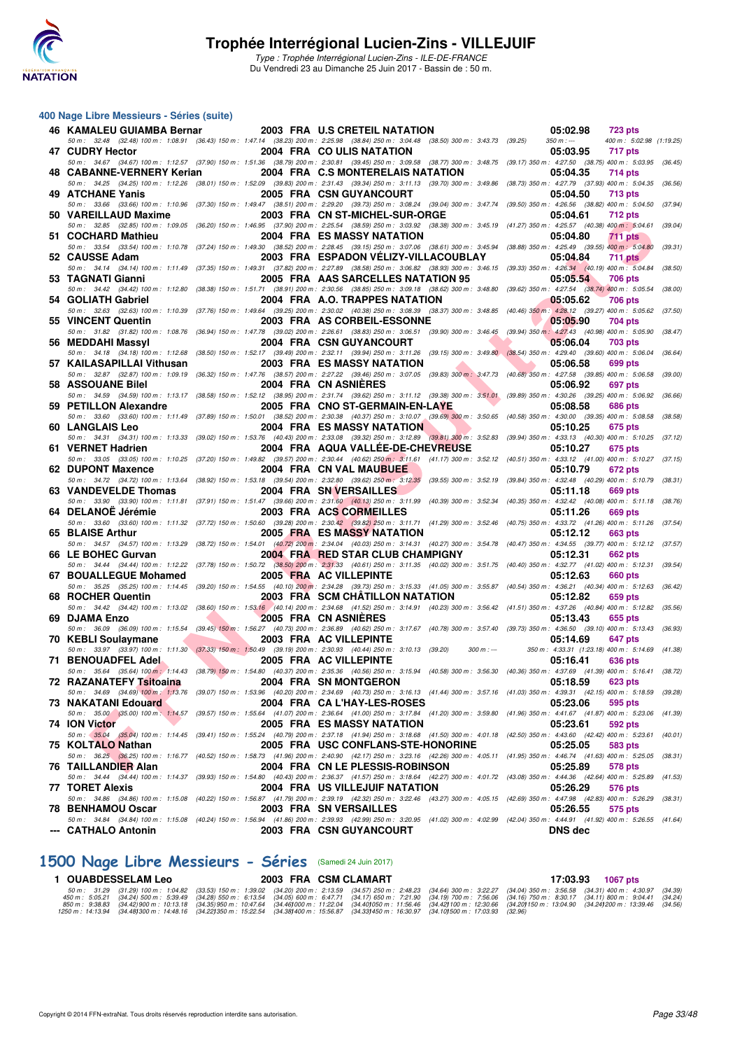# Trophée Interrégional Lucien-Zins - VILLEJUIF

*Type : Trophée Interrégional Lucien-Zins - ILE-DE-FRANCE*
Du Vendredi 23 au Dimanche 25 Juin 2017 - Bassin de : 50 m.

## 400 Nage Libre Messieurs - Séries (suite)

| Place | Nom | Année | Nation | Club | Temps | Points |
|---|---|---|---|---|---|---|
| 46 | KAMALEU GUIAMBA Bernar | 2003 | FRA | U.S CRETEIL NATATION | 05:02.98 | 723 pts |
| | 50 m : 32.48 (32.48) 100 m : 1:08.91 (36.43) 150 m : 1:47.14 (38.23) 200 m : 2:25.98 (38.84) 250 m : 3:04.48 (38.50) 300 m : 3:43.73 (39.25) 350 m : --- 400 m : 5:02.98 (1:19.25) | | | | | |
| 47 | CUDRY Hector | 2004 | FRA | CO ULIS NATATION | 05:03.95 | 717 pts |
| | 50 m : 34.67 (34.67) 100 m : 1:12.57 (37.90) 150 m : 1:51.36 (38.79) 200 m : 2:30.81 (39.45) 250 m : 3:09.58 (38.77) 300 m : 3:48.75 (39.17) 350 m : 4:27.50 (38.75) 400 m : 5:03.95 (36.45) | | | | | |
| 48 | CABANNE-VERNERY Kerian | 2004 | FRA | C.S MONTERELAIS NATATION | 05:04.35 | 714 pts |
| | 50 m : 34.25 (34.25) 100 m : 1:12.26 (38.01) 150 m : 1:52.09 (39.83) 200 m : 2:31.43 (39.34) 250 m : 3:11.13 (39.70) 300 m : 3:49.86 (38.73) 350 m : 4:27.79 (37.93) 400 m : 5:04.35 (36.56) | | | | | |
| 49 | ATCHANE Yanis | 2005 | FRA | CSN GUYANCOURT | 05:04.50 | 713 pts |
| | 50 m : 33.66 (33.66) 100 m : 1:10.96 (37.30) 150 m : 1:49.47 (38.51) 200 m : 2:29.20 (39.73) 250 m : 3:08.24 (39.04) 300 m : 3:47.74 (39.50) 350 m : 4:26.56 (38.82) 400 m : 5:04.50 (37.94) | | | | | |
| 50 | VAREILLAUD Maxime | 2003 | FRA | CN ST-MICHEL-SUR-ORGE | 05:04.61 | 712 pts |
| | 50 m : 32.85 (32.85) 100 m : 1:09.05 (36.20) 150 m : 1:46.95 (37.90) 200 m : 2:25.54 (38.59) 250 m : 3:03.92 (38.38) 300 m : 3:45.19 (41.27) 350 m : 4:25.57 (40.38) 400 m : 5:04.61 (39.04) | | | | | |
| 51 | COCHARD Mathieu | 2004 | FRA | ES MASSY NATATION | 05:04.80 | 711 pts |
| | 50 m : 33.54 (33.54) 100 m : 1:10.78 (37.24) 150 m : 1:49.30 (38.52) 200 m : 2:28.45 (39.15) 250 m : 3:07.06 (38.61) 300 m : 3:45.94 (38.88) 350 m : 4:25.49 (39.55) 400 m : 5:04.80 (39.31) | | | | | |
| 52 | CAUSSE Adam | 2003 | FRA | ESPADON VÉLIZY-VILLACOUBLAY | 05:04.84 | 711 pts |
| | 50 m : 34.14 (34.14) 100 m : 1:11.49 (37.35) 150 m : 1:49.31 (37.82) 200 m : 2:27.89 (38.58) 250 m : 3:06.82 (38.93) 300 m : 3:46.15 (39.33) 350 m : 4:26.34 (40.19) 400 m : 5:04.84 (38.50) | | | | | |
| 53 | TAGNATI Gianni | 2005 | FRA | AAS SARCELLES NATATION 95 | 05:05.54 | 706 pts |
| | 50 m : 34.42 (34.42) 100 m : 1:12.80 (38.38) 150 m : 1:51.71 (38.91) 200 m : 2:30.56 (38.85) 250 m : 3:09.18 (38.62) 300 m : 3:48.80 (39.62) 350 m : 4:27.54 (38.74) 400 m : 5:05.54 (38.00) | | | | | |
| 54 | GOLIATH Gabriel | 2004 | FRA | A.O. TRAPPES NATATION | 05:05.62 | 706 pts |
| | 50 m : 32.63 (32.63) 100 m : 1:10.39 (37.76) 150 m : 1:49.64 (39.25) 200 m : 2:30.02 (40.38) 250 m : 3:08.39 (38.37) 300 m : 3:48.85 (40.46) 350 m : 4:28.12 (39.27) 400 m : 5:05.62 (37.50) | | | | | |
| 55 | VINCENT Quentin | 2003 | FRA | AS CORBEIL-ESSONNE | 05:05.90 | 704 pts |
| | 50 m : 31.82 (31.82) 100 m : 1:08.76 (36.94) 150 m : 1:47.78 (39.02) 200 m : 2:26.61 (38.83) 250 m : 3:06.51 (39.90) 300 m : 3:46.45 (39.94) 350 m : 4:27.43 (40.98) 400 m : 5:05.90 (38.47) | | | | | |
| 56 | MEDDAHI Massyl | 2004 | FRA | CSN GUYANCOURT | 05:06.04 | 703 pts |
| | 50 m : 34.18 (34.18) 100 m : 1:12.68 (38.50) 150 m : 1:52.17 (39.49) 200 m : 2:32.11 (39.94) 250 m : 3:11.26 (39.15) 300 m : 3:49.80 (38.54) 350 m : 4:29.40 (39.60) 400 m : 5:06.04 (36.64) | | | | | |
| 57 | KAILASAPILLAI Vithusan | 2003 | FRA | ES MASSY NATATION | 05:06.58 | 699 pts |
| | 50 m : 32.87 (32.87) 100 m : 1:09.19 (36.32) 150 m : 1:47.76 (38.57) 200 m : 2:27.22 (39.46) 250 m : 3:07.05 (39.83) 300 m : 3:47.73 (40.68) 350 m : 4:27.58 (39.85) 400 m : 5:06.58 (39.00) | | | | | |
| 58 | ASSOUANE Bilel | 2004 | FRA | CN ASNIÈRES | 05:06.92 | 697 pts |
| | 50 m : 34.59 (34.59) 100 m : 1:13.17 (38.58) 150 m : 1:52.12 (38.95) 200 m : 2:31.74 (39.62) 250 m : 3:11.12 (39.38) 300 m : 3:51.01 (39.89) 350 m : 4:30.26 (39.25) 400 m : 5:06.92 (36.66) | | | | | |
| 59 | PETILLON Alexandre | 2005 | FRA | CNO ST-GERMAIN-EN-LAYE | 05:08.58 | 686 pts |
| | 50 m : 33.60 (33.60) 100 m : 1:11.49 (37.89) 150 m : 1:50.01 (38.52) 200 m : 2:30.38 (40.37) 250 m : 3:10.07 (39.69) 300 m : 3:50.65 (40.58) 350 m : 4:30.00 (39.35) 400 m : 5:08.58 (38.58) | | | | | |
| 60 | LANGLAIS Leo | 2004 | FRA | ES MASSY NATATION | 05:10.25 | 675 pts |
| | 50 m : 34.31 (34.31) 100 m : 1:13.33 (39.02) 150 m : 1:53.76 (40.43) 200 m : 2:33.08 (39.32) 250 m : 3:12.89 (39.81) 300 m : 3:52.83 (39.94) 350 m : 4:33.13 (40.30) 400 m : 5:10.25 (37.12) | | | | | |
| 61 | VERNET Hadrien | 2004 | FRA | AQUA VALLÉE-DE-CHEVREUSE | 05:10.27 | 675 pts |
| | 50 m : 33.05 (33.05) 100 m : 1:10.25 (37.20) 150 m : 1:49.82 (39.57) 200 m : 2:30.44 (40.62) 250 m : 3:11.61 (41.17) 300 m : 3:52.12 (40.51) 350 m : 4:33.12 (41.00) 400 m : 5:10.27 (37.15) | | | | | |
| 62 | DUPONT Maxence | 2004 | FRA | CN VAL MAUBUEE | 05:10.79 | 672 pts |
| | 50 m : 34.72 (34.72) 100 m : 1:13.64 (38.92) 150 m : 1:53.18 (39.54) 200 m : 2:32.80 (39.62) 250 m : 3:12.35 (39.55) 300 m : 3:52.19 (39.84) 350 m : 4:32.48 (40.29) 400 m : 5:10.79 (38.31) | | | | | |
| 63 | VANDEVELDE Thomas | 2004 | FRA | SN VERSAILLES | 05:11.18 | 669 pts |
| | 50 m : 33.90 (33.90) 100 m : 1:11.81 (37.91) 150 m : 1:51.47 (39.66) 200 m : 2:31.60 (40.13) 250 m : 3:11.99 (40.39) 300 m : 3:52.34 (40.35) 350 m : 4:32.42 (40.08) 400 m : 5:11.18 (38.76) | | | | | |
| 64 | DELANOË Jérémie | 2003 | FRA | ACS CORMEILLES | 05:11.26 | 669 pts |
| | 50 m : 33.60 (33.60) 100 m : 1:11.32 (37.72) 150 m : 1:50.60 (39.28) 200 m : 2:30.42 (39.82) 250 m : 3:11.71 (41.29) 300 m : 3:52.46 (40.75) 350 m : 4:33.72 (41.26) 400 m : 5:11.26 (37.54) | | | | | |
| 65 | BLAISE Arthur | 2005 | FRA | ES MASSY NATATION | 05:12.12 | 663 pts |
| | 50 m : 34.57 (34.57) 100 m : 1:13.29 (38.72) 150 m : 1:54.01 (40.72) 200 m : 2:34.04 (40.03) 250 m : 3:14.31 (40.27) 300 m : 3:54.78 (40.47) 350 m : 4:34.55 (39.77) 400 m : 5:12.12 (37.57) | | | | | |
| 66 | LE BOHEC Gurvan | 2004 | FRA | RED STAR CLUB CHAMPIGNY | 05:12.31 | 662 pts |
| | 50 m : 34.44 (34.44) 100 m : 1:12.22 (37.78) 150 m : 1:50.72 (38.50) 200 m : 2:31.33 (40.61) 250 m : 3:11.35 (40.02) 300 m : 3:51.75 (40.40) 350 m : 4:32.77 (41.02) 400 m : 5:12.31 (39.54) | | | | | |
| 67 | BOUALLEGUE Mohamed | 2005 | FRA | AC VILLEPINTE | 05:12.63 | 660 pts |
| | 50 m : 35.25 (35.25) 100 m : 1:14.45 (39.20) 150 m : 1:54.55 (40.10) 200 m : 2:34.28 (39.73) 250 m : 3:15.33 (41.05) 300 m : 3:55.87 (40.54) 350 m : 4:36.21 (40.34) 400 m : 5:12.63 (36.42) | | | | | |
| 68 | ROCHER Quentin | 2003 | FRA | SCM CHÂTILLON NATATION | 05:12.82 | 659 pts |
| | 50 m : 34.42 (34.42) 100 m : 1:13.02 (38.60) 150 m : 1:53.16 (40.14) 200 m : 2:34.68 (41.52) 250 m : 3:14.91 (40.23) 300 m : 3:56.42 (41.51) 350 m : 4:37.26 (40.84) 400 m : 5:12.82 (35.56) | | | | | |
| 69 | DJAMA Enzo | 2005 | FRA | CN ASNIÈRES | 05:13.43 | 655 pts |
| | 50 m : 36.09 (36.09) 100 m : 1:15.54 (39.45) 150 m : 1:56.27 (40.73) 200 m : 2:36.89 (40.62) 250 m : 3:17.67 (40.78) 300 m : 3:57.40 (39.73) 350 m : 4:36.50 (39.10) 400 m : 5:13.43 (36.93) | | | | | |
| 70 | KEBLI Soulaymane | 2003 | FRA | AC VILLEPINTE | 05:14.69 | 647 pts |
| | 50 m : 33.97 (33.97) 100 m : 1:11.30 (37.33) 150 m : 1:50.49 (39.19) 200 m : 2:30.93 (40.44) 250 m : 3:10.13 (39.20) 300 m : --- 350 m : 4:33.31 (1:23.18) 400 m : 5:14.69 (41.38) | | | | | |
| 71 | BENOUADFEL Adel | 2005 | FRA | AC VILLEPINTE | 05:16.41 | 636 pts |
| | 50 m : 35.64 (35.64) 100 m : 1:14.43 (38.79) 150 m : 1:54.80 (40.37) 200 m : 2:35.36 (40.56) 250 m : 3:15.94 (40.58) 300 m : 3:56.30 (40.36) 350 m : 4:37.69 (41.39) 400 m : 5:16.41 (38.72) | | | | | |
| 72 | RAZANATEFY Tsitoaina | 2004 | FRA | SN MONTGERON | 05:18.59 | 623 pts |
| | 50 m : 34.69 (34.69) 100 m : 1:13.76 (39.07) 150 m : 1:53.96 (40.20) 200 m : 2:34.69 (40.73) 250 m : 3:16.13 (41.44) 300 m : 3:57.16 (41.03) 350 m : 4:39.31 (42.15) 400 m : 5:18.59 (39.28) | | | | | |
| 73 | NAKATANI Edouard | 2004 | FRA | CA L'HAY-LES-ROSES | 05:23.06 | 595 pts |
| | 50 m : 35.00 (35.00) 100 m : 1:14.57 (39.57) 150 m : 1:55.64 (41.07) 200 m : 2:36.64 (41.00) 250 m : 3:17.84 (41.20) 300 m : 3:59.80 (41.96) 350 m : 4:41.67 (41.87) 400 m : 5:23.06 (41.39) | | | | | |
| 74 | ION Victor | 2005 | FRA | ES MASSY NATATION | 05:23.61 | 592 pts |
| | 50 m : 35.04 (35.04) 100 m : 1:14.45 (39.41) 150 m : 1:55.24 (40.79) 200 m : 2:37.18 (41.94) 250 m : 3:18.68 (41.50) 300 m : 4:01.18 (42.50) 350 m : 4:43.60 (42.42) 400 m : 5:23.61 (40.01) | | | | | |
| 75 | KOLTALO Nathan | 2005 | FRA | USC CONFLANS-STE-HONORINE | 05:25.05 | 583 pts |
| | 50 m : 36.25 (36.25) 100 m : 1:16.77 (40.52) 150 m : 1:58.73 (41.96) 200 m : 2:40.90 (42.17) 250 m : 3:23.16 (42.26) 300 m : 4:05.11 (41.95) 350 m : 4:46.74 (41.63) 400 m : 5:25.05 (38.31) | | | | | |
| 76 | TAILLANDIER Alan | 2004 | FRA | CN LE PLESSIS-ROBINSON | 05:25.89 | 578 pts |
| | 50 m : 34.44 (34.44) 100 m : 1:14.37 (39.93) 150 m : 1:54.80 (40.43) 200 m : 2:36.37 (41.57) 250 m : 3:18.64 (42.27) 300 m : 4:01.72 (43.08) 350 m : 4:44.36 (42.64) 400 m : 5:25.89 (41.53) | | | | | |
| 77 | TORET Alexis | 2004 | FRA | US VILLEJUIF NATATION | 05:26.29 | 576 pts |
| | 50 m : 34.86 (34.86) 100 m : 1:15.08 (40.22) 150 m : 1:56.87 (41.79) 200 m : 2:39.19 (42.32) 250 m : 3:22.46 (43.27) 300 m : 4:05.15 (42.69) 350 m : 4:47.98 (42.83) 400 m : 5:26.29 (38.31) | | | | | |
| 78 | BENHAMOU Oscar | 2003 | FRA | SN VERSAILLES | 05:26.55 | 575 pts |
| | 50 m : 34.84 (34.84) 100 m : 1:15.08 (40.24) 150 m : 1:56.94 (41.86) 200 m : 2:39.93 (42.99) 250 m : 3:20.95 (41.02) 300 m : 4:02.99 (42.04) 350 m : 4:44.91 (41.92) 400 m : 5:26.55 (41.64) | | | | | |
| --- | CATHALO Antonin | 2003 | FRA | CSN GUYANCOURT | DNS dec | |

## 1500 Nage Libre Messieurs - Séries (Samedi 24 Juin 2017)

| Place | Nom | Année | Nation | Club | Temps | Points |
|---|---|---|---|---|---|---|
| 1 | OUABDESSELAM Leo | 2003 | FRA | CSM CLAMART | 17:03.93 | 1067 pts |
| | 50 m : 31.29 (31.29) 100 m : 1:04.82 (33.53) 150 m : 1:39.02 (34.20) 200 m : 2:13.59 (34.57) 250 m : 2:48.23 (34.64) 300 m : 3:22.27 (34.04) 350 m : 3:56.58 (34.31) 400 m : 4:30.97 (34.39) 450 m : 5:05.21 (34.24) 500 m : 5:39.49 (34.28) 550 m : 6:13.54 (34.05) 600 m : 6:47.71 (34.17) 650 m : 7:21.90 (34.19) 700 m : 7:56.06 (34.16) 750 m : 8:30.17 (34.11) 800 m : 9:04.41 (34.24) 850 m : 9:38.83 (34.42) 900 m : 10:13.18 (34.35) 950 m : 10:47.64 (34.46) 1000 m : 11:22.04 (34.40) 1050 m : 11:56.46 (34.42) 1100 m : 12:30.66 (34.20) 1150 m : 13:04.90 (34.24) 1200 m : 13:39.46 (34.56) 1250 m : 14:13.94 (34.48) 1300 m : 14:48.16 (34.22) 1350 m : 15:22.54 (34.38) 1400 m : 15:56.87 (34.33) 1450 m : 16:30.97 (34.10) 1500 m : 17:03.93 (32.96) | | | | | |

Copyright © 2014 FFN-extraNat. Tous droits réservés reproduction interdite sans autorisation.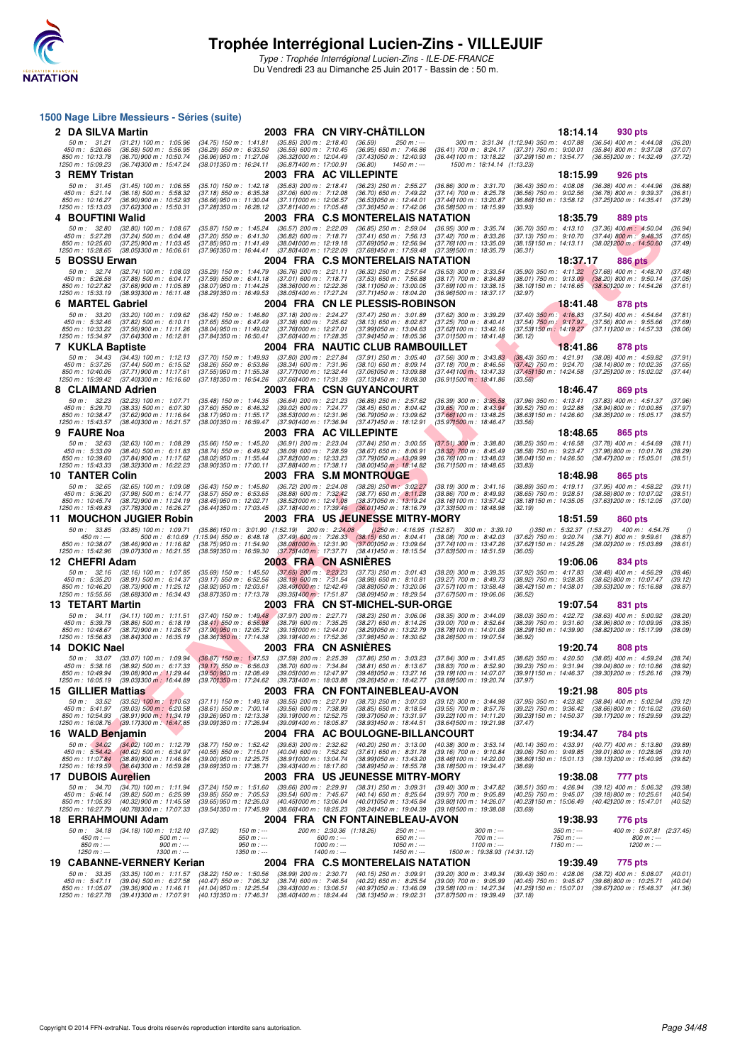# Trophée Interrégional Lucien-Zins - VILLEJUIF

*Type : Trophée Interrégional Lucien-Zins - ILE-DE-FRANCE*
Du Vendredi 23 au Dimanche 25 Juin 2017 - Bassin de : 50 m.

## 1500 Nage Libre Messieurs - Séries (suite)

**2 DA SILVA Martin** — 2003 FRA CN VIRY-CHÂTILLON — 18:14.14 — 930 pts

50 m : 31.21 (31.21) 100 m : 1:05.96 (34.75) 150 m : 1:41.81 (35.85) 200 m : 2:18.40 (36.59) 250 m : --- 300 m : 3:31.34 (1:12.94) 350 m : 4:07.88 (36.54) 400 m : 4:44.08 (36.20)
450 m : 5:20.66 (36.58) 500 m : 5:56.95 (36.29) 550 m : 6:33.50 (36.55) 600 m : 7:10.45 (36.95) 650 m : 7:46.86 (36.41) 700 m : 8:24.17 (37.31) 750 m : 9:00.01 (35.84) 800 m : 9:37.08 (37.07)
850 m : 10:13.78 (36.70) 900 m : 10:50.74 (36.96) 950 m : 11:27.06 (36.32) 1000 m : 12:04.49 (37.43) 1050 m : 12:40.93 (36.44) 1100 m : 13:18.22 (37.29) 1150 m : 13:54.77 (36.55) 1200 m : 14:32.49 (37.72)
1250 m : 15:09.23 (36.74) 1300 m : 15:47.24 (38.01) 1350 m : 16:24.11 (36.87) 1400 m : 17:00.91 (36.80) 1450 m : --- 1500 m : 18:14.14 (1:13.23)

**3 REMY Tristan** — 2003 FRA AC VILLEPINTE — 18:15.99 — 926 pts

50 m : 31.45 (31.45) 100 m : 1:06.55 (35.10) 150 m : 1:42.18 (35.63) 200 m : 2:18.41 (36.23) 250 m : 2:55.27 (36.86) 300 m : 3:31.70 (36.43) 350 m : 4:08.08 (36.38) 400 m : 4:44.96 (36.88)
450 m : 5:21.14 (36.18) 500 m : 5:58.32 (37.18) 550 m : 6:35.38 (37.06) 600 m : 7:12.08 (36.70) 650 m : 7:49.22 (37.14) 700 m : 8:25.78 (36.56) 750 m : 9:02.56 (36.78) 800 m : 9:39.37 (36.81)
850 m : 10:16.27 (36.90) 900 m : 10:52.93 (36.66) 950 m : 11:30.04 (37.11) 1000 m : 12:06.57 (36.53) 1050 m : 12:44.01 (37.44) 1100 m : 13:20.87 (36.86) 1150 m : 13:58.12 (37.25) 1200 m : 14:35.41 (37.29)
1250 m : 15:13.03 (37.62) 1300 m : 15:50.31 (37.28) 1350 m : 16:28.12 (37.81) 1400 m : 17:05.48 (37.36) 1450 m : 17:42.06 (36.58) 1500 m : 18:15.99 (33.93)

**4 BOUFTINI Walid** — 2003 FRA C.S MONTERELAIS NATATION — 18:35.79 — 889 pts

50 m : 32.80 (32.80) 100 m : 1:08.67 (35.87) 150 m : 1:45.24 (36.57) 200 m : 2:22.09 (36.85) 250 m : 2:59.04 (36.95) 300 m : 3:35.74 (36.70) 350 m : 4:13.10 (37.36) 400 m : 4:50.04 (36.94)
450 m : 5:27.28 (37.24) 500 m : 6:04.48 (37.20) 550 m : 6:41.30 (36.82) 600 m : 7:18.71 (37.41) 650 m : 7:56.13 (37.42) 700 m : 8:33.26 (37.13) 750 m : 9:10.70 (37.44) 800 m : 9:48.35 (37.65)
850 m : 10:25.60 (37.25) 900 m : 11:03.45 (37.85) 950 m : 11:41.49 (38.04) 1000 m : 12:19.18 (37.69) 1050 m : 12:56.94 (37.76) 1100 m : 13:35.09 (38.15) 1150 m : 14:13.11 (38.02) 1200 m : 14:50.60 (37.49)
1250 m : 15:28.65 (38.05) 1300 m : 16:06.61 (37.96) 1350 m : 16:44.41 (37.80) 1400 m : 17:22.09 (37.68) 1450 m : 17:59.48 (37.39) 1500 m : 18:35.79 (36.31)

**5 BOSSU Erwan** — 2004 FRA C.S MONTERELAIS NATATION — 18:37.17 — 886 pts

50 m : 32.74 (32.74) 100 m : 1:08.03 (35.29) 150 m : 1:44.79 (36.76) 200 m : 2:21.11 (36.32) 250 m : 2:57.64 (36.53) 300 m : 3:33.54 (35.90) 350 m : 4:11.22 (37.68) 400 m : 4:48.70 (37.48)
450 m : 5:26.58 (37.88) 500 m : 6:04.17 (37.59) 550 m : 6:41.18 (37.01) 600 m : 7:18.71 (37.53) 650 m : 7:56.88 (38.17) 700 m : 8:34.89 (38.01) 750 m : 9:13.09 (38.20) 800 m : 9:50.14 (37.05)
850 m : 10:27.82 (37.68) 900 m : 11:05.89 (38.07) 950 m : 11:44.25 (38.36) 1000 m : 12:22.36 (38.11) 1050 m : 13:00.05 (37.69) 1100 m : 13:38.15 (38.10) 1150 m : 14:16.65 (38.50) 1200 m : 14:54.26 (37.61)
1250 m : 15:33.19 (38.93) 1300 m : 16:11.48 (38.29) 1350 m : 16:49.53 (38.05) 1400 m : 17:27.24 (37.71) 1450 m : 18:04.20 (36.96) 1500 m : 18:37.17 (32.97)

**6 MARTEL Gabriel** — 2004 FRA CN LE PLESSIS-ROBINSON — 18:41.48 — 878 pts

50 m : 33.20 (33.20) 100 m : 1:09.62 (36.42) 150 m : 1:46.80 (37.18) 200 m : 2:24.27 (37.47) 250 m : 3:01.89 (37.62) 300 m : 3:39.29 (37.40) 350 m : 4:16.83 (37.54) 400 m : 4:54.64 (37.81)
450 m : 5:32.46 (37.82) 500 m : 6:10.11 (37.65) 550 m : 6:47.49 (37.38) 600 m : 7:25.62 (38.13) 650 m : 8:02.87 (37.25) 700 m : 8:40.41 (37.54) 750 m : 9:17.97 (37.56) 800 m : 9:55.66 (37.69)
850 m : 10:33.22 (37.56) 900 m : 11:11.26 (38.04) 950 m : 11:49.02 (37.76) 1000 m : 12:27.01 (37.99) 1050 m : 13:04.63 (37.62) 1100 m : 13:42.16 (37.53) 1150 m : 14:19.27 (37.11) 1200 m : 14:57.33 (38.06)
1250 m : 15:34.97 (37.64) 1300 m : 16:12.81 (37.84) 1350 m : 16:50.41 (37.60) 1400 m : 17:28.35 (37.94) 1450 m : 18:05.36 (37.01) 1500 m : 18:41.48 (36.12)

**7 KUKLA Baptiste** — 2004 FRA NAUTIC CLUB RAMBOUILLET — 18:41.86 — 878 pts

50 m : 34.43 (34.43) 100 m : 1:12.13 (37.70) 150 m : 1:49.93 (37.80) 200 m : 2:27.84 (37.91) 250 m : 3:05.40 (37.56) 300 m : 3:43.83 (38.43) 350 m : 4:21.91 (38.08) 400 m : 4:59.82 (37.91)
450 m : 5:37.26 (37.44) 500 m : 6:15.52 (38.26) 550 m : 6:53.86 (38.34) 600 m : 7:31.96 (38.10) 650 m : 8:09.14 (37.18) 700 m : 8:46.56 (37.42) 750 m : 9:24.70 (38.14) 800 m : 10:02.35 (37.65)
850 m : 10:40.06 (37.71) 900 m : 11:17.61 (37.55) 950 m : 11:55.38 (37.77) 1000 m : 12:32.44 (37.06) 1050 m : 13:09.88 (37.44) 1100 m : 13:47.33 (37.45) 1150 m : 14:24.58 (37.25) 1200 m : 15:02.02 (37.44)
1250 m : 15:39.42 (37.40) 1300 m : 16:16.60 (37.18) 1350 m : 16:54.26 (37.66) 1400 m : 17:31.39 (37.13) 1450 m : 18:08.30 (36.91) 1500 m : 18:41.86 (33.56)

**8 CLAIMAND Adrien** — 2003 FRA CSN GUYANCOURT — 18:46.47 — 869 pts

50 m : 32.23 (32.23) 100 m : 1:07.71 (35.48) 150 m : 1:44.35 (36.64) 200 m : 2:21.23 (36.88) 250 m : 2:57.62 (36.39) 300 m : 3:35.58 (37.96) 350 m : 4:13.41 (37.83) 400 m : 4:51.37 (37.96)
450 m : 5:29.70 (38.33) 500 m : 6:07.30 (37.60) 550 m : 6:46.32 (39.02) 600 m : 7:24.77 (38.45) 650 m : 8:04.42 (39.65) 700 m : 8:43.94 (39.52) 750 m : 9:22.88 (38.94) 800 m : 10:00.85 (37.97)
850 m : 10:38.47 (37.62) 900 m : 11:16.64 (38.17) 950 m : 11:55.17 (38.53) 1000 m : 12:31.96 (36.79) 1050 m : 13:09.62 (37.66) 1100 m : 13:48.25 (38.63) 1150 m : 14:26.60 (38.35) 1200 m : 15:05.17 (38.57)
1250 m : 15:43.57 (38.40) 1300 m : 16:21.57 (38.00) 1350 m : 16:59.47 (37.90) 1400 m : 17:36.94 (37.47) 1450 m : 18:12.91 (35.97) 1500 m : 18:46.47 (33.56)

**9 FAURE Noa** — 2003 FRA AC VILLEPINTE — 18:48.65 — 865 pts

50 m : 32.63 (32.63) 100 m : 1:08.29 (35.66) 150 m : 1:45.20 (36.91) 200 m : 2:23.04 (37.84) 250 m : 3:00.55 (37.51) 300 m : 3:38.80 (38.25) 350 m : 4:16.58 (37.78) 400 m : 4:54.69 (38.11)
450 m : 5:33.09 (38.40) 500 m : 6:11.83 (38.74) 550 m : 6:49.92 (38.09) 600 m : 7:28.59 (38.67) 650 m : 8:06.91 (38.32) 700 m : 8:45.49 (38.58) 750 m : 9:23.47 (37.98) 800 m : 10:01.76 (38.29)
850 m : 10:39.60 (37.84) 900 m : 11:17.62 (38.02) 950 m : 11:55.44 (37.82) 1000 m : 12:33.23 (37.79) 1050 m : 13:09.99 (36.76) 1100 m : 13:48.03 (38.04) 1150 m : 14:26.50 (38.47) 1200 m : 15:05.01 (38.51)
1250 m : 15:43.33 (38.32) 1300 m : 16:22.23 (38.90) 1350 m : 17:00.11 (37.88) 1400 m : 17:38.11 (38.00) 1450 m : 18:14.82 (36.71) 1500 m : 18:48.65 (33.83)

**10 TANTER Colin** — 2003 FRA S.M MONTROUGE — 18:48.98 — 865 pts

50 m : 32.65 (32.65) 100 m : 1:09.08 (36.43) 150 m : 1:45.80 (36.72) 200 m : 2:24.08 (38.28) 250 m : 3:02.27 (38.19) 300 m : 3:41.16 (38.89) 350 m : 4:19.11 (37.95) 400 m : 4:58.22 (39.11)
450 m : 5:36.20 (37.98) 500 m : 6:14.77 (38.57) 550 m : 6:53.65 (38.88) 600 m : 7:32.42 (38.77) 650 m : 8:11.28 (38.86) 700 m : 8:49.93 (38.65) 750 m : 9:28.51 (38.58) 800 m : 10:07.02 (38.51)
850 m : 10:45.74 (38.72) 900 m : 11:24.19 (38.45) 950 m : 12:02.71 (38.52) 1000 m : 12:41.08 (38.37) 1050 m : 13:19.24 (38.16) 1100 m : 13:57.42 (38.18) 1150 m : 14:35.05 (37.63) 1200 m : 15:12.05 (37.00)
1250 m : 15:49.83 (37.78) 1300 m : 16:26.27 (36.44) 1350 m : 17:03.45 (37.18) 1400 m : 17:39.46 (36.01) 1450 m : 18:16.79 (37.33) 1500 m : 18:48.98 (32.19)

**11 MOUCHON JUGIER Robin** — 2003 FRA US JEUNESSE MITRY-MORY — 18:51.59 — 860 pts

50 m : 33.85 (33.85) 100 m : 1:09.71 (35.86) 150 m : 3:01.90 (1:52.19) 200 m : 2:24.08 () 250 m : 4:16.95 (1:52.87) 300 m : 3:39.10 () 350 m : 5:32.37 (1:53.27) 400 m : 4:54.75 ()
450 m : --- 500 m : 6:10.69 (1:15.94) 550 m : 6:48.18 (37.49) 600 m : 7:26.33 (38.15) 650 m : 8:04.41 (38.08) 700 m : 8:42.03 (37.62) 750 m : 9:20.74 (38.71) 800 m : 9:59.61 (38.87)
850 m : 10:38.07 (38.46) 900 m : 11:16.82 (38.75) 950 m : 11:54.90 (38.08) 1000 m : 12:31.90 (37.00) 1050 m : 13:09.64 (37.74) 1100 m : 13:47.26 (37.62) 1150 m : 14:25.28 (38.02) 1200 m : 15:03.89 (38.61)
1250 m : 15:42.96 (39.07) 1300 m : 16:21.55 (38.59) 1350 m : 16:59.30 (37.75) 1400 m : 17:37.71 (38.41) 1450 m : 18:15.54 (37.83) 1500 m : 18:51.59 (36.05)

**12 CHEFRI Adam** — 2003 FRA CN ASNIÈRES — 19:06.06 — 834 pts

50 m : 32.16 (32.16) 100 m : 1:07.85 (35.69) 150 m : 1:45.50 (37.65) 200 m : 2:23.23 (37.73) 250 m : 3:01.43 (38.20) 300 m : 3:39.35 (37.92) 350 m : 4:17.83 (38.48) 400 m : 4:56.29 (38.46)
450 m : 5:35.20 (38.91) 500 m : 6:14.37 (39.17) 550 m : 6:52.56 (38.19) 600 m : 7:31.54 (38.98) 650 m : 8:10.81 (39.27) 700 m : 8:49.73 (38.92) 750 m : 9:28.35 (38.62) 800 m : 10:07.47 (39.12)
850 m : 10:46.20 (38.73) 900 m : 11:25.12 (38.92) 950 m : 12:03.61 (38.49) 1000 m : 12:42.49 (38.88) 1050 m : 13:20.06 (37.57) 1100 m : 13:58.48 (38.42) 1150 m : 14:38.01 (39.53) 1200 m : 15:16.88 (38.87)
1250 m : 15:55.56 (38.68) 1300 m : 16:34.43 (38.87) 1350 m : 17:13.78 (39.35) 1400 m : 17:51.87 (38.09) 1450 m : 18:29.54 (37.67) 1500 m : 19:06.06 (36.52)

**13 TETART Martin** — 2003 FRA CN ST-MICHEL-SUR-ORGE — 19:07.54 — 831 pts

50 m : 34.11 (34.11) 100 m : 1:11.51 (37.40) 150 m : 1:49.48 (37.97) 200 m : 2:27.71 (38.23) 250 m : 3:06.06 (38.35) 300 m : 3:44.09 (38.03) 350 m : 4:22.72 (38.63) 400 m : 5:00.92 (38.20)
450 m : 5:39.78 (38.86) 500 m : 6:18.19 (38.41) 550 m : 6:56.98 (38.79) 600 m : 7:35.25 (38.27) 650 m : 8:14.25 (39.00) 700 m : 8:52.64 (38.39) 750 m : 9:31.60 (38.96) 800 m : 10:09.95 (38.35)
850 m : 10:48.67 (38.72) 900 m : 11:26.57 (37.90) 950 m : 12:05.72 (39.15) 1000 m : 12:44.01 (38.29) 1050 m : 13:22.79 (38.78) 1100 m : 14:01.08 (38.29) 1150 m : 14:39.90 (38.82) 1200 m : 15:17.99 (38.09)
1250 m : 15:56.83 (38.84) 1300 m : 16:35.19 (38.36) 1350 m : 17:14.38 (39.19) 1400 m : 17:52.36 (37.98) 1450 m : 18:30.62 (38.26) 1500 m : 19:07.54 (36.92)

**14 DOKIC Nael** — 2003 FRA CN ASNIÈRES — 19:20.74 — 808 pts

50 m : 33.07 (33.07) 100 m : 1:09.94 (36.87) 150 m : 1:47.53 (37.59) 200 m : 2:25.39 (37.86) 250 m : 3:03.23 (37.84) 300 m : 3:41.85 (38.62) 350 m : 4:20.50 (38.65) 400 m : 4:59.24 (38.74)
450 m : 5:38.16 (38.92) 500 m : 6:17.33 (39.17) 550 m : 6:56.03 (38.70) 600 m : 7:34.84 (38.81) 650 m : 8:13.67 (38.83) 700 m : 8:52.90 (39.23) 750 m : 9:31.94 (39.04) 800 m : 10:10.86 (38.92)
850 m : 10:49.94 (39.08) 900 m : 11:29.44 (39.50) 950 m : 12:08.49 (39.05) 1000 m : 12:47.97 (39.48) 1050 m : 13:27.16 (39.19) 1100 m : 14:07.07 (39.91) 1150 m : 14:46.37 (39.30) 1200 m : 15:26.16 (39.79)
1250 m : 16:05.19 (39.03) 1300 m : 16:44.89 (39.70) 1350 m : 17:24.62 (39.73) 1400 m : 18:03.88 (39.26) 1450 m : 18:42.77 (38.89) 1500 m : 19:20.74 (37.97)

**15 GILLIER Mattias** — 2003 FRA CN FONTAINEBLEAU-AVON — 19:21.98 — 805 pts

50 m : 33.52 (33.52) 100 m : 1:10.63 (37.11) 150 m : 1:49.18 (38.55) 200 m : 2:27.91 (38.73) 250 m : 3:07.03 (39.12) 300 m : 3:44.98 (37.95) 350 m : 4:23.82 (38.84) 400 m : 5:02.94 (39.12)
450 m : 5:41.97 (39.03) 500 m : 6:20.58 (38.61) 550 m : 7:00.14 (39.56) 600 m : 7:38.99 (38.85) 650 m : 8:18.54 (39.55) 700 m : 8:57.76 (39.22) 750 m : 9:36.42 (38.66) 800 m : 10:16.02 (39.60)
850 m : 10:54.93 (38.91) 900 m : 11:34.19 (39.26) 950 m : 12:13.38 (39.19) 1000 m : 12:52.75 (39.37) 1050 m : 13:31.97 (39.22) 1100 m : 14:11.20 (39.23) 1150 m : 14:50.37 (39.17) 1200 m : 15:29.59 (39.22)
1250 m : 16:08.76 (39.17) 1300 m : 16:47.85 (39.09) 1350 m : 17:26.94 (39.09) 1400 m : 18:05.87 (38.93) 1450 m : 18:44.51 (38.64) 1500 m : 19:21.98 (37.47)

**16 WALD Benjamin** — 2004 FRA AC BOULOGNE-BILLANCOURT — 19:34.47 — 784 pts

50 m : 34.02 (34.02) 100 m : 1:12.79 (38.77) 150 m : 1:52.42 (39.63) 200 m : 2:32.62 (40.20) 250 m : 3:13.00 (40.38) 300 m : 3:53.14 (40.14) 350 m : 4:33.91 (40.77) 400 m : 5:13.80 (39.89)
450 m : 5:54.42 (40.62) 500 m : 6:34.97 (40.55) 550 m : 7:15.01 (40.04) 600 m : 7:52.62 (37.61) 650 m : 8:31.78 (39.16) 700 m : 9:10.84 (39.06) 750 m : 9:49.85 (39.01) 800 m : 10:28.95 (39.10)
850 m : 11:07.84 (38.89) 900 m : 11:46.84 (39.00) 950 m : 12:25.75 (38.91) 1000 m : 13:04.74 (38.99) 1050 m : 13:43.20 (38.46) 1100 m : 14:22.00 (38.80) 1150 m : 15:01.13 (39.13) 1200 m : 15:40.95 (39.82)
1250 m : 16:19.59 (38.64) 1300 m : 16:59.28 (39.69) 1350 m : 17:38.71 (39.43) 1400 m : 18:17.60 (38.89) 1450 m : 18:55.78 (38.18) 1500 m : 19:34.47 (38.69)

**17 DUBOIS Aurelien** — 2003 FRA US JEUNESSE MITRY-MORY — 19:38.08 — 777 pts

50 m : 34.70 (34.70) 100 m : 1:11.94 (37.24) 150 m : 1:51.60 (39.66) 200 m : 2:29.91 (38.31) 250 m : 3:09.31 (39.40) 300 m : 3:47.82 (38.51) 350 m : 4:26.94 (39.12) 400 m : 5:06.32 (39.38)
450 m : 5:46.14 (39.82) 500 m : 6:25.99 (39.85) 550 m : 7:05.53 (39.54) 600 m : 7:45.67 (40.14) 650 m : 8:25.64 (39.97) 700 m : 9:05.89 (40.25) 750 m : 9:45.07 (39.18) 800 m : 10:25.61 (40.54)
850 m : 11:05.93 (40.32) 900 m : 11:45.58 (39.65) 950 m : 12:26.03 (40.45) 1000 m : 13:06.04 (40.01) 1050 m : 13:45.84 (39.80) 1100 m : 14:26.07 (40.23) 1150 m : 15:06.49 (40.42) 1200 m : 15:47.01 (40.52)
1250 m : 16:27.79 (40.78) 1300 m : 17:07.33 (39.54) 1350 m : 17:45.99 (38.66) 1400 m : 18:25.23 (39.24) 1450 m : 19:04.39 (39.16) 1500 m : 19:38.08 (33.69)

**18 ERRAHMOUNI Adam** — 2004 FRA CN FONTAINEBLEAU-AVON — 19:38.93 — 776 pts

50 m : 34.18 (34.18) 100 m : 1:12.10 (37.92) 150 m : --- 200 m : 2:30.36 (1:18.26) 250 m : --- 300 m : --- 350 m : --- 400 m : 5:07.81 (2:37.45)
450 m : --- 500 m : --- 550 m : --- 600 m : --- 650 m : --- 700 m : --- 750 m : --- 800 m : ---
850 m : --- 900 m : --- 950 m : --- 1000 m : --- 1050 m : --- 1100 m : --- 1150 m : --- 1200 m : ---
1250 m : --- 1300 m : --- 1350 m : --- 1400 m : --- 1450 m : --- 1500 m : 19:38.93 (14:31.12)

**19 CABANNE-VERNERY Kerian** — 2004 FRA C.S MONTERELAIS NATATION — 19:39.49 — 775 pts

50 m : 33.35 (33.35) 100 m : 1:11.57 (38.22) 150 m : 1:50.56 (38.99) 200 m : 2:30.71 (40.15) 250 m : 3:09.91 (39.20) 300 m : 3:49.34 (39.43) 350 m : 4:28.06 (38.72) 400 m : 5:08.07 (40.01)
450 m : 5:47.11 (39.04) 500 m : 6:27.58 (40.47) 550 m : 7:06.32 (38.74) 600 m : 7:46.54 (40.22) 650 m : 8:25.54 (39.00) 700 m : 9:05.99 (40.45) 750 m : 9:45.67 (39.68) 800 m : 10:25.71 (40.04)
850 m : 11:05.07 (39.36) 900 m : 11:46.11 (41.04) 950 m : 12:25.54 (39.43) 1000 m : 13:06.51 (40.97) 1050 m : 13:46.09 (39.58) 1100 m : 14:27.34 (41.25) 1150 m : 15:07.01 (39.67) 1200 m : 15:48.37 (41.36)
1250 m : 16:27.78 (39.41) 1300 m : 17:07.91 (40.13) 1350 m : 17:46.31 (38.40) 1400 m : 18:24.44 (38.13) 1450 m : 19:02.31 (37.87) 1500 m : 19:39.49 (37.18)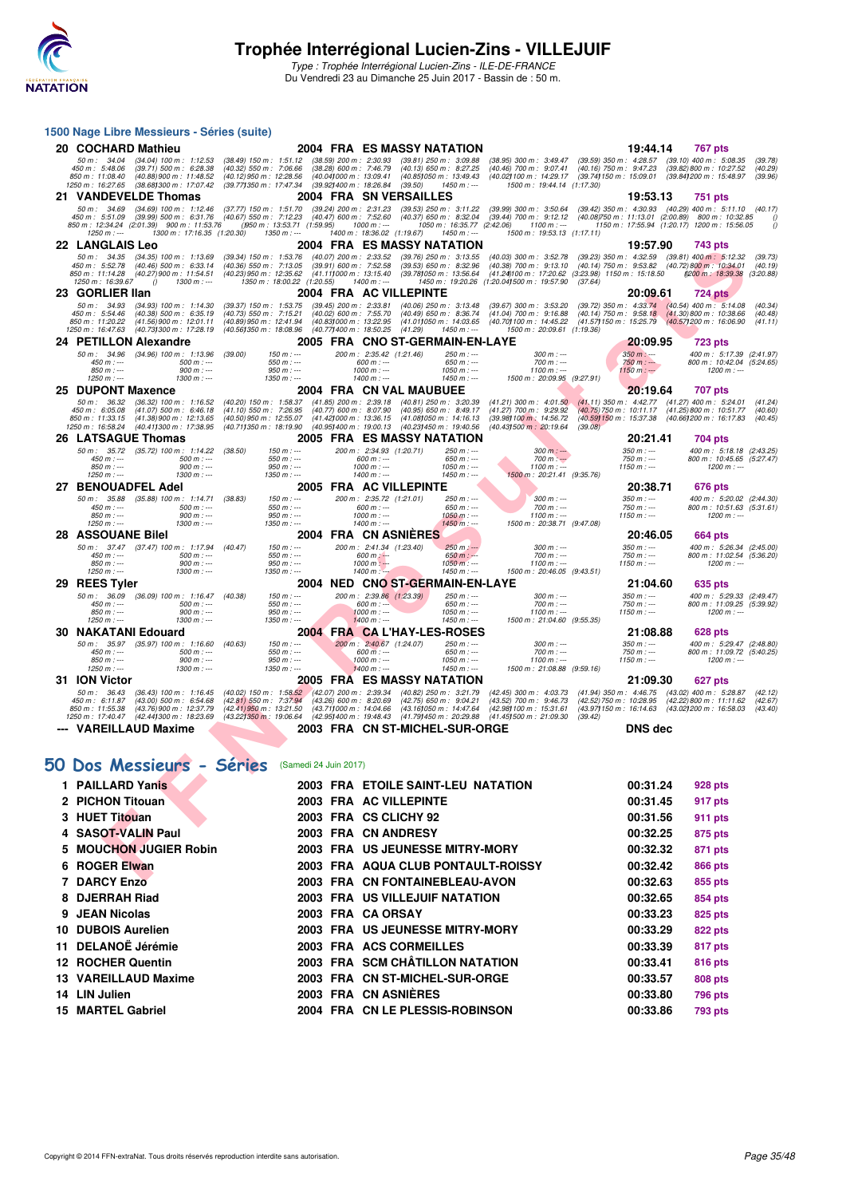# Trophée Interrégional Lucien-Zins - VILLEJUIF

*Type : Trophée Interrégional Lucien-Zins - ILE-DE-FRANCE*
Du Vendredi 23 au Dimanche 25 Juin 2017 - Bassin de : 50 m.

## 1500 Nage Libre Messieurs - Séries (suite)

**20 COCHARD Mathieu** — 2004 FRA ES MASSY NATATION — 19:44.14 — 767 pts
50 m : 34.04 (34.04) 100 m : 1:12.53 (38.49) 150 m : 1:51.12 (38.59) 200 m : 2:30.93 (39.81) 250 m : 3:09.88 (38.95) 300 m : 3:49.47 (39.59) 350 m : 4:28.57 (39.10) 400 m : 5:08.35 (39.78)
450 m : 5:48.06 (39.71) 500 m : 6:28.38 (40.32) 550 m : 7:06.66 (38.28) 600 m : 7:46.79 (40.13) 650 m : 8:27.25 (40.46) 700 m : 9:07.41 (40.16) 750 m : 9:47.23 (39.82) 800 m : 10:27.52 (40.29)
850 m : 11:08.40 (40.88) 900 m : 11:48.52 (40.12) 950 m : 12:28.56 (40.04) 1000 m : 13:09.41 (40.85) 1050 m : 13:49.43 (40.02) 1100 m : 14:29.17 (39.74) 1150 m : 15:09.01 (39.84) 1200 m : 15:48.97 (39.96)
1250 m : 16:27.65 (38.68) 1300 m : 17:07.42 (39.77) 1350 m : 17:47.34 (39.92) 1400 m : 18:26.84 (39.50) 1450 m : --- 1500 m : 19:44.14 (1:17.30)

**21 VANDEVELDE Thomas** — 2004 FRA SN VERSAILLES — 19:53.13 — 751 pts
50 m : 34.69 (34.69) 100 m : 1:12.46 (37.77) 150 m : 1:51.70 (39.24) 200 m : 2:31.23 (39.53) 250 m : 3:11.22 (39.99) 300 m : 3:50.64 (39.42) 350 m : 4:30.93 (40.29) 400 m : 5:11.10 (40.17)
450 m : 5:51.09 (39.99) 500 m : 6:31.76 (40.67) 550 m : 7:12.23 (40.47) 600 m : 7:52.60 (40.37) 650 m : 8:32.04 (39.44) 700 m : 9:12.12 (40.08) 750 m : 11:13.01 (2:00.89) 800 m : 10:32.85 ()
850 m : 12:34.24 (2:01.39) 900 m : 11:53.76 () 950 m : 13:53.71 (1:59.95) 1000 m : --- 1050 m : 16:35.77 (2:42.06) 1100 m : --- 1150 m : 17:55.94 (1:20.17) 1200 m : 15:56.05 ()
1250 m : --- 1300 m : 17:16.35 (1:20.30) 1350 m : --- 1400 m : 18:36.02 (1:19.67) 1450 m : --- 1500 m : 19:53.13 (1:17.11)

**22 LANGLAIS Leo** — 2004 FRA ES MASSY NATATION — 19:57.90 — 743 pts
50 m : 34.35 (34.35) 100 m : 1:13.69 (39.34) 150 m : 1:53.76 (40.07) 200 m : 2:33.52 (39.76) 250 m : 3:13.55 (40.03) 300 m : 3:52.78 (39.23) 350 m : 4:32.59 (39.81) 400 m : 5:12.32 (39.73)
450 m : 5:52.78 (40.46) 500 m : 6:33.14 (40.36) 550 m : 7:13.05 (39.91) 600 m : 7:52.58 (39.53) 650 m : 8:32.96 (40.38) 700 m : 9:13.10 (40.14) 750 m : 9:53.82 (40.72) 800 m : 10:34.01 (40.19)
850 m : 11:14.28 (40.27) 900 m : 11:54.51 (40.23) 950 m : 12:35.62 (41.11) 1000 m : 13:15.40 (39.78) 1050 m : 13:56.64 (41.24) 1100 m : 17:20.62 (3:23.98) 1150 m : 15:18.50 () 1200 m : 18:39.38 (3:20.88)
1250 m : 16:39.67 () 1300 m : --- 1350 m : 18:00.22 (1:20.55) 1400 m : --- 1450 m : 19:20.26 (1:20.04) 1500 m : 19:57.90 (37.64)

**23 GORLIER Ilan** — 2004 FRA AC VILLEPINTE — 20:09.61 — 724 pts
50 m : 34.93 (34.93) 100 m : 1:14.30 (39.37) 150 m : 1:53.75 (39.45) 200 m : 2:33.81 (40.06) 250 m : 3:13.48 (39.67) 300 m : 3:53.20 (39.72) 350 m : 4:33.74 (40.54) 400 m : 5:14.08 (40.34)
450 m : 5:54.46 (40.38) 500 m : 6:35.19 (40.73) 550 m : 7:15.21 (40.02) 600 m : 7:55.70 (40.49) 650 m : 8:36.74 (41.04) 700 m : 9:16.88 (40.14) 750 m : 9:58.18 (41.30) 800 m : 10:38.66 (40.48)
850 m : 11:20.22 (41.56) 900 m : 12:01.11 (40.89) 950 m : 12:41.94 (40.83) 1000 m : 13:22.95 (41.01) 1050 m : 14:03.65 (40.70) 1100 m : 14:45.22 (41.57) 1150 m : 15:25.79 (40.57) 1200 m : 16:06.90 (41.11)
1250 m : 16:47.63 (40.73) 1300 m : 17:28.19 (40.56) 1350 m : 18:08.96 (40.77) 1400 m : 18:50.25 (41.29) 1450 m : --- 1500 m : 20:09.61 (1:19.36)

**24 PETILLON Alexandre** — 2005 FRA CNO ST-GERMAIN-EN-LAYE — 20:09.95 — 723 pts
50 m : 34.96 (34.96) 100 m : 1:13.96 (39.00) 150 m : --- 200 m : 2:35.42 (1:21.46) 250 m : --- 300 m : --- 350 m : --- 400 m : 5:17.39 (2:41.97)
450 m : --- 500 m : --- 550 m : --- 600 m : --- 650 m : --- 700 m : --- 750 m : --- 800 m : 10:42.04 (5:24.65)
850 m : --- 900 m : --- 950 m : --- 1000 m : --- 1050 m : --- 1100 m : --- 1150 m : --- 1200 m : ---
1250 m : --- 1300 m : --- 1350 m : --- 1400 m : --- 1450 m : --- 1500 m : 20:09.95 (9:27.91)

**25 DUPONT Maxence** — 2004 FRA CN VAL MAUBUEE — 20:19.64 — 707 pts
50 m : 36.32 (36.32) 100 m : 1:16.52 (40.20) 150 m : 1:58.37 (41.85) 200 m : 2:39.18 (40.81) 250 m : 3:20.39 (41.21) 300 m : 4:01.50 (41.11) 350 m : 4:42.77 (41.27) 400 m : 5:24.01 (41.24)
450 m : 6:05.08 (41.07) 500 m : 6:46.18 (41.10) 550 m : 7:26.95 (40.77) 600 m : 8:07.90 (40.95) 650 m : 8:49.17 (41.27) 700 m : 9:29.92 (40.75) 750 m : 10:11.17 (41.25) 800 m : 10:51.77 (40.60)
850 m : 11:33.15 (41.38) 900 m : 12:13.65 (40.50) 950 m : 12:55.07 (41.42) 1000 m : 13:36.15 (41.08) 1050 m : 14:16.13 (39.98) 1100 m : 14:56.72 (40.59) 1150 m : 15:37.38 (40.66) 1200 m : 16:17.83 (40.45)
1250 m : 16:58.24 (40.41) 1300 m : 17:38.95 (40.71) 1350 m : 18:19.90 (40.95) 1400 m : 19:00.13 (40.23) 1450 m : 19:40.56 (40.43) 1500 m : 20:19.64 (39.08)

**26 LATSAGUE Thomas** — 2005 FRA ES MASSY NATATION — 20:21.41 — 704 pts
50 m : 35.72 (35.72) 100 m : 1:14.22 (38.50) 150 m : --- 200 m : 2:34.93 (1:20.71) 250 m : --- 300 m : --- 350 m : --- 400 m : 5:18.18 (2:43.25)
450 m : --- 500 m : --- 550 m : --- 600 m : --- 650 m : --- 700 m : --- 750 m : --- 800 m : 10:45.65 (5:27.47)
850 m : --- 900 m : --- 950 m : --- 1000 m : --- 1050 m : --- 1100 m : --- 1150 m : --- 1200 m : ---
1250 m : --- 1300 m : --- 1350 m : --- 1400 m : --- 1450 m : --- 1500 m : 20:21.41 (9:35.76)

**27 BENOUADFEL Adel** — 2005 FRA AC VILLEPINTE — 20:38.71 — 676 pts
50 m : 35.88 (35.88) 100 m : 1:14.71 (38.83) 150 m : --- 200 m : 2:35.72 (1:21.01) 250 m : --- 300 m : --- 350 m : --- 400 m : 5:20.02 (2:44.30)
450 m : --- 500 m : --- 550 m : --- 600 m : --- 650 m : --- 700 m : --- 750 m : --- 800 m : 10:51.63 (5:31.61)
850 m : --- 900 m : --- 950 m : --- 1000 m : --- 1050 m : --- 1100 m : --- 1150 m : --- 1200 m : ---
1250 m : --- 1300 m : --- 1350 m : --- 1400 m : --- 1450 m : --- 1500 m : 20:38.71 (9:47.08)

**28 ASSOUANE Bilel** — 2004 FRA CN ASNIÈRES — 20:46.05 — 664 pts
50 m : 37.47 (37.47) 100 m : 1:17.94 (40.47) 150 m : --- 200 m : 2:41.34 (1:23.40) 250 m : --- 300 m : --- 350 m : --- 400 m : 5:26.34 (2:45.00)
450 m : --- 500 m : --- 550 m : --- 600 m : --- 650 m : --- 700 m : --- 750 m : --- 800 m : 11:02.54 (5:36.20)
850 m : --- 900 m : --- 950 m : --- 1000 m : --- 1050 m : --- 1100 m : --- 1150 m : --- 1200 m : ---
1250 m : --- 1300 m : --- 1350 m : --- 1400 m : --- 1450 m : --- 1500 m : 20:46.05 (9:43.51)

**29 REES Tyler** — 2004 NED CNO ST-GERMAIN-EN-LAYE — 21:04.60 — 635 pts
50 m : 36.09 (36.09) 100 m : 1:16.47 (40.38) 150 m : --- 200 m : 2:39.86 (1:23.39) 250 m : --- 300 m : --- 350 m : --- 400 m : 5:29.33 (2:49.47)
450 m : --- 500 m : --- 550 m : --- 600 m : --- 650 m : --- 700 m : --- 750 m : --- 800 m : 11:09.25 (5:39.92)
850 m : --- 900 m : --- 950 m : --- 1000 m : --- 1050 m : --- 1100 m : --- 1150 m : --- 1200 m : ---
1250 m : --- 1300 m : --- 1350 m : --- 1400 m : --- 1450 m : --- 1500 m : 21:04.60 (9:55.35)

**30 NAKATANI Edouard** — 2004 FRA CA L'HAY-LES-ROSES — 21:08.88 — 628 pts
50 m : 35.97 (35.97) 100 m : 1:16.60 (40.63) 150 m : --- 200 m : 2:40.67 (1:24.07) 250 m : --- 300 m : --- 350 m : --- 400 m : 5:29.47 (2:48.80)
450 m : --- 500 m : --- 550 m : --- 600 m : --- 650 m : --- 700 m : --- 750 m : --- 800 m : 11:09.72 (5:40.25)
850 m : --- 900 m : --- 950 m : --- 1000 m : --- 1050 m : --- 1100 m : --- 1150 m : --- 1200 m : ---
1250 m : --- 1300 m : --- 1350 m : --- 1400 m : --- 1450 m : --- 1500 m : 21:08.88 (9:59.16)

**31 ION Victor** — 2005 FRA ES MASSY NATATION — 21:09.30 — 627 pts
50 m : 36.43 (36.43) 100 m : 1:16.45 (40.02) 150 m : 1:58.52 (42.07) 200 m : 2:39.34 (40.82) 250 m : 3:21.79 (42.45) 300 m : 4:03.73 (41.94) 350 m : 4:46.75 (43.02) 400 m : 5:28.87 (42.12)
450 m : 6:11.87 (43.00) 500 m : 6:54.68 (42.81) 550 m : 7:37.94 (43.26) 600 m : 8:20.69 (42.75) 650 m : 9:04.21 (43.52) 700 m : 9:46.73 (42.52) 750 m : 10:28.95 (42.22) 800 m : 11:11.62 (42.67)
850 m : 11:55.38 (43.76) 900 m : 12:37.79 (42.41) 950 m : 13:21.50 (43.71) 1000 m : 14:04.66 (43.16) 1050 m : 14:47.64 (42.98) 1100 m : 15:31.61 (43.97) 1150 m : 16:14.63 (43.02) 1200 m : 16:58.03 (43.40)
1250 m : 17:40.47 (42.44) 1300 m : 18:23.69 (43.22) 1350 m : 19:06.64 (42.95) 1400 m : 19:48.43 (41.79) 1450 m : 20:29.88 (41.45) 1500 m : 21:09.30 (39.42)

**--- VAREILLAUD Maxime** — 2003 FRA CN ST-MICHEL-SUR-ORGE — DNS dec

## 50 Dos Messieurs - Séries (Samedi 24 Juin 2017)

| Rang | Nom | Année | Nat. | Club | Temps | Points |
|---|---|---|---|---|---|---|
| 1 | PAILLARD Yanis | 2003 | FRA | ETOILE SAINT-LEU NATATION | 00:31.24 | 928 pts |
| 2 | PICHON Titouan | 2003 | FRA | AC VILLEPINTE | 00:31.45 | 917 pts |
| 3 | HUET Titouan | 2003 | FRA | CS CLICHY 92 | 00:31.56 | 911 pts |
| 4 | SASOT-VALIN Paul | 2003 | FRA | CN ANDRESY | 00:32.25 | 875 pts |
| 5 | MOUCHON JUGIER Robin | 2003 | FRA | US JEUNESSE MITRY-MORY | 00:32.32 | 871 pts |
| 6 | ROGER Elwan | 2003 | FRA | AQUA CLUB PONTAULT-ROISSY | 00:32.42 | 866 pts |
| 7 | DARCY Enzo | 2003 | FRA | CN FONTAINEBLEAU-AVON | 00:32.63 | 855 pts |
| 8 | DJERRAH Riad | 2003 | FRA | US VILLEJUIF NATATION | 00:32.65 | 854 pts |
| 9 | JEAN Nicolas | 2003 | FRA | CA ORSAY | 00:33.23 | 825 pts |
| 10 | DUBOIS Aurelien | 2003 | FRA | US JEUNESSE MITRY-MORY | 00:33.29 | 822 pts |
| 11 | DELANOË Jérémie | 2003 | FRA | ACS CORMEILLES | 00:33.39 | 817 pts |
| 12 | ROCHER Quentin | 2003 | FRA | SCM CHÂTILLON NATATION | 00:33.41 | 816 pts |
| 13 | VAREILLAUD Maxime | 2003 | FRA | CN ST-MICHEL-SUR-ORGE | 00:33.57 | 808 pts |
| 14 | LIN Julien | 2003 | FRA | CN ASNIÈRES | 00:33.80 | 796 pts |
| 15 | MARTEL Gabriel | 2004 | FRA | CN LE PLESSIS-ROBINSON | 00:33.86 | 793 pts |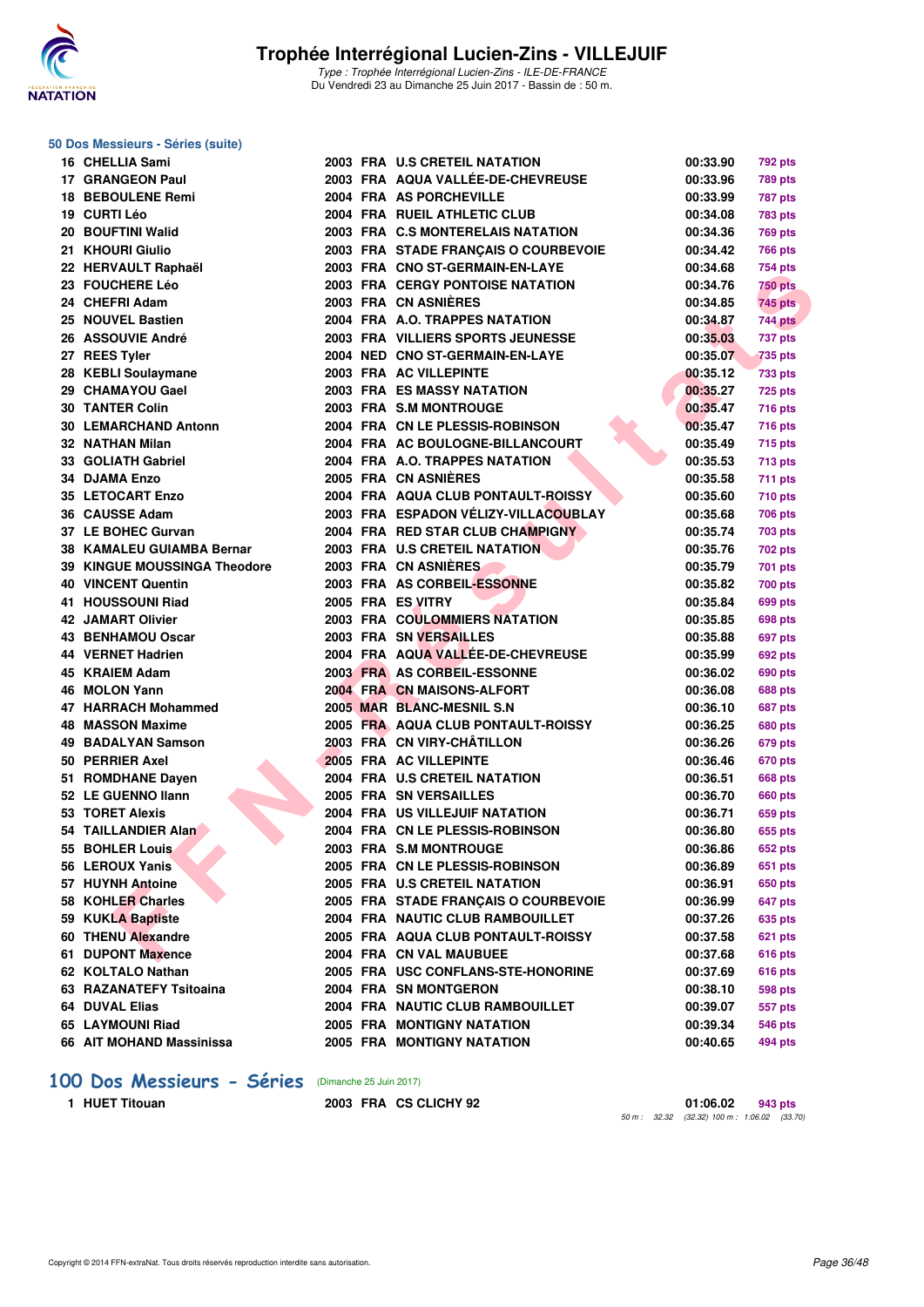### 50 Dos Messieurs - Séries (suite)

| Rang | Nom | Année | Nat | Club | Temps | Points |
|---|---|---|---|---|---|---|
| 16 | CHELLIA Sami | 2003 | FRA | U.S CRETEIL NATATION | 00:33.90 | 792 pts |
| 17 | GRANGEON Paul | 2003 | FRA | AQUA VALLÉE-DE-CHEVREUSE | 00:33.96 | 789 pts |
| 18 | BEBOULENE Remi | 2004 | FRA | AS PORCHEVILLE | 00:33.99 | 787 pts |
| 19 | CURTI Léo | 2004 | FRA | RUEIL ATHLETIC CLUB | 00:34.08 | 783 pts |
| 20 | BOUFTINI Walid | 2003 | FRA | C.S MONTERELAIS NATATION | 00:34.36 | 769 pts |
| 21 | KHOURI Giulio | 2003 | FRA | STADE FRANÇAIS O COURBEVOIE | 00:34.42 | 766 pts |
| 22 | HERVAULT Raphaël | 2003 | FRA | CNO ST-GERMAIN-EN-LAYE | 00:34.68 | 754 pts |
| 23 | FOUCHERE Léo | 2003 | FRA | CERGY PONTOISE NATATION | 00:34.76 | 750 pts |
| 24 | CHEFRI Adam | 2003 | FRA | CN ASNIÈRES | 00:34.85 | 745 pts |
| 25 | NOUVEL Bastien | 2004 | FRA | A.O. TRAPPES NATATION | 00:34.87 | 744 pts |
| 26 | ASSOUVIE André | 2003 | FRA | VILLIERS SPORTS JEUNESSE | 00:35.03 | 737 pts |
| 27 | REES Tyler | 2004 | NED | CNO ST-GERMAIN-EN-LAYE | 00:35.07 | 735 pts |
| 28 | KEBLI Soulaymane | 2003 | FRA | AC VILLEPINTE | 00:35.12 | 733 pts |
| 29 | CHAMAYOU Gael | 2003 | FRA | ES MASSY NATATION | 00:35.27 | 725 pts |
| 30 | TANTER Colin | 2003 | FRA | S.M MONTROUGE | 00:35.47 | 716 pts |
| 30 | LEMARCHAND Antonn | 2004 | FRA | CN LE PLESSIS-ROBINSON | 00:35.47 | 716 pts |
| 32 | NATHAN Milan | 2004 | FRA | AC BOULOGNE-BILLANCOURT | 00:35.49 | 715 pts |
| 33 | GOLIATH Gabriel | 2004 | FRA | A.O. TRAPPES NATATION | 00:35.53 | 713 pts |
| 34 | DJAMA Enzo | 2005 | FRA | CN ASNIÈRES | 00:35.58 | 711 pts |
| 35 | LETOCART Enzo | 2004 | FRA | AQUA CLUB PONTAULT-ROISSY | 00:35.60 | 710 pts |
| 36 | CAUSSE Adam | 2003 | FRA | ESPADON VÉLIZY-VILLACOUBLAY | 00:35.68 | 706 pts |
| 37 | LE BOHEC Gurvan | 2004 | FRA | RED STAR CLUB CHAMPIGNY | 00:35.74 | 703 pts |
| 38 | KAMALEU GUIAMBA Bernar | 2003 | FRA | U.S CRETEIL NATATION | 00:35.76 | 702 pts |
| 39 | KINGUE MOUSSINGA Theodore | 2003 | FRA | CN ASNIÈRES | 00:35.79 | 701 pts |
| 40 | VINCENT Quentin | 2003 | FRA | AS CORBEIL-ESSONNE | 00:35.82 | 700 pts |
| 41 | HOUSSOUNI Riad | 2005 | FRA | ES VITRY | 00:35.84 | 699 pts |
| 42 | JAMART Olivier | 2003 | FRA | COULOMMIERS NATATION | 00:35.85 | 698 pts |
| 43 | BENHAMOU Oscar | 2003 | FRA | SN VERSAILLES | 00:35.88 | 697 pts |
| 44 | VERNET Hadrien | 2004 | FRA | AQUA VALLÉE-DE-CHEVREUSE | 00:35.99 | 692 pts |
| 45 | KRAIEM Adam | 2003 | FRA | AS CORBEIL-ESSONNE | 00:36.02 | 690 pts |
| 46 | MOLON Yann | 2004 | FRA | CN MAISONS-ALFORT | 00:36.08 | 688 pts |
| 47 | HARRACH Mohammed | 2005 | MAR | BLANC-MESNIL S.N | 00:36.10 | 687 pts |
| 48 | MASSON Maxime | 2005 | FRA | AQUA CLUB PONTAULT-ROISSY | 00:36.25 | 680 pts |
| 49 | BADALYAN Samson | 2003 | FRA | CN VIRY-CHÂTILLON | 00:36.26 | 679 pts |
| 50 | PERRIER Axel | 2005 | FRA | AC VILLEPINTE | 00:36.46 | 670 pts |
| 51 | ROMDHANE Dayen | 2004 | FRA | U.S CRETEIL NATATION | 00:36.51 | 668 pts |
| 52 | LE GUENNO Ilann | 2005 | FRA | SN VERSAILLES | 00:36.70 | 660 pts |
| 53 | TORET Alexis | 2004 | FRA | US VILLEJUIF NATATION | 00:36.71 | 659 pts |
| 54 | TAILLANDIER Alan | 2004 | FRA | CN LE PLESSIS-ROBINSON | 00:36.80 | 655 pts |
| 55 | BOHLER Louis | 2003 | FRA | S.M MONTROUGE | 00:36.86 | 652 pts |
| 56 | LEROUX Yanis | 2005 | FRA | CN LE PLESSIS-ROBINSON | 00:36.89 | 651 pts |
| 57 | HUYNH Antoine | 2005 | FRA | U.S CRETEIL NATATION | 00:36.91 | 650 pts |
| 58 | KOHLER Charles | 2005 | FRA | STADE FRANÇAIS O COURBEVOIE | 00:36.99 | 647 pts |
| 59 | KUKLA Baptiste | 2004 | FRA | NAUTIC CLUB RAMBOUILLET | 00:37.26 | 635 pts |
| 60 | THENU Alexandre | 2005 | FRA | AQUA CLUB PONTAULT-ROISSY | 00:37.58 | 621 pts |
| 61 | DUPONT Maxence | 2004 | FRA | CN VAL MAUBUEE | 00:37.68 | 616 pts |
| 62 | KOLTALO Nathan | 2005 | FRA | USC CONFLANS-STE-HONORINE | 00:37.69 | 616 pts |
| 63 | RAZANATEFY Tsitoaina | 2004 | FRA | SN MONTGERON | 00:38.10 | 598 pts |
| 64 | DUVAL Elias | 2004 | FRA | NAUTIC CLUB RAMBOUILLET | 00:39.07 | 557 pts |
| 65 | LAYMOUNI Riad | 2005 | FRA | MONTIGNY NATATION | 00:39.34 | 546 pts |
| 66 | AIT MOHAND Massinissa | 2005 | FRA | MONTIGNY NATATION | 00:40.65 | 494 pts |

## 100 Dos Messieurs - Séries (Dimanche 25 Juin 2017)

| Rang | Nom | Année | Nat | Club | Temps | Points |
|---|---|---|---|---|---|---|
| 1 | HUET Titouan | 2003 | FRA | CS CLICHY 92 | 01:06.02 | 943 pts |

50 m : 32.32 (32.32) 100 m : 1:06.02 (33.70)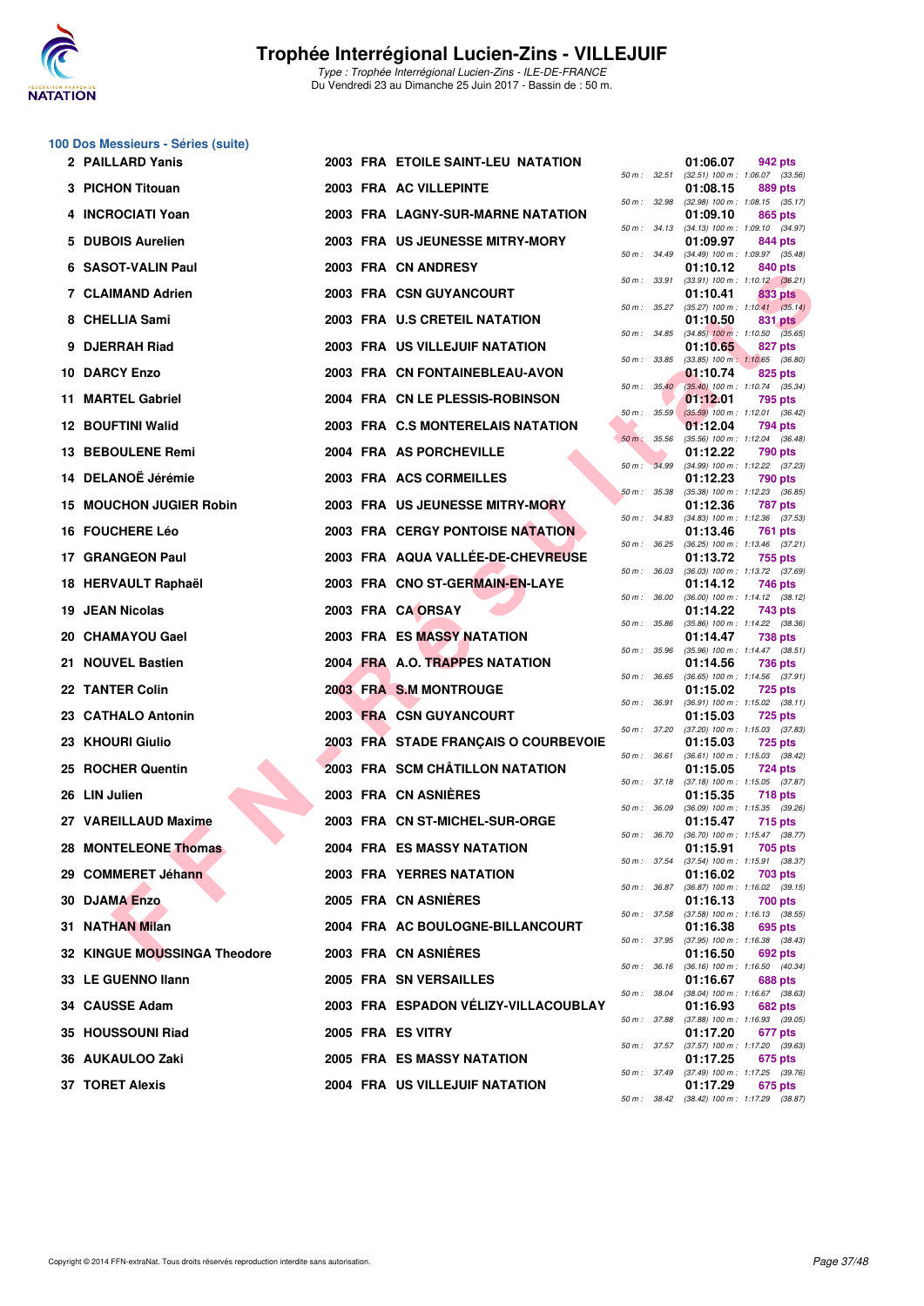## 100 Dos Messieurs - Séries (suite)

| Rang | Nom | Année | Nation | Club | Temps | Points | Splits |
|---|---|---|---|---|---|---|---|
| 2 | PAILLARD Yanis | 2003 | FRA | ETOILE SAINT-LEU NATATION | 01:06.07 | 942 pts | 50 m : 32.51 (32.51) 100 m : 1:06.07 (33.56) |
| 3 | PICHON Titouan | 2003 | FRA | AC VILLEPINTE | 01:08.15 | 889 pts | 50 m : 32.98 (32.98) 100 m : 1:08.15 (35.17) |
| 4 | INCROCIATI Yoan | 2003 | FRA | LAGNY-SUR-MARNE NATATION | 01:09.10 | 865 pts | 50 m : 34.13 (34.13) 100 m : 1:09.10 (34.97) |
| 5 | DUBOIS Aurelien | 2003 | FRA | US JEUNESSE MITRY-MORY | 01:09.97 | 844 pts | 50 m : 34.49 (34.49) 100 m : 1:09.97 (35.48) |
| 6 | SASOT-VALIN Paul | 2003 | FRA | CN ANDRESY | 01:10.12 | 840 pts | 50 m : 33.91 (33.91) 100 m : 1:10.12 (36.21) |
| 7 | CLAIMAND Adrien | 2003 | FRA | CSN GUYANCOURT | 01:10.41 | 833 pts | 50 m : 35.27 (35.27) 100 m : 1:10.41 (35.14) |
| 8 | CHELLIA Sami | 2003 | FRA | U.S CRETEIL NATATION | 01:10.50 | 831 pts | 50 m : 34.85 (34.85) 100 m : 1:10.50 (35.65) |
| 9 | DJERRAH Riad | 2003 | FRA | US VILLEJUIF NATATION | 01:10.65 | 827 pts | 50 m : 33.85 (33.85) 100 m : 1:10.65 (36.80) |
| 10 | DARCY Enzo | 2003 | FRA | CN FONTAINEBLEAU-AVON | 01:10.74 | 825 pts | 50 m : 35.40 (35.40) 100 m : 1:10.74 (35.34) |
| 11 | MARTEL Gabriel | 2004 | FRA | CN LE PLESSIS-ROBINSON | 01:12.01 | 795 pts | 50 m : 35.59 (35.59) 100 m : 1:12.01 (36.42) |
| 12 | BOUFTINI Walid | 2003 | FRA | C.S MONTERELAIS NATATION | 01:12.04 | 794 pts | 50 m : 35.56 (35.56) 100 m : 1:12.04 (36.48) |
| 13 | BEBOULENE Remi | 2004 | FRA | AS PORCHEVILLE | 01:12.22 | 790 pts | 50 m : 34.99 (34.99) 100 m : 1:12.22 (37.23) |
| 14 | DELANOË Jérémie | 2003 | FRA | ACS CORMEILLES | 01:12.23 | 790 pts | 50 m : 35.38 (35.38) 100 m : 1:12.23 (36.85) |
| 15 | MOUCHON JUGIER Robin | 2003 | FRA | US JEUNESSE MITRY-MORY | 01:12.36 | 787 pts | 50 m : 34.83 (34.83) 100 m : 1:12.36 (37.53) |
| 16 | FOUCHERE Léo | 2003 | FRA | CERGY PONTOISE NATATION | 01:13.46 | 761 pts | 50 m : 36.25 (36.25) 100 m : 1:13.46 (37.21) |
| 17 | GRANGEON Paul | 2003 | FRA | AQUA VALLÉE-DE-CHEVREUSE | 01:13.72 | 755 pts | 50 m : 36.03 (36.03) 100 m : 1:13.72 (37.69) |
| 18 | HERVAULT Raphaël | 2003 | FRA | CNO ST-GERMAIN-EN-LAYE | 01:14.12 | 746 pts | 50 m : 36.00 (36.00) 100 m : 1:14.12 (38.12) |
| 19 | JEAN Nicolas | 2003 | FRA | CA ORSAY | 01:14.22 | 743 pts | 50 m : 35.86 (35.86) 100 m : 1:14.22 (38.36) |
| 20 | CHAMAYOU Gael | 2003 | FRA | ES MASSY NATATION | 01:14.47 | 738 pts | 50 m : 35.96 (35.96) 100 m : 1:14.47 (38.51) |
| 21 | NOUVEL Bastien | 2004 | FRA | A.O. TRAPPES NATATION | 01:14.56 | 736 pts | 50 m : 36.65 (36.65) 100 m : 1:14.56 (37.91) |
| 22 | TANTER Colin | 2003 | FRA | S.M MONTROUGE | 01:15.02 | 725 pts | 50 m : 36.91 (36.91) 100 m : 1:15.02 (38.11) |
| 23 | CATHALO Antonin | 2003 | FRA | CSN GUYANCOURT | 01:15.03 | 725 pts | 50 m : 37.20 (37.20) 100 m : 1:15.03 (37.83) |
| 23 | KHOURI Giulio | 2003 | FRA | STADE FRANÇAIS O COURBEVOIE | 01:15.03 | 725 pts | 50 m : 36.61 (36.61) 100 m : 1:15.03 (38.42) |
| 25 | ROCHER Quentin | 2003 | FRA | SCM CHÂTILLON NATATION | 01:15.05 | 724 pts | 50 m : 37.18 (37.18) 100 m : 1:15.05 (37.87) |
| 26 | LIN Julien | 2003 | FRA | CN ASNIÈRES | 01:15.35 | 718 pts | 50 m : 36.09 (36.09) 100 m : 1:15.35 (39.26) |
| 27 | VAREILLAUD Maxime | 2003 | FRA | CN ST-MICHEL-SUR-ORGE | 01:15.47 | 715 pts | 50 m : 36.70 (36.70) 100 m : 1:15.47 (38.77) |
| 28 | MONTELEONE Thomas | 2004 | FRA | ES MASSY NATATION | 01:15.91 | 705 pts | 50 m : 37.54 (37.54) 100 m : 1:15.91 (38.37) |
| 29 | COMMERET Jéhann | 2003 | FRA | YERRES NATATION | 01:16.02 | 703 pts | 50 m : 36.87 (36.87) 100 m : 1:16.02 (39.15) |
| 30 | DJAMA Enzo | 2005 | FRA | CN ASNIÈRES | 01:16.13 | 700 pts | 50 m : 37.58 (37.58) 100 m : 1:16.13 (38.55) |
| 31 | NATHAN Milan | 2004 | FRA | AC BOULOGNE-BILLANCOURT | 01:16.38 | 695 pts | 50 m : 37.95 (37.95) 100 m : 1:16.38 (38.43) |
| 32 | KINGUE MOUSSINGA Theodore | 2003 | FRA | CN ASNIÈRES | 01:16.50 | 692 pts | 50 m : 36.16 (36.16) 100 m : 1:16.50 (40.34) |
| 33 | LE GUENNO Ilann | 2005 | FRA | SN VERSAILLES | 01:16.67 | 688 pts | 50 m : 38.04 (38.04) 100 m : 1:16.67 (38.63) |
| 34 | CAUSSE Adam | 2003 | FRA | ESPADON VÉLIZY-VILLACOUBLAY | 01:16.93 | 682 pts | 50 m : 37.88 (37.88) 100 m : 1:16.93 (39.05) |
| 35 | HOUSSOUNI Riad | 2005 | FRA | ES VITRY | 01:17.20 | 677 pts | 50 m : 37.57 (37.57) 100 m : 1:17.20 (39.63) |
| 36 | AUKAULOO Zaki | 2005 | FRA | ES MASSY NATATION | 01:17.25 | 675 pts | 50 m : 37.49 (37.49) 100 m : 1:17.25 (39.76) |
| 37 | TORET Alexis | 2004 | FRA | US VILLEJUIF NATATION | 01:17.29 | 675 pts | 50 m : 38.42 (38.42) 100 m : 1:17.29 (38.87) |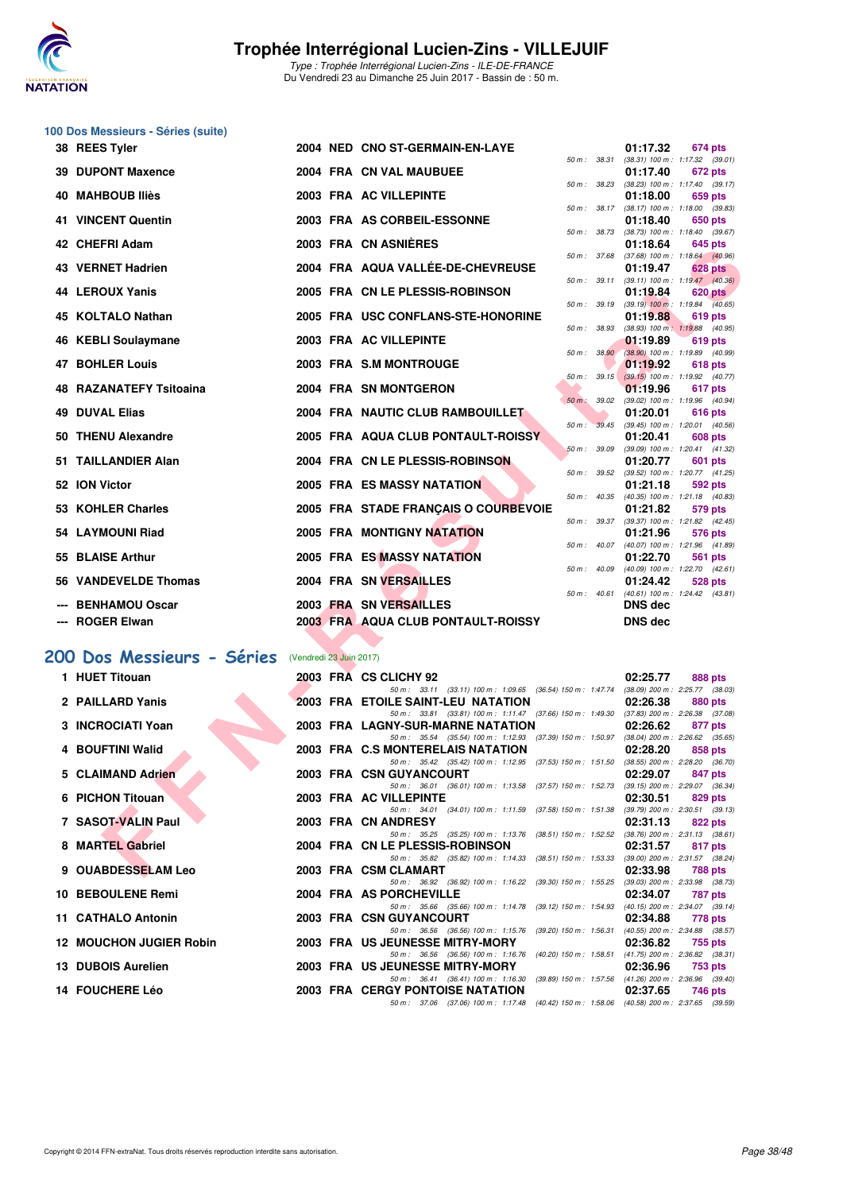# Trophée Interrégional Lucien-Zins - VILLEJUIF

*Type : Trophée Interrégional Lucien-Zins - ILE-DE-FRANCE*
Du Vendredi 23 au Dimanche 25 Juin 2017 - Bassin de : 50 m.

## 100 Dos Messieurs - Séries (suite)

| Rang | Nom | Année | Nat | Club | Temps | Points | Intermédiaires |
|---|---|---|---|---|---|---|---|
| 38 | REES Tyler | 2004 | NED | CNO ST-GERMAIN-EN-LAYE | 01:17.32 | 674 pts | 50 m : 38.31 (38.31) 100 m : 1:17.32 (39.01) |
| 39 | DUPONT Maxence | 2004 | FRA | CN VAL MAUBUEE | 01:17.40 | 672 pts | 50 m : 38.23 (38.23) 100 m : 1:17.40 (39.17) |
| 40 | MAHBOUB Iliès | 2003 | FRA | AC VILLEPINTE | 01:18.00 | 659 pts | 50 m : 38.17 (38.17) 100 m : 1:18.00 (39.83) |
| 41 | VINCENT Quentin | 2003 | FRA | AS CORBEIL-ESSONNE | 01:18.40 | 650 pts | 50 m : 38.73 (38.73) 100 m : 1:18.40 (39.67) |
| 42 | CHEFRI Adam | 2003 | FRA | CN ASNIÈRES | 01:18.64 | 645 pts | 50 m : 37.68 (37.68) 100 m : 1:18.64 (40.96) |
| 43 | VERNET Hadrien | 2004 | FRA | AQUA VALLÉE-DE-CHEVREUSE | 01:19.47 | 628 pts | 50 m : 39.11 (39.11) 100 m : 1:19.47 (40.36) |
| 44 | LEROUX Yanis | 2005 | FRA | CN LE PLESSIS-ROBINSON | 01:19.84 | 620 pts | 50 m : 39.19 (39.19) 100 m : 1:19.84 (40.65) |
| 45 | KOLTALO Nathan | 2005 | FRA | USC CONFLANS-STE-HONORINE | 01:19.88 | 619 pts | 50 m : 38.93 (38.93) 100 m : 1:19.88 (40.95) |
| 46 | KEBLI Soulaymane | 2003 | FRA | AC VILLEPINTE | 01:19.89 | 619 pts | 50 m : 38.90 (38.90) 100 m : 1:19.89 (40.99) |
| 47 | BOHLER Louis | 2003 | FRA | S.M MONTROUGE | 01:19.92 | 618 pts | 50 m : 39.15 (39.15) 100 m : 1:19.92 (40.77) |
| 48 | RAZANATEFY Tsitoaina | 2004 | FRA | SN MONTGERON | 01:19.96 | 617 pts | 50 m : 39.02 (39.02) 100 m : 1:19.96 (40.94) |
| 49 | DUVAL Elias | 2004 | FRA | NAUTIC CLUB RAMBOUILLET | 01:20.01 | 616 pts | 50 m : 39.45 (39.45) 100 m : 1:20.01 (40.56) |
| 50 | THENU Alexandre | 2005 | FRA | AQUA CLUB PONTAULT-ROISSY | 01:20.41 | 608 pts | 50 m : 39.09 (39.09) 100 m : 1:20.41 (41.32) |
| 51 | TAILLANDIER Alan | 2004 | FRA | CN LE PLESSIS-ROBINSON | 01:20.77 | 601 pts | 50 m : 39.52 (39.52) 100 m : 1:20.77 (41.25) |
| 52 | ION Victor | 2005 | FRA | ES MASSY NATATION | 01:21.18 | 592 pts | 50 m : 40.35 (40.35) 100 m : 1:21.18 (40.83) |
| 53 | KOHLER Charles | 2005 | FRA | STADE FRANÇAIS O COURBEVOIE | 01:21.82 | 579 pts | 50 m : 39.37 (39.37) 100 m : 1:21.82 (42.45) |
| 54 | LAYMOUNI Riad | 2005 | FRA | MONTIGNY NATATION | 01:21.96 | 576 pts | 50 m : 40.07 (40.07) 100 m : 1:21.96 (41.89) |
| 55 | BLAISE Arthur | 2005 | FRA | ES MASSY NATATION | 01:22.70 | 561 pts | 50 m : 40.09 (40.09) 100 m : 1:22.70 (42.61) |
| 56 | VANDEVELDE Thomas | 2004 | FRA | SN VERSAILLES | 01:24.42 | 528 pts | 50 m : 40.61 (40.61) 100 m : 1:24.42 (43.81) |
| --- | BENHAMOU Oscar | 2003 | FRA | SN VERSAILLES | DNS dec | | |
| --- | ROGER Elwan | 2003 | FRA | AQUA CLUB PONTAULT-ROISSY | DNS dec | | |

## 200 Dos Messieurs - Séries (Vendredi 23 Juin 2017)

| Rang | Nom | Année | Nat | Club | Temps | Points | Intermédiaires |
|---|---|---|---|---|---|---|---|
| 1 | HUET Titouan | 2003 | FRA | CS CLICHY 92 | 02:25.77 | 888 pts | 50 m : 33.11 (33.11) 100 m : 1:09.65 (36.54) 150 m : 1:47.74 (38.09) 200 m : 2:25.77 (38.03) |
| 2 | PAILLARD Yanis | 2003 | FRA | ETOILE SAINT-LEU NATATION | 02:26.38 | 880 pts | 50 m : 33.81 (33.81) 100 m : 1:11.47 (37.66) 150 m : 1:49.30 (37.83) 200 m : 2:26.38 (37.08) |
| 3 | INCROCIATI Yoan | 2003 | FRA | LAGNY-SUR-MARNE NATATION | 02:26.62 | 877 pts | 50 m : 35.54 (35.54) 100 m : 1:12.93 (37.39) 150 m : 1:50.97 (38.04) 200 m : 2:26.62 (35.65) |
| 4 | BOUFTINI Walid | 2003 | FRA | C.S MONTERELAIS NATATION | 02:28.20 | 858 pts | 50 m : 35.42 (35.42) 100 m : 1:12.95 (37.53) 150 m : 1:51.50 (38.55) 200 m : 2:28.20 (36.70) |
| 5 | CLAIMAND Adrien | 2003 | FRA | CSN GUYANCOURT | 02:29.07 | 847 pts | 50 m : 36.01 (36.01) 100 m : 1:13.58 (37.57) 150 m : 1:52.73 (39.15) 200 m : 2:29.07 (36.34) |
| 6 | PICHON Titouan | 2003 | FRA | AC VILLEPINTE | 02:30.51 | 829 pts | 50 m : 34.01 (34.01) 100 m : 1:11.59 (37.58) 150 m : 1:51.38 (39.79) 200 m : 2:30.51 (39.13) |
| 7 | SASOT-VALIN Paul | 2003 | FRA | CN ANDRESY | 02:31.13 | 822 pts | 50 m : 35.25 (35.25) 100 m : 1:13.76 (38.51) 150 m : 1:52.52 (38.76) 200 m : 2:31.13 (38.61) |
| 8 | MARTEL Gabriel | 2004 | FRA | CN LE PLESSIS-ROBINSON | 02:31.57 | 817 pts | 50 m : 35.82 (35.82) 100 m : 1:14.33 (38.51) 150 m : 1:53.33 (39.00) 200 m : 2:31.57 (38.24) |
| 9 | OUABDESSELAM Leo | 2003 | FRA | CSM CLAMART | 02:33.98 | 788 pts | 50 m : 36.92 (36.92) 100 m : 1:16.22 (39.30) 150 m : 1:55.25 (39.03) 200 m : 2:33.98 (38.73) |
| 10 | BEBOULENE Remi | 2004 | FRA | AS PORCHEVILLE | 02:34.07 | 787 pts | 50 m : 35.66 (35.66) 100 m : 1:14.78 (39.12) 150 m : 1:54.93 (40.15) 200 m : 2:34.07 (39.14) |
| 11 | CATHALO Antonin | 2003 | FRA | CSN GUYANCOURT | 02:34.88 | 778 pts | 50 m : 36.56 (36.56) 100 m : 1:15.76 (39.20) 150 m : 1:56.31 (40.55) 200 m : 2:34.88 (38.57) |
| 12 | MOUCHON JUGIER Robin | 2003 | FRA | US JEUNESSE MITRY-MORY | 02:36.82 | 755 pts | 50 m : 36.56 (36.56) 100 m : 1:16.76 (40.20) 150 m : 1:58.51 (41.75) 200 m : 2:36.82 (38.31) |
| 13 | DUBOIS Aurelien | 2003 | FRA | US JEUNESSE MITRY-MORY | 02:36.96 | 753 pts | 50 m : 36.41 (36.41) 100 m : 1:16.30 (39.89) 150 m : 1:57.56 (41.26) 200 m : 2:36.96 (39.40) |
| 14 | FOUCHERE Léo | 2003 | FRA | CERGY PONTOISE NATATION | 02:37.65 | 746 pts | 50 m : 37.06 (37.06) 100 m : 1:17.48 (40.42) 150 m : 1:58.06 (40.58) 200 m : 2:37.65 (39.59) |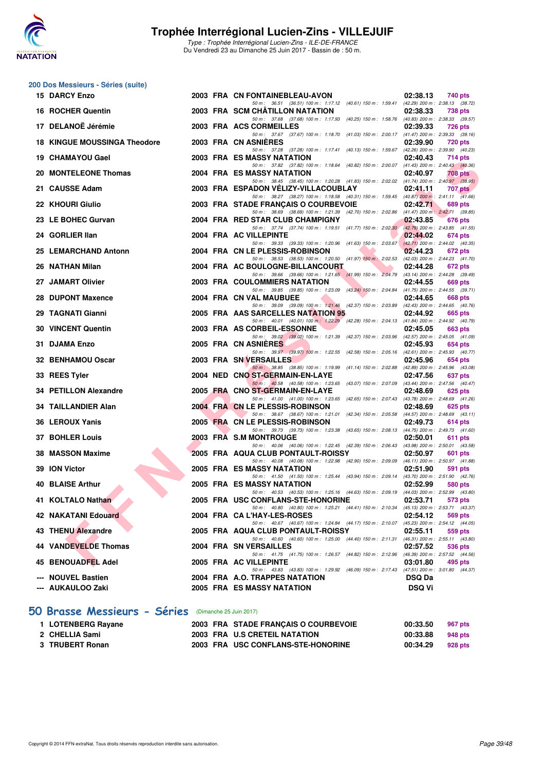# Trophée Interrégional Lucien-Zins - VILLEJUIF

*Type : Trophée Interrégional Lucien-Zins - ILE-DE-FRANCE*

Du Vendredi 23 au Dimanche 25 Juin 2017 - Bassin de : 50 m.

## 200 Dos Messieurs - Séries (suite)

| Rang | Nom | Année | Nat | Club | Temps | Points |
|---|---|---|---|---|---|---|
| 15 | DARCY Enzo | 2003 | FRA | CN FONTAINEBLEAU-AVON | 02:38.13 | 740 pts |
| | 50 m : 36.51 (36.51) 100 m : 1:17.12 (40.61) 150 m : 1:59.41 (42.29) 200 m : 2:38.13 (38.72) | | | | | |
| 16 | ROCHER Quentin | 2003 | FRA | SCM CHÂTILLON NATATION | 02:38.33 | 738 pts |
| | 50 m : 37.68 (37.68) 100 m : 1:17.93 (40.25) 150 m : 1:58.76 (40.83) 200 m : 2:38.33 (39.57) | | | | | |
| 17 | DELANOË Jérémie | 2003 | FRA | ACS CORMEILLES | 02:39.33 | 726 pts |
| | 50 m : 37.67 (37.67) 100 m : 1:18.70 (41.03) 150 m : 2:00.17 (41.47) 200 m : 2:39.33 (39.16) | | | | | |
| 18 | KINGUE MOUSSINGA Theodore | 2003 | FRA | CN ASNIÈRES | 02:39.90 | 720 pts |
| | 50 m : 37.28 (37.28) 100 m : 1:17.41 (40.13) 150 m : 1:59.67 (42.26) 200 m : 2:39.90 (40.23) | | | | | |
| 19 | CHAMAYOU Gael | 2003 | FRA | ES MASSY NATATION | 02:40.43 | 714 pts |
| | 50 m : 37.82 (37.82) 100 m : 1:18.64 (40.82) 150 m : 2:00.07 (41.43) 200 m : 2:40.43 (40.36) | | | | | |
| 20 | MONTELEONE Thomas | 2004 | FRA | ES MASSY NATATION | 02:40.97 | 708 pts |
| | 50 m : 38.45 (38.45) 100 m : 1:20.28 (41.83) 150 m : 2:02.02 (41.74) 200 m : 2:40.97 (38.95) | | | | | |
| 21 | CAUSSE Adam | 2003 | FRA | ESPADON VÉLIZY-VILLACOUBLAY | 02:41.11 | 707 pts |
| | 50 m : 38.27 (38.27) 100 m : 1:18.58 (40.31) 150 m : 1:59.45 (40.87) 200 m : 2:41.11 (41.66) | | | | | |
| 22 | KHOURI Giulio | 2003 | FRA | STADE FRANÇAIS O COURBEVOIE | 02:42.71 | 689 pts |
| | 50 m : 38.69 (38.69) 100 m : 1:21.39 (42.70) 150 m : 2:02.86 (41.47) 200 m : 2:42.71 (39.85) | | | | | |
| 23 | LE BOHEC Gurvan | 2004 | FRA | RED STAR CLUB CHAMPIGNY | 02:43.85 | 676 pts |
| | 50 m : 37.74 (37.74) 100 m : 1:19.51 (41.77) 150 m : 2:02.30 (42.79) 200 m : 2:43.85 (41.55) | | | | | |
| 24 | GORLIER Ilan | 2004 | FRA | AC VILLEPINTE | 02:44.02 | 674 pts |
| | 50 m : 39.33 (39.33) 100 m : 1:20.96 (41.63) 150 m : 2:03.67 (42.71) 200 m : 2:44.02 (40.35) | | | | | |
| 25 | LEMARCHAND Antonn | 2004 | FRA | CN LE PLESSIS-ROBINSON | 02:44.23 | 672 pts |
| | 50 m : 38.53 (38.53) 100 m : 1:20.50 (41.97) 150 m : 2:02.53 (42.03) 200 m : 2:44.23 (41.70) | | | | | |
| 26 | NATHAN Milan | 2004 | FRA | AC BOULOGNE-BILLANCOURT | 02:44.28 | 672 pts |
| | 50 m : 39.66 (39.66) 100 m : 1:21.65 (41.99) 150 m : 2:04.79 (43.14) 200 m : 2:44.28 (39.49) | | | | | |
| 27 | JAMART Olivier | 2003 | FRA | COULOMMIERS NATATION | 02:44.55 | 669 pts |
| | 50 m : 39.85 (39.85) 100 m : 1:23.09 (43.24) 150 m : 2:04.84 (41.75) 200 m : 2:44.55 (39.71) | | | | | |
| 28 | DUPONT Maxence | 2004 | FRA | CN VAL MAUBUEE | 02:44.65 | 668 pts |
| | 50 m : 39.09 (39.09) 100 m : 1:21.46 (42.37) 150 m : 2:03.89 (42.43) 200 m : 2:44.65 (40.76) | | | | | |
| 29 | TAGNATI Gianni | 2005 | FRA | AAS SARCELLES NATATION 95 | 02:44.92 | 665 pts |
| | 50 m : 40.01 (40.01) 100 m : 1:22.29 (42.28) 150 m : 2:04.13 (41.84) 200 m : 2:44.92 (40.79) | | | | | |
| 30 | VINCENT Quentin | 2003 | FRA | AS CORBEIL-ESSONNE | 02:45.05 | 663 pts |
| | 50 m : 39.02 (39.02) 100 m : 1:21.39 (42.37) 150 m : 2:03.96 (42.57) 200 m : 2:45.05 (41.09) | | | | | |
| 31 | DJAMA Enzo | 2005 | FRA | CN ASNIÈRES | 02:45.93 | 654 pts |
| | 50 m : 39.97 (39.97) 100 m : 1:22.55 (42.58) 150 m : 2:05.16 (42.61) 200 m : 2:45.93 (40.77) | | | | | |
| 32 | BENHAMOU Oscar | 2003 | FRA | SN VERSAILLES | 02:45.96 | 654 pts |
| | 50 m : 38.85 (38.85) 100 m : 1:19.99 (41.14) 150 m : 2:02.88 (42.89) 200 m : 2:45.96 (43.08) | | | | | |
| 33 | REES Tyler | 2004 | NED | CNO ST-GERMAIN-EN-LAYE | 02:47.56 | 637 pts |
| | 50 m : 40.58 (40.58) 100 m : 1:23.65 (43.07) 150 m : 2:07.09 (43.44) 200 m : 2:47.56 (40.47) | | | | | |
| 34 | PETILLON Alexandre | 2005 | FRA | CNO ST-GERMAIN-EN-LAYE | 02:48.69 | 625 pts |
| | 50 m : 41.00 (41.00) 100 m : 1:23.65 (42.65) 150 m : 2:07.43 (43.78) 200 m : 2:48.69 (41.26) | | | | | |
| 34 | TAILLANDIER Alan | 2004 | FRA | CN LE PLESSIS-ROBINSON | 02:48.69 | 625 pts |
| | 50 m : 38.67 (38.67) 100 m : 1:21.01 (42.34) 150 m : 2:05.58 (44.57) 200 m : 2:48.69 (43.11) | | | | | |
| 36 | LEROUX Yanis | 2005 | FRA | CN LE PLESSIS-ROBINSON | 02:49.73 | 614 pts |
| | 50 m : 39.73 (39.73) 100 m : 1:23.38 (43.65) 150 m : 2:08.13 (44.75) 200 m : 2:49.73 (41.60) | | | | | |
| 37 | BOHLER Louis | 2003 | FRA | S.M MONTROUGE | 02:50.01 | 611 pts |
| | 50 m : 40.06 (40.06) 100 m : 1:22.45 (42.39) 150 m : 2:06.43 (43.98) 200 m : 2:50.01 (43.58) | | | | | |
| 38 | MASSON Maxime | 2005 | FRA | AQUA CLUB PONTAULT-ROISSY | 02:50.97 | 601 pts |
| | 50 m : 40.08 (40.08) 100 m : 1:22.98 (42.90) 150 m : 2:09.09 (46.11) 200 m : 2:50.97 (41.88) | | | | | |
| 39 | ION Victor | 2005 | FRA | ES MASSY NATATION | 02:51.90 | 591 pts |
| | 50 m : 41.50 (41.50) 100 m : 1:25.44 (43.94) 150 m : 2:09.14 (43.70) 200 m : 2:51.90 (42.76) | | | | | |
| 40 | BLAISE Arthur | 2005 | FRA | ES MASSY NATATION | 02:52.99 | 580 pts |
| | 50 m : 40.53 (40.53) 100 m : 1:25.16 (44.63) 150 m : 2:09.19 (44.03) 200 m : 2:52.99 (43.80) | | | | | |
| 41 | KOLTALO Nathan | 2005 | FRA | USC CONFLANS-STE-HONORINE | 02:53.71 | 573 pts |
| | 50 m : 40.80 (40.80) 100 m : 1:25.21 (44.41) 150 m : 2:10.34 (45.13) 200 m : 2:53.71 (43.37) | | | | | |
| 42 | NAKATANI Edouard | 2004 | FRA | CA L'HAY-LES-ROSES | 02:54.12 | 569 pts |
| | 50 m : 40.67 (40.67) 100 m : 1:24.84 (44.17) 150 m : 2:10.07 (45.23) 200 m : 2:54.12 (44.05) | | | | | |
| 43 | THENU Alexandre | 2005 | FRA | AQUA CLUB PONTAULT-ROISSY | 02:55.11 | 559 pts |
| | 50 m : 40.60 (40.60) 100 m : 1:25.00 (44.40) 150 m : 2:11.31 (46.31) 200 m : 2:55.11 (43.80) | | | | | |
| 44 | VANDEVELDE Thomas | 2004 | FRA | SN VERSAILLES | 02:57.52 | 536 pts |
| | 50 m : 41.75 (41.75) 100 m : 1:26.57 (44.82) 150 m : 2:12.96 (46.39) 200 m : 2:57.52 (44.56) | | | | | |
| 45 | BENOUADFEL Adel | 2005 | FRA | AC VILLEPINTE | 03:01.80 | 495 pts |
| | 50 m : 43.83 (43.83) 100 m : 1:29.92 (46.09) 150 m : 2:17.43 (47.51) 200 m : 3:01.80 (44.37) | | | | | |
| --- | NOUVEL Bastien | 2004 | FRA | A.O. TRAPPES NATATION | DSQ Da | |
| --- | AUKAULOO Zaki | 2005 | FRA | ES MASSY NATATION | DSQ Vi | |

## 50 Brasse Messieurs - Séries (Dimanche 25 Juin 2017)

| Rang | Nom | Année | Nat | Club | Temps | Points |
|---|---|---|---|---|---|---|
| 1 | LOTENBERG Rayane | 2003 | FRA | STADE FRANÇAIS O COURBEVOIE | 00:33.50 | 967 pts |
| 2 | CHELLIA Sami | 2003 | FRA | U.S CRETEIL NATATION | 00:33.88 | 948 pts |
| 3 | TRUBERT Ronan | 2003 | FRA | USC CONFLANS-STE-HONORINE | 00:34.29 | 928 pts |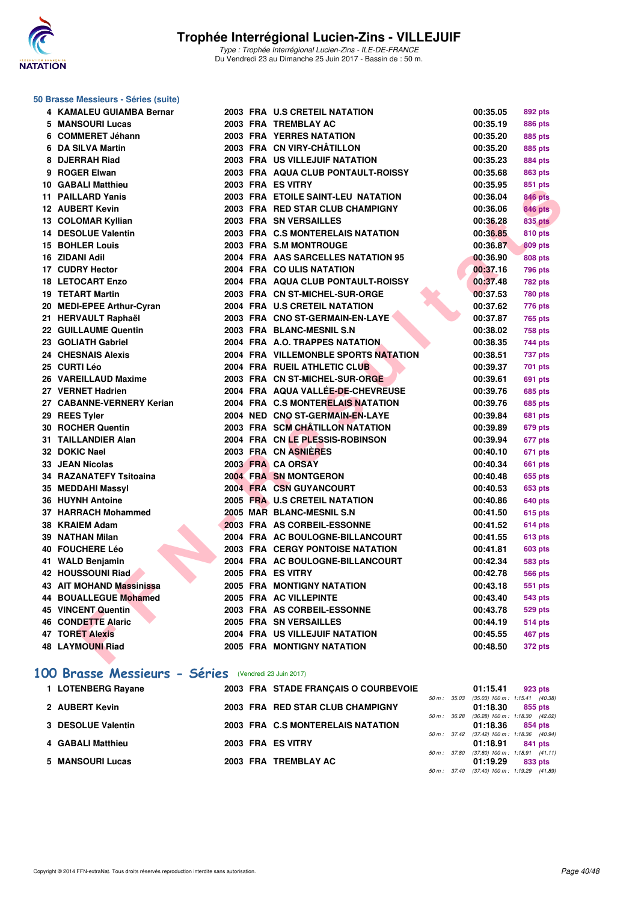# Trophée Interrégional Lucien-Zins - VILLEJUIF

*Type : Trophée Interrégional Lucien-Zins - ILE-DE-FRANCE*
Du Vendredi 23 au Dimanche 25 Juin 2017 - Bassin de : 50 m.

### 50 Brasse Messieurs - Séries (suite)

| | | | | | | |
|---|---|---|---|---|---|---|
| 4 | KAMALEU GUIAMBA Bernar | 2003 | FRA | U.S CRETEIL NATATION | 00:35.05 | 892 pts |
| 5 | MANSOURI Lucas | 2003 | FRA | TREMBLAY AC | 00:35.19 | 886 pts |
| 6 | COMMERET Jéhann | 2003 | FRA | YERRES NATATION | 00:35.20 | 885 pts |
| 6 | DA SILVA Martin | 2003 | FRA | CN VIRY-CHÂTILLON | 00:35.20 | 885 pts |
| 8 | DJERRAH Riad | 2003 | FRA | US VILLEJUIF NATATION | 00:35.23 | 884 pts |
| 9 | ROGER Elwan | 2003 | FRA | AQUA CLUB PONTAULT-ROISSY | 00:35.68 | 863 pts |
| 10 | GABALI Matthieu | 2003 | FRA | ES VITRY | 00:35.95 | 851 pts |
| 11 | PAILLARD Yanis | 2003 | FRA | ETOILE SAINT-LEU NATATION | 00:36.04 | 846 pts |
| 12 | AUBERT Kevin | 2003 | FRA | RED STAR CLUB CHAMPIGNY | 00:36.06 | 846 pts |
| 13 | COLOMAR Kyllian | 2003 | FRA | SN VERSAILLES | 00:36.28 | 835 pts |
| 14 | DESOLUE Valentin | 2003 | FRA | C.S MONTERELAIS NATATION | 00:36.85 | 810 pts |
| 15 | BOHLER Louis | 2003 | FRA | S.M MONTROUGE | 00:36.87 | 809 pts |
| 16 | ZIDANI Adil | 2004 | FRA | AAS SARCELLES NATATION 95 | 00:36.90 | 808 pts |
| 17 | CUDRY Hector | 2004 | FRA | CO ULIS NATATION | 00:37.16 | 796 pts |
| 18 | LETOCART Enzo | 2004 | FRA | AQUA CLUB PONTAULT-ROISSY | 00:37.48 | 782 pts |
| 19 | TETART Martin | 2003 | FRA | CN ST-MICHEL-SUR-ORGE | 00:37.53 | 780 pts |
| 20 | MEDI-EPEE Arthur-Cyran | 2004 | FRA | U.S CRETEIL NATATION | 00:37.62 | 776 pts |
| 21 | HERVAULT Raphaël | 2003 | FRA | CNO ST-GERMAIN-EN-LAYE | 00:37.87 | 765 pts |
| 22 | GUILLAUME Quentin | 2003 | FRA | BLANC-MESNIL S.N | 00:38.02 | 758 pts |
| 23 | GOLIATH Gabriel | 2004 | FRA | A.O. TRAPPES NATATION | 00:38.35 | 744 pts |
| 24 | CHESNAIS Alexis | 2004 | FRA | VILLEMONBLE SPORTS NATATION | 00:38.51 | 737 pts |
| 25 | CURTI Léo | 2004 | FRA | RUEIL ATHLETIC CLUB | 00:39.37 | 701 pts |
| 26 | VAREILLAUD Maxime | 2003 | FRA | CN ST-MICHEL-SUR-ORGE | 00:39.61 | 691 pts |
| 27 | VERNET Hadrien | 2004 | FRA | AQUA VALLÉE-DE-CHEVREUSE | 00:39.76 | 685 pts |
| 27 | CABANNE-VERNERY Kerian | 2004 | FRA | C.S MONTERELAIS NATATION | 00:39.76 | 685 pts |
| 29 | REES Tyler | 2004 | NED | CNO ST-GERMAIN-EN-LAYE | 00:39.84 | 681 pts |
| 30 | ROCHER Quentin | 2003 | FRA | SCM CHÂTILLON NATATION | 00:39.89 | 679 pts |
| 31 | TAILLANDIER Alan | 2004 | FRA | CN LE PLESSIS-ROBINSON | 00:39.94 | 677 pts |
| 32 | DOKIC Nael | 2003 | FRA | CN ASNIÈRES | 00:40.10 | 671 pts |
| 33 | JEAN Nicolas | 2003 | FRA | CA ORSAY | 00:40.34 | 661 pts |
| 34 | RAZANATEFY Tsitoaina | 2004 | FRA | SN MONTGERON | 00:40.48 | 655 pts |
| 35 | MEDDAHI Massyl | 2004 | FRA | CSN GUYANCOURT | 00:40.53 | 653 pts |
| 36 | HUYNH Antoine | 2005 | FRA | U.S CRETEIL NATATION | 00:40.86 | 640 pts |
| 37 | HARRACH Mohammed | 2005 | MAR | BLANC-MESNIL S.N | 00:41.50 | 615 pts |
| 38 | KRAIEM Adam | 2003 | FRA | AS CORBEIL-ESSONNE | 00:41.52 | 614 pts |
| 39 | NATHAN Milan | 2004 | FRA | AC BOULOGNE-BILLANCOURT | 00:41.55 | 613 pts |
| 40 | FOUCHERE Léo | 2003 | FRA | CERGY PONTOISE NATATION | 00:41.81 | 603 pts |
| 41 | WALD Benjamin | 2004 | FRA | AC BOULOGNE-BILLANCOURT | 00:42.34 | 583 pts |
| 42 | HOUSSOUNI Riad | 2005 | FRA | ES VITRY | 00:42.78 | 566 pts |
| 43 | AIT MOHAND Massinissa | 2005 | FRA | MONTIGNY NATATION | 00:43.18 | 551 pts |
| 44 | BOUALLEGUE Mohamed | 2005 | FRA | AC VILLEPINTE | 00:43.40 | 543 pts |
| 45 | VINCENT Quentin | 2003 | FRA | AS CORBEIL-ESSONNE | 00:43.78 | 529 pts |
| 46 | CONDETTE Alaric | 2005 | FRA | SN VERSAILLES | 00:44.19 | 514 pts |
| 47 | TORET Alexis | 2004 | FRA | US VILLEJUIF NATATION | 00:45.55 | 467 pts |
| 48 | LAYMOUNI Riad | 2005 | FRA | MONTIGNY NATATION | 00:48.50 | 372 pts |

## 100 Brasse Messieurs - Séries (Vendredi 23 Juin 2017)

| | | | | | | | |
|---|---|---|---|---|---|---|---|
| 1 | LOTENBERG Rayane | 2003 | FRA | STADE FRANÇAIS O COURBEVOIE | 01:15.41 | 923 pts | 50 m : 35.03 (35.03) 100 m : 1:15.41 (40.38) |
| 2 | AUBERT Kevin | 2003 | FRA | RED STAR CLUB CHAMPIGNY | 01:18.30 | 855 pts | 50 m : 36.28 (36.28) 100 m : 1:18.30 (42.02) |
| 3 | DESOLUE Valentin | 2003 | FRA | C.S MONTERELAIS NATATION | 01:18.36 | 854 pts | 50 m : 37.42 (37.42) 100 m : 1:18.36 (40.94) |
| 4 | GABALI Matthieu | 2003 | FRA | ES VITRY | 01:18.91 | 841 pts | 50 m : 37.80 (37.80) 100 m : 1:18.91 (41.11) |
| 5 | MANSOURI Lucas | 2003 | FRA | TREMBLAY AC | 01:19.29 | 833 pts | 50 m : 37.40 (37.40) 100 m : 1:19.29 (41.89) |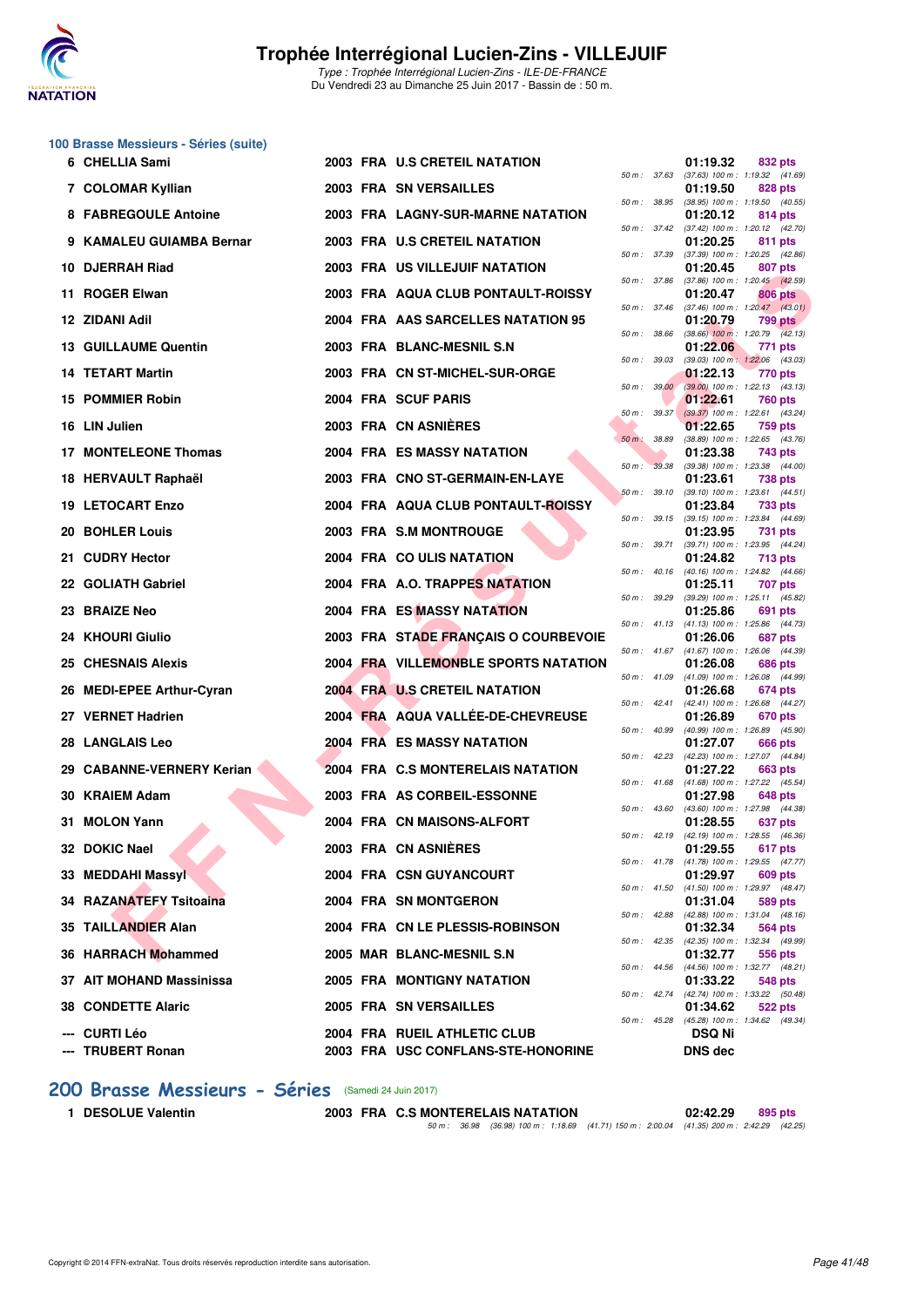# Trophée Interrégional Lucien-Zins - VILLEJUIF

*Type : Trophée Interrégional Lucien-Zins - ILE-DE-FRANCE*
Du Vendredi 23 au Dimanche 25 Juin 2017 - Bassin de : 50 m.

## 100 Brasse Messieurs - Séries (suite)

| Rg | Nom | Année | Nat | Club | Temps | Points | Splits |
|---|---|---|---|---|---|---|---|
| 6 | CHELLIA Sami | 2003 | FRA | U.S CRETEIL NATATION | 01:19.32 | 832 pts | 50 m : 37.63 (37.63) 100 m : 1:19.32 (41.69) |
| 7 | COLOMAR Kyllian | 2003 | FRA | SN VERSAILLES | 01:19.50 | 828 pts | 50 m : 38.95 (38.95) 100 m : 1:19.50 (40.55) |
| 8 | FABREGOULE Antoine | 2003 | FRA | LAGNY-SUR-MARNE NATATION | 01:20.12 | 814 pts | 50 m : 37.42 (37.42) 100 m : 1:20.12 (42.70) |
| 9 | KAMALEU GUIAMBA Bernar | 2003 | FRA | U.S CRETEIL NATATION | 01:20.25 | 811 pts | 50 m : 37.39 (37.39) 100 m : 1:20.25 (42.86) |
| 10 | DJERRAH Riad | 2003 | FRA | US VILLEJUIF NATATION | 01:20.45 | 807 pts | 50 m : 37.86 (37.86) 100 m : 1:20.45 (42.59) |
| 11 | ROGER Elwan | 2003 | FRA | AQUA CLUB PONTAULT-ROISSY | 01:20.47 | 806 pts | 50 m : 37.46 (37.46) 100 m : 1:20.47 (43.01) |
| 12 | ZIDANI Adil | 2004 | FRA | AAS SARCELLES NATATION 95 | 01:20.79 | 799 pts | 50 m : 38.66 (38.66) 100 m : 1:20.79 (42.13) |
| 13 | GUILLAUME Quentin | 2003 | FRA | BLANC-MESNIL S.N | 01:22.06 | 771 pts | 50 m : 39.03 (39.03) 100 m : 1:22.06 (43.03) |
| 14 | TETART Martin | 2003 | FRA | CN ST-MICHEL-SUR-ORGE | 01:22.13 | 770 pts | 50 m : 39.00 (39.00) 100 m : 1:22.13 (43.13) |
| 15 | POMMIER Robin | 2004 | FRA | SCUF PARIS | 01:22.61 | 760 pts | 50 m : 39.37 (39.37) 100 m : 1:22.61 (43.24) |
| 16 | LIN Julien | 2003 | FRA | CN ASNIÈRES | 01:22.65 | 759 pts | 50 m : 38.89 (38.89) 100 m : 1:22.65 (43.76) |
| 17 | MONTELEONE Thomas | 2004 | FRA | ES MASSY NATATION | 01:23.38 | 743 pts | 50 m : 39.38 (39.38) 100 m : 1:23.38 (44.00) |
| 18 | HERVAULT Raphaël | 2003 | FRA | CNO ST-GERMAIN-EN-LAYE | 01:23.61 | 738 pts | 50 m : 39.10 (39.10) 100 m : 1:23.61 (44.51) |
| 19 | LETOCART Enzo | 2004 | FRA | AQUA CLUB PONTAULT-ROISSY | 01:23.84 | 733 pts | 50 m : 39.15 (39.15) 100 m : 1:23.84 (44.69) |
| 20 | BOHLER Louis | 2003 | FRA | S.M MONTROUGE | 01:23.95 | 731 pts | 50 m : 39.71 (39.71) 100 m : 1:23.95 (44.24) |
| 21 | CUDRY Hector | 2004 | FRA | CO ULIS NATATION | 01:24.82 | 713 pts | 50 m : 40.16 (40.16) 100 m : 1:24.82 (44.66) |
| 22 | GOLIATH Gabriel | 2004 | FRA | A.O. TRAPPES NATATION | 01:25.11 | 707 pts | 50 m : 39.29 (39.29) 100 m : 1:25.11 (45.82) |
| 23 | BRAIZE Neo | 2004 | FRA | ES MASSY NATATION | 01:25.86 | 691 pts | 50 m : 41.13 (41.13) 100 m : 1:25.86 (44.73) |
| 24 | KHOURI Giulio | 2003 | FRA | STADE FRANÇAIS O COURBEVOIE | 01:26.06 | 687 pts | 50 m : 41.67 (41.67) 100 m : 1:26.06 (44.39) |
| 25 | CHESNAIS Alexis | 2004 | FRA | VILLEMONBLE SPORTS NATATION | 01:26.08 | 686 pts | 50 m : 41.09 (41.09) 100 m : 1:26.08 (44.99) |
| 26 | MEDI-EPEE Arthur-Cyran | 2004 | FRA | U.S CRETEIL NATATION | 01:26.68 | 674 pts | 50 m : 42.41 (42.41) 100 m : 1:26.68 (44.27) |
| 27 | VERNET Hadrien | 2004 | FRA | AQUA VALLÉE-DE-CHEVREUSE | 01:26.89 | 670 pts | 50 m : 40.99 (40.99) 100 m : 1:26.89 (45.90) |
| 28 | LANGLAIS Leo | 2004 | FRA | ES MASSY NATATION | 01:27.07 | 666 pts | 50 m : 42.23 (42.23) 100 m : 1:27.07 (44.84) |
| 29 | CABANNE-VERNERY Kerian | 2004 | FRA | C.S MONTERELAIS NATATION | 01:27.22 | 663 pts | 50 m : 41.68 (41.68) 100 m : 1:27.22 (45.54) |
| 30 | KRAIEM Adam | 2003 | FRA | AS CORBEIL-ESSONNE | 01:27.98 | 648 pts | 50 m : 43.60 (43.60) 100 m : 1:27.98 (44.38) |
| 31 | MOLON Yann | 2004 | FRA | CN MAISONS-ALFORT | 01:28.55 | 637 pts | 50 m : 42.19 (42.19) 100 m : 1:28.55 (46.36) |
| 32 | DOKIC Nael | 2003 | FRA | CN ASNIÈRES | 01:29.55 | 617 pts | 50 m : 41.78 (41.78) 100 m : 1:29.55 (47.77) |
| 33 | MEDDAHI Massyl | 2004 | FRA | CSN GUYANCOURT | 01:29.97 | 609 pts | 50 m : 41.50 (41.50) 100 m : 1:29.97 (48.47) |
| 34 | RAZANATEFY Tsitoaina | 2004 | FRA | SN MONTGERON | 01:31.04 | 589 pts | 50 m : 42.88 (42.88) 100 m : 1:31.04 (48.16) |
| 35 | TAILLANDIER Alan | 2004 | FRA | CN LE PLESSIS-ROBINSON | 01:32.34 | 564 pts | 50 m : 42.35 (42.35) 100 m : 1:32.34 (49.99) |
| 36 | HARRACH Mohammed | 2005 | MAR | BLANC-MESNIL S.N | 01:32.77 | 556 pts | 50 m : 44.56 (44.56) 100 m : 1:32.77 (48.21) |
| 37 | AIT MOHAND Massinissa | 2005 | FRA | MONTIGNY NATATION | 01:33.22 | 548 pts | 50 m : 42.74 (42.74) 100 m : 1:33.22 (50.48) |
| 38 | CONDETTE Alaric | 2005 | FRA | SN VERSAILLES | 01:34.62 | 522 pts | 50 m : 45.28 (45.28) 100 m : 1:34.62 (49.34) |
| --- | CURTI Léo | 2004 | FRA | RUEIL ATHLETIC CLUB | DSQ Ni | | |
| --- | TRUBERT Ronan | 2003 | FRA | USC CONFLANS-STE-HONORINE | DNS dec | | |

## 200 Brasse Messieurs - Séries (Samedi 24 Juin 2017)

| Rg | Nom | Année | Nat | Club | Temps | Points | Splits |
|---|---|---|---|---|---|---|---|
| 1 | DESOLUE Valentin | 2003 | FRA | C.S MONTERELAIS NATATION | 02:42.29 | 895 pts | 50 m : 36.98 (36.98) 100 m : 1:18.69 (41.71) 150 m : 2:00.04 (41.35) 200 m : 2:42.29 (42.25) |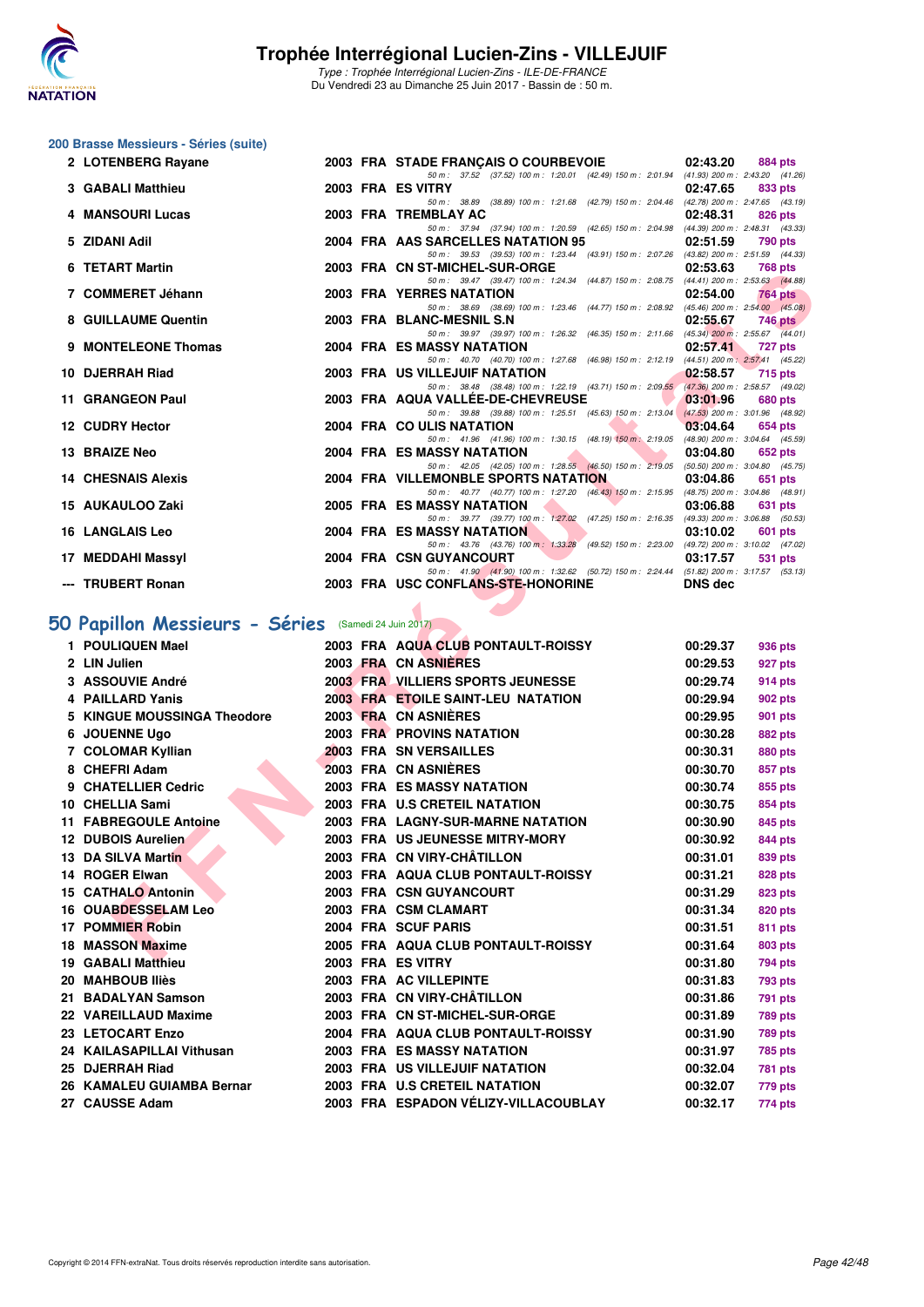# Trophée Interrégional Lucien-Zins - VILLEJUIF

*Type : Trophée Interrégional Lucien-Zins - ILE-DE-FRANCE*
Du Vendredi 23 au Dimanche 25 Juin 2017 - Bassin de : 50 m.

## 200 Brasse Messieurs - Séries (suite)

| Rang | Nom | Année | Nat | Club | Temps | Points |
|---|---|---|---|---|---|---|
| 2 | LOTENBERG Rayane | 2003 | FRA | STADE FRANÇAIS O COURBEVOIE | 02:43.20 | 884 pts |
| | *50 m : 37.52 (37.52) 100 m : 1:20.01 (42.49) 150 m : 2:01.94 (41.93) 200 m : 2:43.20 (41.26)* | | | | | |
| 3 | GABALI Matthieu | 2003 | FRA | ES VITRY | 02:47.65 | 833 pts |
| | *50 m : 38.89 (38.89) 100 m : 1:21.68 (42.79) 150 m : 2:04.46 (42.78) 200 m : 2:47.65 (43.19)* | | | | | |
| 4 | MANSOURI Lucas | 2003 | FRA | TREMBLAY AC | 02:48.31 | 826 pts |
| | *50 m : 37.94 (37.94) 100 m : 1:20.59 (42.65) 150 m : 2:04.98 (44.39) 200 m : 2:48.31 (43.33)* | | | | | |
| 5 | ZIDANI Adil | 2004 | FRA | AAS SARCELLES NATATION 95 | 02:51.59 | 790 pts |
| | *50 m : 39.53 (39.53) 100 m : 1:23.44 (43.91) 150 m : 2:07.26 (43.82) 200 m : 2:51.59 (44.33)* | | | | | |
| 6 | TETART Martin | 2003 | FRA | CN ST-MICHEL-SUR-ORGE | 02:53.63 | 768 pts |
| | *50 m : 39.47 (39.47) 100 m : 1:24.34 (44.87) 150 m : 2:08.75 (44.41) 200 m : 2:53.63 (44.88)* | | | | | |
| 7 | COMMERET Jéhann | 2003 | FRA | YERRES NATATION | 02:54.00 | 764 pts |
| | *50 m : 38.69 (38.69) 100 m : 1:23.46 (44.77) 150 m : 2:08.92 (45.46) 200 m : 2:54.00 (45.08)* | | | | | |
| 8 | GUILLAUME Quentin | 2003 | FRA | BLANC-MESNIL S.N | 02:55.67 | 746 pts |
| | *50 m : 39.97 (39.97) 100 m : 1:26.32 (46.35) 150 m : 2:11.66 (45.34) 200 m : 2:55.67 (44.01)* | | | | | |
| 9 | MONTELEONE Thomas | 2004 | FRA | ES MASSY NATATION | 02:57.41 | 727 pts |
| | *50 m : 40.70 (40.70) 100 m : 1:27.68 (46.98) 150 m : 2:12.19 (44.51) 200 m : 2:57.41 (45.22)* | | | | | |
| 10 | DJERRAH Riad | 2003 | FRA | US VILLEJUIF NATATION | 02:58.57 | 715 pts |
| | *50 m : 38.48 (38.48) 100 m : 1:22.19 (43.71) 150 m : 2:09.55 (47.36) 200 m : 2:58.57 (49.02)* | | | | | |
| 11 | GRANGEON Paul | 2003 | FRA | AQUA VALLÉE-DE-CHEVREUSE | 03:01.96 | 680 pts |
| | *50 m : 39.88 (39.88) 100 m : 1:25.51 (45.63) 150 m : 2:13.04 (47.53) 200 m : 3:01.96 (48.92)* | | | | | |
| 12 | CUDRY Hector | 2004 | FRA | CO ULIS NATATION | 03:04.64 | 654 pts |
| | *50 m : 41.96 (41.96) 100 m : 1:30.15 (48.19) 150 m : 2:19.05 (48.90) 200 m : 3:04.64 (45.59)* | | | | | |
| 13 | BRAIZE Neo | 2004 | FRA | ES MASSY NATATION | 03:04.80 | 652 pts |
| | *50 m : 42.05 (42.05) 100 m : 1:28.55 (46.50) 150 m : 2:19.05 (50.50) 200 m : 3:04.80 (45.75)* | | | | | |
| 14 | CHESNAIS Alexis | 2004 | FRA | VILLEMONBLE SPORTS NATATION | 03:04.86 | 651 pts |
| | *50 m : 40.77 (40.77) 100 m : 1:27.20 (46.43) 150 m : 2:15.95 (48.75) 200 m : 3:04.86 (48.91)* | | | | | |
| 15 | AUKAULOO Zaki | 2005 | FRA | ES MASSY NATATION | 03:06.88 | 631 pts |
| | *50 m : 39.77 (39.77) 100 m : 1:27.02 (47.25) 150 m : 2:16.35 (49.33) 200 m : 3:06.88 (50.53)* | | | | | |
| 16 | LANGLAIS Leo | 2004 | FRA | ES MASSY NATATION | 03:10.02 | 601 pts |
| | *50 m : 43.76 (43.76) 100 m : 1:33.28 (49.52) 150 m : 2:23.00 (49.72) 200 m : 3:10.02 (47.02)* | | | | | |
| 17 | MEDDAHI Massyl | 2004 | FRA | CSN GUYANCOURT | 03:17.57 | 531 pts |
| | *50 m : 41.90 (41.90) 100 m : 1:32.62 (50.72) 150 m : 2:24.44 (51.82) 200 m : 3:17.57 (53.13)* | | | | | |
| --- | TRUBERT Ronan | 2003 | FRA | USC CONFLANS-STE-HONORINE | DNS dec | |

## 50 Papillon Messieurs - Séries (Samedi 24 Juin 2017)

| Rang | Nom | Année | Nat | Club | Temps | Points |
|---|---|---|---|---|---|---|
| 1 | POULIQUEN Mael | 2003 | FRA | AQUA CLUB PONTAULT-ROISSY | 00:29.37 | 936 pts |
| 2 | LIN Julien | 2003 | FRA | CN ASNIÈRES | 00:29.53 | 927 pts |
| 3 | ASSOUVIE André | 2003 | FRA | VILLIERS SPORTS JEUNESSE | 00:29.74 | 914 pts |
| 4 | PAILLARD Yanis | 2003 | FRA | ETOILE SAINT-LEU NATATION | 00:29.94 | 902 pts |
| 5 | KINGUE MOUSSINGA Theodore | 2003 | FRA | CN ASNIÈRES | 00:29.95 | 901 pts |
| 6 | JOUENNE Ugo | 2003 | FRA | PROVINS NATATION | 00:30.28 | 882 pts |
| 7 | COLOMAR Kyllian | 2003 | FRA | SN VERSAILLES | 00:30.31 | 880 pts |
| 8 | CHEFRI Adam | 2003 | FRA | CN ASNIÈRES | 00:30.70 | 857 pts |
| 9 | CHATELLIER Cedric | 2003 | FRA | ES MASSY NATATION | 00:30.74 | 855 pts |
| 10 | CHELLIA Sami | 2003 | FRA | U.S CRETEIL NATATION | 00:30.75 | 854 pts |
| 11 | FABREGOULE Antoine | 2003 | FRA | LAGNY-SUR-MARNE NATATION | 00:30.90 | 845 pts |
| 12 | DUBOIS Aurelien | 2003 | FRA | US JEUNESSE MITRY-MORY | 00:30.92 | 844 pts |
| 13 | DA SILVA Martin | 2003 | FRA | CN VIRY-CHÂTILLON | 00:31.01 | 839 pts |
| 14 | ROGER Elwan | 2003 | FRA | AQUA CLUB PONTAULT-ROISSY | 00:31.21 | 828 pts |
| 15 | CATHALO Antonin | 2003 | FRA | CSN GUYANCOURT | 00:31.29 | 823 pts |
| 16 | OUABDESSELAM Leo | 2003 | FRA | CSM CLAMART | 00:31.34 | 820 pts |
| 17 | POMMIER Robin | 2004 | FRA | SCUF PARIS | 00:31.51 | 811 pts |
| 18 | MASSON Maxime | 2005 | FRA | AQUA CLUB PONTAULT-ROISSY | 00:31.64 | 803 pts |
| 19 | GABALI Matthieu | 2003 | FRA | ES VITRY | 00:31.80 | 794 pts |
| 20 | MAHBOUB Iliès | 2003 | FRA | AC VILLEPINTE | 00:31.83 | 793 pts |
| 21 | BADALYAN Samson | 2003 | FRA | CN VIRY-CHÂTILLON | 00:31.86 | 791 pts |
| 22 | VAREILLAUD Maxime | 2003 | FRA | CN ST-MICHEL-SUR-ORGE | 00:31.89 | 789 pts |
| 23 | LETOCART Enzo | 2004 | FRA | AQUA CLUB PONTAULT-ROISSY | 00:31.90 | 789 pts |
| 24 | KAILASAPILLAI Vithusan | 2003 | FRA | ES MASSY NATATION | 00:31.97 | 785 pts |
| 25 | DJERRAH Riad | 2003 | FRA | US VILLEJUIF NATATION | 00:32.04 | 781 pts |
| 26 | KAMALEU GUIAMBA Bernar | 2003 | FRA | U.S CRETEIL NATATION | 00:32.07 | 779 pts |
| 27 | CAUSSE Adam | 2003 | FRA | ESPADON VÉLIZY-VILLACOUBLAY | 00:32.17 | 774 pts |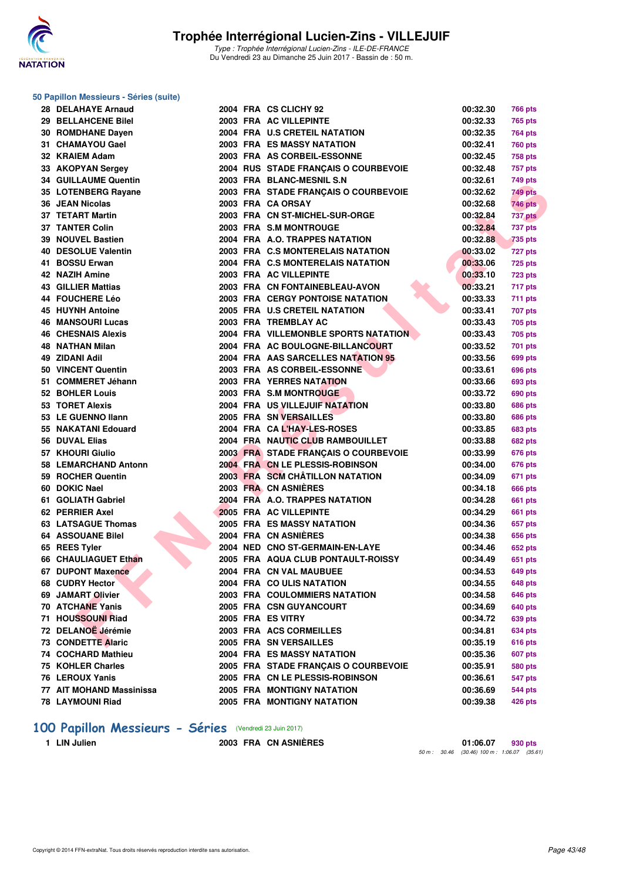# Trophée Interrégional Lucien-Zins - VILLEJUIF

*Type : Trophée Interrégional Lucien-Zins - ILE-DE-FRANCE*
Du Vendredi 23 au Dimanche 25 Juin 2017 - Bassin de : 50 m.

### 50 Papillon Messieurs - Séries (suite)

| | | | | | | |
|---|---|---|---|---|---|---|
| 28 | DELAHAYE Arnaud | 2004 | FRA | CS CLICHY 92 | 00:32.30 | 766 pts |
| 29 | BELLAHCENE Bilel | 2003 | FRA | AC VILLEPINTE | 00:32.33 | 765 pts |
| 30 | ROMDHANE Dayen | 2004 | FRA | U.S CRETEIL NATATION | 00:32.35 | 764 pts |
| 31 | CHAMAYOU Gael | 2003 | FRA | ES MASSY NATATION | 00:32.41 | 760 pts |
| 32 | KRAIEM Adam | 2003 | FRA | AS CORBEIL-ESSONNE | 00:32.45 | 758 pts |
| 33 | AKOPYAN Sergey | 2004 | RUS | STADE FRANÇAIS O COURBEVOIE | 00:32.48 | 757 pts |
| 34 | GUILLAUME Quentin | 2003 | FRA | BLANC-MESNIL S.N | 00:32.61 | 749 pts |
| 35 | LOTENBERG Rayane | 2003 | FRA | STADE FRANÇAIS O COURBEVOIE | 00:32.62 | 749 pts |
| 36 | JEAN Nicolas | 2003 | FRA | CA ORSAY | 00:32.68 | 746 pts |
| 37 | TETART Martin | 2003 | FRA | CN ST-MICHEL-SUR-ORGE | 00:32.84 | 737 pts |
| 37 | TANTER Colin | 2003 | FRA | S.M MONTROUGE | 00:32.84 | 737 pts |
| 39 | NOUVEL Bastien | 2004 | FRA | A.O. TRAPPES NATATION | 00:32.88 | 735 pts |
| 40 | DESOLUE Valentin | 2003 | FRA | C.S MONTERELAIS NATATION | 00:33.02 | 727 pts |
| 41 | BOSSU Erwan | 2004 | FRA | C.S MONTERELAIS NATATION | 00:33.06 | 725 pts |
| 42 | NAZIH Amine | 2003 | FRA | AC VILLEPINTE | 00:33.10 | 723 pts |
| 43 | GILLIER Mattias | 2003 | FRA | CN FONTAINEBLEAU-AVON | 00:33.21 | 717 pts |
| 44 | FOUCHERE Léo | 2003 | FRA | CERGY PONTOISE NATATION | 00:33.33 | 711 pts |
| 45 | HUYNH Antoine | 2005 | FRA | U.S CRETEIL NATATION | 00:33.41 | 707 pts |
| 46 | MANSOURI Lucas | 2003 | FRA | TREMBLAY AC | 00:33.43 | 705 pts |
| 46 | CHESNAIS Alexis | 2004 | FRA | VILLEMONBLE SPORTS NATATION | 00:33.43 | 705 pts |
| 48 | NATHAN Milan | 2004 | FRA | AC BOULOGNE-BILLANCOURT | 00:33.52 | 701 pts |
| 49 | ZIDANI Adil | 2004 | FRA | AAS SARCELLES NATATION 95 | 00:33.56 | 699 pts |
| 50 | VINCENT Quentin | 2003 | FRA | AS CORBEIL-ESSONNE | 00:33.61 | 696 pts |
| 51 | COMMERET Jéhann | 2003 | FRA | YERRES NATATION | 00:33.66 | 693 pts |
| 52 | BOHLER Louis | 2003 | FRA | S.M MONTROUGE | 00:33.72 | 690 pts |
| 53 | TORET Alexis | 2004 | FRA | US VILLEJUIF NATATION | 00:33.80 | 686 pts |
| 53 | LE GUENNO Ilann | 2005 | FRA | SN VERSAILLES | 00:33.80 | 686 pts |
| 55 | NAKATANI Edouard | 2004 | FRA | CA L'HAY-LES-ROSES | 00:33.85 | 683 pts |
| 56 | DUVAL Elias | 2004 | FRA | NAUTIC CLUB RAMBOUILLET | 00:33.88 | 682 pts |
| 57 | KHOURI Giulio | 2003 | FRA | STADE FRANÇAIS O COURBEVOIE | 00:33.99 | 676 pts |
| 58 | LEMARCHAND Antonn | 2004 | FRA | CN LE PLESSIS-ROBINSON | 00:34.00 | 676 pts |
| 59 | ROCHER Quentin | 2003 | FRA | SCM CHÂTILLON NATATION | 00:34.09 | 671 pts |
| 60 | DOKIC Nael | 2003 | FRA | CN ASNIÈRES | 00:34.18 | 666 pts |
| 61 | GOLIATH Gabriel | 2004 | FRA | A.O. TRAPPES NATATION | 00:34.28 | 661 pts |
| 62 | PERRIER Axel | 2005 | FRA | AC VILLEPINTE | 00:34.29 | 661 pts |
| 63 | LATSAGUE Thomas | 2005 | FRA | ES MASSY NATATION | 00:34.36 | 657 pts |
| 64 | ASSOUANE Bilel | 2004 | FRA | CN ASNIÈRES | 00:34.38 | 656 pts |
| 65 | REES Tyler | 2004 | NED | CNO ST-GERMAIN-EN-LAYE | 00:34.46 | 652 pts |
| 66 | CHAULIAGUET Ethan | 2005 | FRA | AQUA CLUB PONTAULT-ROISSY | 00:34.49 | 651 pts |
| 67 | DUPONT Maxence | 2004 | FRA | CN VAL MAUBUEE | 00:34.53 | 649 pts |
| 68 | CUDRY Hector | 2004 | FRA | CO ULIS NATATION | 00:34.55 | 648 pts |
| 69 | JAMART Olivier | 2003 | FRA | COULOMMIERS NATATION | 00:34.58 | 646 pts |
| 70 | ATCHANE Yanis | 2005 | FRA | CSN GUYANCOURT | 00:34.69 | 640 pts |
| 71 | HOUSSOUNI Riad | 2005 | FRA | ES VITRY | 00:34.72 | 639 pts |
| 72 | DELANOË Jérémie | 2003 | FRA | ACS CORMEILLES | 00:34.81 | 634 pts |
| 73 | CONDETTE Alaric | 2005 | FRA | SN VERSAILLES | 00:35.19 | 616 pts |
| 74 | COCHARD Mathieu | 2004 | FRA | ES MASSY NATATION | 00:35.36 | 607 pts |
| 75 | KOHLER Charles | 2005 | FRA | STADE FRANÇAIS O COURBEVOIE | 00:35.91 | 580 pts |
| 76 | LEROUX Yanis | 2005 | FRA | CN LE PLESSIS-ROBINSON | 00:36.61 | 547 pts |
| 77 | AIT MOHAND Massinissa | 2005 | FRA | MONTIGNY NATATION | 00:36.69 | 544 pts |
| 78 | LAYMOUNI Riad | 2005 | FRA | MONTIGNY NATATION | 00:39.38 | 426 pts |

## 100 Papillon Messieurs - Séries (Vendredi 23 Juin 2017)

| | | | | | | |
|---|---|---|---|---|---|---|
| 1 | LIN Julien | 2003 | FRA | CN ASNIÈRES | 01:06.07 | 930 pts |

50 m : 30.46 (30.46) 100 m : 1:06.07 (35.61)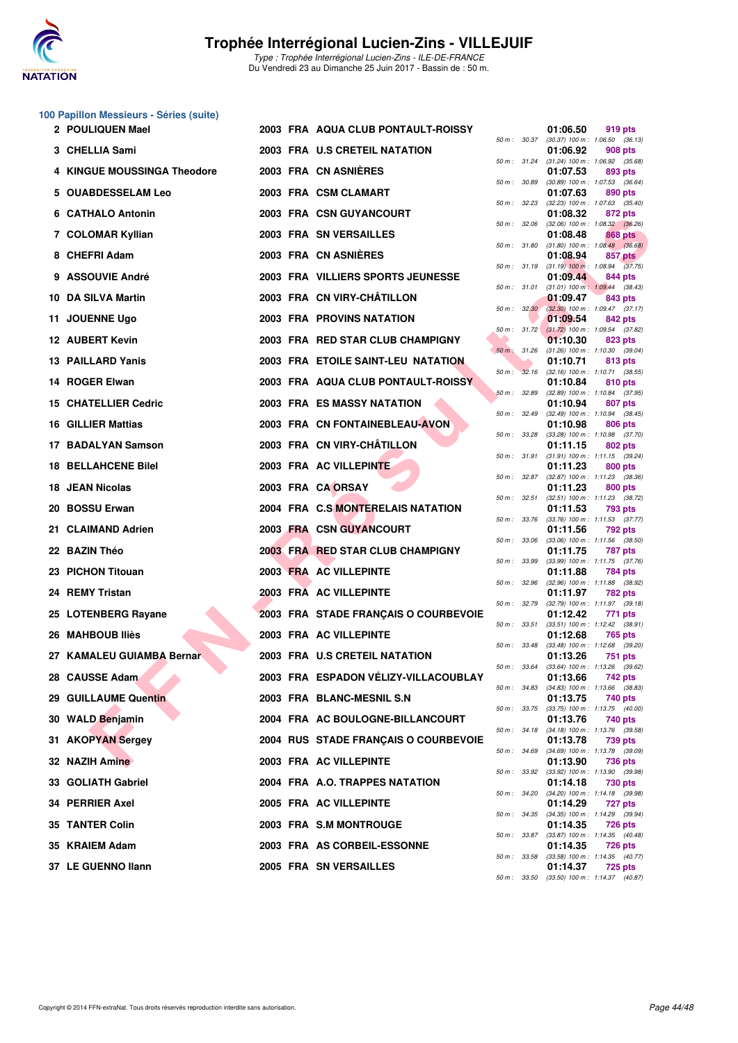# Trophée Interrégional Lucien-Zins - VILLEJUIF

*Type : Trophée Interrégional Lucien-Zins - ILE-DE-FRANCE*
Du Vendredi 23 au Dimanche 25 Juin 2017 - Bassin de : 50 m.

## 100 Papillon Messieurs - Séries (suite)

| Rang | Nom | Année | Nat. | Club | Temps | Points | 50 m | 100 m |
|---|---|---|---|---|---|---|---|---|
| 2 | POULIQUEN Mael | 2003 | FRA | AQUA CLUB PONTAULT-ROISSY | 01:06.50 | 919 pts | 30.37 | (30.37) 100 m : 1:06.50 (36.13) |
| 3 | CHELLIA Sami | 2003 | FRA | U.S CRETEIL NATATION | 01:06.92 | 908 pts | 31.24 | (31.24) 100 m : 1:06.92 (35.68) |
| 4 | KINGUE MOUSSINGA Theodore | 2003 | FRA | CN ASNIÈRES | 01:07.53 | 893 pts | 30.89 | (30.89) 100 m : 1:07.53 (36.64) |
| 5 | OUABDESSELAM Leo | 2003 | FRA | CSM CLAMART | 01:07.63 | 890 pts | 32.23 | (32.23) 100 m : 1:07.63 (35.40) |
| 6 | CATHALO Antonin | 2003 | FRA | CSN GUYANCOURT | 01:08.32 | 872 pts | 32.06 | (32.06) 100 m : 1:08.32 (36.26) |
| 7 | COLOMAR Kyllian | 2003 | FRA | SN VERSAILLES | 01:08.48 | 868 pts | 31.80 | (31.80) 100 m : 1:08.48 (36.68) |
| 8 | CHEFRI Adam | 2003 | FRA | CN ASNIÈRES | 01:08.94 | 857 pts | 31.19 | (31.19) 100 m : 1:08.94 (37.75) |
| 9 | ASSOUVIE André | 2003 | FRA | VILLIERS SPORTS JEUNESSE | 01:09.44 | 844 pts | 31.01 | (31.01) 100 m : 1:09.44 (38.43) |
| 10 | DA SILVA Martin | 2003 | FRA | CN VIRY-CHÂTILLON | 01:09.47 | 843 pts | 32.30 | (32.30) 100 m : 1:09.47 (37.17) |
| 11 | JOUENNE Ugo | 2003 | FRA | PROVINS NATATION | 01:09.54 | 842 pts | 31.72 | (31.72) 100 m : 1:09.54 (37.82) |
| 12 | AUBERT Kevin | 2003 | FRA | RED STAR CLUB CHAMPIGNY | 01:10.30 | 823 pts | 31.26 | (31.26) 100 m : 1:10.30 (39.04) |
| 13 | PAILLARD Yanis | 2003 | FRA | ETOILE SAINT-LEU NATATION | 01:10.71 | 813 pts | 32.16 | (32.16) 100 m : 1:10.71 (38.55) |
| 14 | ROGER Elwan | 2003 | FRA | AQUA CLUB PONTAULT-ROISSY | 01:10.84 | 810 pts | 32.89 | (32.89) 100 m : 1:10.84 (37.95) |
| 15 | CHATELLIER Cedric | 2003 | FRA | ES MASSY NATATION | 01:10.94 | 807 pts | 32.49 | (32.49) 100 m : 1:10.94 (38.45) |
| 16 | GILLIER Mattias | 2003 | FRA | CN FONTAINEBLEAU-AVON | 01:10.98 | 806 pts | 33.28 | (33.28) 100 m : 1:10.98 (37.70) |
| 17 | BADALYAN Samson | 2003 | FRA | CN VIRY-CHÂTILLON | 01:11.15 | 802 pts | 31.91 | (31.91) 100 m : 1:11.15 (39.24) |
| 18 | BELLAHCENE Bilel | 2003 | FRA | AC VILLEPINTE | 01:11.23 | 800 pts | 32.87 | (32.87) 100 m : 1:11.23 (38.36) |
| 18 | JEAN Nicolas | 2003 | FRA | CA ORSAY | 01:11.23 | 800 pts | 32.51 | (32.51) 100 m : 1:11.23 (38.72) |
| 20 | BOSSU Erwan | 2004 | FRA | C.S MONTERELAIS NATATION | 01:11.53 | 793 pts | 33.76 | (33.76) 100 m : 1:11.53 (37.77) |
| 21 | CLAIMAND Adrien | 2003 | FRA | CSN GUYANCOURT | 01:11.56 | 792 pts | 33.06 | (33.06) 100 m : 1:11.56 (38.50) |
| 22 | BAZIN Théo | 2003 | FRA | RED STAR CLUB CHAMPIGNY | 01:11.75 | 787 pts | 33.99 | (33.99) 100 m : 1:11.75 (37.76) |
| 23 | PICHON Titouan | 2003 | FRA | AC VILLEPINTE | 01:11.88 | 784 pts | 32.96 | (32.96) 100 m : 1:11.88 (38.92) |
| 24 | REMY Tristan | 2003 | FRA | AC VILLEPINTE | 01:11.97 | 782 pts | 32.79 | (32.79) 100 m : 1:11.97 (39.18) |
| 25 | LOTENBERG Rayane | 2003 | FRA | STADE FRANÇAIS O COURBEVOIE | 01:12.42 | 771 pts | 33.51 | (33.51) 100 m : 1:12.42 (38.91) |
| 26 | MAHBOUB Iliès | 2003 | FRA | AC VILLEPINTE | 01:12.68 | 765 pts | 33.48 | (33.48) 100 m : 1:12.68 (39.20) |
| 27 | KAMALEU GUIAMBA Bernar | 2003 | FRA | U.S CRETEIL NATATION | 01:13.26 | 751 pts | 33.64 | (33.64) 100 m : 1:13.26 (39.62) |
| 28 | CAUSSE Adam | 2003 | FRA | ESPADON VÉLIZY-VILLACOUBLAY | 01:13.66 | 742 pts | 34.83 | (34.83) 100 m : 1:13.66 (38.83) |
| 29 | GUILLAUME Quentin | 2003 | FRA | BLANC-MESNIL S.N | 01:13.75 | 740 pts | 33.75 | (33.75) 100 m : 1:13.75 (40.00) |
| 30 | WALD Benjamin | 2004 | FRA | AC BOULOGNE-BILLANCOURT | 01:13.76 | 740 pts | 34.18 | (34.18) 100 m : 1:13.76 (39.58) |
| 31 | AKOPYAN Sergey | 2004 | RUS | STADE FRANÇAIS O COURBEVOIE | 01:13.78 | 739 pts | 34.69 | (34.69) 100 m : 1:13.78 (39.09) |
| 32 | NAZIH Amine | 2003 | FRA | AC VILLEPINTE | 01:13.90 | 736 pts | 33.92 | (33.92) 100 m : 1:13.90 (39.98) |
| 33 | GOLIATH Gabriel | 2004 | FRA | A.O. TRAPPES NATATION | 01:14.18 | 730 pts | 34.20 | (34.20) 100 m : 1:14.18 (39.98) |
| 34 | PERRIER Axel | 2005 | FRA | AC VILLEPINTE | 01:14.29 | 727 pts | 34.35 | (34.35) 100 m : 1:14.29 (39.94) |
| 35 | TANTER Colin | 2003 | FRA | S.M MONTROUGE | 01:14.35 | 726 pts | 33.87 | (33.87) 100 m : 1:14.35 (40.48) |
| 35 | KRAIEM Adam | 2003 | FRA | AS CORBEIL-ESSONNE | 01:14.35 | 726 pts | 33.58 | (33.58) 100 m : 1:14.35 (40.77) |
| 37 | LE GUENNO Ilann | 2005 | FRA | SN VERSAILLES | 01:14.37 | 725 pts | 33.50 | (33.50) 100 m : 1:14.37 (40.87) |

Copyright © 2014 FFN-extraNat. Tous droits réservés reproduction interdite sans autorisation.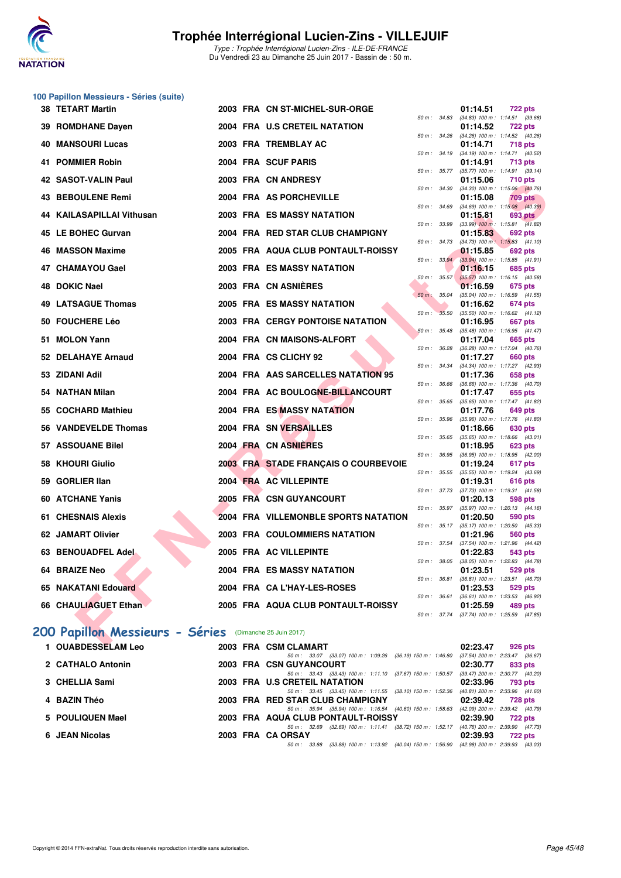### 100 Papillon Messieurs - Séries (suite)

| Rang | Nom | Année | Nat | Club | Temps | Points | Splits |
|---|---|---|---|---|---|---|---|
| 38 | TETART Martin | 2003 | FRA | CN ST-MICHEL-SUR-ORGE | 01:14.51 | 722 pts | 50 m : 34.83 (34.83) 100 m : 1:14.51 (39.68) |
| 39 | ROMDHANE Dayen | 2004 | FRA | U.S CRETEIL NATATION | 01:14.52 | 722 pts | 50 m : 34.26 (34.26) 100 m : 1:14.52 (40.26) |
| 40 | MANSOURI Lucas | 2003 | FRA | TREMBLAY AC | 01:14.71 | 718 pts | 50 m : 34.19 (34.19) 100 m : 1:14.71 (40.52) |
| 41 | POMMIER Robin | 2004 | FRA | SCUF PARIS | 01:14.91 | 713 pts | 50 m : 35.77 (35.77) 100 m : 1:14.91 (39.14) |
| 42 | SASOT-VALIN Paul | 2003 | FRA | CN ANDRESY | 01:15.06 | 710 pts | 50 m : 34.30 (34.30) 100 m : 1:15.06 (40.76) |
| 43 | BEBOULENE Remi | 2004 | FRA | AS PORCHEVILLE | 01:15.08 | 709 pts | 50 m : 34.69 (34.69) 100 m : 1:15.08 (40.39) |
| 44 | KAILASAPILLAI Vithusan | 2003 | FRA | ES MASSY NATATION | 01:15.81 | 693 pts | 50 m : 33.99 (33.99) 100 m : 1:15.81 (41.82) |
| 45 | LE BOHEC Gurvan | 2004 | FRA | RED STAR CLUB CHAMPIGNY | 01:15.83 | 692 pts | 50 m : 34.73 (34.73) 100 m : 1:15.83 (41.10) |
| 46 | MASSON Maxime | 2005 | FRA | AQUA CLUB PONTAULT-ROISSY | 01:15.85 | 692 pts | 50 m : 33.94 (33.94) 100 m : 1:15.85 (41.91) |
| 47 | CHAMAYOU Gael | 2003 | FRA | ES MASSY NATATION | 01:16.15 | 685 pts | 50 m : 35.57 (35.57) 100 m : 1:16.15 (40.58) |
| 48 | DOKIC Nael | 2003 | FRA | CN ASNIÈRES | 01:16.59 | 675 pts | 50 m : 35.04 (35.04) 100 m : 1:16.59 (41.55) |
| 49 | LATSAGUE Thomas | 2005 | FRA | ES MASSY NATATION | 01:16.62 | 674 pts | 50 m : 35.50 (35.50) 100 m : 1:16.62 (41.12) |
| 50 | FOUCHERE Léo | 2003 | FRA | CERGY PONTOISE NATATION | 01:16.95 | 667 pts | 50 m : 35.48 (35.48) 100 m : 1:16.95 (41.47) |
| 51 | MOLON Yann | 2004 | FRA | CN MAISONS-ALFORT | 01:17.04 | 665 pts | 50 m : 36.28 (36.28) 100 m : 1:17.04 (40.76) |
| 52 | DELAHAYE Arnaud | 2004 | FRA | CS CLICHY 92 | 01:17.27 | 660 pts | 50 m : 34.34 (34.34) 100 m : 1:17.27 (42.93) |
| 53 | ZIDANI Adil | 2004 | FRA | AAS SARCELLES NATATION 95 | 01:17.36 | 658 pts | 50 m : 36.66 (36.66) 100 m : 1:17.36 (40.70) |
| 54 | NATHAN Milan | 2004 | FRA | AC BOULOGNE-BILLANCOURT | 01:17.47 | 655 pts | 50 m : 35.65 (35.65) 100 m : 1:17.47 (41.82) |
| 55 | COCHARD Mathieu | 2004 | FRA | ES MASSY NATATION | 01:17.76 | 649 pts | 50 m : 35.96 (35.96) 100 m : 1:17.76 (41.80) |
| 56 | VANDEVELDE Thomas | 2004 | FRA | SN VERSAILLES | 01:18.66 | 630 pts | 50 m : 35.65 (35.65) 100 m : 1:18.66 (43.01) |
| 57 | ASSOUANE Bilel | 2004 | FRA | CN ASNIÈRES | 01:18.95 | 623 pts | 50 m : 36.95 (36.95) 100 m : 1:18.95 (42.00) |
| 58 | KHOURI Giulio | 2003 | FRA | STADE FRANÇAIS O COURBEVOIE | 01:19.24 | 617 pts | 50 m : 35.55 (35.55) 100 m : 1:19.24 (43.69) |
| 59 | GORLIER Ilan | 2004 | FRA | AC VILLEPINTE | 01:19.31 | 616 pts | 50 m : 37.73 (37.73) 100 m : 1:19.31 (41.58) |
| 60 | ATCHANE Yanis | 2005 | FRA | CSN GUYANCOURT | 01:20.13 | 598 pts | 50 m : 35.97 (35.97) 100 m : 1:20.13 (44.16) |
| 61 | CHESNAIS Alexis | 2004 | FRA | VILLEMONBLE SPORTS NATATION | 01:20.50 | 590 pts | 50 m : 35.17 (35.17) 100 m : 1:20.50 (45.33) |
| 62 | JAMART Olivier | 2003 | FRA | COULOMMIERS NATATION | 01:21.96 | 560 pts | 50 m : 37.54 (37.54) 100 m : 1:21.96 (44.42) |
| 63 | BENOUADFEL Adel | 2005 | FRA | AC VILLEPINTE | 01:22.83 | 543 pts | 50 m : 38.05 (38.05) 100 m : 1:22.83 (44.78) |
| 64 | BRAIZE Neo | 2004 | FRA | ES MASSY NATATION | 01:23.51 | 529 pts | 50 m : 36.81 (36.81) 100 m : 1:23.51 (46.70) |
| 65 | NAKATANI Edouard | 2004 | FRA | CA L'HAY-LES-ROSES | 01:23.53 | 529 pts | 50 m : 36.61 (36.61) 100 m : 1:23.53 (46.92) |
| 66 | CHAULIAGUET Ethan | 2005 | FRA | AQUA CLUB PONTAULT-ROISSY | 01:25.59 | 489 pts | 50 m : 37.74 (37.74) 100 m : 1:25.59 (47.85) |

## 200 Papillon Messieurs - Séries (Dimanche 25 Juin 2017)

| Rang | Nom | Année | Nat | Club | Temps | Points | Splits |
|---|---|---|---|---|---|---|---|
| 1 | OUABDESSELAM Leo | 2003 | FRA | CSM CLAMART | 02:23.47 | 926 pts | 50 m : 33.07 (33.07) 100 m : 1:09.26 (36.19) 150 m : 1:46.80 (37.54) 200 m : 2:23.47 (36.67) |
| 2 | CATHALO Antonin | 2003 | FRA | CSN GUYANCOURT | 02:30.77 | 833 pts | 50 m : 33.43 (33.43) 100 m : 1:11.10 (37.67) 150 m : 1:50.57 (39.47) 200 m : 2:30.77 (40.20) |
| 3 | CHELLIA Sami | 2003 | FRA | U.S CRETEIL NATATION | 02:33.96 | 793 pts | 50 m : 33.45 (33.45) 100 m : 1:11.55 (38.10) 150 m : 1:52.36 (40.81) 200 m : 2:33.96 (41.60) |
| 4 | BAZIN Théo | 2003 | FRA | RED STAR CLUB CHAMPIGNY | 02:39.42 | 728 pts | 50 m : 35.94 (35.94) 100 m : 1:16.54 (40.60) 150 m : 1:58.63 (42.09) 200 m : 2:39.42 (40.79) |
| 5 | POULIQUEN Mael | 2003 | FRA | AQUA CLUB PONTAULT-ROISSY | 02:39.90 | 722 pts | 50 m : 32.69 (32.69) 100 m : 1:11.41 (38.72) 150 m : 1:52.17 (40.76) 200 m : 2:39.90 (47.73) |
| 6 | JEAN Nicolas | 2003 | FRA | CA ORSAY | 02:39.93 | 722 pts | 50 m : 33.88 (33.88) 100 m : 1:13.92 (40.04) 150 m : 1:56.90 (42.98) 200 m : 2:39.93 (43.03) |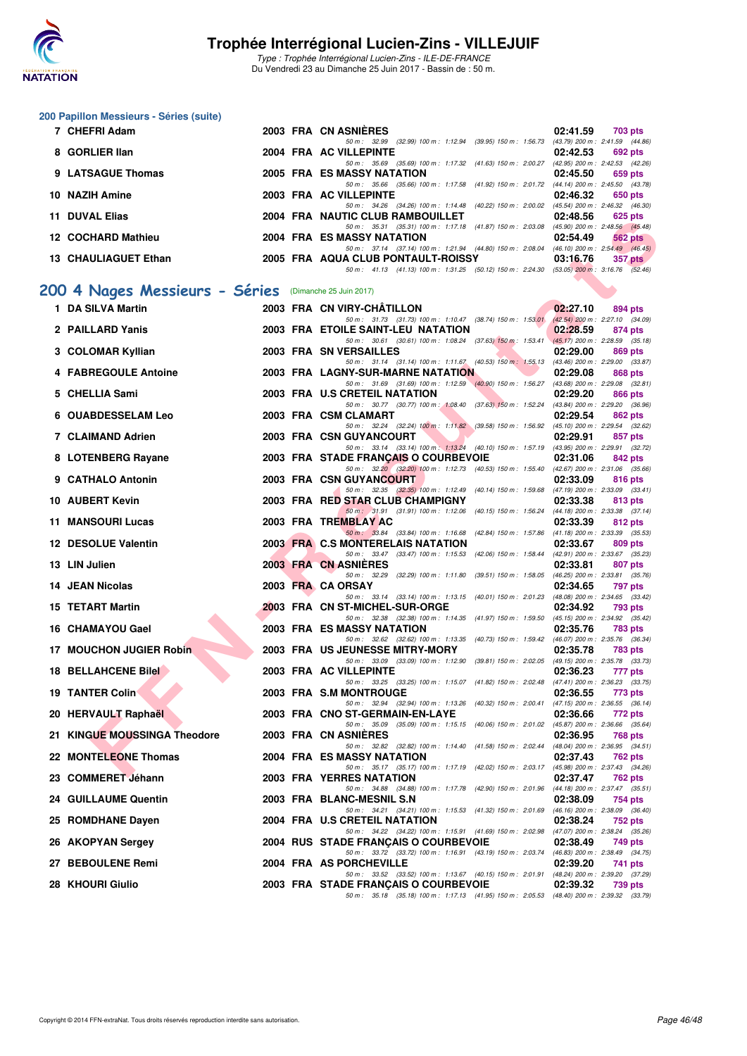### 200 Papillon Messieurs - Séries (suite)

| Rang | Nom | Année | Nat | Club | Temps | Points |
|---|---|---|---|---|---|---|
| 7 | CHEFRI Adam | 2003 | FRA | CN ASNIÈRES | 02:41.59 | 703 pts |
| | 50 m : 32.99 (32.99) 100 m : 1:12.94 (39.95) 150 m : 1:56.73 (43.79) 200 m : 2:41.59 (44.86) | | | | | |
| 8 | GORLIER Ilan | 2004 | FRA | AC VILLEPINTE | 02:42.53 | 692 pts |
| | 50 m : 35.69 (35.69) 100 m : 1:17.32 (41.63) 150 m : 2:00.27 (42.95) 200 m : 2:42.53 (42.26) | | | | | |
| 9 | LATSAGUE Thomas | 2005 | FRA | ES MASSY NATATION | 02:45.50 | 659 pts |
| | 50 m : 35.66 (35.66) 100 m : 1:17.58 (41.92) 150 m : 2:01.72 (44.14) 200 m : 2:45.50 (43.78) | | | | | |
| 10 | NAZIH Amine | 2003 | FRA | AC VILLEPINTE | 02:46.32 | 650 pts |
| | 50 m : 34.26 (34.26) 100 m : 1:14.48 (40.22) 150 m : 2:00.02 (45.54) 200 m : 2:46.32 (46.30) | | | | | |
| 11 | DUVAL Elias | 2004 | FRA | NAUTIC CLUB RAMBOUILLET | 02:48.56 | 625 pts |
| | 50 m : 35.31 (35.31) 100 m : 1:17.18 (41.87) 150 m : 2:03.08 (45.90) 200 m : 2:48.56 (45.48) | | | | | |
| 12 | COCHARD Mathieu | 2004 | FRA | ES MASSY NATATION | 02:54.49 | 562 pts |
| | 50 m : 37.14 (37.14) 100 m : 1:21.94 (44.80) 150 m : 2:08.04 (46.10) 200 m : 2:54.49 (46.45) | | | | | |
| 13 | CHAULIAGUET Ethan | 2005 | FRA | AQUA CLUB PONTAULT-ROISSY | 03:16.76 | 357 pts |
| | 50 m : 41.13 (41.13) 100 m : 1:31.25 (50.12) 150 m : 2:24.30 (53.05) 200 m : 3:16.76 (52.46) | | | | | |

## 200 4 Nages Messieurs - Séries (Dimanche 25 Juin 2017)

| Rang | Nom | Année | Nat | Club | Temps | Points |
|---|---|---|---|---|---|---|
| 1 | DA SILVA Martin | 2003 | FRA | CN VIRY-CHÂTILLON | 02:27.10 | 894 pts |
| | 50 m : 31.73 (31.73) 100 m : 1:10.47 (38.74) 150 m : 1:53.01 (42.54) 200 m : 2:27.10 (34.09) | | | | | |
| 2 | PAILLARD Yanis | 2003 | FRA | ETOILE SAINT-LEU NATATION | 02:28.59 | 874 pts |
| | 50 m : 30.61 (30.61) 100 m : 1:08.24 (37.63) 150 m : 1:53.41 (45.17) 200 m : 2:28.59 (35.18) | | | | | |
| 3 | COLOMAR Kyllian | 2003 | FRA | SN VERSAILLES | 02:29.00 | 869 pts |
| | 50 m : 31.14 (31.14) 100 m : 1:11.67 (40.53) 150 m : 1:55.13 (43.46) 200 m : 2:29.00 (33.87) | | | | | |
| 4 | FABREGOULE Antoine | 2003 | FRA | LAGNY-SUR-MARNE NATATION | 02:29.08 | 868 pts |
| | 50 m : 31.69 (31.69) 100 m : 1:12.59 (40.90) 150 m : 1:56.27 (43.68) 200 m : 2:29.08 (32.81) | | | | | |
| 5 | CHELLIA Sami | 2003 | FRA | U.S CRETEIL NATATION | 02:29.20 | 866 pts |
| | 50 m : 30.77 (30.77) 100 m : 1:08.40 (37.63) 150 m : 1:52.24 (43.84) 200 m : 2:29.20 (36.96) | | | | | |
| 6 | OUABDESSELAM Leo | 2003 | FRA | CSM CLAMART | 02:29.54 | 862 pts |
| | 50 m : 32.24 (32.24) 100 m : 1:11.82 (39.58) 150 m : 1:56.92 (45.10) 200 m : 2:29.54 (32.62) | | | | | |
| 7 | CLAIMAND Adrien | 2003 | FRA | CSN GUYANCOURT | 02:29.91 | 857 pts |
| | 50 m : 33.14 (33.14) 100 m : 1:13.24 (40.10) 150 m : 1:57.19 (43.95) 200 m : 2:29.91 (32.72) | | | | | |
| 8 | LOTENBERG Rayane | 2003 | FRA | STADE FRANÇAIS O COURBEVOIE | 02:31.06 | 842 pts |
| | 50 m : 32.20 (32.20) 100 m : 1:12.73 (40.53) 150 m : 1:55.40 (42.67) 200 m : 2:31.06 (35.66) | | | | | |
| 9 | CATHALO Antonin | 2003 | FRA | CSN GUYANCOURT | 02:33.09 | 816 pts |
| | 50 m : 32.35 (32.35) 100 m : 1:12.49 (40.14) 150 m : 1:59.68 (47.19) 200 m : 2:33.09 (33.41) | | | | | |
| 10 | AUBERT Kevin | 2003 | FRA | RED STAR CLUB CHAMPIGNY | 02:33.38 | 813 pts |
| | 50 m : 31.91 (31.91) 100 m : 1:12.06 (40.15) 150 m : 1:56.24 (44.18) 200 m : 2:33.38 (37.14) | | | | | |
| 11 | MANSOURI Lucas | 2003 | FRA | TREMBLAY AC | 02:33.39 | 812 pts |
| | 50 m : 33.84 (33.84) 100 m : 1:16.68 (42.84) 150 m : 1:57.86 (41.18) 200 m : 2:33.39 (35.53) | | | | | |
| 12 | DESOLUE Valentin | 2003 | FRA | C.S MONTERELAIS NATATION | 02:33.67 | 809 pts |
| | 50 m : 33.47 (33.47) 100 m : 1:15.53 (42.06) 150 m : 1:58.44 (42.91) 200 m : 2:33.67 (35.23) | | | | | |
| 13 | LIN Julien | 2003 | FRA | CN ASNIÈRES | 02:33.81 | 807 pts |
| | 50 m : 32.29 (32.29) 100 m : 1:11.80 (39.51) 150 m : 1:58.05 (46.25) 200 m : 2:33.81 (35.76) | | | | | |
| 14 | JEAN Nicolas | 2003 | FRA | CA ORSAY | 02:34.65 | 797 pts |
| | 50 m : 33.14 (33.14) 100 m : 1:13.15 (40.01) 150 m : 2:01.23 (48.08) 200 m : 2:34.65 (33.42) | | | | | |
| 15 | TETART Martin | 2003 | FRA | CN ST-MICHEL-SUR-ORGE | 02:34.92 | 793 pts |
| | 50 m : 32.38 (32.38) 100 m : 1:14.35 (41.97) 150 m : 1:59.50 (45.15) 200 m : 2:34.92 (35.42) | | | | | |
| 16 | CHAMAYOU Gael | 2003 | FRA | ES MASSY NATATION | 02:35.76 | 783 pts |
| | 50 m : 32.62 (32.62) 100 m : 1:13.35 (40.73) 150 m : 1:59.42 (46.07) 200 m : 2:35.76 (36.34) | | | | | |
| 17 | MOUCHON JUGIER Robin | 2003 | FRA | US JEUNESSE MITRY-MORY | 02:35.78 | 783 pts |
| | 50 m : 33.09 (33.09) 100 m : 1:12.90 (39.81) 150 m : 2:02.05 (49.15) 200 m : 2:35.78 (33.73) | | | | | |
| 18 | BELLAHCENE Bilel | 2003 | FRA | AC VILLEPINTE | 02:36.23 | 777 pts |
| | 50 m : 33.25 (33.25) 100 m : 1:15.07 (41.82) 150 m : 2:02.48 (47.41) 200 m : 2:36.23 (33.75) | | | | | |
| 19 | TANTER Colin | 2003 | FRA | S.M MONTROUGE | 02:36.55 | 773 pts |
| | 50 m : 32.94 (32.94) 100 m : 1:13.26 (40.32) 150 m : 2:00.41 (47.15) 200 m : 2:36.55 (36.14) | | | | | |
| 20 | HERVAULT Raphaël | 2003 | FRA | CNO ST-GERMAIN-EN-LAYE | 02:36.66 | 772 pts |
| | 50 m : 35.09 (35.09) 100 m : 1:15.15 (40.06) 150 m : 2:01.02 (45.87) 200 m : 2:36.66 (35.64) | | | | | |
| 21 | KINGUE MOUSSINGA Theodore | 2003 | FRA | CN ASNIÈRES | 02:36.95 | 768 pts |
| | 50 m : 32.82 (32.82) 100 m : 1:14.40 (41.58) 150 m : 2:02.44 (48.04) 200 m : 2:36.95 (34.51) | | | | | |
| 22 | MONTELEONE Thomas | 2004 | FRA | ES MASSY NATATION | 02:37.43 | 762 pts |
| | 50 m : 35.17 (35.17) 100 m : 1:17.19 (42.02) 150 m : 2:03.17 (45.98) 200 m : 2:37.43 (34.26) | | | | | |
| 23 | COMMERET Jéhann | 2003 | FRA | YERRES NATATION | 02:37.47 | 762 pts |
| | 50 m : 34.88 (34.88) 100 m : 1:17.78 (42.90) 150 m : 2:01.96 (44.18) 200 m : 2:37.47 (35.51) | | | | | |
| 24 | GUILLAUME Quentin | 2003 | FRA | BLANC-MESNIL S.N | 02:38.09 | 754 pts |
| | 50 m : 34.21 (34.21) 100 m : 1:15.53 (41.32) 150 m : 2:01.69 (46.16) 200 m : 2:38.09 (36.40) | | | | | |
| 25 | ROMDHANE Dayen | 2004 | FRA | U.S CRETEIL NATATION | 02:38.24 | 752 pts |
| | 50 m : 34.22 (34.22) 100 m : 1:15.91 (41.69) 150 m : 2:02.98 (47.07) 200 m : 2:38.24 (35.26) | | | | | |
| 26 | AKOPYAN Sergey | 2004 | RUS | STADE FRANÇAIS O COURBEVOIE | 02:38.49 | 749 pts |
| | 50 m : 33.72 (33.72) 100 m : 1:16.91 (43.19) 150 m : 2:03.74 (46.83) 200 m : 2:38.49 (34.75) | | | | | |
| 27 | BEBOULENE Remi | 2004 | FRA | AS PORCHEVILLE | 02:39.20 | 741 pts |
| | 50 m : 33.52 (33.52) 100 m : 1:13.67 (40.15) 150 m : 2:01.91 (48.24) 200 m : 2:39.20 (37.29) | | | | | |
| 28 | KHOURI Giulio | 2003 | FRA | STADE FRANÇAIS O COURBEVOIE | 02:39.32 | 739 pts |
| | 50 m : 35.18 (35.18) 100 m : 1:17.13 (41.95) 150 m : 2:05.53 (48.40) 200 m : 2:39.32 (33.79) | | | | | |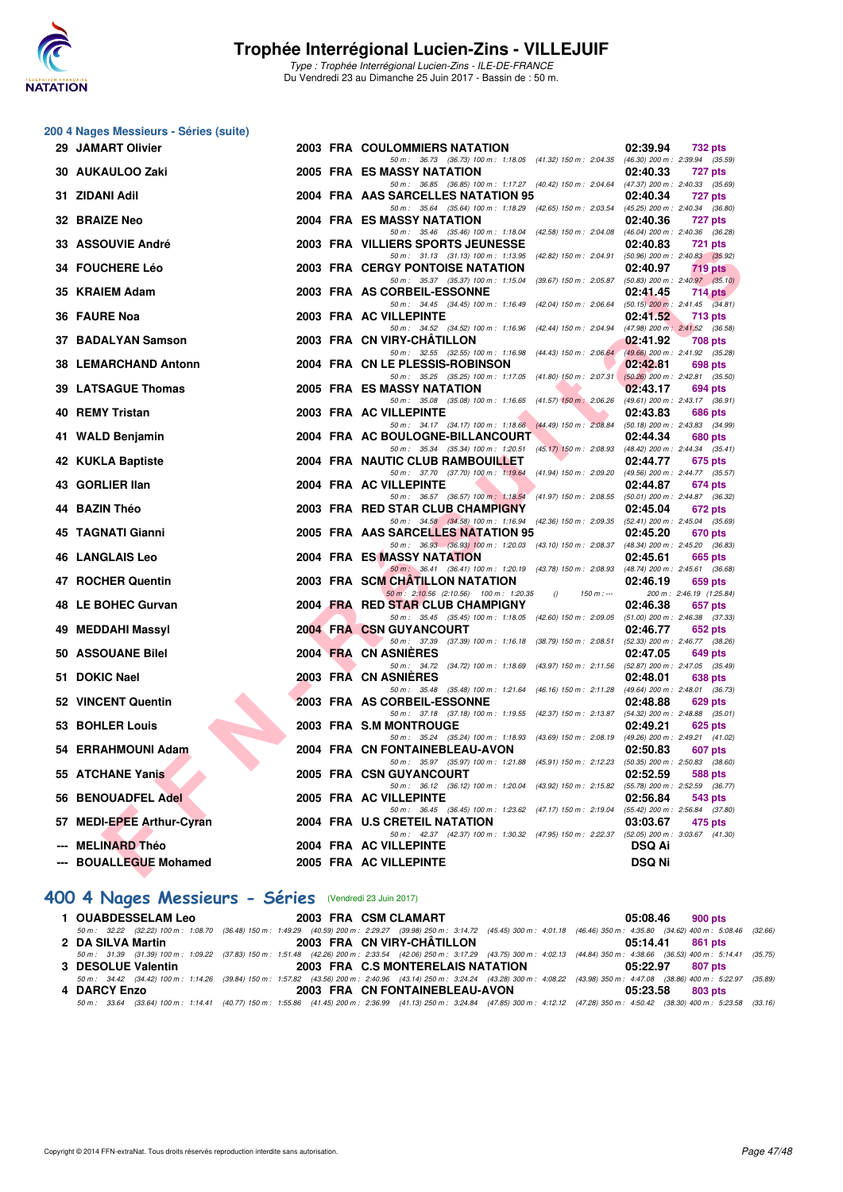# Trophée Interrégional Lucien-Zins - VILLEJUIF

*Type : Trophée Interrégional Lucien-Zins - ILE-DE-FRANCE*
Du Vendredi 23 au Dimanche 25 Juin 2017 - Bassin de : 50 m.

## 200 4 Nages Messieurs - Séries (suite)

| Rg | Nom | Année | Nat | Club | Temps | Points |
|---|---|---|---|---|---|---|
| 29 | JAMART Olivier | 2003 | FRA | COULOMMIERS NATATION | 02:39.94 | 732 pts |
| | 50 m : 36.73 (36.73) 100 m : 1:18.05 (41.32) 150 m : 2:04.35 (46.30) 200 m : 2:39.94 (35.59) | | | | | |
| 30 | AUKAULOO Zaki | 2005 | FRA | ES MASSY NATATION | 02:40.33 | 727 pts |
| | 50 m : 36.85 (36.85) 100 m : 1:17.27 (40.42) 150 m : 2:04.64 (47.37) 200 m : 2:40.33 (35.69) | | | | | |
| 31 | ZIDANI Adil | 2004 | FRA | AAS SARCELLES NATATION 95 | 02:40.34 | 727 pts |
| | 50 m : 35.64 (35.64) 100 m : 1:18.29 (42.65) 150 m : 2:03.54 (45.25) 200 m : 2:40.34 (36.80) | | | | | |
| 32 | BRAIZE Neo | 2004 | FRA | ES MASSY NATATION | 02:40.36 | 727 pts |
| | 50 m : 35.46 (35.46) 100 m : 1:18.04 (42.58) 150 m : 2:04.08 (46.04) 200 m : 2:40.36 (36.28) | | | | | |
| 33 | ASSOUVIE André | 2003 | FRA | VILLIERS SPORTS JEUNESSE | 02:40.83 | 721 pts |
| | 50 m : 31.13 (31.13) 100 m : 1:13.95 (42.82) 150 m : 2:04.91 (50.96) 200 m : 2:40.83 (35.92) | | | | | |
| 34 | FOUCHERE Léo | 2003 | FRA | CERGY PONTOISE NATATION | 02:40.97 | 719 pts |
| | 50 m : 35.37 (35.37) 100 m : 1:15.04 (39.67) 150 m : 2:05.87 (50.83) 200 m : 2:40.97 (35.10) | | | | | |
| 35 | KRAIEM Adam | 2003 | FRA | AS CORBEIL-ESSONNE | 02:41.45 | 714 pts |
| | 50 m : 34.45 (34.45) 100 m : 1:16.49 (42.04) 150 m : 2:06.64 (50.15) 200 m : 2:41.45 (34.81) | | | | | |
| 36 | FAURE Noa | 2003 | FRA | AC VILLEPINTE | 02:41.52 | 713 pts |
| | 50 m : 34.52 (34.52) 100 m : 1:16.96 (42.44) 150 m : 2:04.94 (47.98) 200 m : 2:41.52 (36.58) | | | | | |
| 37 | BADALYAN Samson | 2003 | FRA | CN VIRY-CHÂTILLON | 02:41.92 | 708 pts |
| | 50 m : 32.55 (32.55) 100 m : 1:16.98 (44.43) 150 m : 2:06.64 (49.66) 200 m : 2:41.92 (35.28) | | | | | |
| 38 | LEMARCHAND Antonn | 2004 | FRA | CN LE PLESSIS-ROBINSON | 02:42.81 | 698 pts |
| | 50 m : 35.25 (35.25) 100 m : 1:17.05 (41.80) 150 m : 2:07.31 (50.26) 200 m : 2:42.81 (35.50) | | | | | |
| 39 | LATSAGUE Thomas | 2005 | FRA | ES MASSY NATATION | 02:43.17 | 694 pts |
| | 50 m : 35.08 (35.08) 100 m : 1:16.65 (41.57) 150 m : 2:06.26 (49.61) 200 m : 2:43.17 (36.91) | | | | | |
| 40 | REMY Tristan | 2003 | FRA | AC VILLEPINTE | 02:43.83 | 686 pts |
| | 50 m : 34.17 (34.17) 100 m : 1:18.66 (44.49) 150 m : 2:08.84 (50.18) 200 m : 2:43.83 (34.99) | | | | | |
| 41 | WALD Benjamin | 2004 | FRA | AC BOULOGNE-BILLANCOURT | 02:44.34 | 680 pts |
| | 50 m : 35.34 (35.34) 100 m : 1:20.51 (45.17) 150 m : 2:08.93 (48.42) 200 m : 2:44.34 (35.41) | | | | | |
| 42 | KUKLA Baptiste | 2004 | FRA | NAUTIC CLUB RAMBOUILLET | 02:44.77 | 675 pts |
| | 50 m : 37.70 (37.70) 100 m : 1:19.64 (41.94) 150 m : 2:09.20 (49.56) 200 m : 2:44.77 (35.57) | | | | | |
| 43 | GORLIER Ilan | 2004 | FRA | AC VILLEPINTE | 02:44.87 | 674 pts |
| | 50 m : 36.57 (36.57) 100 m : 1:18.54 (41.97) 150 m : 2:08.55 (50.01) 200 m : 2:44.87 (36.32) | | | | | |
| 44 | BAZIN Théo | 2003 | FRA | RED STAR CLUB CHAMPIGNY | 02:45.04 | 672 pts |
| | 50 m : 34.58 (34.58) 100 m : 1:16.94 (42.36) 150 m : 2:09.35 (52.41) 200 m : 2:45.04 (35.69) | | | | | |
| 45 | TAGNATI Gianni | 2005 | FRA | AAS SARCELLES NATATION 95 | 02:45.20 | 670 pts |
| | 50 m : 36.93 (36.93) 100 m : 1:20.03 (43.10) 150 m : 2:08.37 (48.34) 200 m : 2:45.20 (36.83) | | | | | |
| 46 | LANGLAIS Leo | 2004 | FRA | ES MASSY NATATION | 02:45.61 | 665 pts |
| | 50 m : 36.41 (36.41) 100 m : 1:20.19 (43.78) 150 m : 2:08.93 (48.74) 200 m : 2:45.61 (36.68) | | | | | |
| 47 | ROCHER Quentin | 2003 | FRA | SCM CHÂTILLON NATATION | 02:46.19 | 659 pts |
| | 50 m : 2:10.56 (2:10.56) 100 m : 1:20.35 () 150 m : --- 200 m : 2:46.19 (1:25.84) | | | | | |
| 48 | LE BOHEC Gurvan | 2004 | FRA | RED STAR CLUB CHAMPIGNY | 02:46.38 | 657 pts |
| | 50 m : 35.45 (35.45) 100 m : 1:18.05 (42.60) 150 m : 2:09.05 (51.00) 200 m : 2:46.38 (37.33) | | | | | |
| 49 | MEDDAHI Massyl | 2004 | FRA | CSN GUYANCOURT | 02:46.77 | 652 pts |
| | 50 m : 37.39 (37.39) 100 m : 1:16.18 (38.79) 150 m : 2:08.51 (52.33) 200 m : 2:46.77 (38.26) | | | | | |
| 50 | ASSOUANE Bilel | 2004 | FRA | CN ASNIÈRES | 02:47.05 | 649 pts |
| | 50 m : 34.72 (34.72) 100 m : 1:18.69 (43.97) 150 m : 2:11.56 (52.87) 200 m : 2:47.05 (35.49) | | | | | |
| 51 | DOKIC Nael | 2003 | FRA | CN ASNIÈRES | 02:48.01 | 638 pts |
| | 50 m : 35.48 (35.48) 100 m : 1:21.64 (46.16) 150 m : 2:11.28 (49.64) 200 m : 2:48.01 (36.73) | | | | | |
| 52 | VINCENT Quentin | 2003 | FRA | AS CORBEIL-ESSONNE | 02:48.88 | 629 pts |
| | 50 m : 37.18 (37.18) 100 m : 1:19.55 (42.37) 150 m : 2:13.87 (54.32) 200 m : 2:48.88 (35.01) | | | | | |
| 53 | BOHLER Louis | 2003 | FRA | S.M MONTROUGE | 02:49.21 | 625 pts |
| | 50 m : 35.24 (35.24) 100 m : 1:18.93 (43.69) 150 m : 2:08.19 (49.26) 200 m : 2:49.21 (41.02) | | | | | |
| 54 | ERRAHMOUNI Adam | 2004 | FRA | CN FONTAINEBLEAU-AVON | 02:50.83 | 607 pts |
| | 50 m : 35.97 (35.97) 100 m : 1:21.88 (45.91) 150 m : 2:12.23 (50.35) 200 m : 2:50.83 (38.60) | | | | | |
| 55 | ATCHANE Yanis | 2005 | FRA | CSN GUYANCOURT | 02:52.59 | 588 pts |
| | 50 m : 36.12 (36.12) 100 m : 1:20.04 (43.92) 150 m : 2:15.82 (55.78) 200 m : 2:52.59 (36.77) | | | | | |
| 56 | BENOUADFEL Adel | 2005 | FRA | AC VILLEPINTE | 02:56.84 | 543 pts |
| | 50 m : 36.45 (36.45) 100 m : 1:23.62 (47.17) 150 m : 2:19.04 (55.42) 200 m : 2:56.84 (37.80) | | | | | |
| 57 | MEDI-EPEE Arthur-Cyran | 2004 | FRA | U.S CRETEIL NATATION | 03:03.67 | 475 pts |
| | 50 m : 42.37 (42.37) 100 m : 1:30.32 (47.95) 150 m : 2:22.37 (52.05) 200 m : 3:03.67 (41.30) | | | | | |
| --- | MELINARD Théo | 2004 | FRA | AC VILLEPINTE | DSQ Ai | |
| --- | BOUALLEGUE Mohamed | 2005 | FRA | AC VILLEPINTE | DSQ Ni | |

## 400 4 Nages Messieurs - Séries (Vendredi 23 Juin 2017)

| Rg | Nom | Année | Nat | Club | Temps | Points |
|---|---|---|---|---|---|---|
| 1 | OUABDESSELAM Leo | 2003 | FRA | CSM CLAMART | 05:08.46 | 900 pts |
| | 50 m : 32.22 (32.22) 100 m : 1:08.70 (36.48) 150 m : 1:49.29 (40.59) 200 m : 2:29.27 (39.98) 250 m : 3:14.72 (45.45) 300 m : 4:01.18 (46.46) 350 m : 4:35.80 (34.62) 400 m : 5:08.46 (32.66) | | | | | |
| 2 | DA SILVA Martin | 2003 | FRA | CN VIRY-CHÂTILLON | 05:14.41 | 861 pts |
| | 50 m : 31.39 (31.39) 100 m : 1:09.22 (37.83) 150 m : 1:51.48 (42.26) 200 m : 2:33.54 (42.06) 250 m : 3:17.29 (43.75) 300 m : 4:02.13 (44.84) 350 m : 4:38.66 (36.53) 400 m : 5:14.41 (35.75) | | | | | |
| 3 | DESOLUE Valentin | 2003 | FRA | C.S MONTERELAIS NATATION | 05:22.97 | 807 pts |
| | 50 m : 34.42 (34.42) 100 m : 1:14.26 (39.84) 150 m : 1:57.82 (43.56) 200 m : 2:40.96 (43.14) 250 m : 3:24.24 (43.28) 300 m : 4:08.22 (43.98) 350 m : 4:47.08 (38.86) 400 m : 5:22.97 (35.89) | | | | | |
| 4 | DARCY Enzo | 2003 | FRA | CN FONTAINEBLEAU-AVON | 05:23.58 | 803 pts |
| | 50 m : 33.64 (33.64) 100 m : 1:14.41 (40.77) 150 m : 1:55.86 (41.45) 200 m : 2:36.99 (41.13) 250 m : 3:24.84 (47.85) 300 m : 4:12.12 (47.28) 350 m : 4:50.42 (38.30) 400 m : 5:23.58 (33.16) | | | | | |

Copyright © 2014 FFN-extraNat. Tous droits réservés reproduction interdite sans autorisation.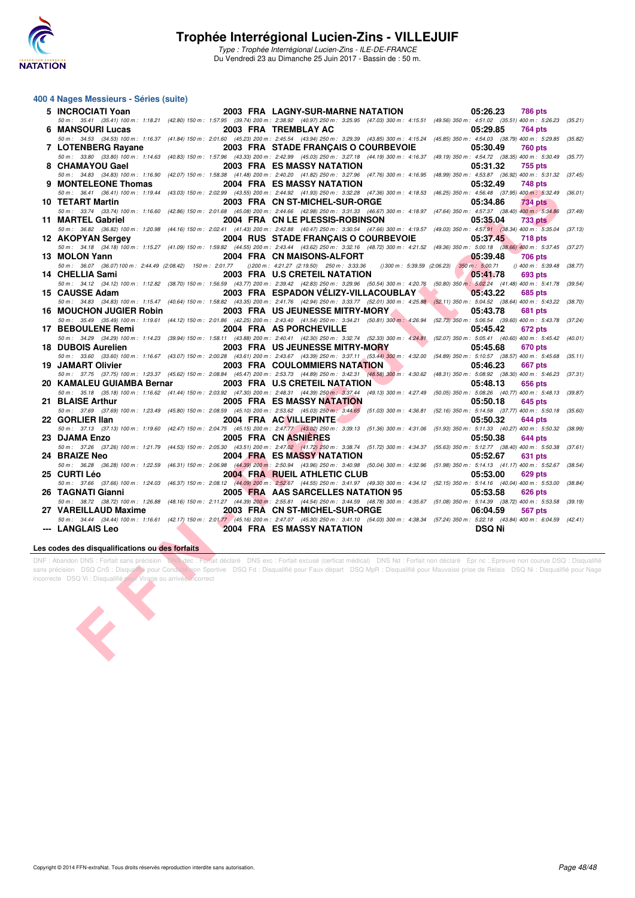# Trophée Interrégional Lucien-Zins - VILLEJUIF

*Type : Trophée Interrégional Lucien-Zins - ILE-DE-FRANCE*
Du Vendredi 23 au Dimanche 25 Juin 2017 - Bassin de : 50 m.

## 400 4 Nages Messieurs - Séries (suite)

| Rang | Nom | Année | Nat. | Club | Temps | Points |
|---|---|---|---|---|---|---|
| 5 | INCROCIATI Yoan | 2003 | FRA | LAGNY-SUR-MARNE NATATION | 05:26.23 | 786 pts |
| | *50 m : 35.41 (35.41) 100 m : 1:18.21 (42.80) 150 m : 1:57.95 (39.74) 200 m : 2:38.92 (40.97) 250 m : 3:25.95 (47.03) 300 m : 4:15.51 (49.56) 350 m : 4:51.02 (35.51) 400 m : 5:26.23 (35.21)* | | | | | |
| 6 | MANSOURI Lucas | 2003 | FRA | TREMBLAY AC | 05:29.85 | 764 pts |
| | *50 m : 34.53 (34.53) 100 m : 1:16.37 (41.84) 150 m : 2:01.60 (45.23) 200 m : 2:45.54 (43.94) 250 m : 3:29.39 (43.85) 300 m : 4:15.24 (45.85) 350 m : 4:54.03 (38.79) 400 m : 5:29.85 (35.82)* | | | | | |
| 7 | LOTENBERG Rayane | 2003 | FRA | STADE FRANÇAIS O COURBEVOIE | 05:30.49 | 760 pts |
| | *50 m : 33.80 (33.80) 100 m : 1:14.63 (40.83) 150 m : 1:57.96 (43.33) 200 m : 2:42.99 (45.03) 250 m : 3:27.18 (44.19) 300 m : 4:16.37 (49.19) 350 m : 4:54.72 (38.35) 400 m : 5:30.49 (35.77)* | | | | | |
| 8 | CHAMAYOU Gael | 2003 | FRA | ES MASSY NATATION | 05:31.32 | 755 pts |
| | *50 m : 34.83 (34.83) 100 m : 1:16.90 (42.07) 150 m : 1:58.38 (41.48) 200 m : 2:40.20 (41.82) 250 m : 3:27.96 (47.76) 300 m : 4:16.95 (48.99) 350 m : 4:53.87 (36.92) 400 m : 5:31.32 (37.45)* | | | | | |
| 9 | MONTELEONE Thomas | 2004 | FRA | ES MASSY NATATION | 05:32.49 | 748 pts |
| | *50 m : 36.41 (36.41) 100 m : 1:19.44 (43.03) 150 m : 2:02.99 (43.55) 200 m : 2:44.92 (41.93) 250 m : 3:32.28 (47.36) 300 m : 4:18.53 (46.25) 350 m : 4:56.48 (37.95) 400 m : 5:32.49 (36.01)* | | | | | |
| 10 | TETART Martin | 2003 | FRA | CN ST-MICHEL-SUR-ORGE | 05:34.86 | 734 pts |
| | *50 m : 33.74 (33.74) 100 m : 1:16.60 (42.86) 150 m : 2:01.68 (45.08) 200 m : 2:44.66 (42.98) 250 m : 3:31.33 (46.67) 300 m : 4:18.97 (47.64) 350 m : 4:57.37 (38.40) 400 m : 5:34.86 (37.49)* | | | | | |
| 11 | MARTEL Gabriel | 2004 | FRA | CN LE PLESSIS-ROBINSON | 05:35.04 | 733 pts |
| | *50 m : 36.82 (36.82) 100 m : 1:20.98 (44.16) 150 m : 2:02.41 (41.43) 200 m : 2:42.88 (40.47) 250 m : 3:30.54 (47.66) 300 m : 4:19.57 (49.03) 350 m : 4:57.91 (38.34) 400 m : 5:35.04 (37.13)* | | | | | |
| 12 | AKOPYAN Sergey | 2004 | RUS | STADE FRANÇAIS O COURBEVOIE | 05:37.45 | 718 pts |
| | *50 m : 34.18 (34.18) 100 m : 1:15.27 (41.09) 150 m : 1:59.82 (44.55) 200 m : 2:43.44 (43.62) 250 m : 3:32.16 (48.72) 300 m : 4:21.52 (49.36) 350 m : 5:00.18 (38.66) 400 m : 5:37.45 (37.27)* | | | | | |
| 13 | MOLON Yann | 2004 | FRA | CN MAISONS-ALFORT | 05:39.48 | 706 pts |
| | *50 m : 36.07 (36.07) 100 m : 2:44.49 (2:08.42) 150 m : 2:01.77 () 200 m : 4:21.27 (2:19.50) 250 m : 3:33.36 () 300 m : 5:39.59 (2:06.23) 350 m : 5:00.71 () 400 m : 5:39.48 (38.77)* | | | | | |
| 14 | CHELLIA Sami | 2003 | FRA | U.S CRETEIL NATATION | 05:41.78 | 693 pts |
| | *50 m : 34.12 (34.12) 100 m : 1:12.82 (38.70) 150 m : 1:56.59 (43.77) 200 m : 2:39.42 (42.83) 250 m : 3:29.96 (50.54) 300 m : 4:20.76 (50.80) 350 m : 5:02.24 (41.48) 400 m : 5:41.78 (39.54)* | | | | | |
| 15 | CAUSSE Adam | 2003 | FRA | ESPADON VÉLIZY-VILLACOUBLAY | 05:43.22 | 685 pts |
| | *50 m : 34.83 (34.83) 100 m : 1:15.47 (40.64) 150 m : 1:58.82 (43.35) 200 m : 2:41.76 (42.94) 250 m : 3:33.77 (52.01) 300 m : 4:25.88 (52.11) 350 m : 5:04.52 (38.64) 400 m : 5:43.22 (38.70)* | | | | | |
| 16 | MOUCHON JUGIER Robin | 2003 | FRA | US JEUNESSE MITRY-MORY | 05:43.78 | 681 pts |
| | *50 m : 35.49 (35.49) 100 m : 1:19.61 (44.12) 150 m : 2:01.86 (42.25) 200 m : 2:43.40 (41.54) 250 m : 3:34.21 (50.81) 300 m : 4:26.94 (52.73) 350 m : 5:06.54 (39.60) 400 m : 5:43.78 (37.24)* | | | | | |
| 17 | BEBOULENE Remi | 2004 | FRA | AS PORCHEVILLE | 05:45.42 | 672 pts |
| | *50 m : 34.29 (34.29) 100 m : 1:14.23 (39.94) 150 m : 1:58.11 (43.88) 200 m : 2:40.41 (42.30) 250 m : 3:32.74 (52.33) 300 m : 4:24.81 (52.07) 350 m : 5:05.41 (40.60) 400 m : 5:45.42 (40.01)* | | | | | |
| 18 | DUBOIS Aurelien | 2003 | FRA | US JEUNESSE MITRY-MORY | 05:45.68 | 670 pts |
| | *50 m : 33.60 (33.60) 100 m : 1:16.67 (43.07) 150 m : 2:00.28 (43.61) 200 m : 2:43.67 (43.39) 250 m : 3:37.11 (53.44) 300 m : 4:32.00 (54.89) 350 m : 5:10.57 (38.57) 400 m : 5:45.68 (35.11)* | | | | | |
| 19 | JAMART Olivier | 2003 | FRA | COULOMMIERS NATATION | 05:46.23 | 667 pts |
| | *50 m : 37.75 (37.75) 100 m : 1:23.37 (45.62) 150 m : 2:08.84 (45.47) 200 m : 2:53.73 (44.89) 250 m : 3:42.31 (48.58) 300 m : 4:30.62 (48.31) 350 m : 5:08.92 (38.30) 400 m : 5:46.23 (37.31)* | | | | | |
| 20 | KAMALEU GUIAMBA Bernar | 2003 | FRA | U.S CRETEIL NATATION | 05:48.13 | 656 pts |
| | *50 m : 35.18 (35.18) 100 m : 1:16.62 (41.44) 150 m : 2:03.92 (47.30) 200 m : 2:48.31 (44.39) 250 m : 3:37.44 (49.13) 300 m : 4:27.49 (50.05) 350 m : 5:08.26 (40.77) 400 m : 5:48.13 (39.87)* | | | | | |
| 21 | BLAISE Arthur | 2005 | FRA | ES MASSY NATATION | 05:50.18 | 645 pts |
| | *50 m : 37.69 (37.69) 100 m : 1:23.49 (45.80) 150 m : 2:08.59 (45.10) 200 m : 2:53.62 (45.03) 250 m : 3:44.65 (51.03) 300 m : 4:36.81 (52.16) 350 m : 5:14.58 (37.77) 400 m : 5:50.18 (35.60)* | | | | | |
| 22 | GORLIER Ilan | 2004 | FRA | AC VILLEPINTE | 05:50.32 | 644 pts |
| | *50 m : 37.13 (37.13) 100 m : 1:19.60 (42.47) 150 m : 2:04.75 (45.15) 200 m : 2:47.77 (43.02) 250 m : 3:39.13 (51.36) 300 m : 4:31.06 (51.93) 350 m : 5:11.33 (40.27) 400 m : 5:50.32 (38.99)* | | | | | |
| 23 | DJAMA Enzo | 2005 | FRA | CN ASNIÈRES | 05:50.38 | 644 pts |
| | *50 m : 37.26 (37.26) 100 m : 1:21.79 (44.53) 150 m : 2:05.30 (43.51) 200 m : 2:47.02 (41.72) 250 m : 3:38.74 (51.72) 300 m : 4:34.37 (55.63) 350 m : 5:12.77 (38.40) 400 m : 5:50.38 (37.61)* | | | | | |
| 24 | BRAIZE Neo | 2004 | FRA | ES MASSY NATATION | 05:52.67 | 631 pts |
| | *50 m : 36.28 (36.28) 100 m : 1:22.59 (46.31) 150 m : 2:06.98 (44.39) 200 m : 2:50.94 (43.96) 250 m : 3:40.98 (50.04) 300 m : 4:32.96 (51.98) 350 m : 5:14.13 (41.17) 400 m : 5:52.67 (38.54)* | | | | | |
| 25 | CURTI Léo | 2004 | FRA | RUEIL ATHLETIC CLUB | 05:53.00 | 629 pts |
| | *50 m : 37.66 (37.66) 100 m : 1:24.03 (46.37) 150 m : 2:08.12 (44.09) 200 m : 2:52.67 (44.55) 250 m : 3:41.97 (49.30) 300 m : 4:34.12 (52.15) 350 m : 5:14.16 (40.04) 400 m : 5:53.00 (38.84)* | | | | | |
| 26 | TAGNATI Gianni | 2005 | FRA | AAS SARCELLES NATATION 95 | 05:53.58 | 626 pts |
| | *50 m : 38.72 (38.72) 100 m : 1:26.88 (48.16) 150 m : 2:11.27 (44.39) 200 m : 2:55.81 (44.54) 250 m : 3:44.59 (48.78) 300 m : 4:35.67 (51.08) 350 m : 5:14.39 (38.72) 400 m : 5:53.58 (39.19)* | | | | | |
| 27 | VAREILLAUD Maxime | 2003 | FRA | CN ST-MICHEL-SUR-ORGE | 06:04.59 | 567 pts |
| | *50 m : 34.44 (34.44) 100 m : 1:16.61 (42.17) 150 m : 2:01.77 (45.16) 200 m : 2:47.07 (45.30) 250 m : 3:41.10 (54.03) 300 m : 4:38.34 (57.24) 350 m : 5:22.18 (43.84) 400 m : 6:04.59 (42.41)* | | | | | |
| --- | LANGLAIS Leo | 2004 | FRA | ES MASSY NATATION | DSQ Ni | |

### Les codes des disqualifications ou des forfaits

DNF : Abandon DNS : Forfait sans précision DNS dec : Forfait déclaré DNS exc : Forfait excusé (certificat médical) DNS Nd : Forfait non déclaré Epr nc : Epreuve non courue DSQ : Disqualifié sans précision DSQ CnS : Disqualifié pour Conduite non Sportive DSQ Fd : Disqualifié pour Faux départ DSQ MpR : Disqualifié pour Mauvaise prise de Relais DSQ Ni : Disqualifié pour Nage incorrecte DSQ Vi : Disqualifié pour Virage ou arrivée incorrect

Copyright © 2014 FFN-extraNat. Tous droits réservés reproduction interdite sans autorisation.